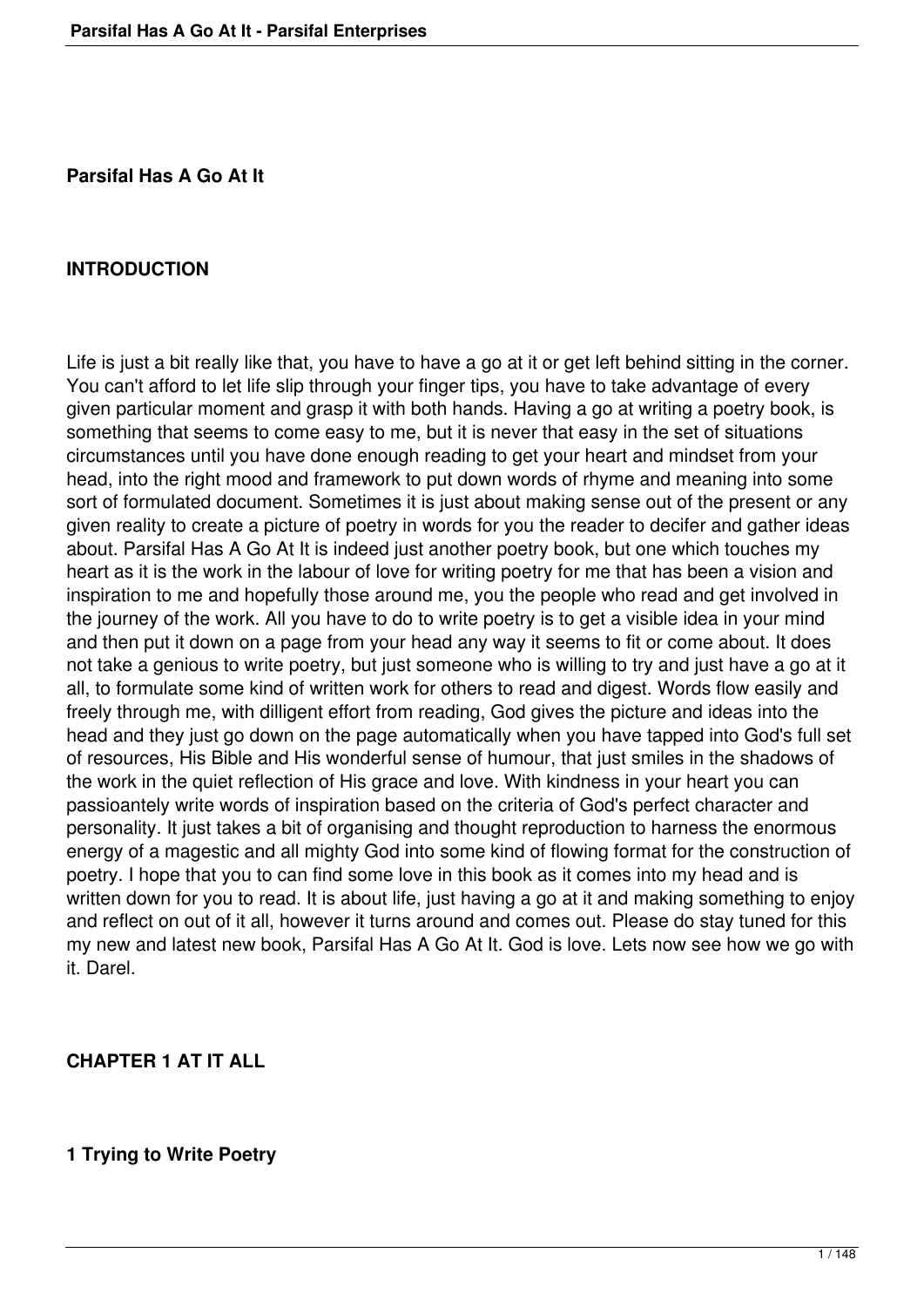# Parsifal Has A Go At It

## INTRODUCTION

Life is just a bit really like that, you have to have a go at it or get left behind sitting in the corner. You can't afford to let life slip through your finger tips, you have to take advantage of every given particular moment and grasp it with both hands. Having a go at writing a poetry book, is something that seems to come easy to me, but it is never that easy in the set of situations circumstances until you have done enough reading to get your heart and mindset from your head, into the right mood and framework to put down words of rhyme and meaning into some sort of formulated document. Sometimes it is just about making sense out of the present or any given reality to create a picture of poetry in words for you the reader to decifer and gather ideas about. Parsifal Has A Go At It is indeed just another poetry book, but one which touches my heart as it is the work in the labour of love for writing poetry for me that has been a vision and inspiration to me and hopefully those around me, you the people who read and get involved in the journey of the work. All you have to do to write poetry is to get a visible idea in your mind and then put it down on a page from your head any way it seems to fit or come about. It does not take a genious to write poetry, but just someone who is willing to try and just have a go at it all, to formulate some kind of written work for others to read and digest. Words flow easily and freely through me, with dilligent effort from reading, God gives the picture and ideas into the head and they just go down on the page automatically when you have tapped into God's full set of resources, His Bible and His wonderful sense of humour, that just smiles in the shadows of the work in the quiet reflection of His grace and love. With kindness in your heart you can passioantely write words of inspiration based on the criteria of God's perfect character and personality. It just takes a bit of organising and thought reproduction to harness the enormous energy of a magestic and all mighty God into some kind of flowing format for the construction of poetry. I hope that you to can find some love in this book as it comes into my head and is written down for you to read. It is about life, just having a go at it and making something to enjoy and reflect on out of it all, however it turns around and comes out. Please do stay tuned for this my new and latest new book, Parsifal Has A Go At It. God is love. Lets now see how we go with it. Darel.

## CHAPTER 1 AT IT ALL

### 1 Trying to Write Poetry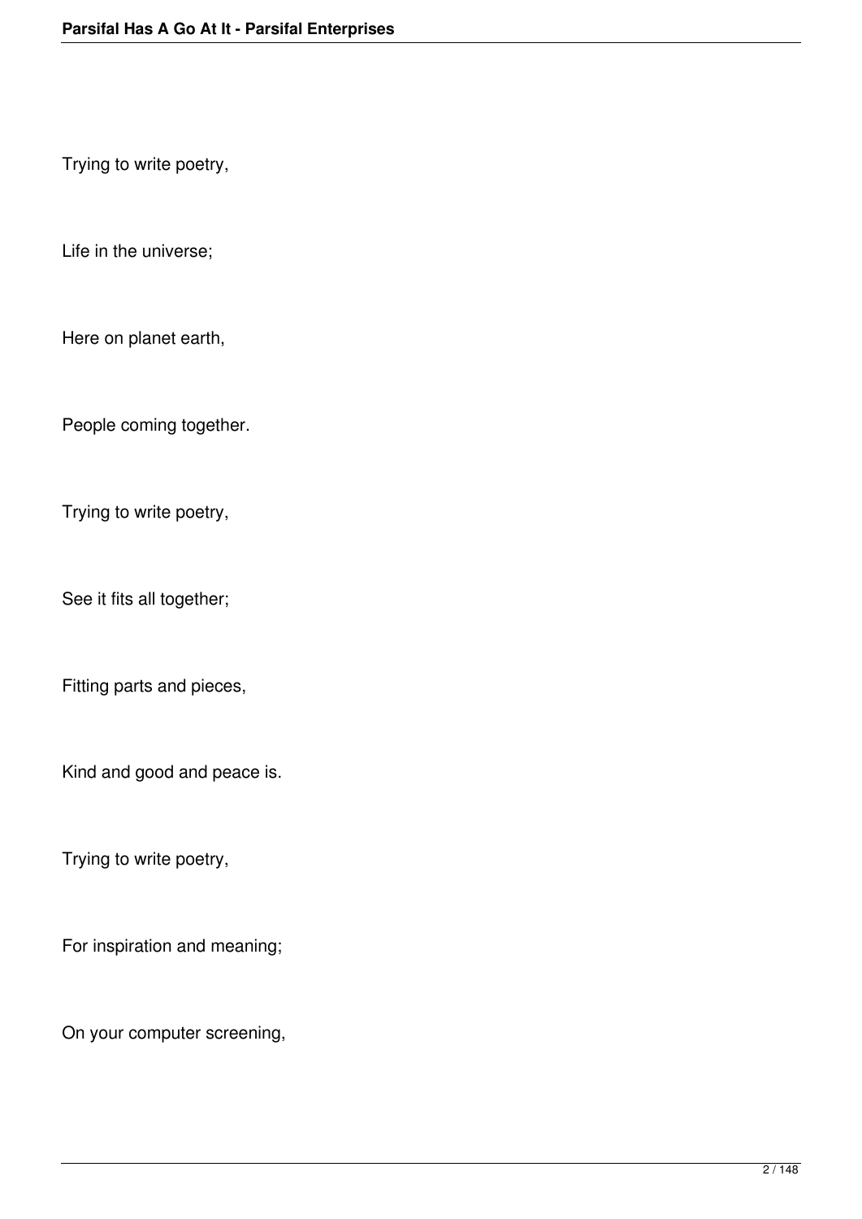Trying to write poetry,

Life in the universe;

Here on planet earth,

People coming together.

Trying to write poetry,

See it fits all together;

Fitting parts and pieces,

Kind and good and peace is.

Trying to write poetry,

For inspiration and meaning;

On your computer screening,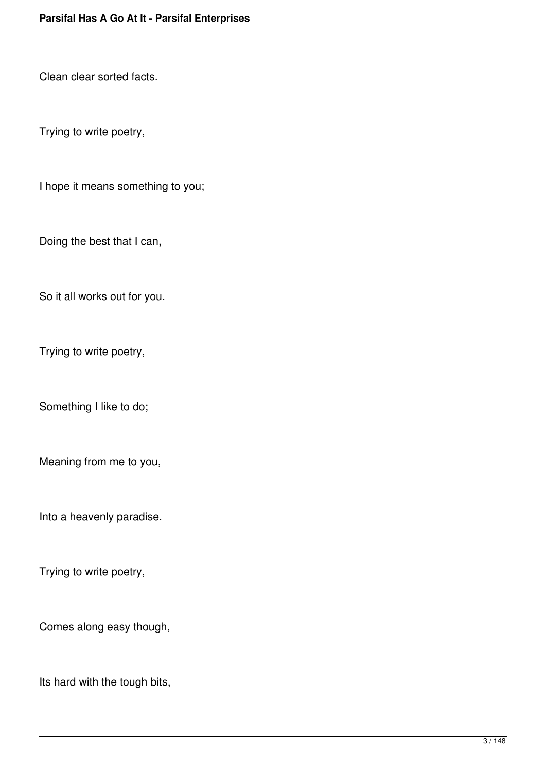Clean clear sorted facts.

Trying to write poetry,

I hope it means something to you;

Doing the best that I can,

So it all works out for you.

Trying to write poetry,

Something I like to do;

Meaning from me to you,

Into a heavenly paradise.

Trying to write poetry,

Comes along easy though,

Its hard with the tough bits,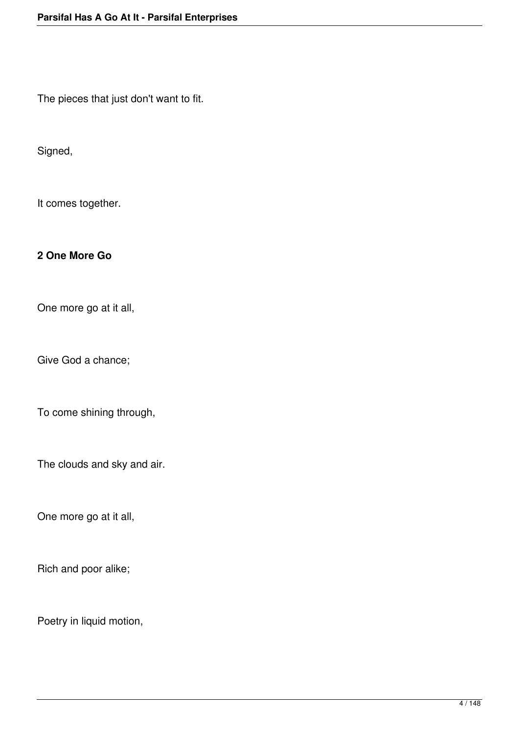The pieces that just don't want to fit.

Signed,

It comes together.

**2 One More Go**

One more go at it all,

Give God a chance;

To come shining through,

The clouds and sky and air.

One more go at it all,

Rich and poor alike;

Poetry in liquid motion,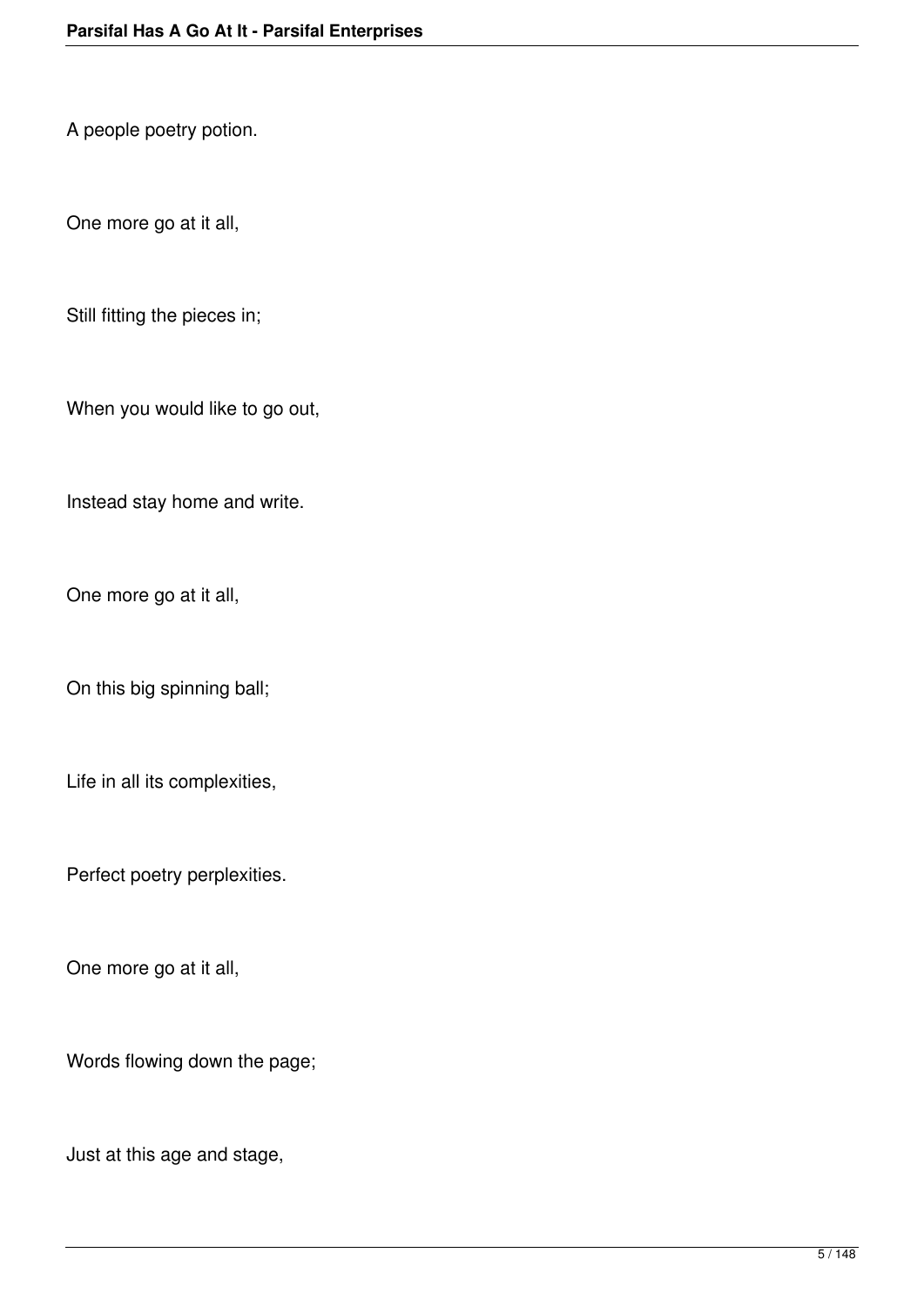A people poetry potion.

One more go at it all,

Still fitting the pieces in;

When you would like to go out,

Instead stay home and write.

One more go at it all,

On this big spinning ball;

Life in all its complexities,

Perfect poetry perplexities.

One more go at it all,

Words flowing down the page;

Just at this age and stage,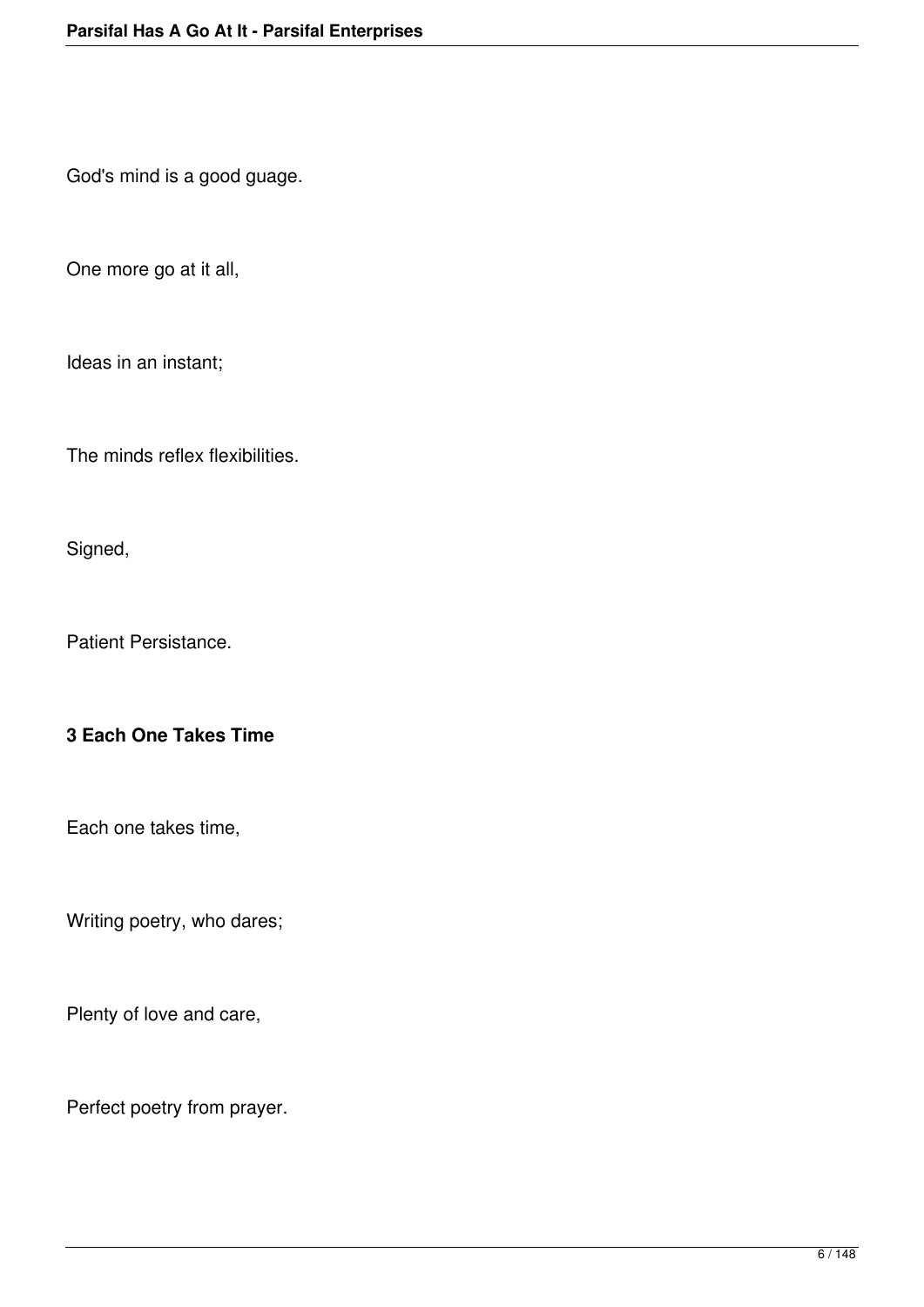God's mind is a good guage.

One more go at it all,

Ideas in an instant;

The minds reflex flexibilities.

Signed,

Patient Persistance.

### 3 Each One Takes Time

Each one takes time,

Writing poetry, who dares;

Plenty of love and care,

Perfect poetry from prayer.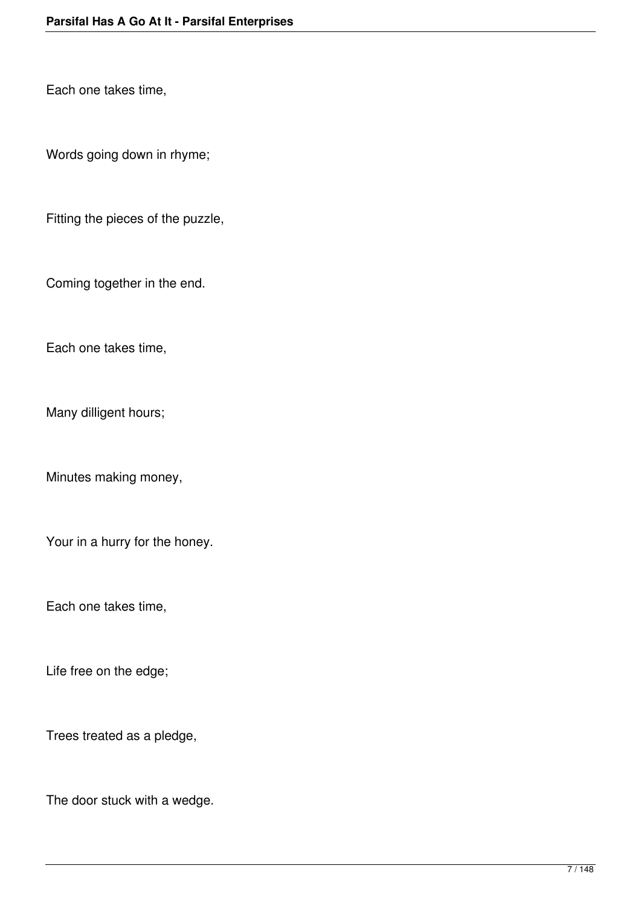Each one takes time,

Words going down in rhyme;

Fitting the pieces of the puzzle,

Coming together in the end.

Each one takes time,

Many dilligent hours;

Minutes making money,

Your in a hurry for the honey.

Each one takes time,

Life free on the edge;

Trees treated as a pledge,

The door stuck with a wedge.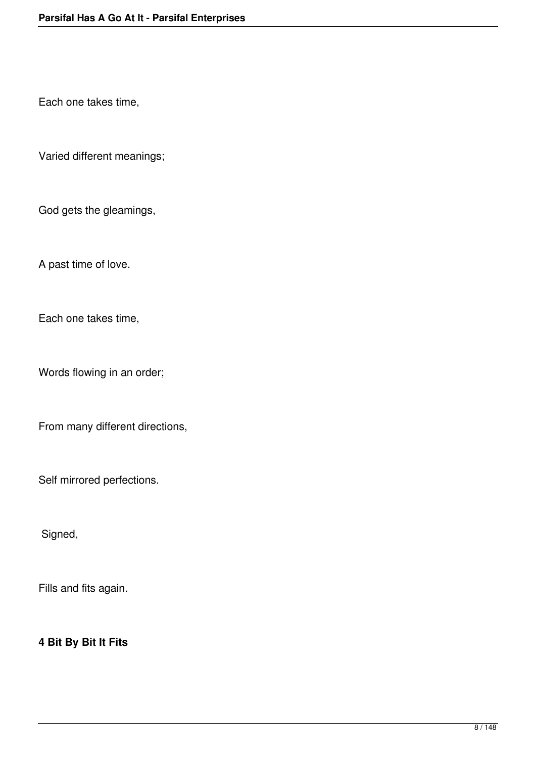Each one takes time,

Varied different meanings;

God gets the gleamings,

A past time of love.

Each one takes time,

Words flowing in an order;

From many different directions,

Self mirrored perfections.

Signed,

Fills and fits again.

**4 Bit By Bit It Fits**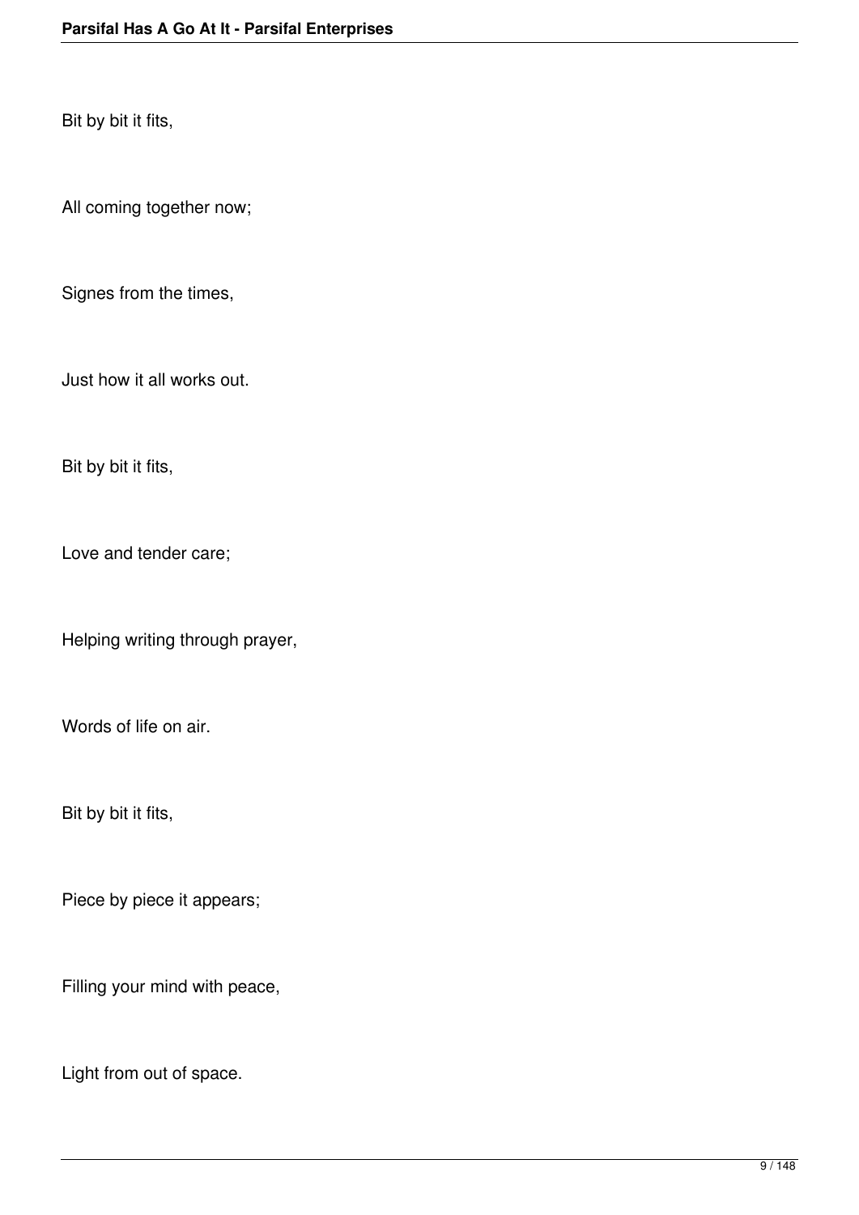Bit by bit it fits,

All coming together now;

Signes from the times,

Just how it all works out.

Bit by bit it fits,

Love and tender care;

Helping writing through prayer,

Words of life on air.

Bit by bit it fits,

Piece by piece it appears;

Filling your mind with peace,

Light from out of space.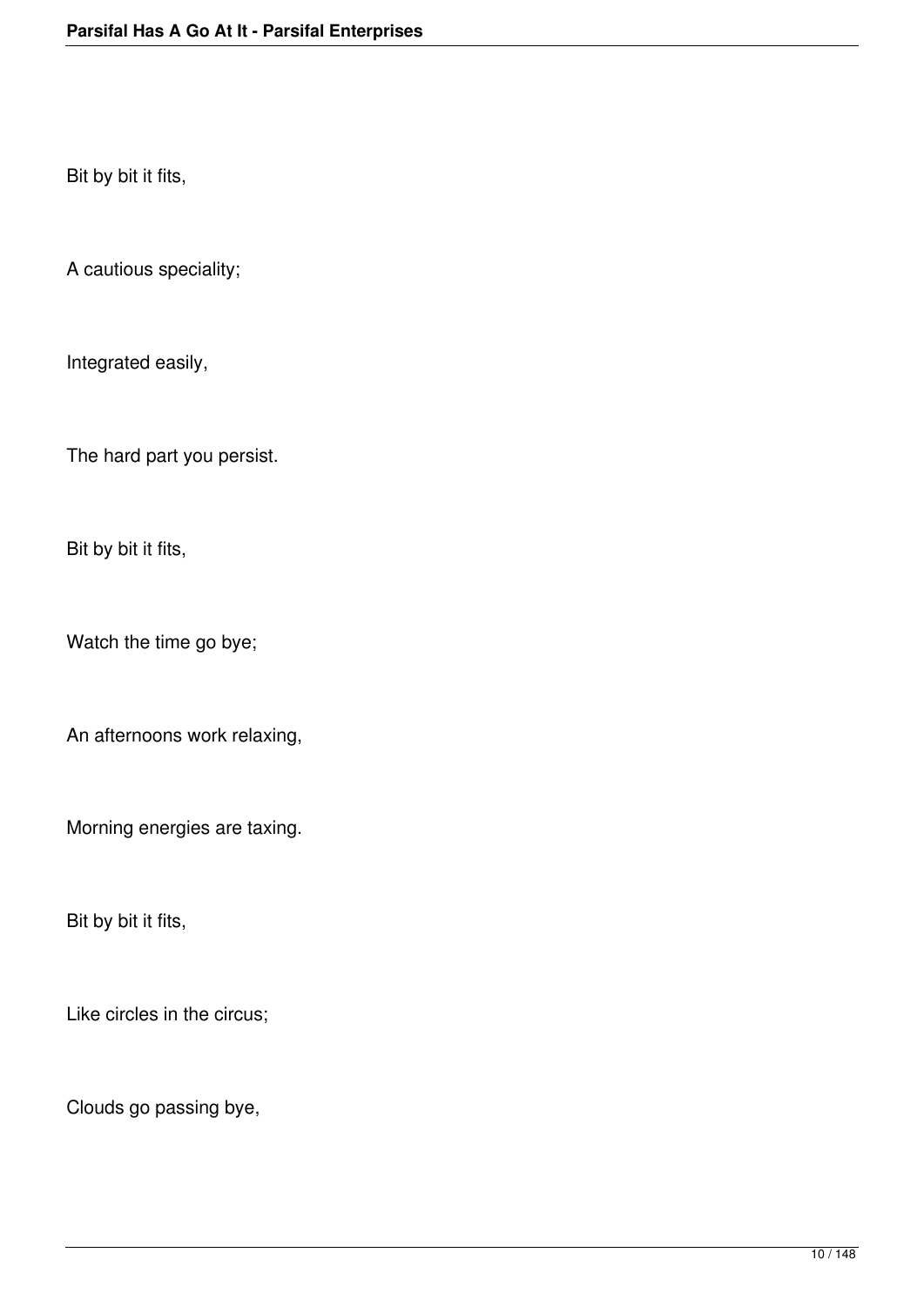Bit by bit it fits,

A cautious speciality;

Integrated easily,

The hard part you persist.

Bit by bit it fits,

Watch the time go bye;

An afternoons work relaxing,

Morning energies are taxing.

Bit by bit it fits,

Like circles in the circus;

Clouds go passing bye,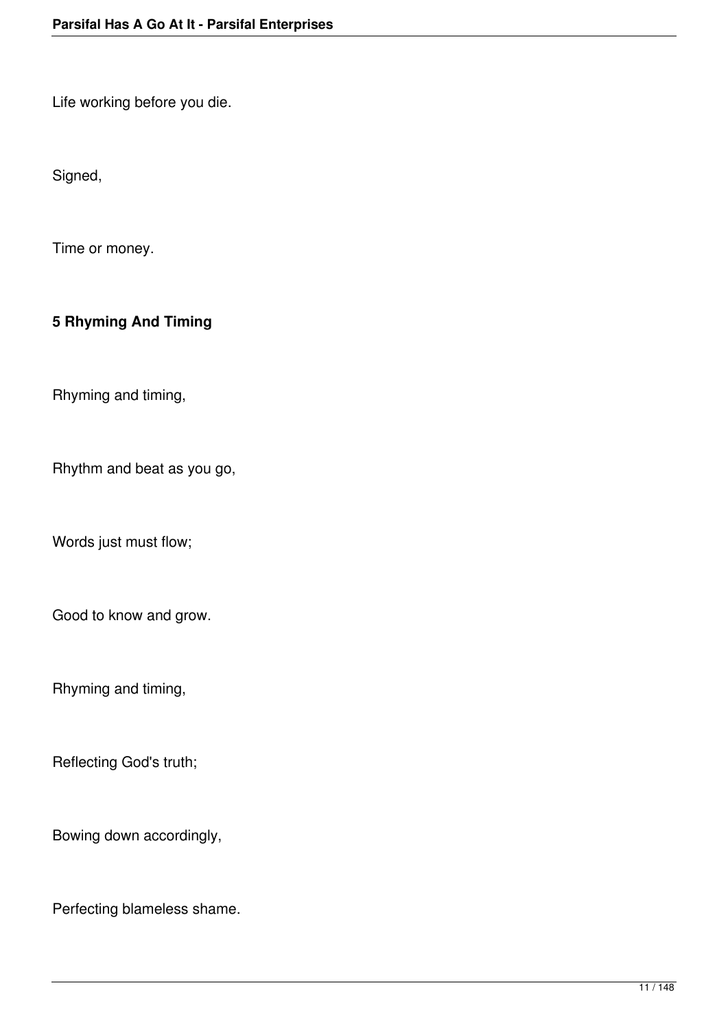Life working before you die.

Signed,

Time or money.

## 5 Rhyming And Timing

Rhyming and timing,

Rhythm and beat as you go,

Words just must flow;

Good to know and grow.

Rhyming and timing,

Reflecting God's truth;

Bowing down accordingly,

Perfecting blameless shame.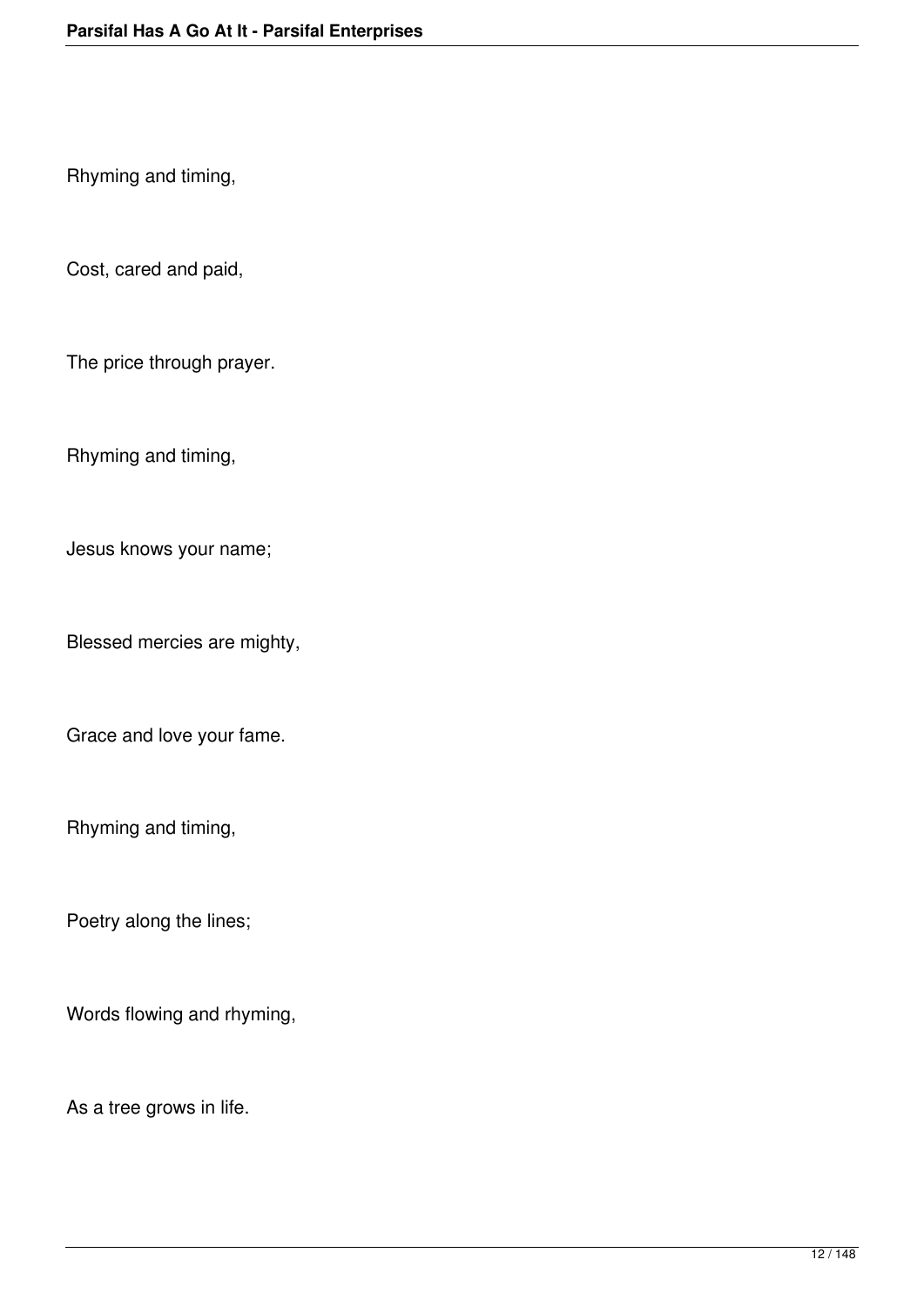Rhyming and timing,

Cost, cared and paid,

The price through prayer.

Rhyming and timing,

Jesus knows your name;

Blessed mercies are mighty,

Grace and love your fame.

Rhyming and timing,

Poetry along the lines;

Words flowing and rhyming,

As a tree grows in life.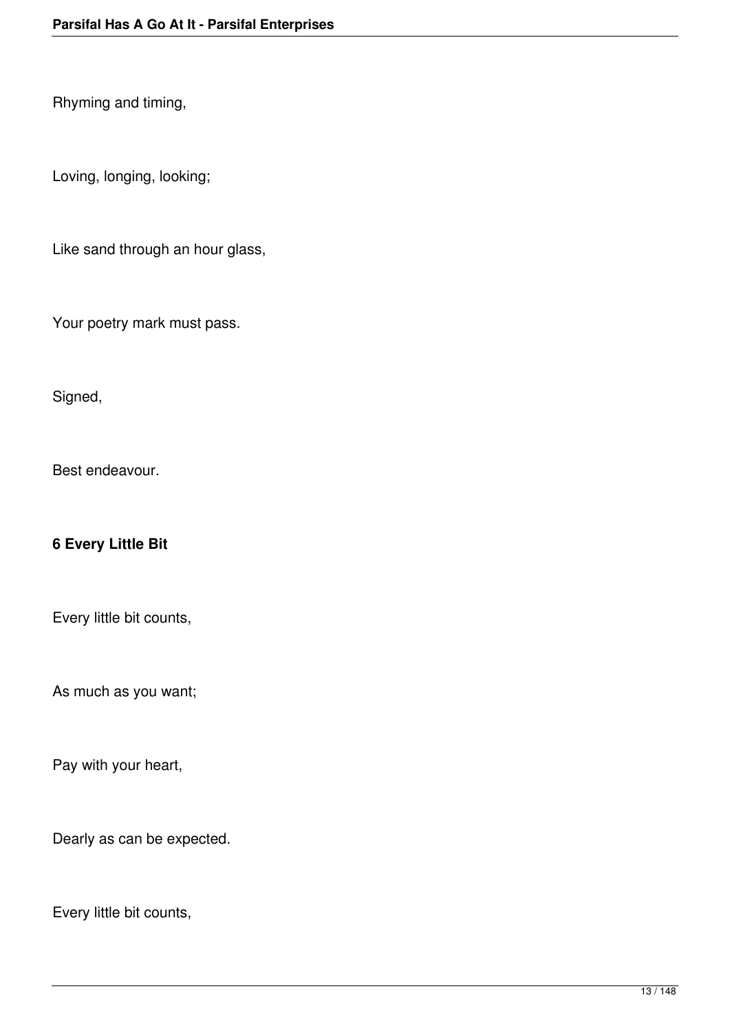Rhyming and timing,

Loving, longing, looking;

Like sand through an hour glass,

Your poetry mark must pass.

Signed,

Best endeavour.

**6 Every Little Bit**

Every little bit counts,

As much as you want;

Pay with your heart,

Dearly as can be expected.

Every little bit counts,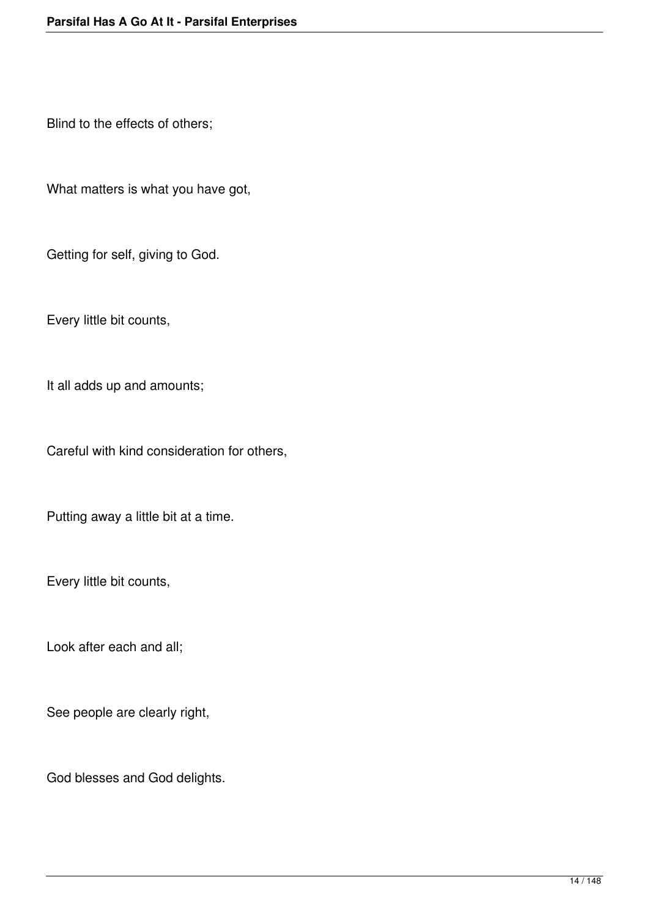Blind to the effects of others;

What matters is what you have got,

Getting for self, giving to God.

Every little bit counts,

It all adds up and amounts;

Careful with kind consideration for others,

Putting away a little bit at a time.

Every little bit counts,

Look after each and all;

See people are clearly right,

God blesses and God delights.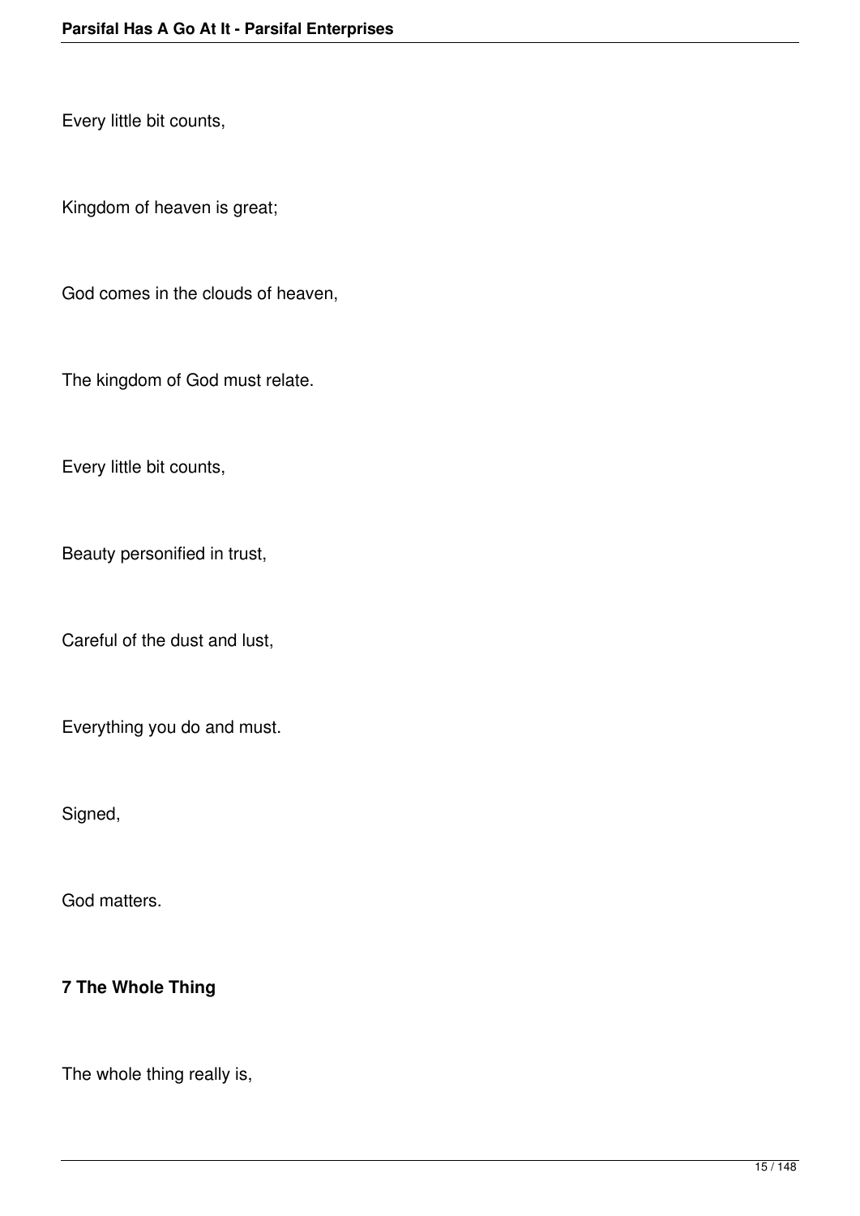Every little bit counts,

Kingdom of heaven is great;

God comes in the clouds of heaven,

The kingdom of God must relate.

Every little bit counts,

Beauty personified in trust,

Careful of the dust and lust,

Everything you do and must.

Signed,

God matters.

**7 The Whole Thing**

The whole thing really is,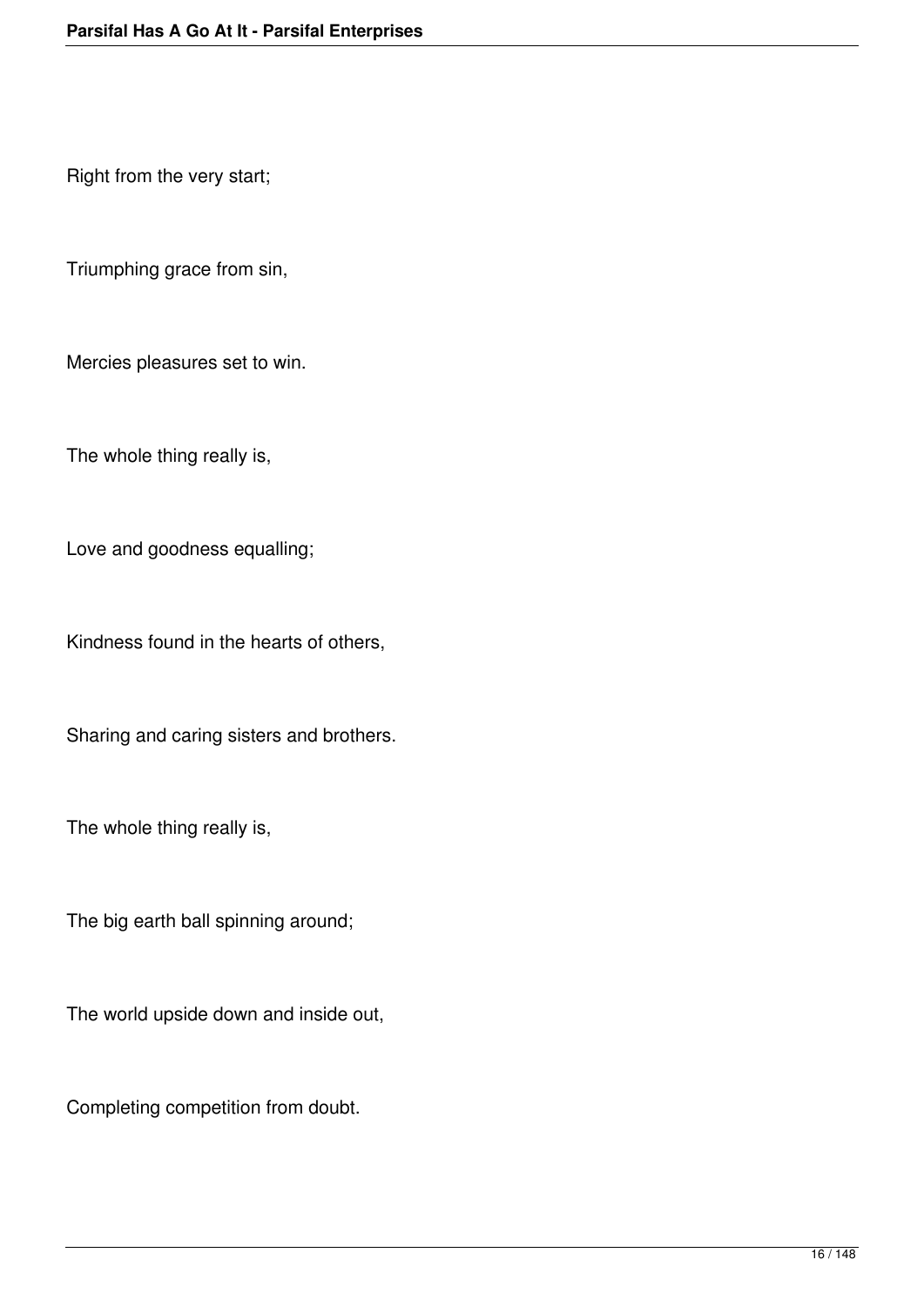Right from the very start;

Triumphing grace from sin,

Mercies pleasures set to win.

The whole thing really is,

Love and goodness equalling;

Kindness found in the hearts of others,

Sharing and caring sisters and brothers.

The whole thing really is,

The big earth ball spinning around;

The world upside down and inside out,

Completing competition from doubt.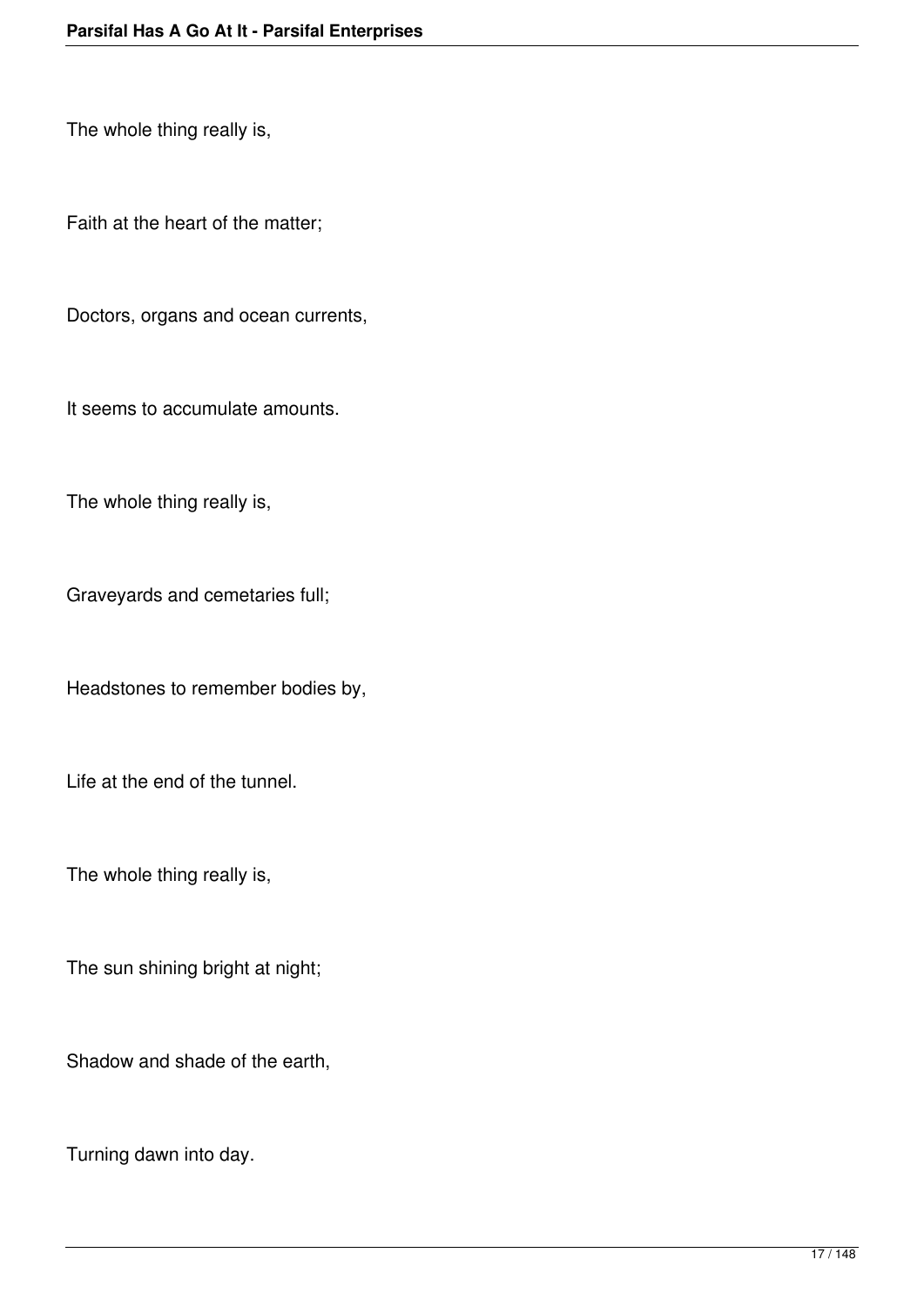The whole thing really is,

Faith at the heart of the matter;

Doctors, organs and ocean currents,

It seems to accumulate amounts.

The whole thing really is,

Graveyards and cemetaries full;

Headstones to remember bodies by,

Life at the end of the tunnel.

The whole thing really is,

The sun shining bright at night;

Shadow and shade of the earth,

Turning dawn into day.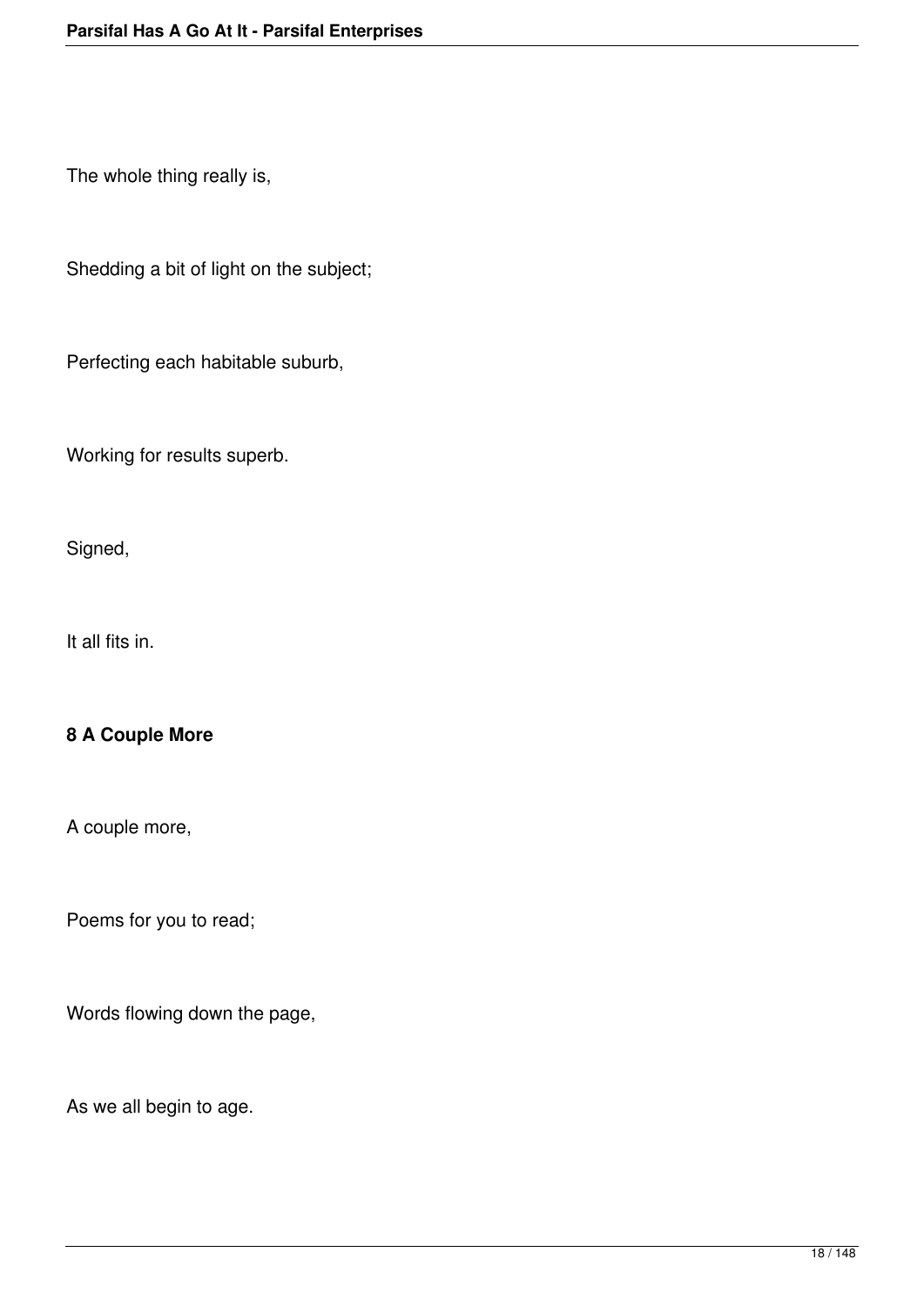The whole thing really is,

Shedding a bit of light on the subject;

Perfecting each habitable suburb,

Working for results superb.

Signed,

It all fits in.

### 8 A Couple More

A couple more,

Poems for you to read;

Words flowing down the page,

As we all begin to age.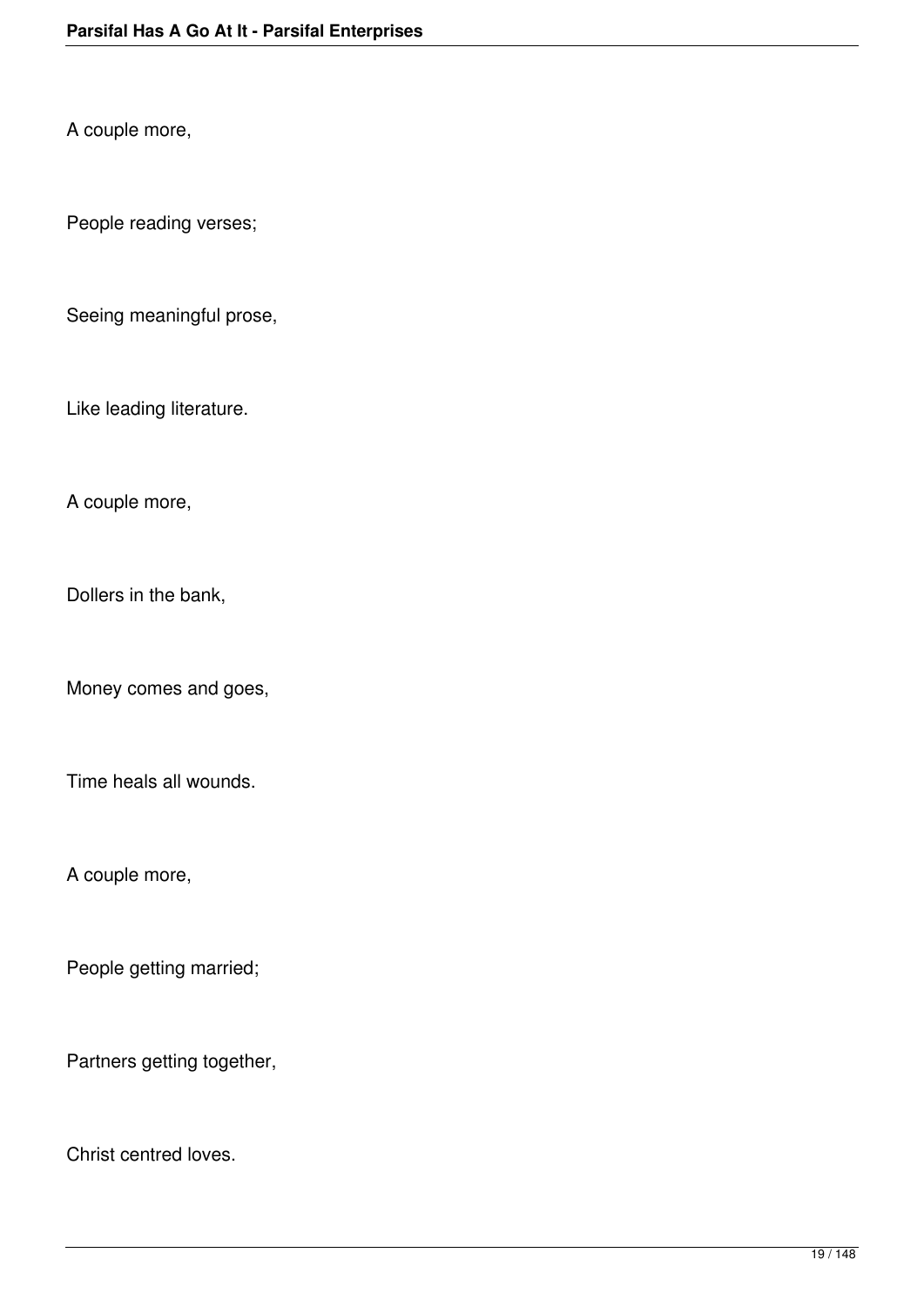A couple more,

People reading verses;

Seeing meaningful prose,

Like leading literature.

A couple more,

Dollers in the bank,

Money comes and goes,

Time heals all wounds.

A couple more,

People getting married;

Partners getting together,

Christ centred loves.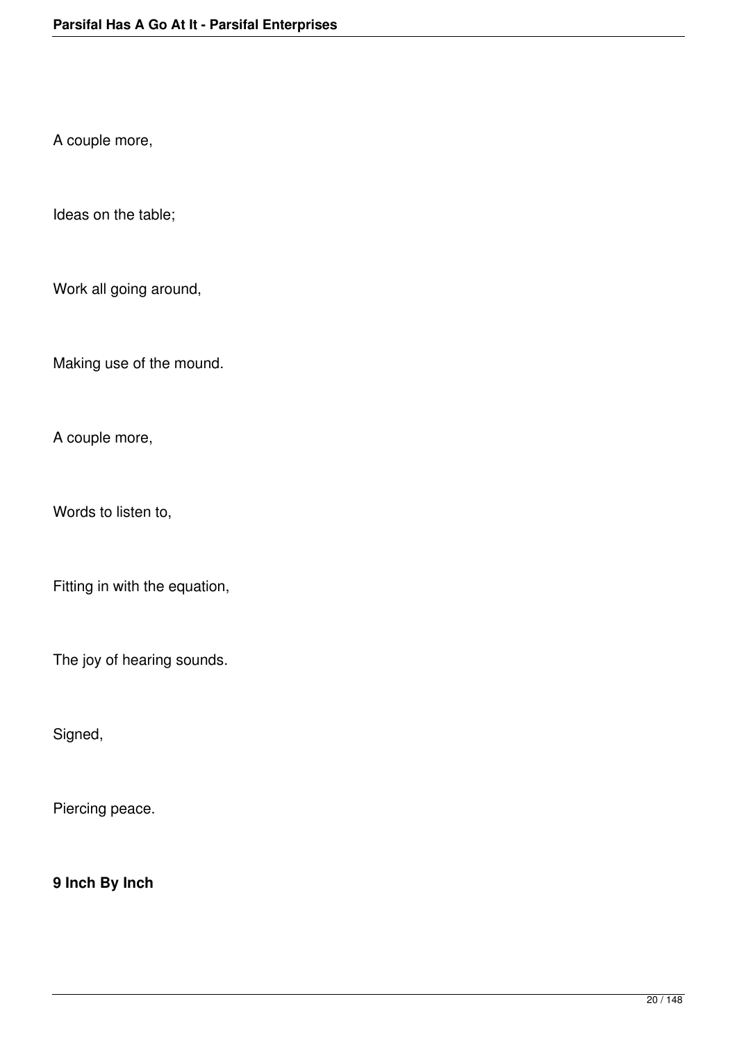A couple more,

Ideas on the table;

Work all going around,

Making use of the mound.

A couple more,

Words to listen to,

Fitting in with the equation,

The joy of hearing sounds.

Signed,

Piercing peace.

**9 Inch By Inch**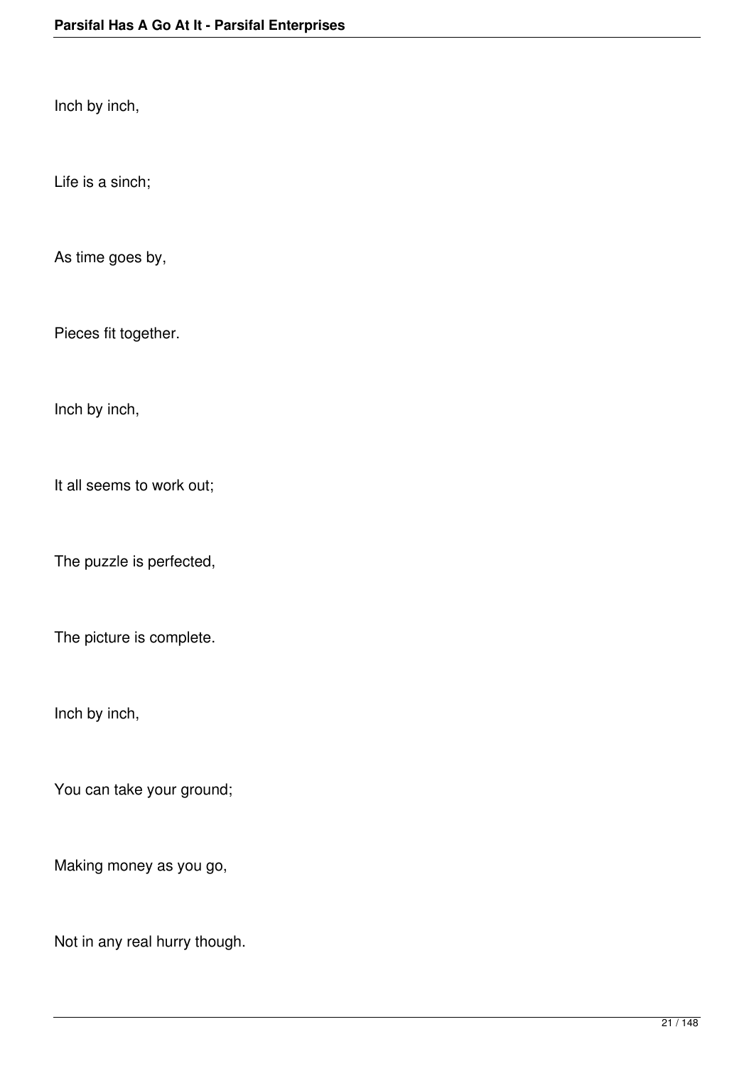Inch by inch,

Life is a sinch;

As time goes by,

Pieces fit together.

Inch by inch,

It all seems to work out;

The puzzle is perfected,

The picture is complete.

Inch by inch,

You can take your ground;

Making money as you go,

Not in any real hurry though.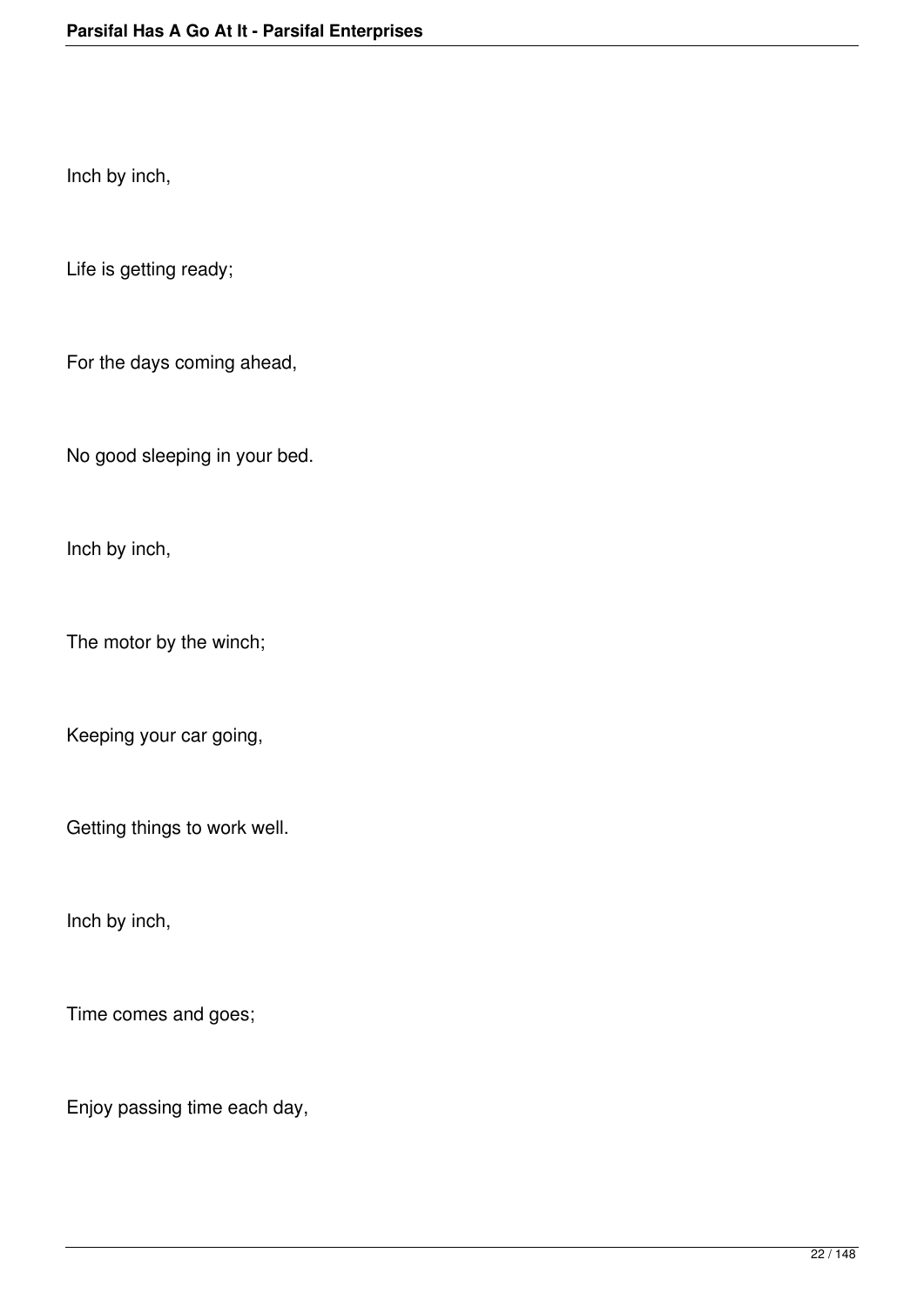Inch by inch,

Life is getting ready;

For the days coming ahead,

No good sleeping in your bed.

Inch by inch,

The motor by the winch;

Keeping your car going,

Getting things to work well.

Inch by inch,

Time comes and goes;

Enjoy passing time each day,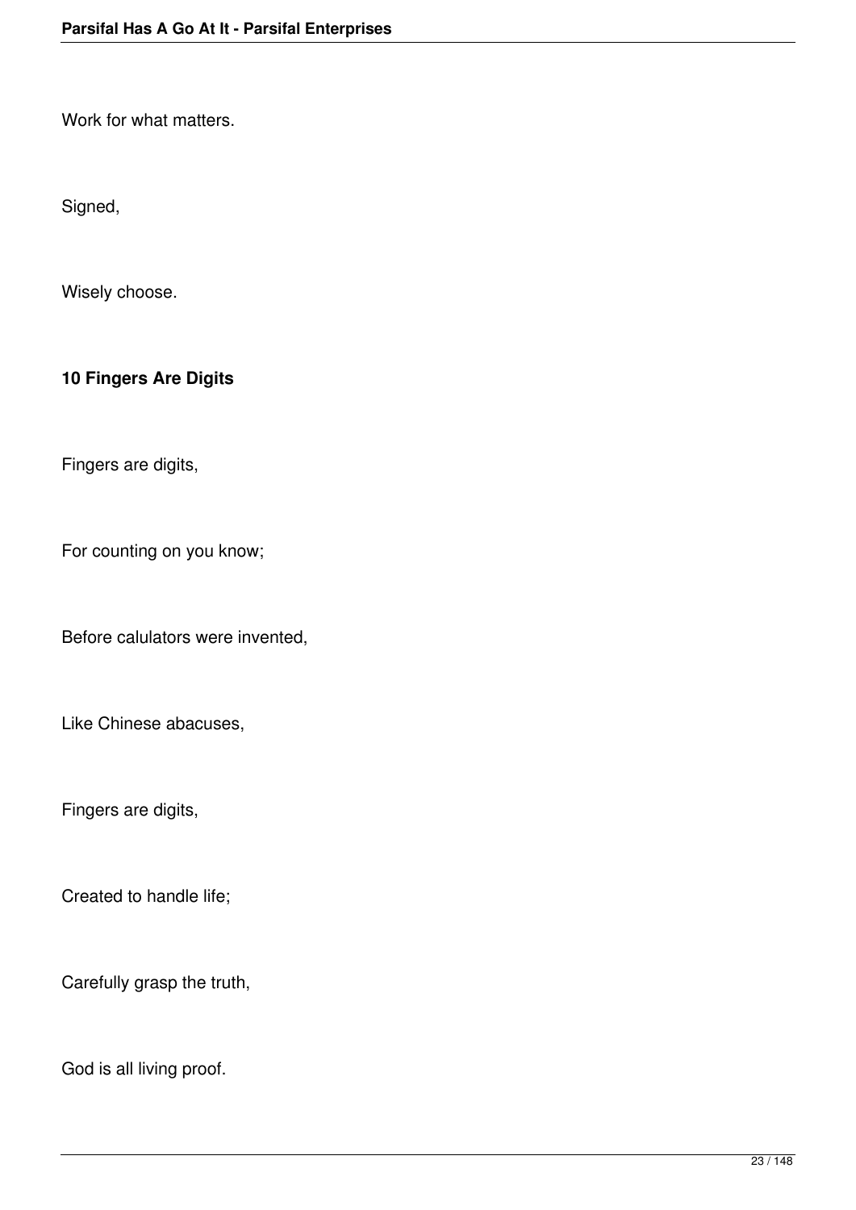Work for what matters.

Signed,

Wisely choose.

**10 Fingers Are Digits**

Fingers are digits,

For counting on you know;

Before calulators were invented,

Like Chinese abacuses,

Fingers are digits,

Created to handle life;

Carefully grasp the truth,

God is all living proof.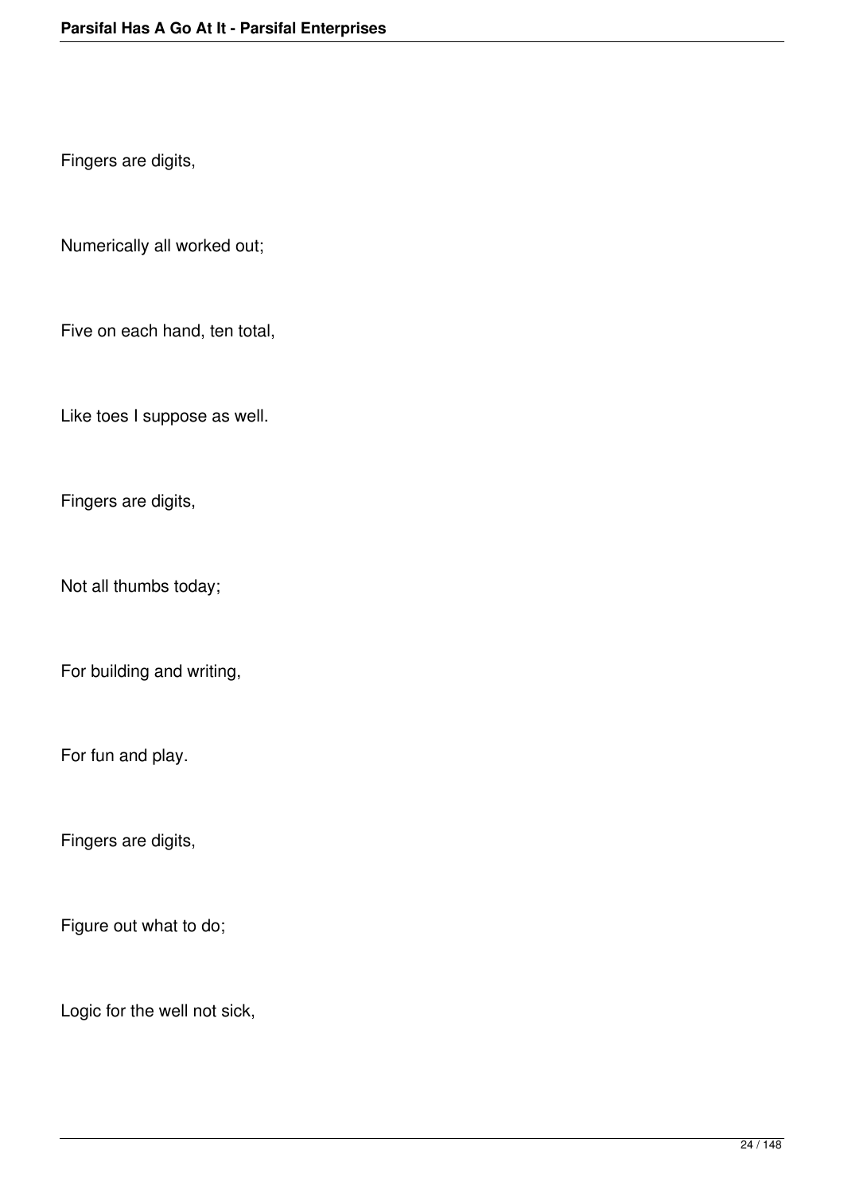Fingers are digits,

Numerically all worked out;

Five on each hand, ten total,

Like toes I suppose as well.

Fingers are digits,

Not all thumbs today;

For building and writing,

For fun and play.

Fingers are digits,

Figure out what to do;

Logic for the well not sick,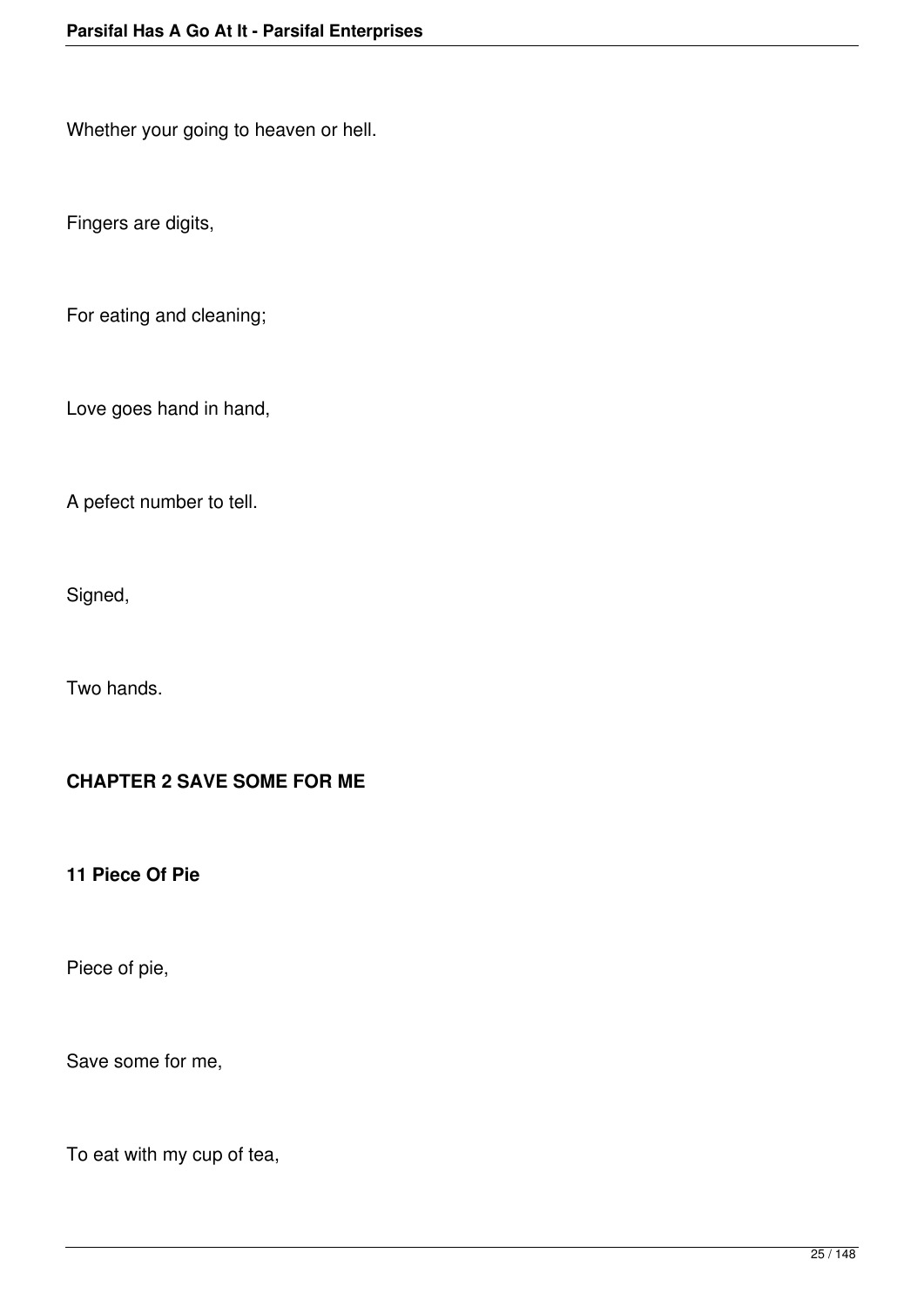Whether your going to heaven or hell.

Fingers are digits,

For eating and cleaning;

Love goes hand in hand,

A pefect number to tell.

Signed,

Two hands.

## CHAPTER 2 SAVE SOME FOR ME

### 11 Piece Of Pie

Piece of pie,

Save some for me,

To eat with my cup of tea,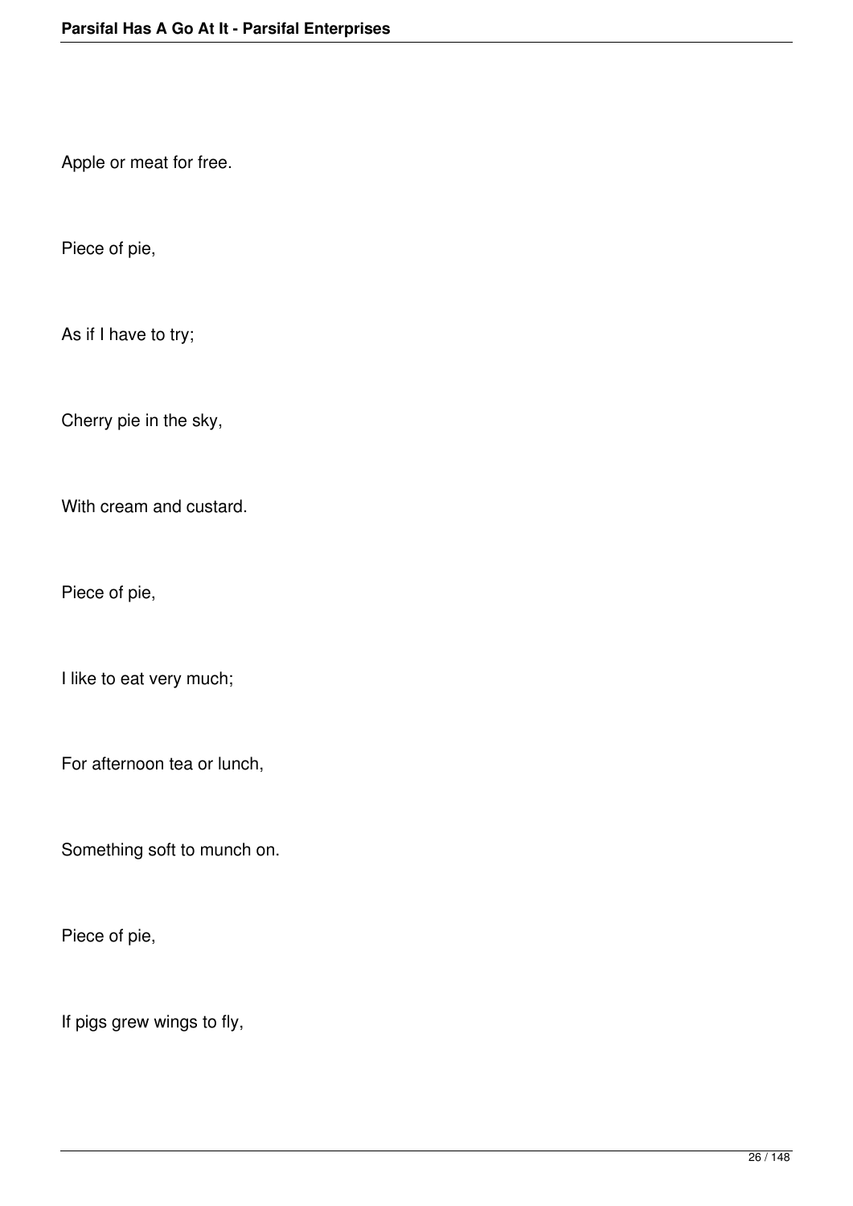Apple or meat for free.

Piece of pie,

As if I have to try;

Cherry pie in the sky,

With cream and custard.

Piece of pie,

I like to eat very much;

For afternoon tea or lunch,

Something soft to munch on.

Piece of pie,

If pigs grew wings to fly,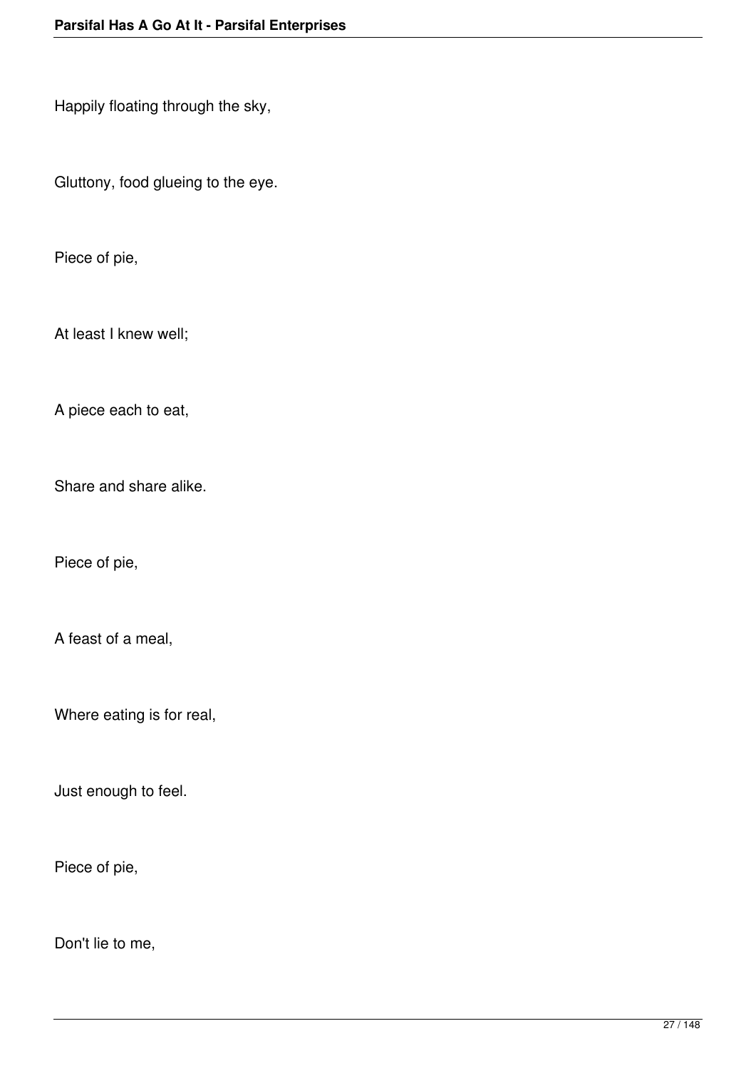Happily floating through the sky,

Gluttony, food glueing to the eye.

Piece of pie,

At least I knew well;

A piece each to eat,

Share and share alike.

Piece of pie,

A feast of a meal,

Where eating is for real,

Just enough to feel.

Piece of pie,

Don't lie to me,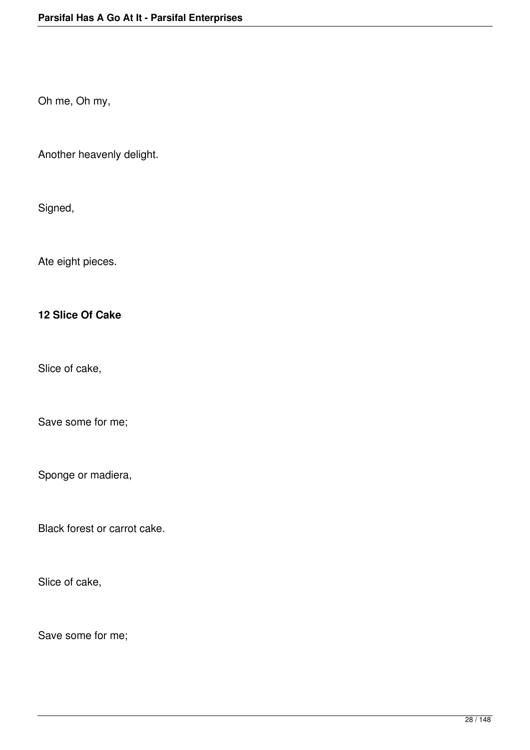Oh me, Oh my,

Another heavenly delight.

Signed,

Ate eight pieces.

**12 Slice Of Cake**

Slice of cake,

Save some for me;

Sponge or madiera,

Black forest or carrot cake.

Slice of cake,

Save some for me;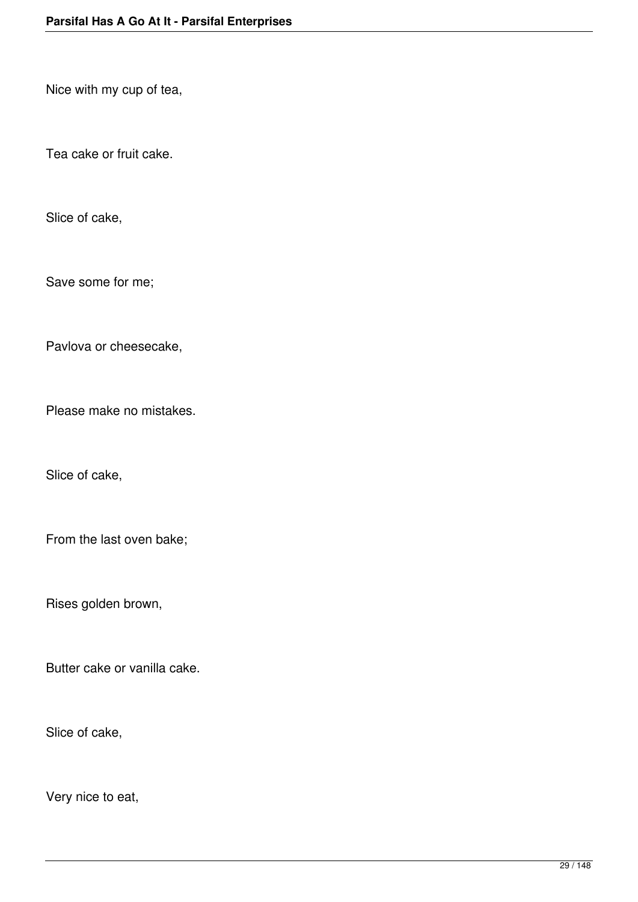Nice with my cup of tea,

Tea cake or fruit cake.

Slice of cake,

Save some for me;

Pavlova or cheesecake,

Please make no mistakes.

Slice of cake,

From the last oven bake;

Rises golden brown,

Butter cake or vanilla cake.

Slice of cake,

Very nice to eat,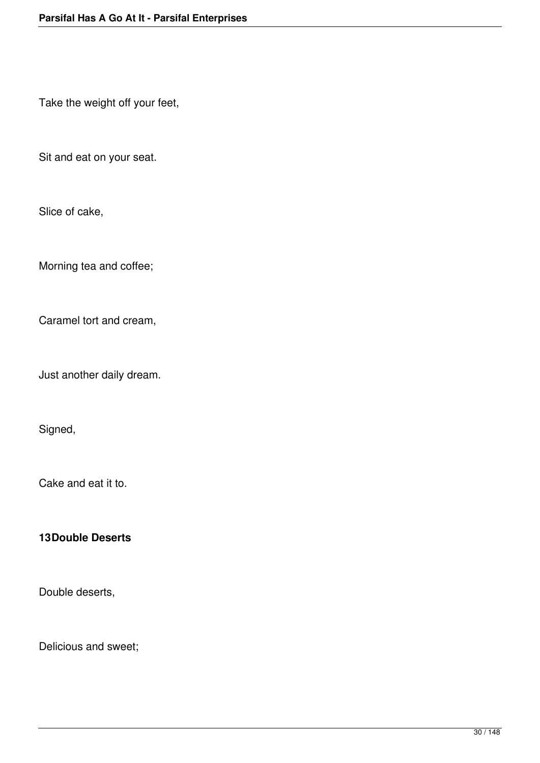Take the weight off your feet,

Sit and eat on your seat.

Slice of cake,

Morning tea and coffee;

Caramel tort and cream,

Just another daily dream.

Signed,

Cake and eat it to.

**13 Double Deserts**

Double deserts,

Delicious and sweet;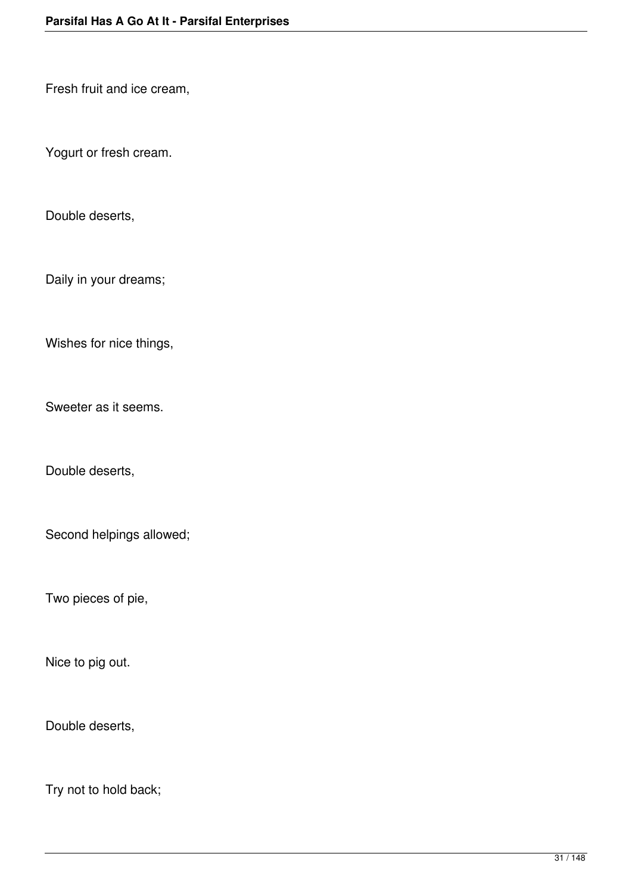Fresh fruit and ice cream,

Yogurt or fresh cream.

Double deserts,

Daily in your dreams;

Wishes for nice things,

Sweeter as it seems.

Double deserts,

Second helpings allowed;

Two pieces of pie,

Nice to pig out.

Double deserts,

Try not to hold back;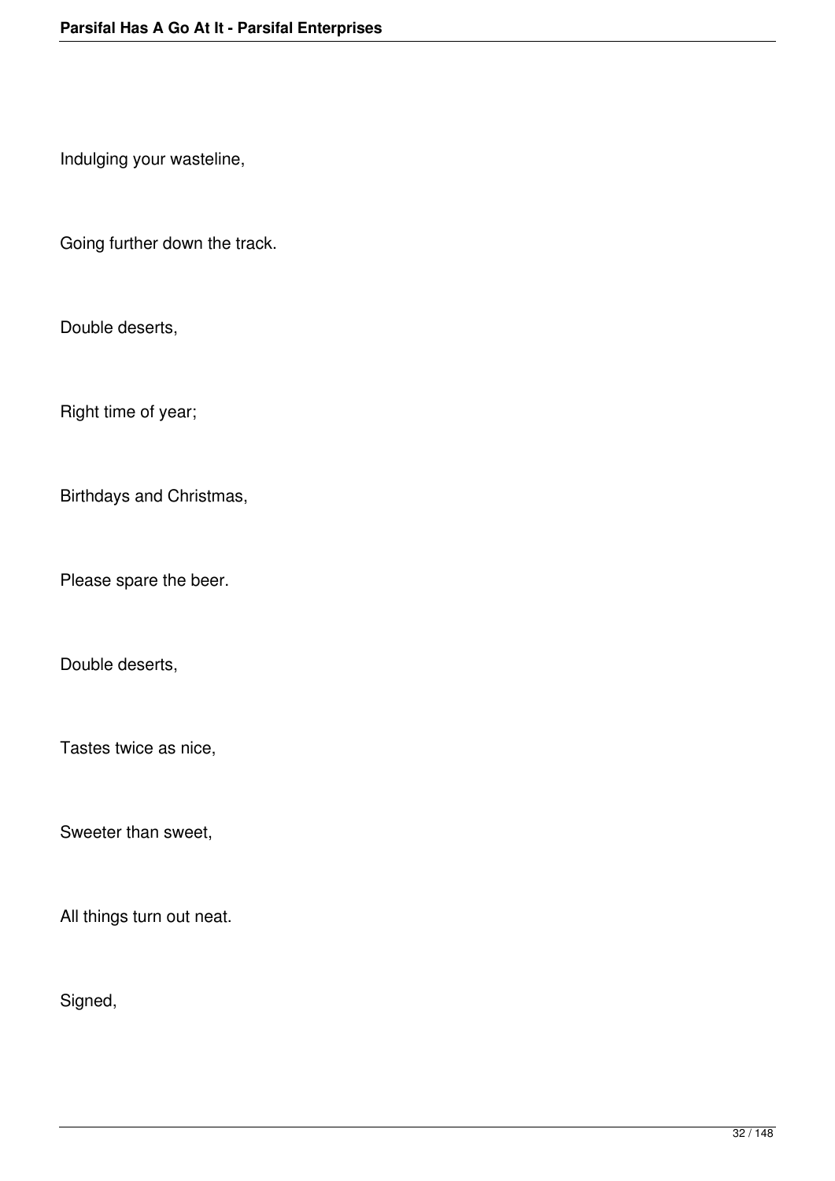Indulging your wasteline,

Going further down the track.

Double deserts,

Right time of year;

Birthdays and Christmas,

Please spare the beer.

Double deserts,

Tastes twice as nice,

Sweeter than sweet,

All things turn out neat.

Signed,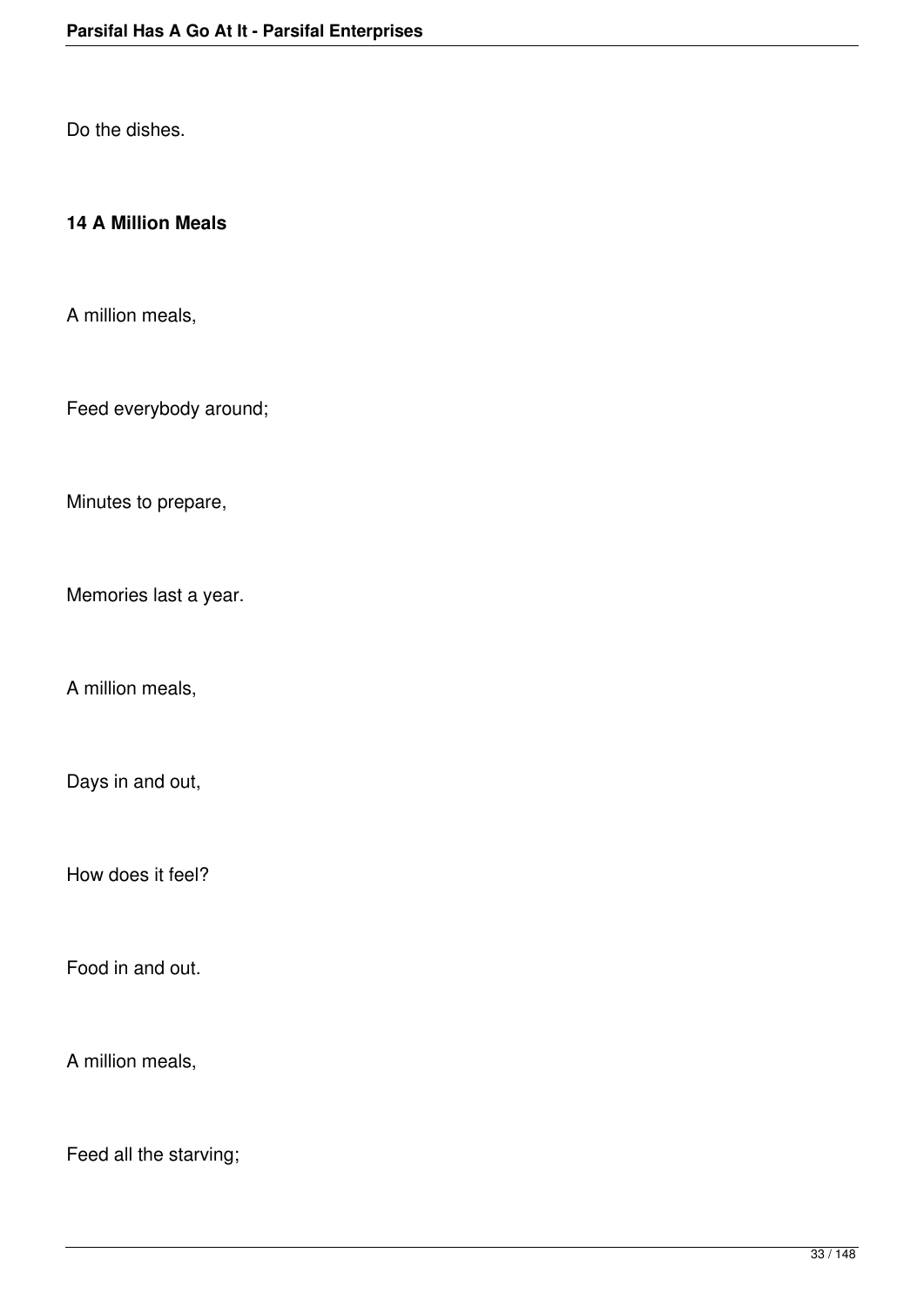Do the dishes.

### 14 A Million Meals

A million meals,

Feed everybody around;

Minutes to prepare,

Memories last a year.

A million meals,

Days in and out,

How does it feel?

Food in and out.

A million meals,

Feed all the starving;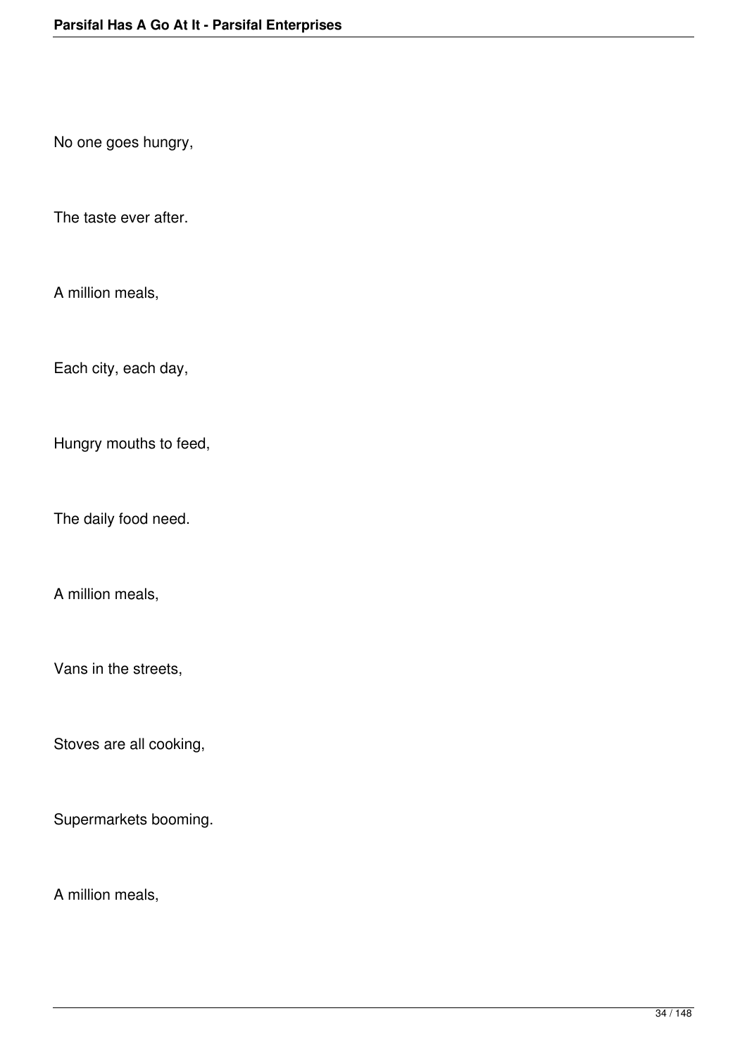No one goes hungry,

The taste ever after.

A million meals,

Each city, each day,

Hungry mouths to feed,

The daily food need.

A million meals,

Vans in the streets,

Stoves are all cooking,

Supermarkets booming.

A million meals,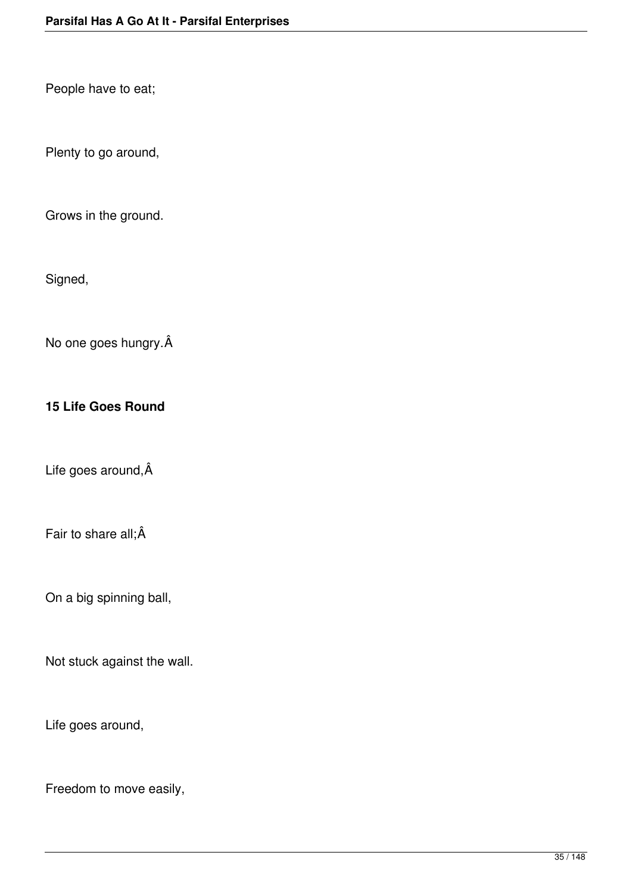People have to eat;

Plenty to go around,

Grows in the ground.

Signed,

No one goes hungry.Â

**15 Life Goes Round**

Life goes around,Â

Fair to share all;Â

On a big spinning ball,

Not stuck against the wall.

Life goes around,

Freedom to move easily,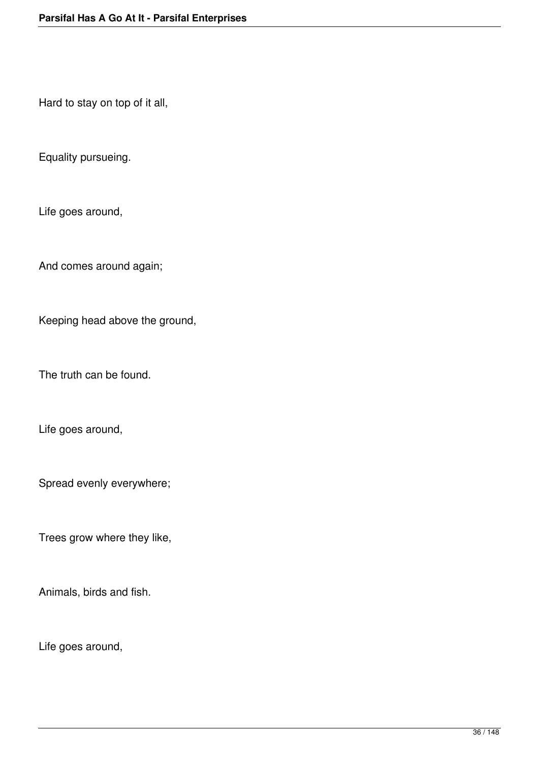Hard to stay on top of it all,

Equality pursueing.

Life goes around,

And comes around again;

Keeping head above the ground,

The truth can be found.

Life goes around,

Spread evenly everywhere;

Trees grow where they like,

Animals, birds and fish.

Life goes around,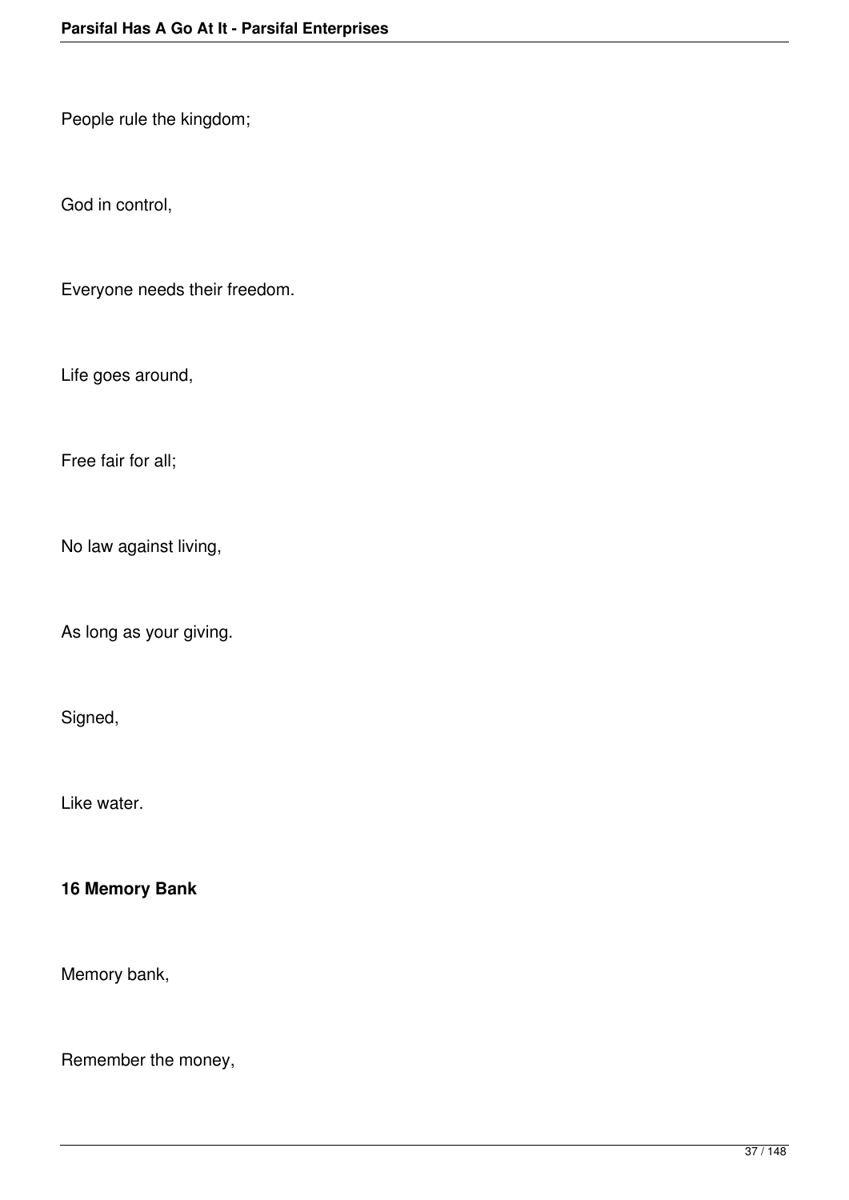People rule the kingdom;

God in control,

Everyone needs their freedom.

Life goes around,

Free fair for all;

No law against living,

As long as your giving.

Signed,

Like water.

**16 Memory Bank**

Memory bank,

Remember the money,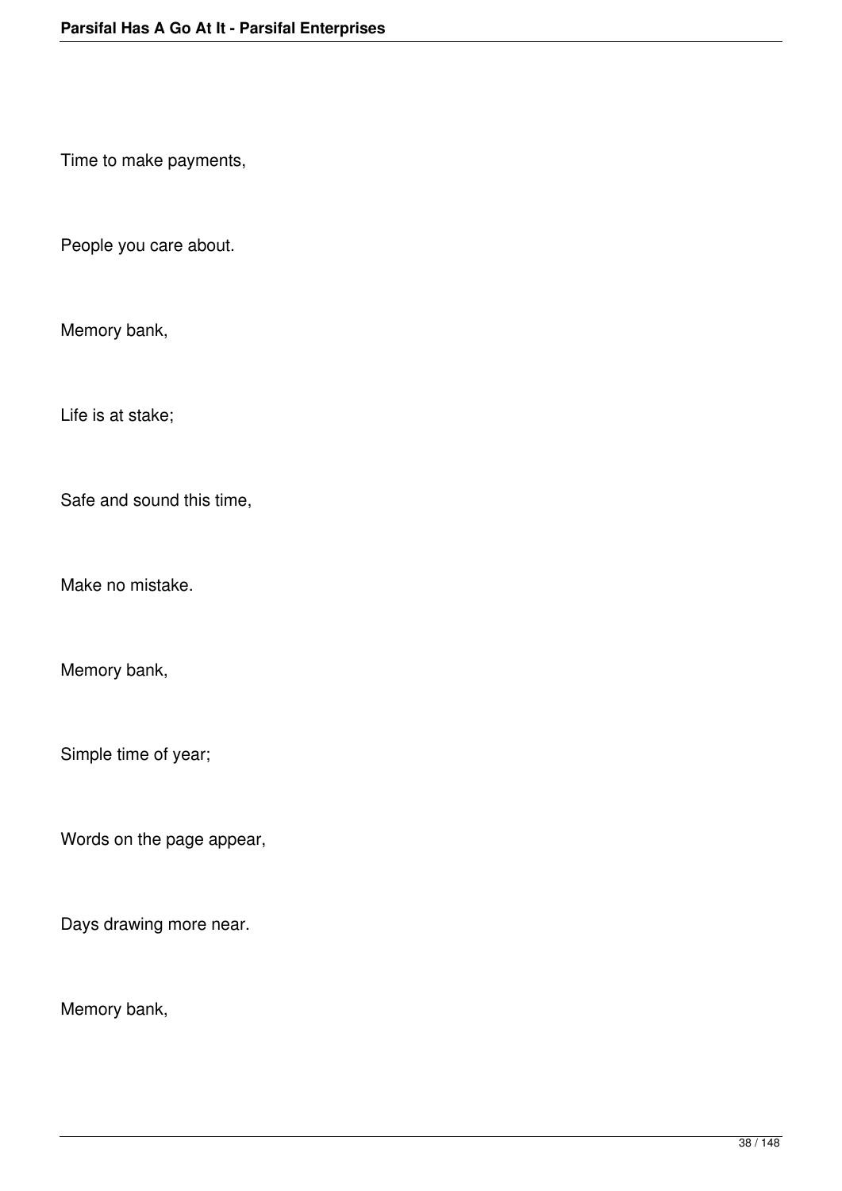Time to make payments,

People you care about.

Memory bank,

Life is at stake;

Safe and sound this time,

Make no mistake.

Memory bank,

Simple time of year;

Words on the page appear,

Days drawing more near.

Memory bank,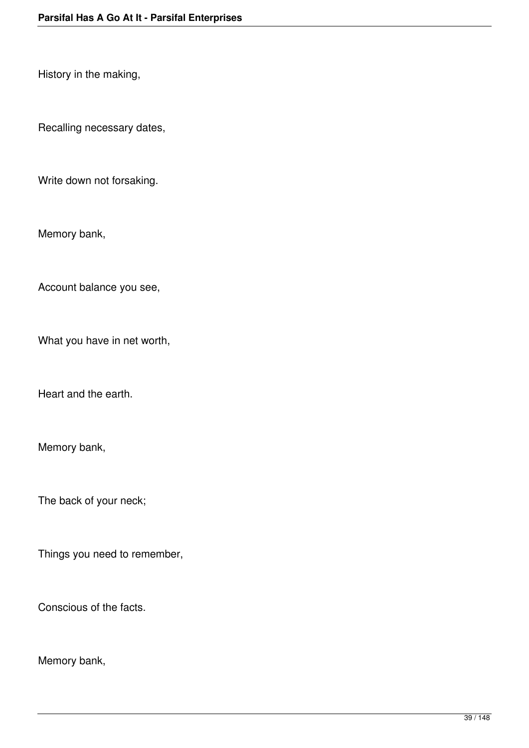History in the making,

Recalling necessary dates,

Write down not forsaking.

Memory bank,

Account balance you see,

What you have in net worth,

Heart and the earth.

Memory bank,

The back of your neck;

Things you need to remember,

Conscious of the facts.

Memory bank,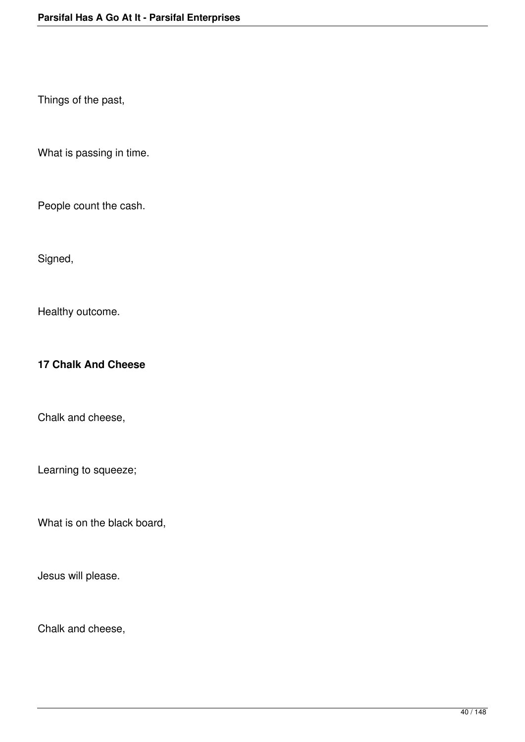Things of the past,

What is passing in time.

People count the cash.

Signed,

Healthy outcome.

**17 Chalk And Cheese**

Chalk and cheese,

Learning to squeeze;

What is on the black board,

Jesus will please.

Chalk and cheese,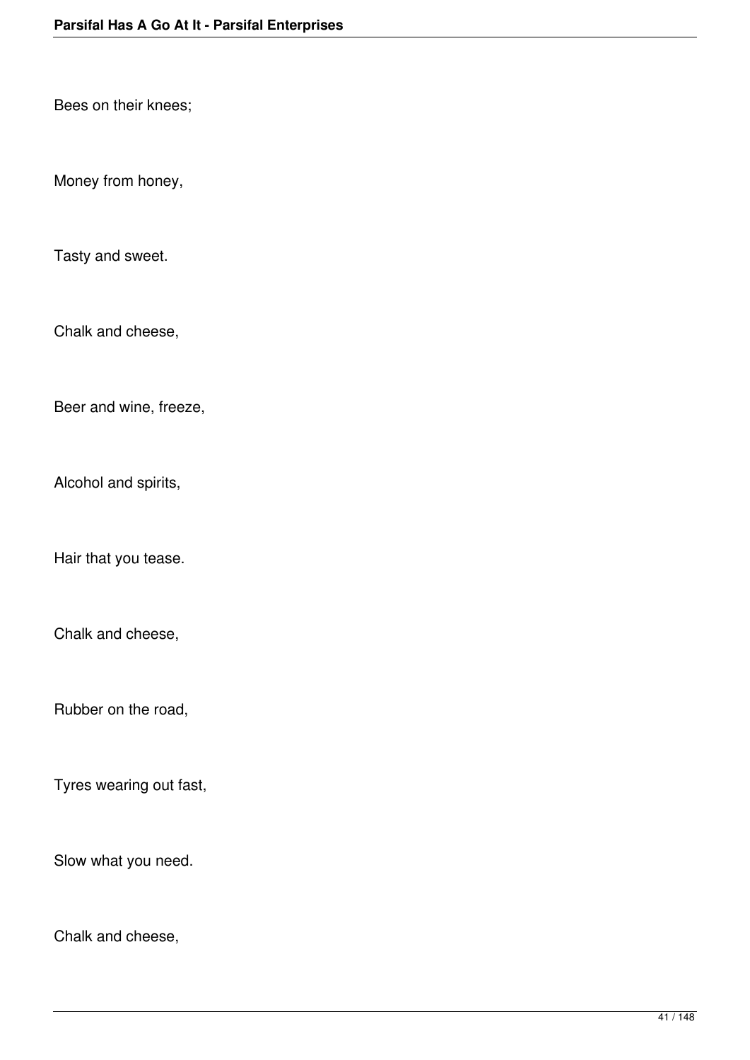Bees on their knees;

Money from honey,

Tasty and sweet.

Chalk and cheese,

Beer and wine, freeze,

Alcohol and spirits,

Hair that you tease.

Chalk and cheese,

Rubber on the road,

Tyres wearing out fast,

Slow what you need.

Chalk and cheese,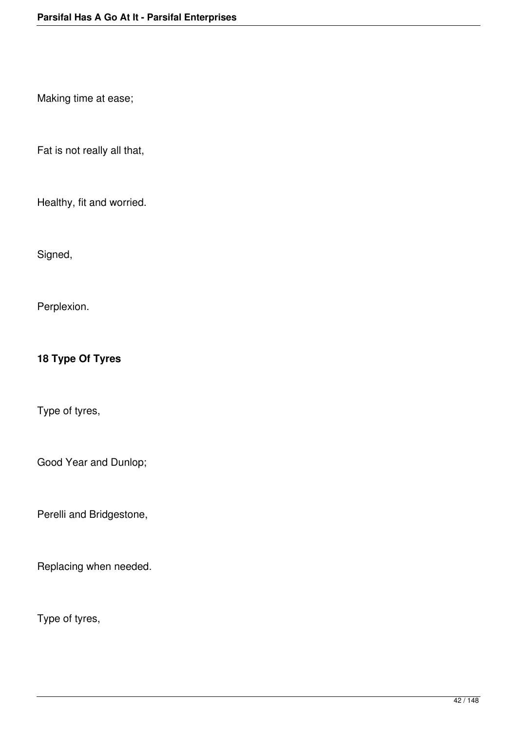Making time at ease;

Fat is not really all that,

Healthy, fit and worried.

Signed,

Perplexion.

**18 Type Of Tyres**

Type of tyres,

Good Year and Dunlop;

Perelli and Bridgestone,

Replacing when needed.

Type of tyres,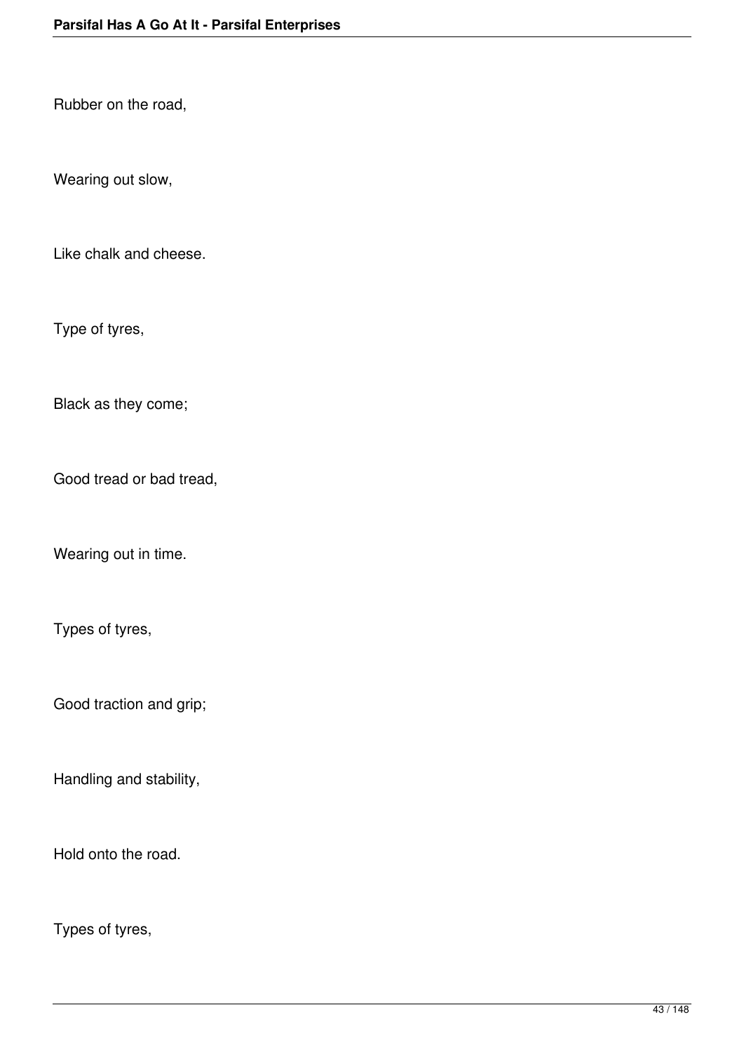Rubber on the road,

Wearing out slow,

Like chalk and cheese.

Type of tyres,

Black as they come;

Good tread or bad tread,

Wearing out in time.

Types of tyres,

Good traction and grip;

Handling and stability,

Hold onto the road.

Types of tyres,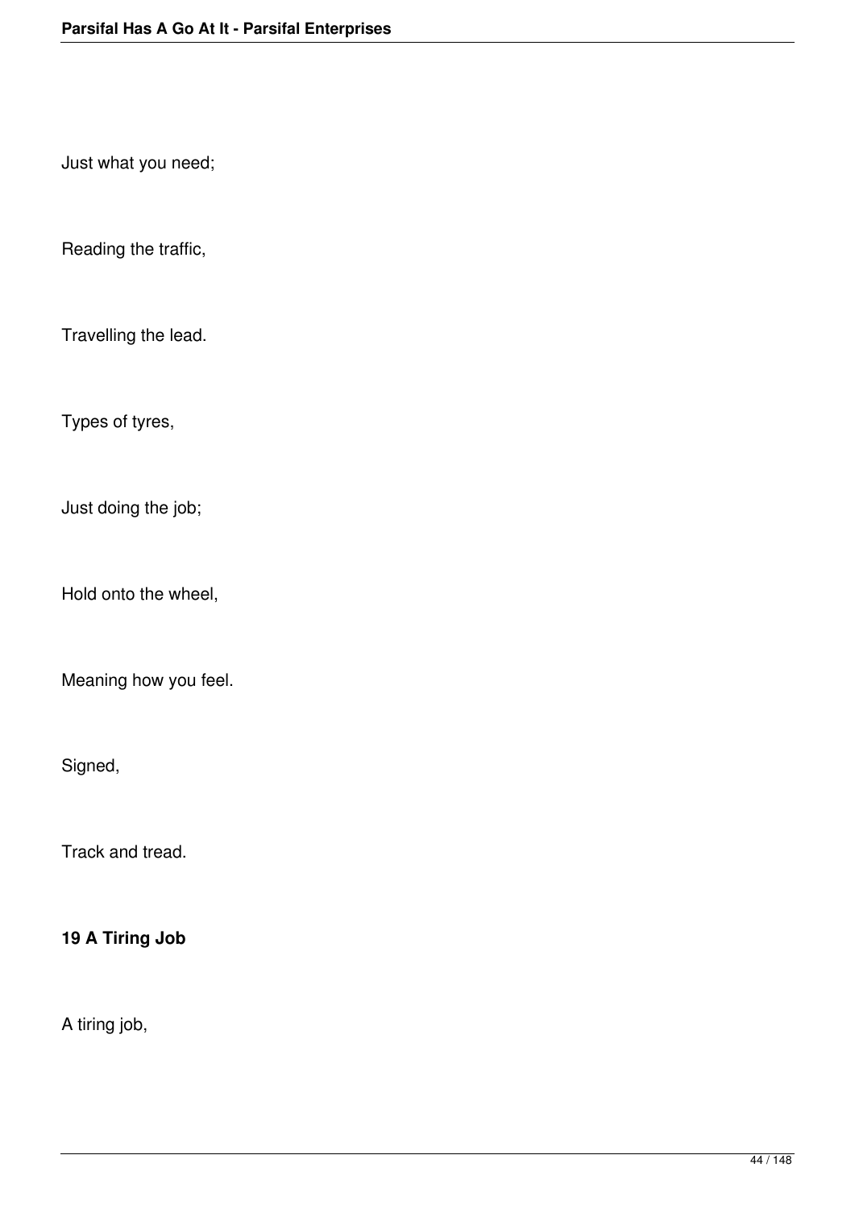Just what you need;

Reading the traffic,

Travelling the lead.

Types of tyres,

Just doing the job;

Hold onto the wheel,

Meaning how you feel.

Signed,

Track and tread.

**19 A Tiring Job**

A tiring job,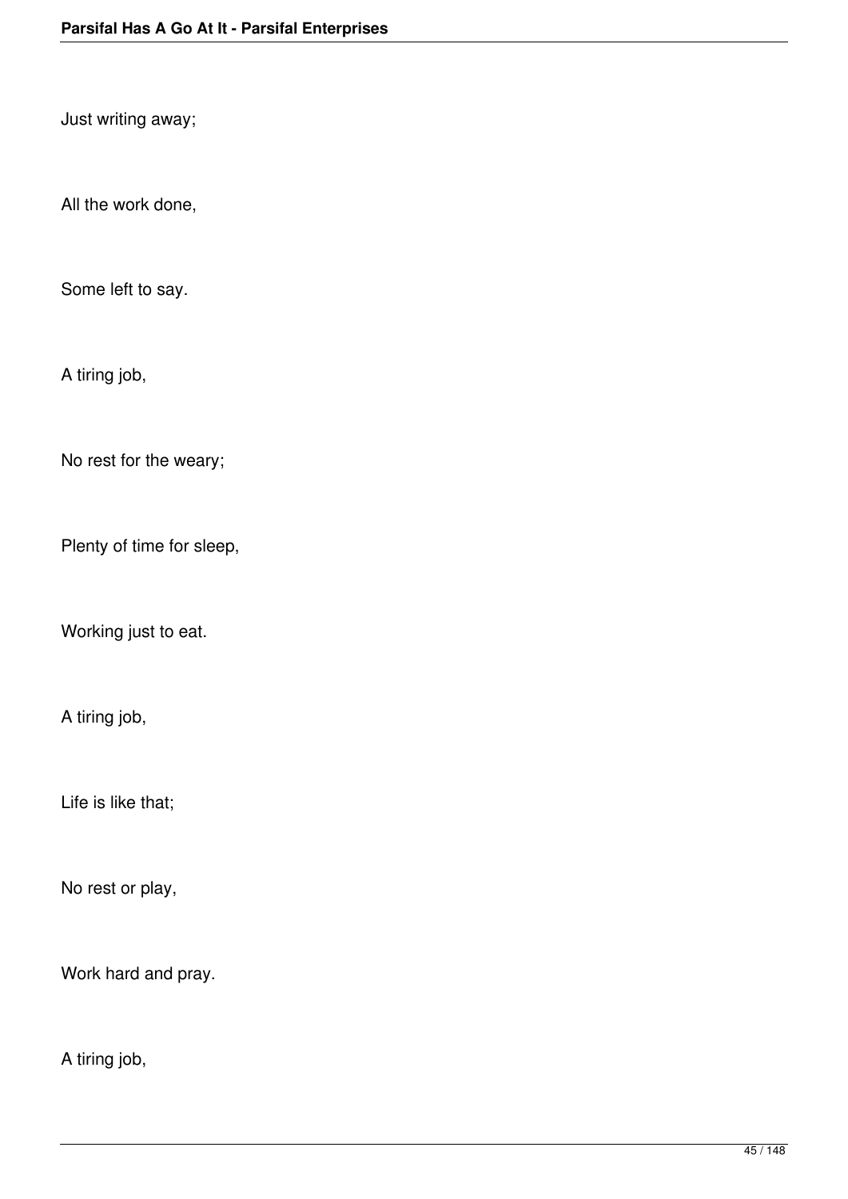Just writing away;

All the work done,

Some left to say.

A tiring job,

No rest for the weary;

Plenty of time for sleep,

Working just to eat.

A tiring job,

Life is like that;

No rest or play,

Work hard and pray.

A tiring job,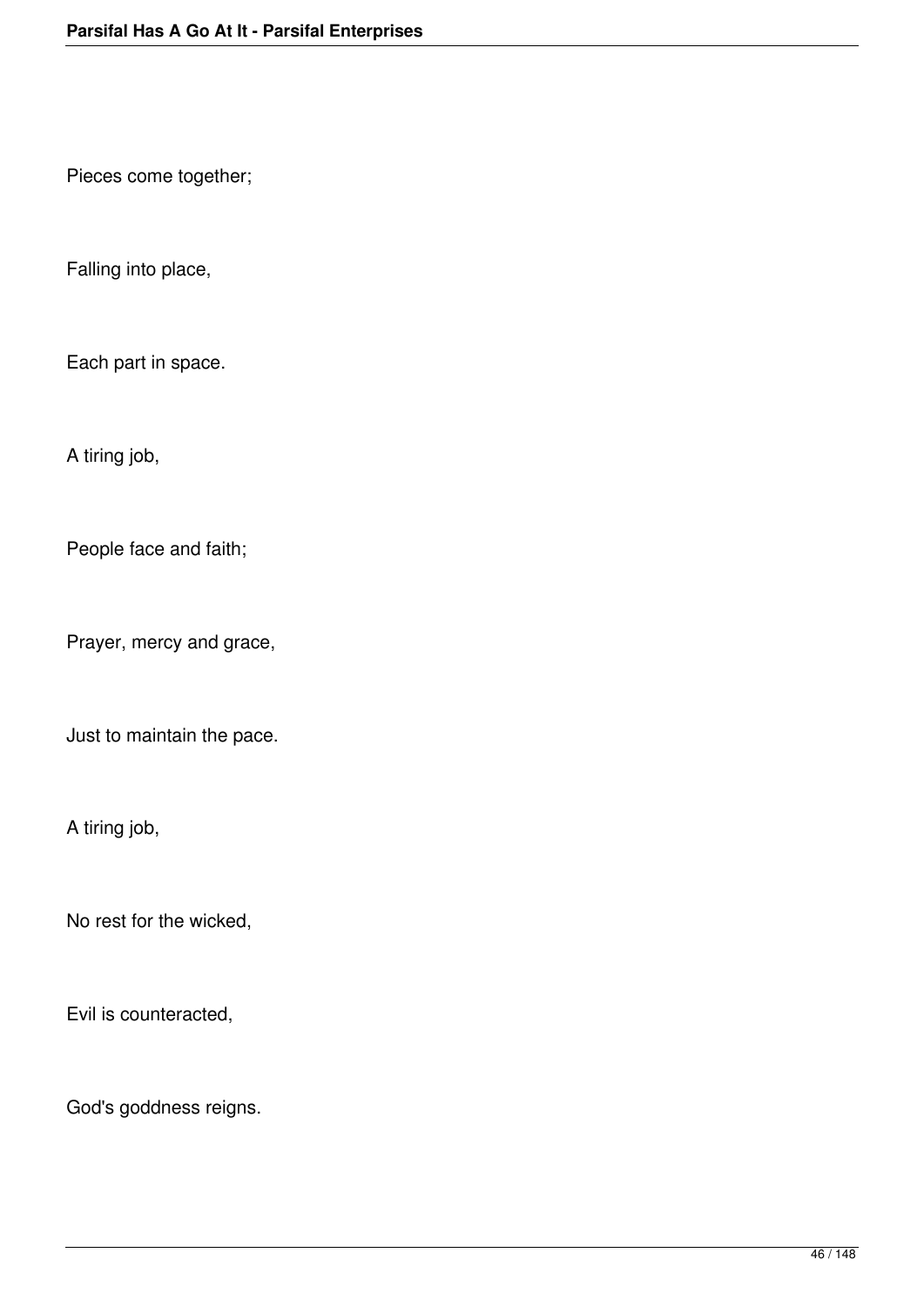Pieces come together;

Falling into place,

Each part in space.

A tiring job,

People face and faith;

Prayer, mercy and grace,

Just to maintain the pace.

A tiring job,

No rest for the wicked,

Evil is counteracted,

God's goddness reigns.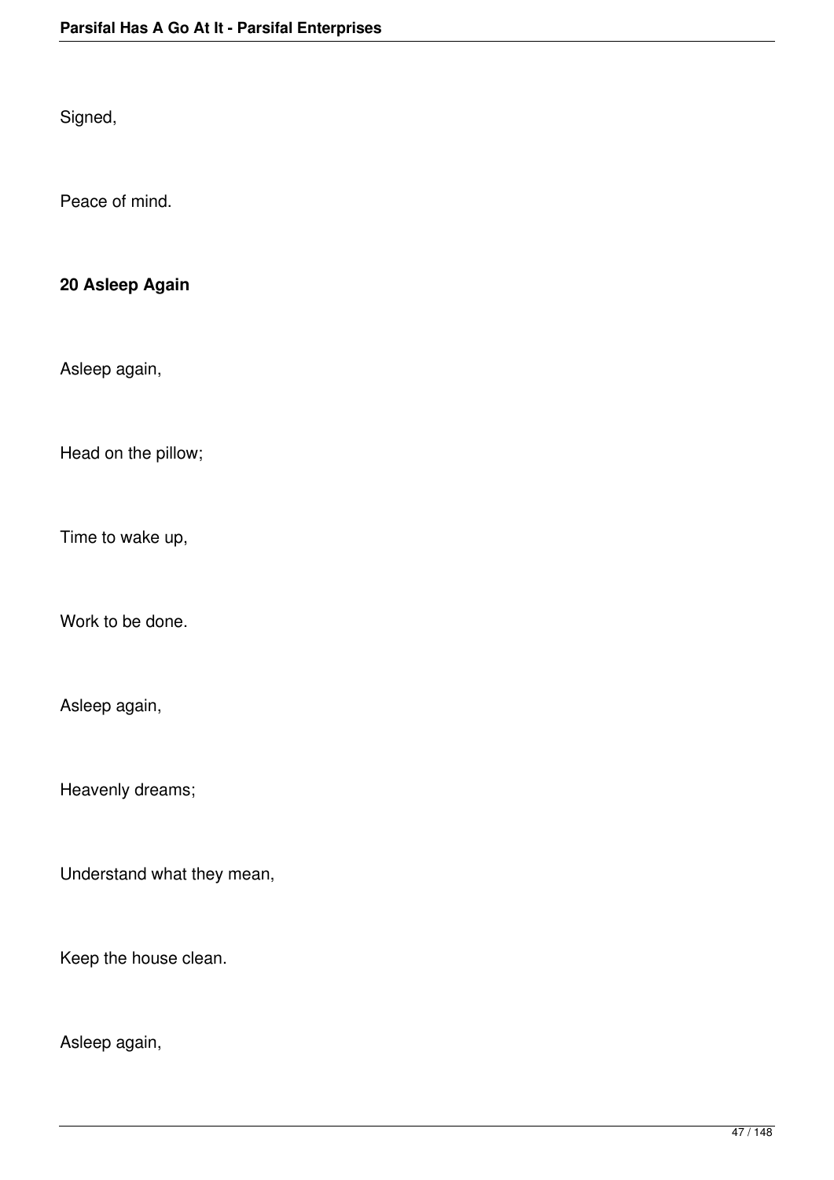Signed,

Peace of mind.

**20 Asleep Again**

Asleep again,

Head on the pillow;

Time to wake up,

Work to be done.

Asleep again,

Heavenly dreams;

Understand what they mean,

Keep the house clean.

Asleep again,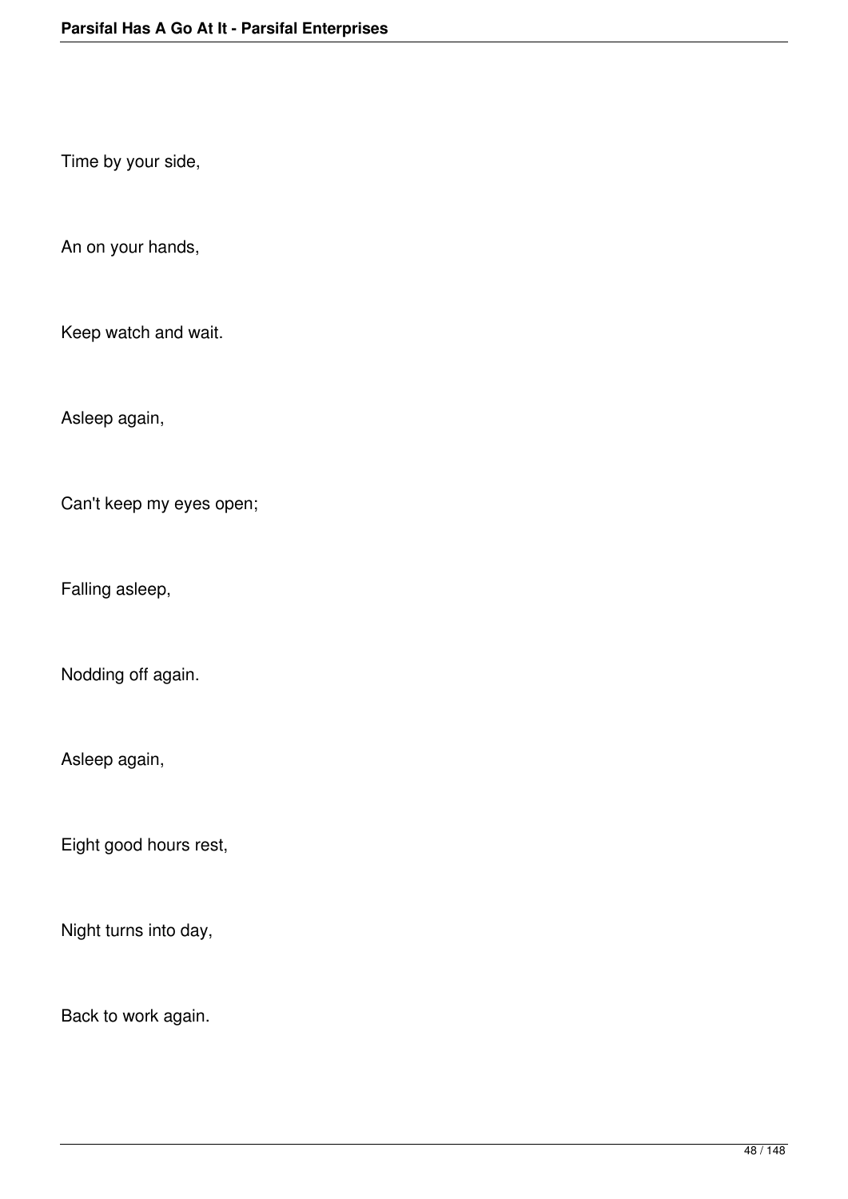Time by your side,

An on your hands,

Keep watch and wait.

Asleep again,

Can't keep my eyes open;

Falling asleep,

Nodding off again.

Asleep again,

Eight good hours rest,

Night turns into day,

Back to work again.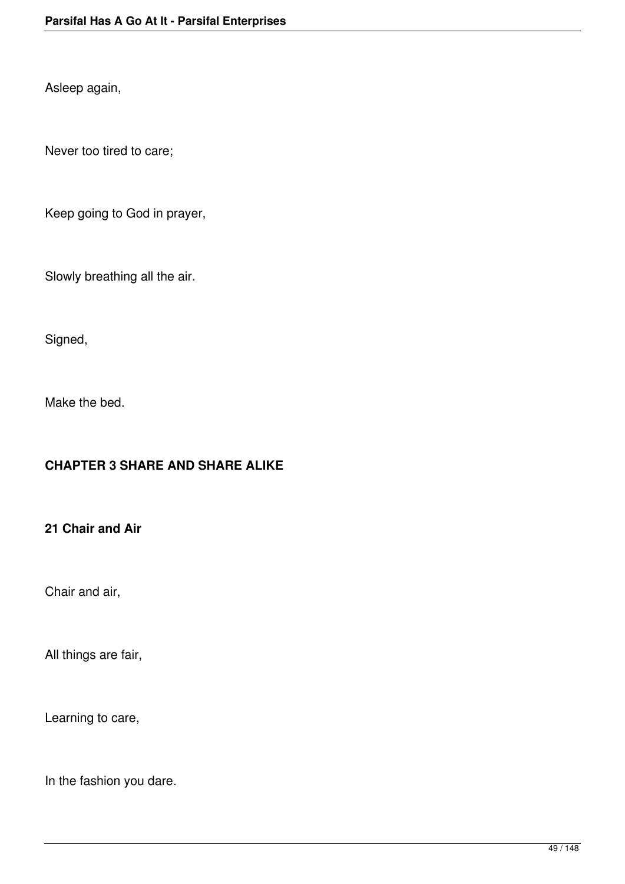Asleep again,

Never too tired to care;

Keep going to God in prayer,

Slowly breathing all the air.

Signed,

Make the bed.

## CHAPTER 3 SHARE AND SHARE ALIKE

### 21 Chair and Air

Chair and air,

All things are fair,

Learning to care,

In the fashion you dare.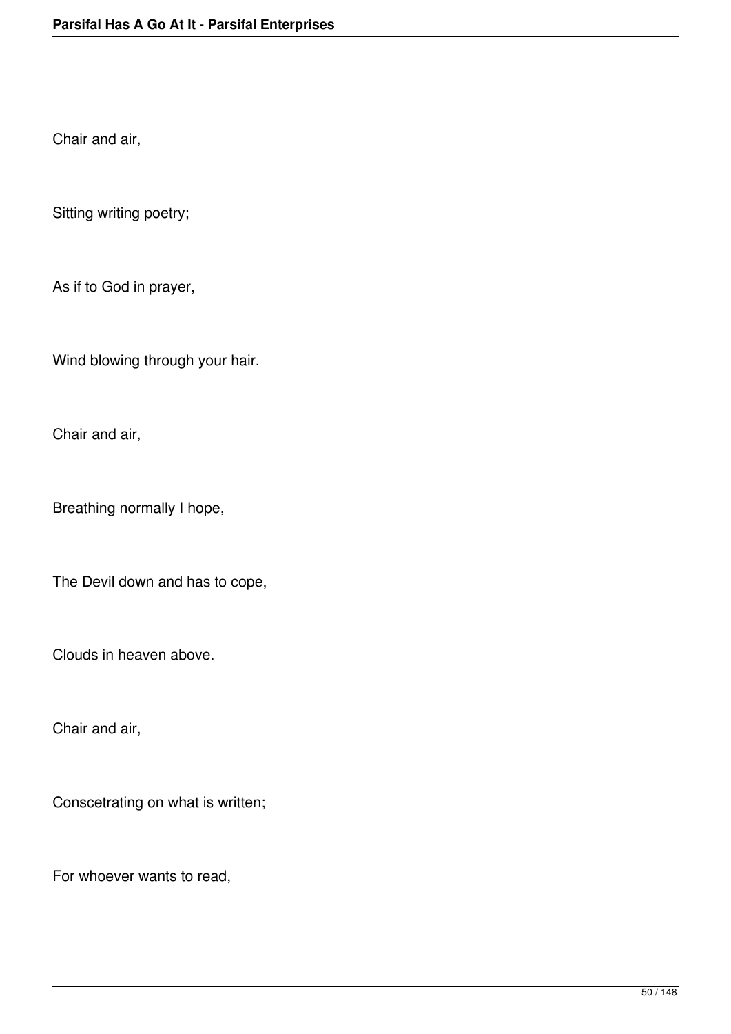Chair and air,

Sitting writing poetry;

As if to God in prayer,

Wind blowing through your hair.

Chair and air,

Breathing normally I hope,

The Devil down and has to cope,

Clouds in heaven above.

Chair and air,

Conscetrating on what is written;

For whoever wants to read,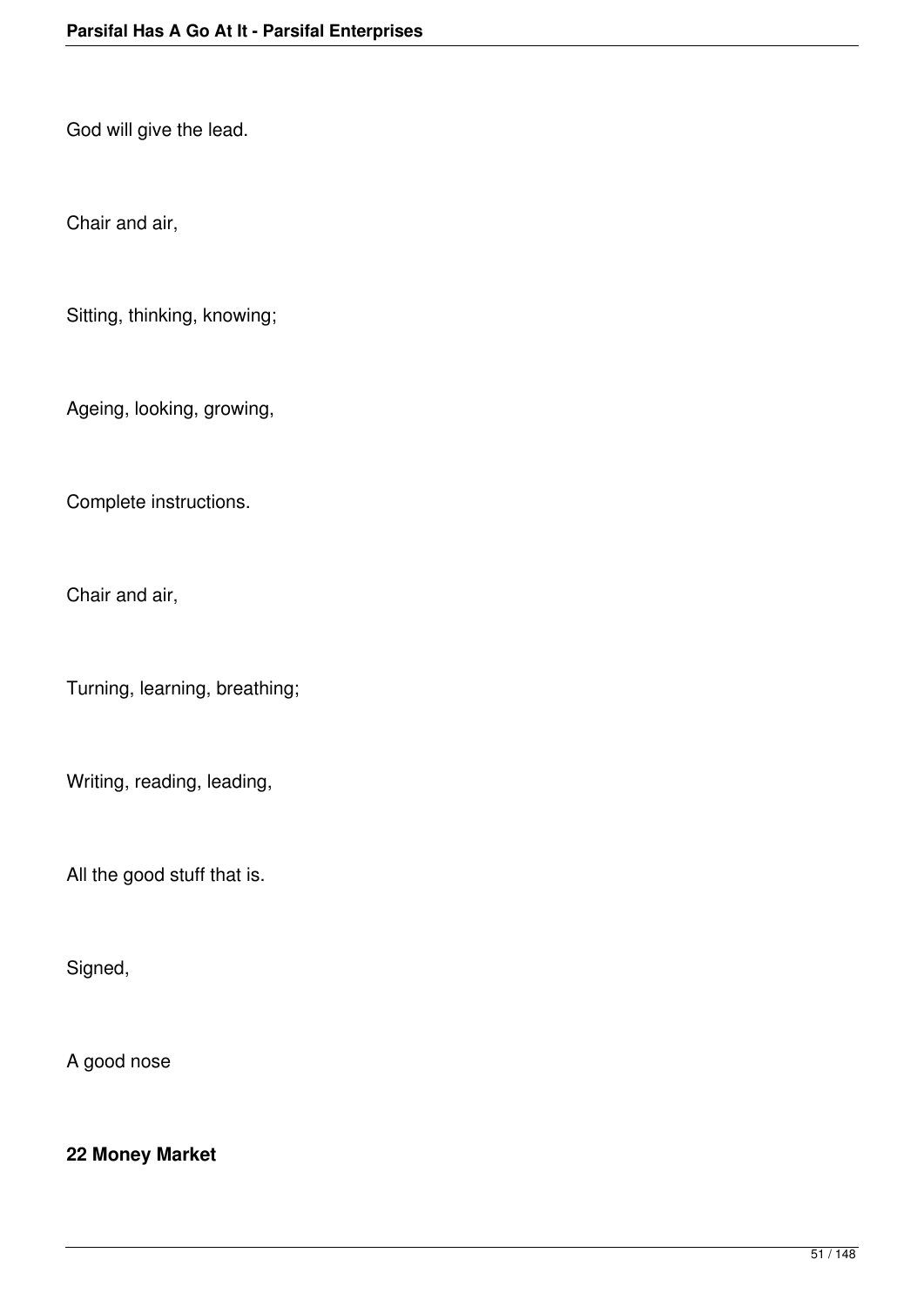God will give the lead.

Chair and air,

Sitting, thinking, knowing;

Ageing, looking, growing,

Complete instructions.

Chair and air,

Turning, learning, breathing;

Writing, reading, leading,

All the good stuff that is.

Signed,

A good nose

## 22 Money Market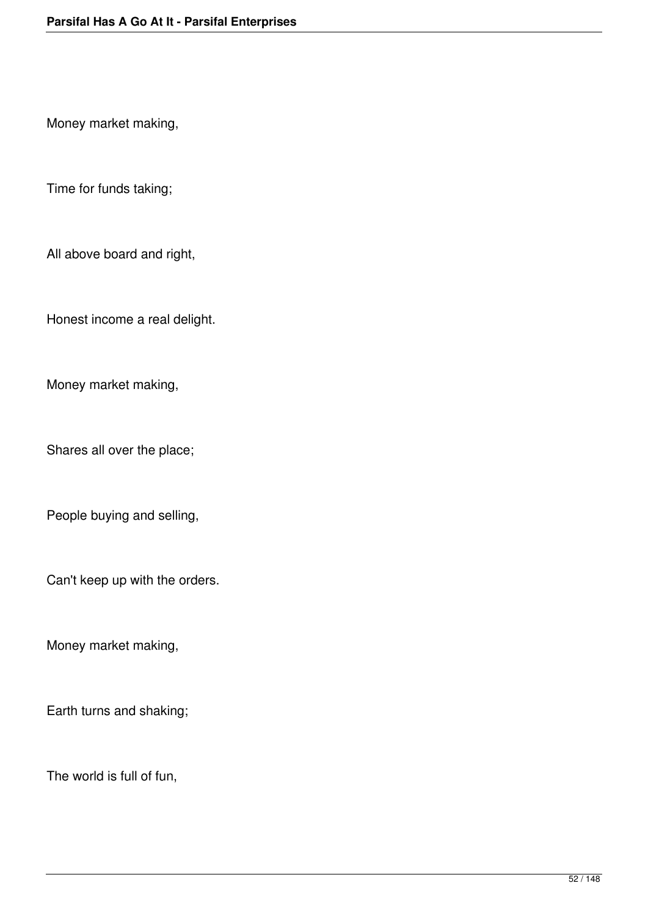Money market making,

Time for funds taking;

All above board and right,

Honest income a real delight.

Money market making,

Shares all over the place;

People buying and selling,

Can't keep up with the orders.

Money market making,

Earth turns and shaking;

The world is full of fun,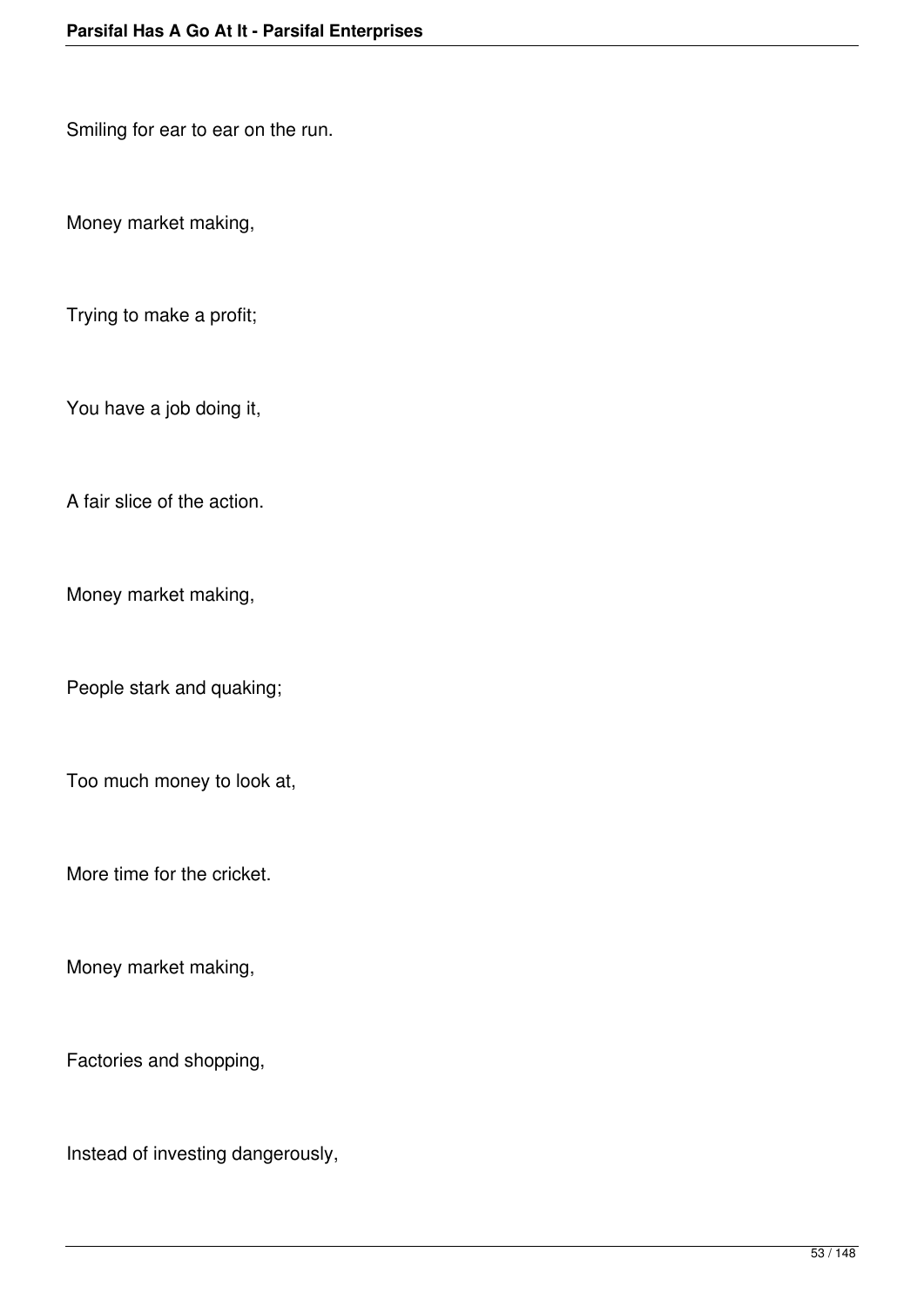Smiling for ear to ear on the run.

Money market making,

Trying to make a profit;

You have a job doing it,

A fair slice of the action.

Money market making,

People stark and quaking;

Too much money to look at,

More time for the cricket.

Money market making,

Factories and shopping,

Instead of investing dangerously,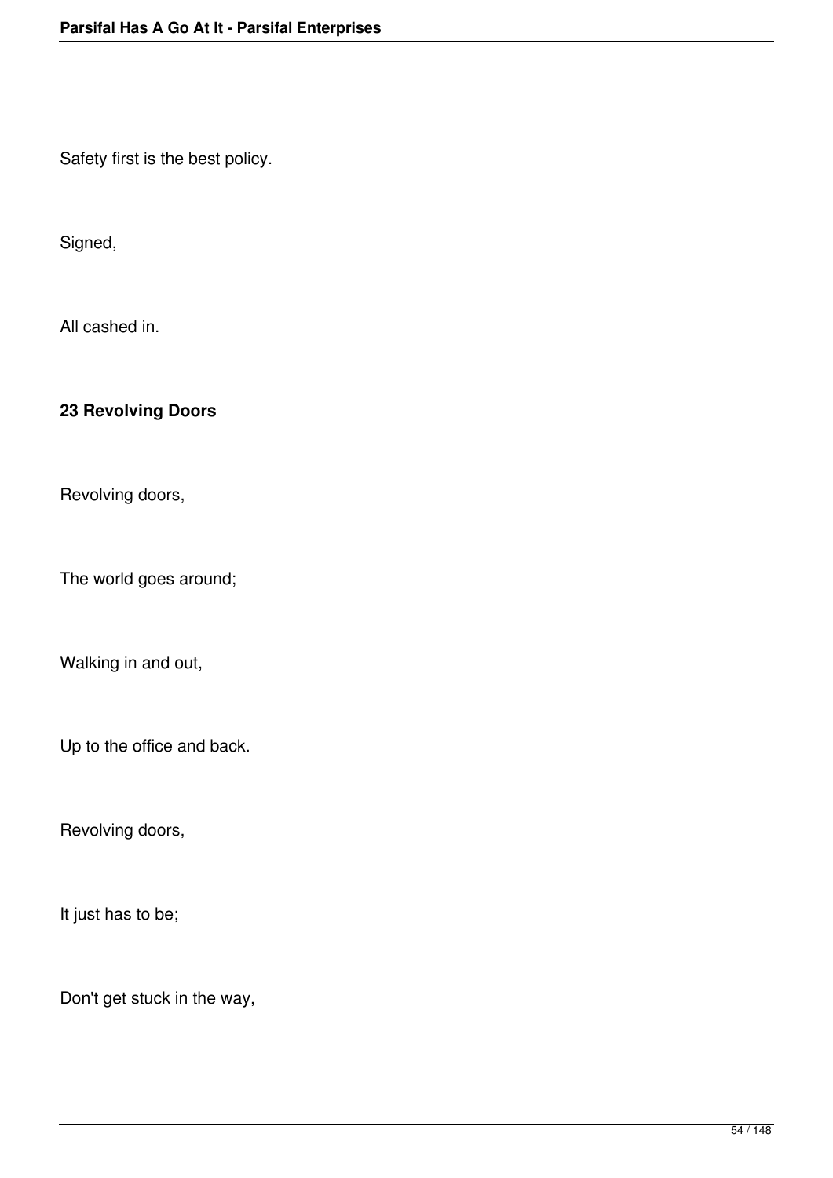Safety first is the best policy.

Signed,

All cashed in.

**23 Revolving Doors**

Revolving doors,

The world goes around;

Walking in and out,

Up to the office and back.

Revolving doors,

It just has to be;

Don't get stuck in the way,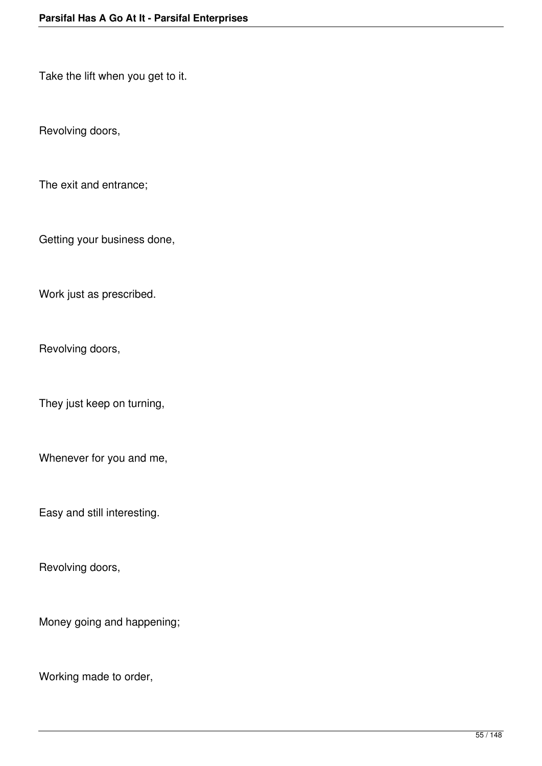Take the lift when you get to it.

Revolving doors,

The exit and entrance;

Getting your business done,

Work just as prescribed.

Revolving doors,

They just keep on turning,

Whenever for you and me,

Easy and still interesting.

Revolving doors,

Money going and happening;

Working made to order,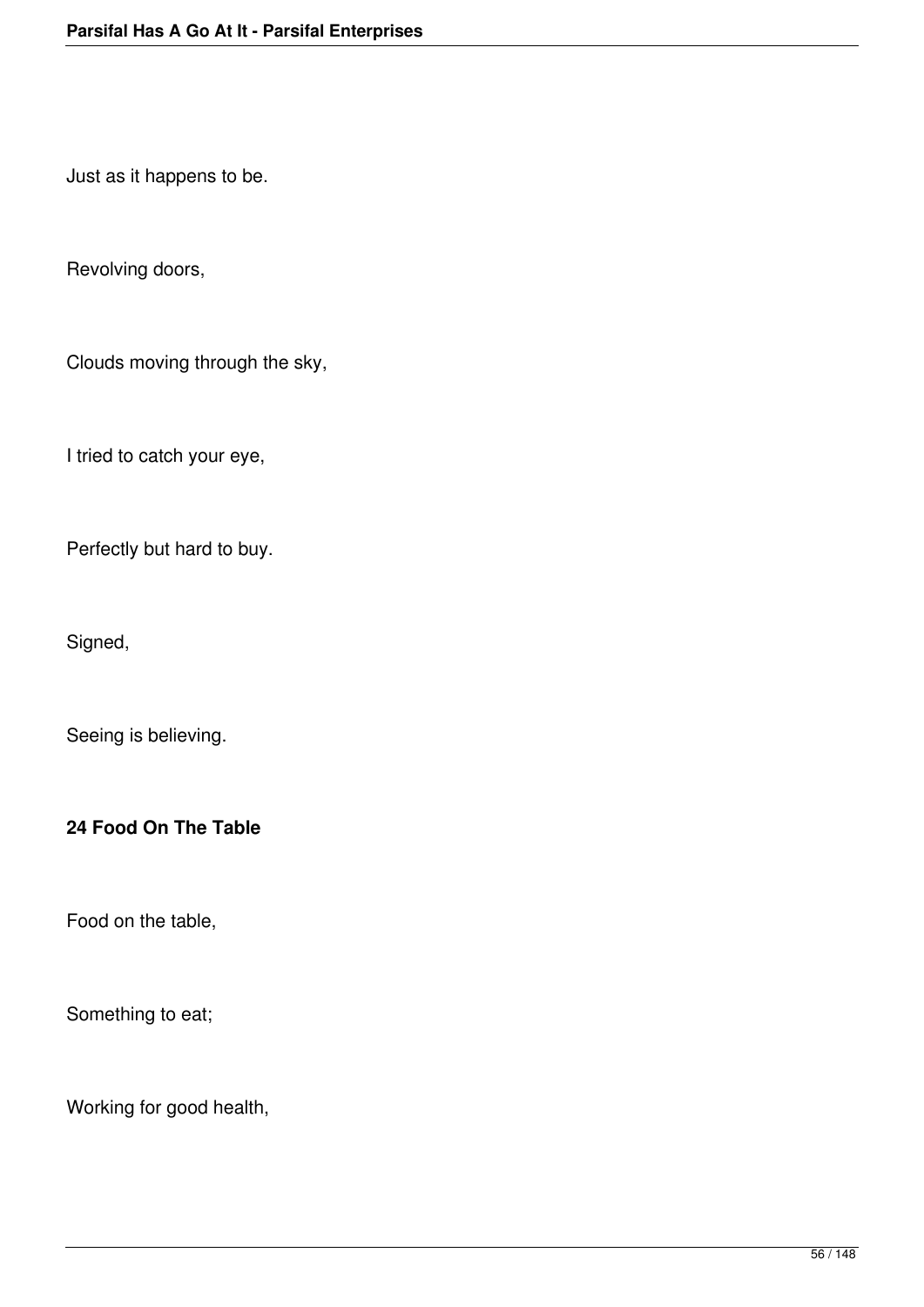Just as it happens to be.

Revolving doors,

Clouds moving through the sky,

I tried to catch your eye,

Perfectly but hard to buy.

Signed,

Seeing is believing.

### 24 Food On The Table

Food on the table,

Something to eat;

Working for good health,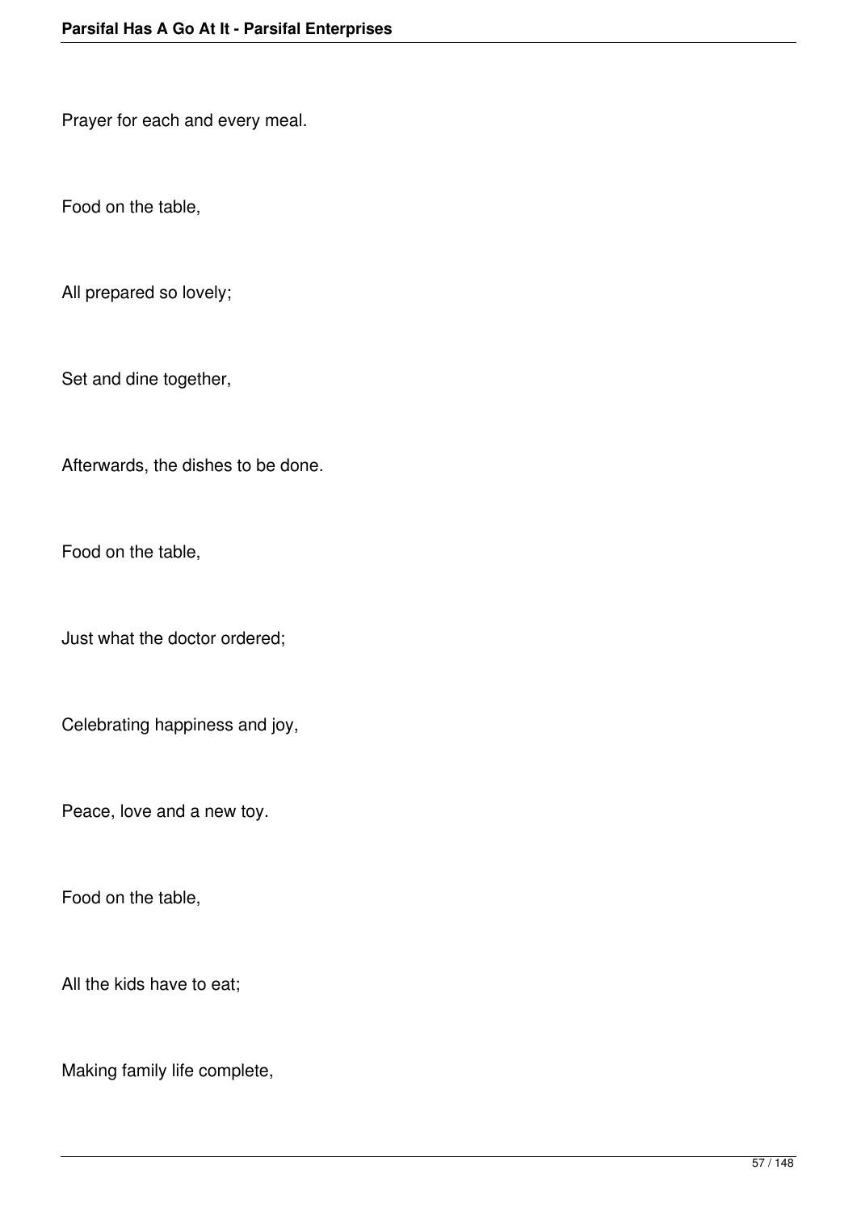Prayer for each and every meal.

Food on the table,

All prepared so lovely;

Set and dine together,

Afterwards, the dishes to be done.

Food on the table,

Just what the doctor ordered;

Celebrating happiness and joy,

Peace, love and a new toy.

Food on the table,

All the kids have to eat;

Making family life complete,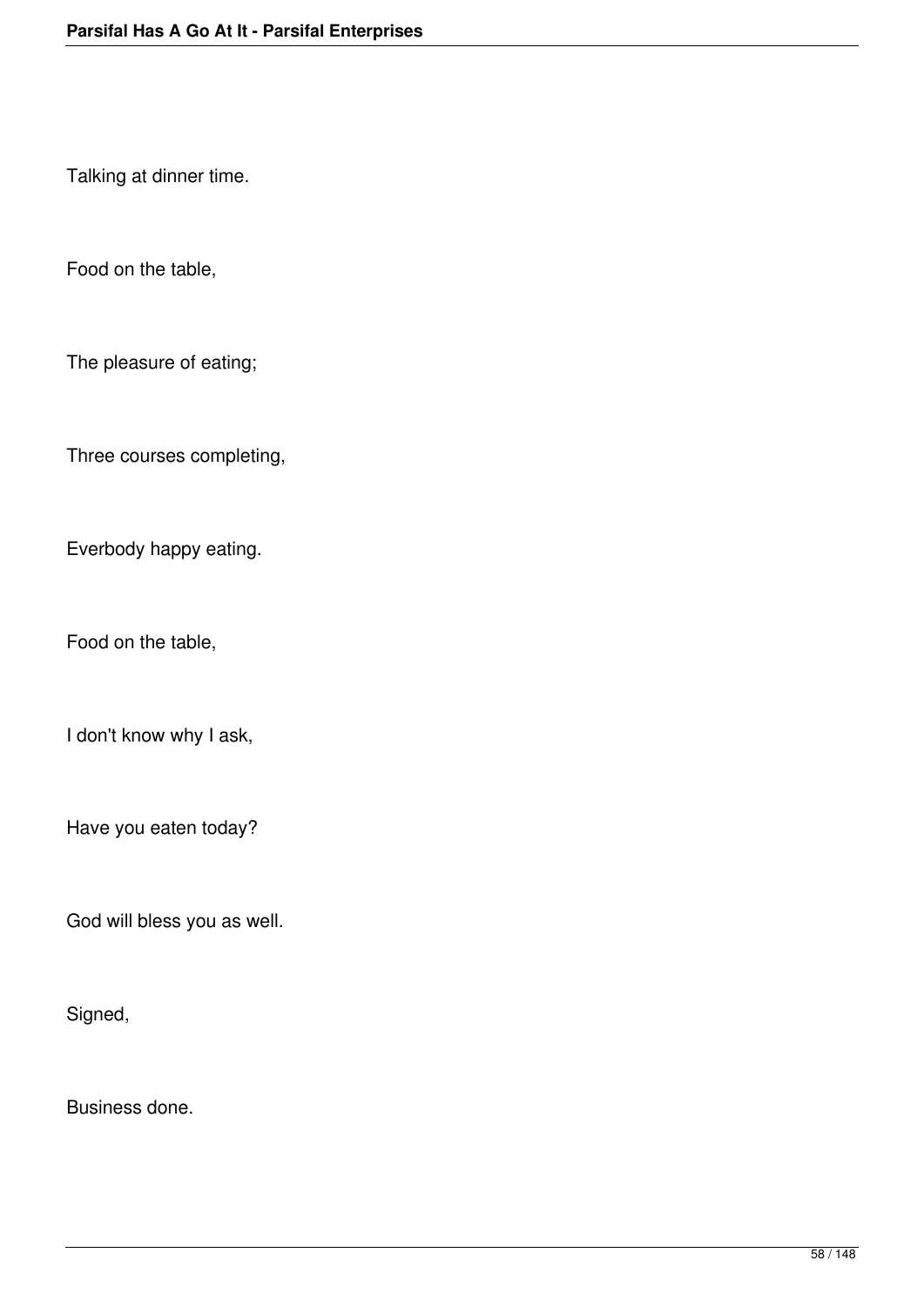Talking at dinner time.

Food on the table,

The pleasure of eating;

Three courses completing,

Everbody happy eating.

Food on the table,

I don't know why I ask,

Have you eaten today?

God will bless you as well.

Signed,

Business done.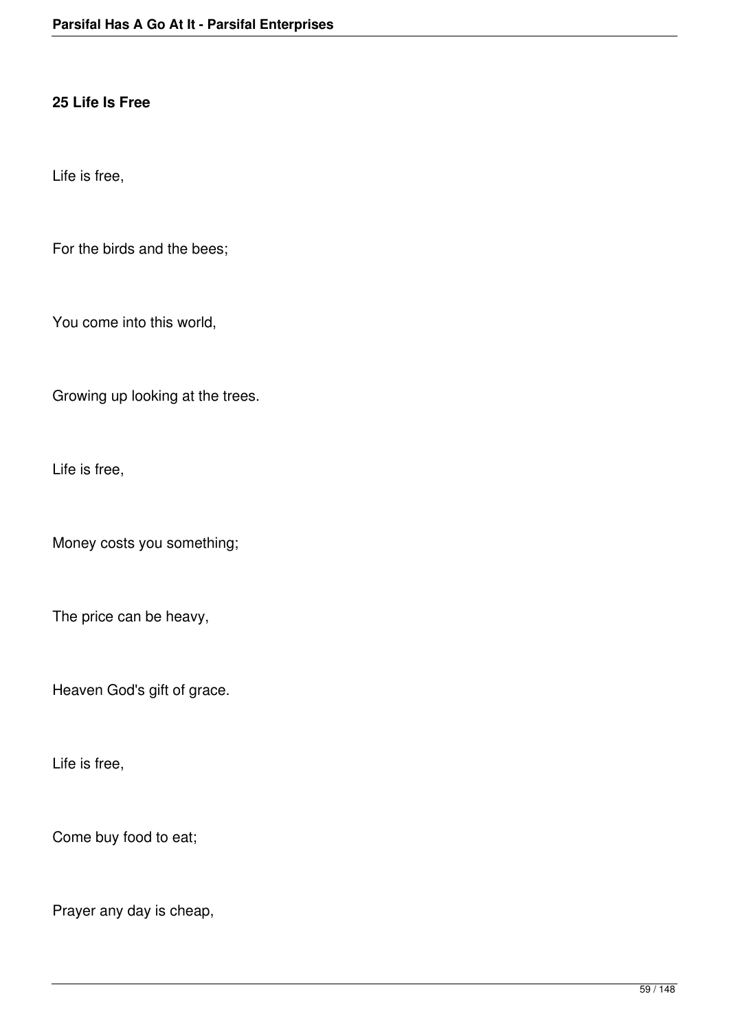## 25 Life Is Free

Life is free,

For the birds and the bees;

You come into this world,

Growing up looking at the trees.

Life is free,

Money costs you something;

The price can be heavy,

Heaven God's gift of grace.

Life is free,

Come buy food to eat;

Prayer any day is cheap,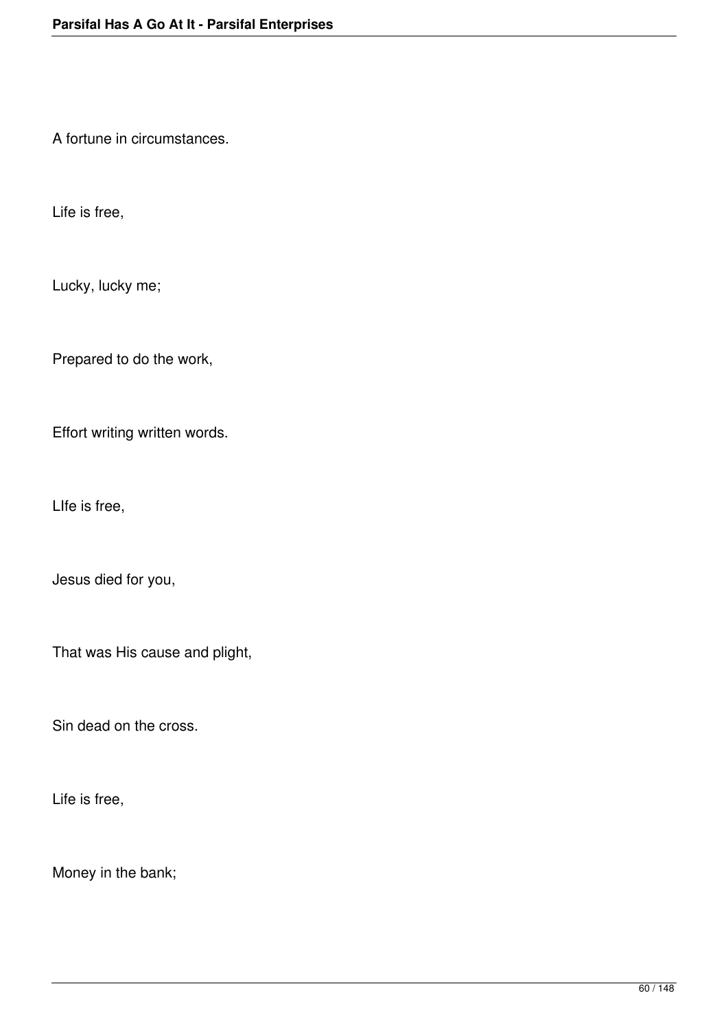A fortune in circumstances.

Life is free,

Lucky, lucky me;

Prepared to do the work,

Effort writing written words.

LIfe is free,

Jesus died for you,

That was His cause and plight,

Sin dead on the cross.

Life is free,

Money in the bank;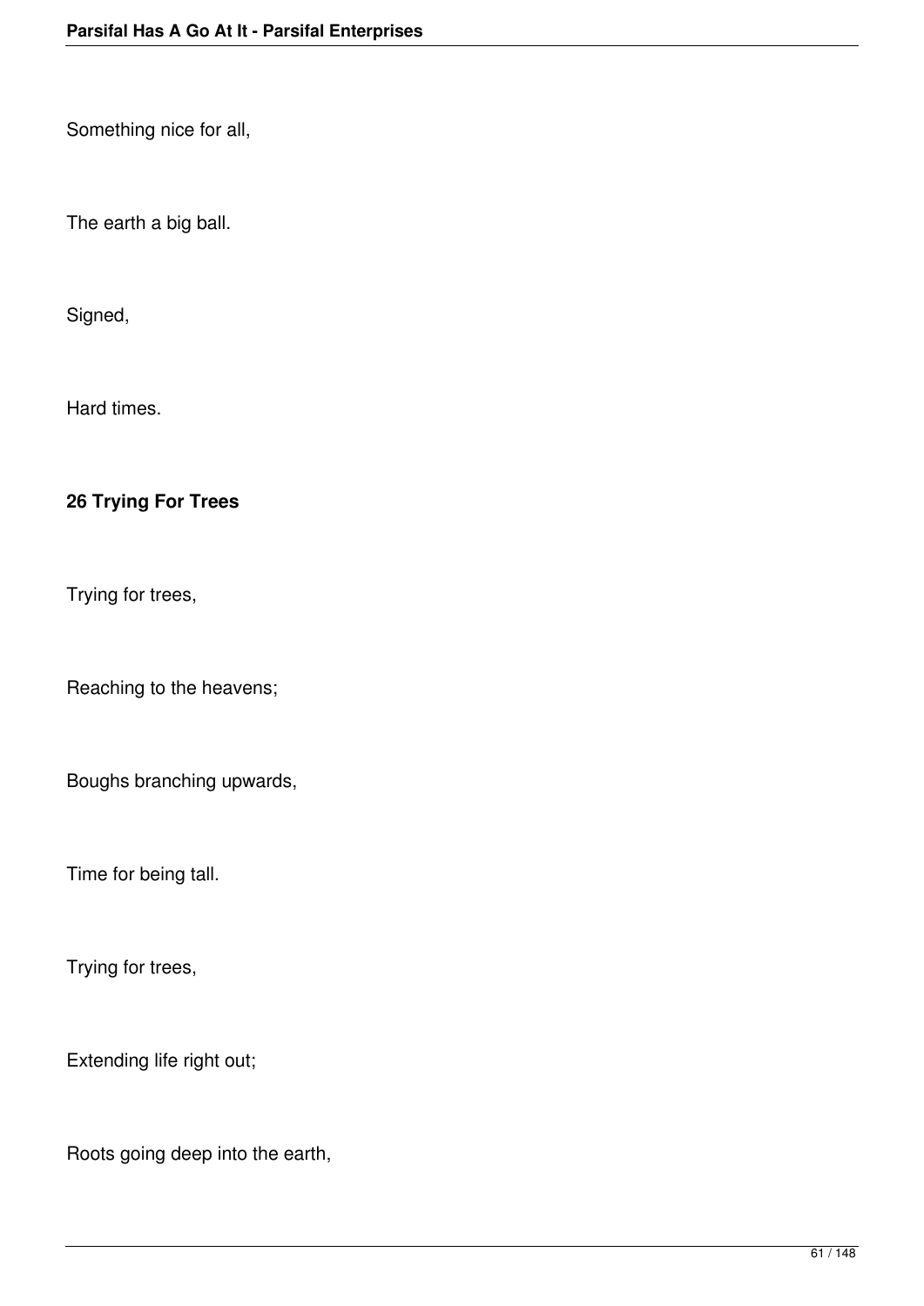Something nice for all,

The earth a big ball.

Signed,

Hard times.

**26 Trying For Trees**

Trying for trees,

Reaching to the heavens;

Boughs branching upwards,

Time for being tall.

Trying for trees,

Extending life right out;

Roots going deep into the earth,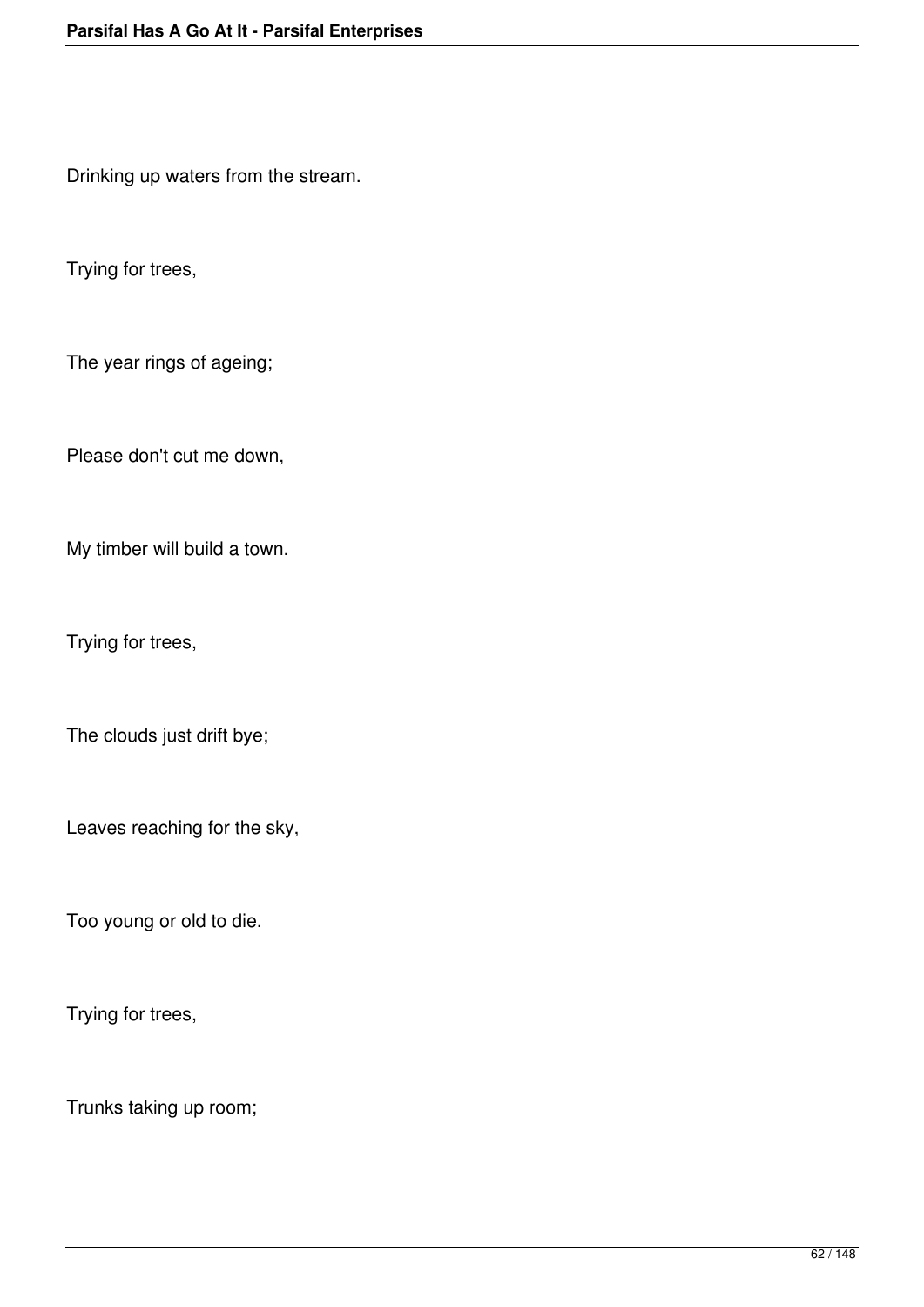Drinking up waters from the stream.

Trying for trees,

The year rings of ageing;

Please don't cut me down,

My timber will build a town.

Trying for trees,

The clouds just drift bye;

Leaves reaching for the sky,

Too young or old to die.

Trying for trees,

Trunks taking up room;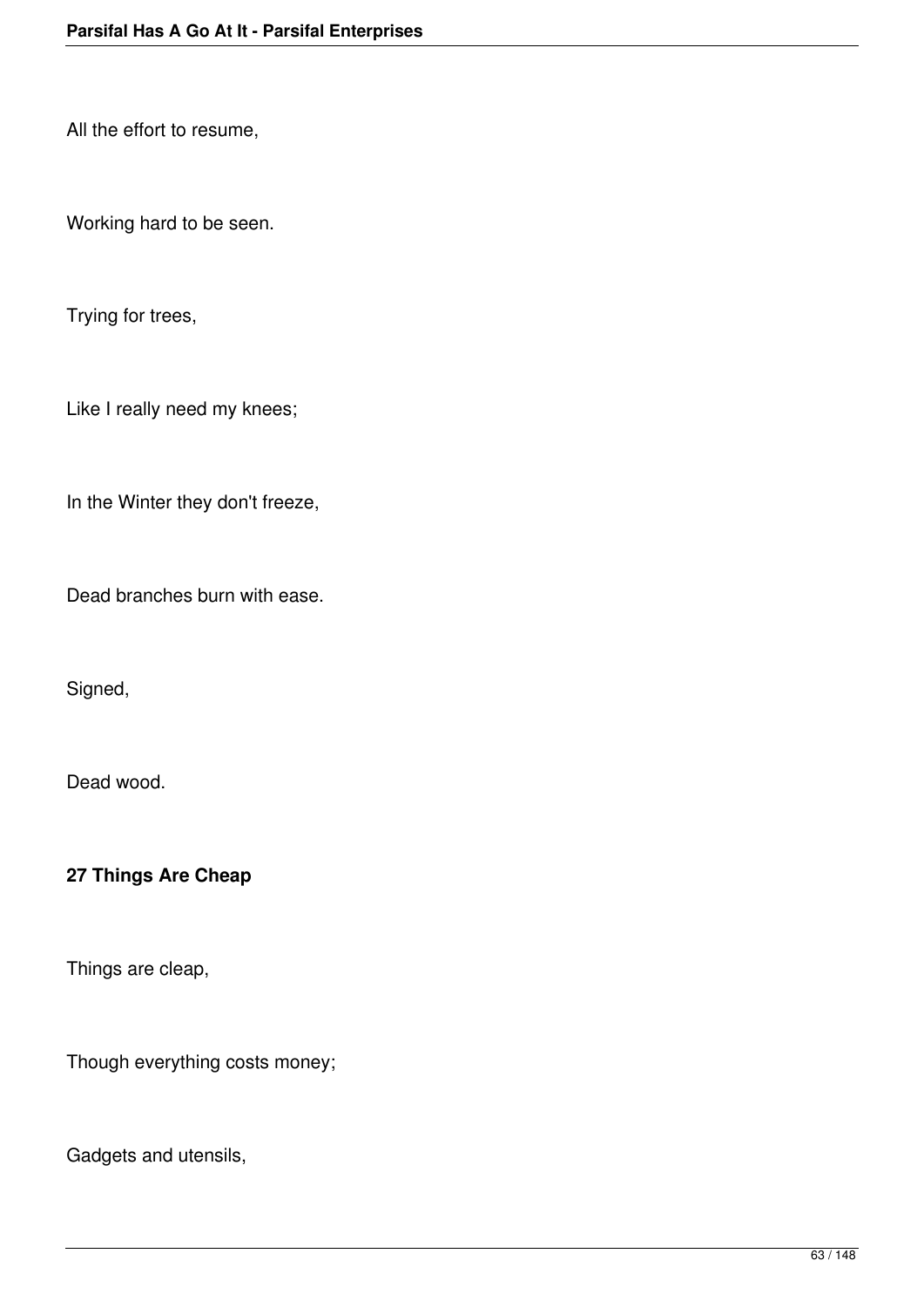All the effort to resume,

Working hard to be seen.

Trying for trees,

Like I really need my knees;

In the Winter they don't freeze,

Dead branches burn with ease.

Signed,

Dead wood.

**27 Things Are Cheap**

Things are cleap,

Though everything costs money;

Gadgets and utensils,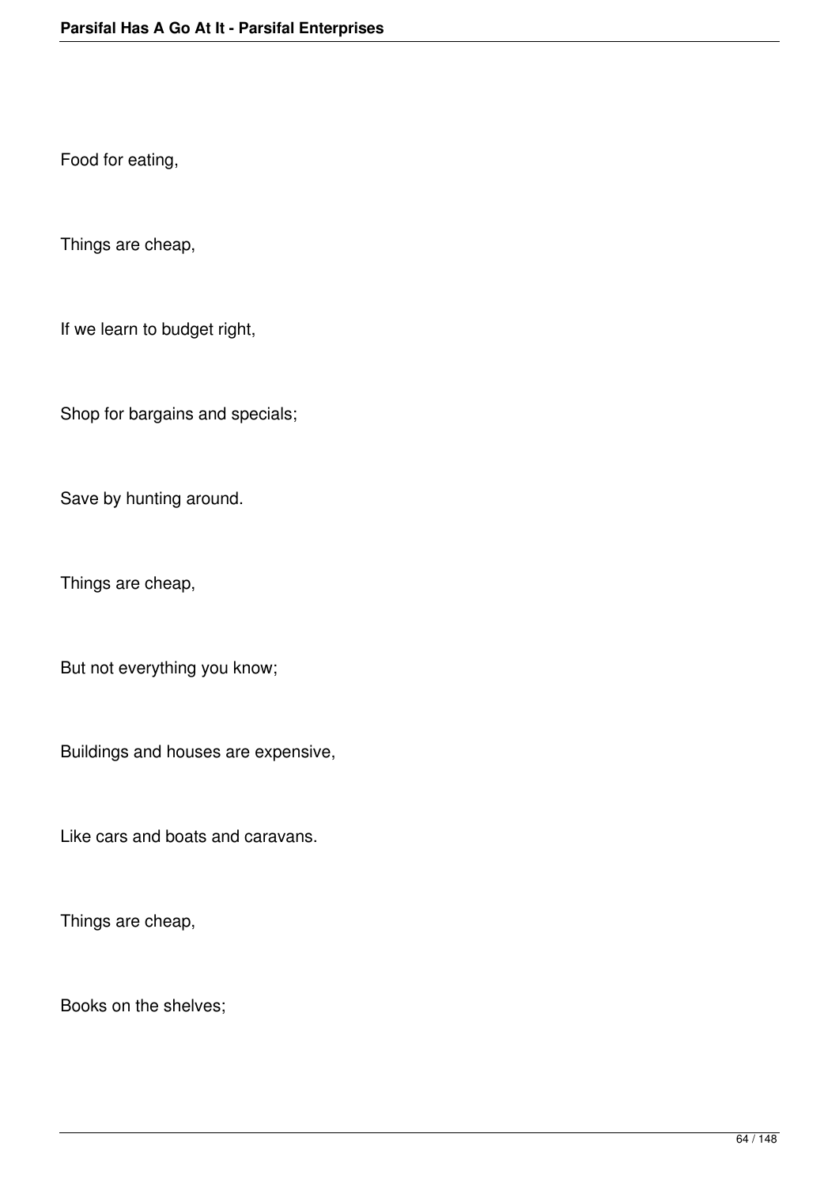Food for eating,

Things are cheap,

If we learn to budget right,

Shop for bargains and specials;

Save by hunting around.

Things are cheap,

But not everything you know;

Buildings and houses are expensive,

Like cars and boats and caravans.

Things are cheap,

Books on the shelves;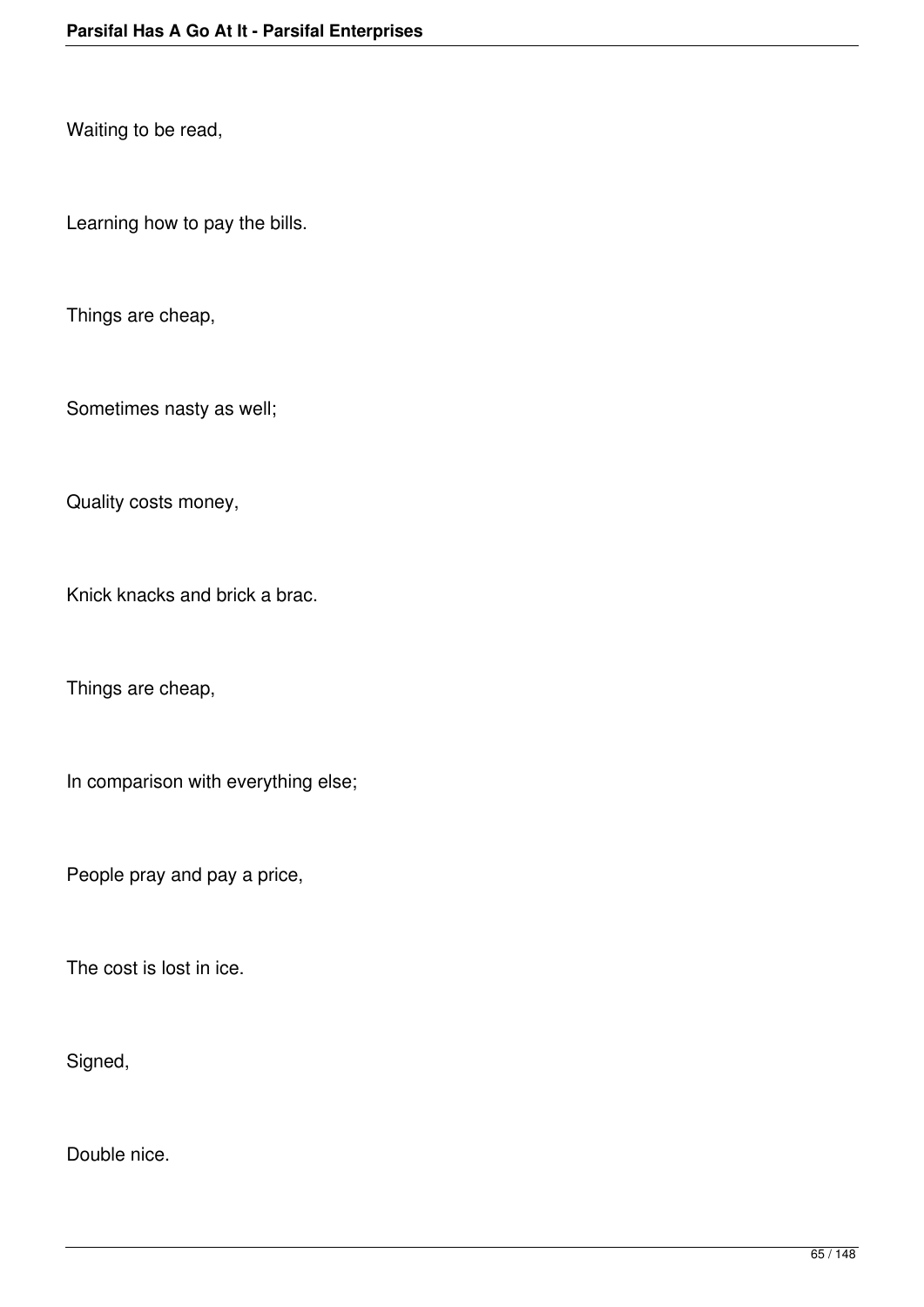Waiting to be read,

Learning how to pay the bills.

Things are cheap,

Sometimes nasty as well;

Quality costs money,

Knick knacks and brick a brac.

Things are cheap,

In comparison with everything else;

People pray and pay a price,

The cost is lost in ice.

Signed,

Double nice.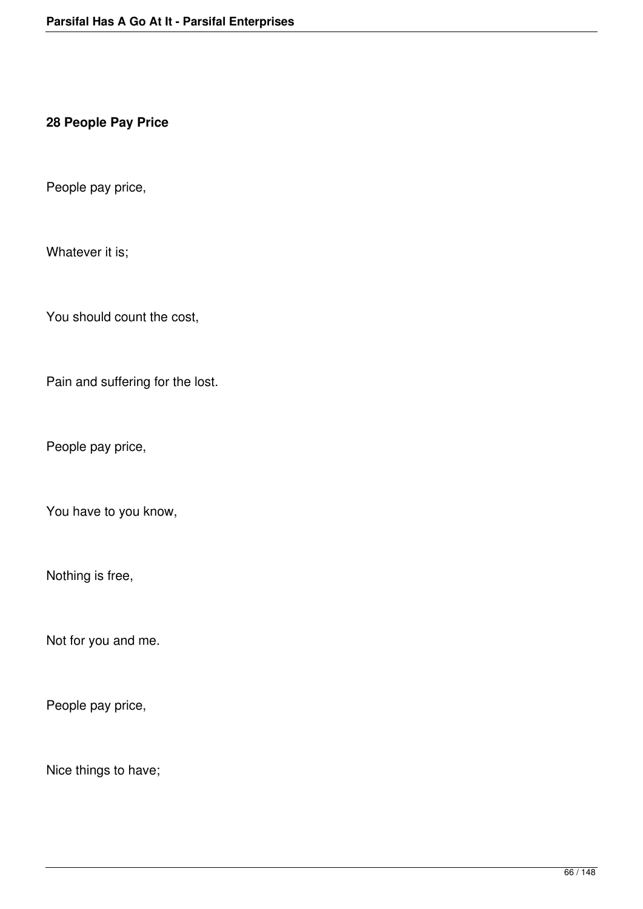### 28 People Pay Price

People pay price,

Whatever it is;

You should count the cost,

Pain and suffering for the lost.

People pay price,

You have to you know,

Nothing is free,

Not for you and me.

People pay price,

Nice things to have;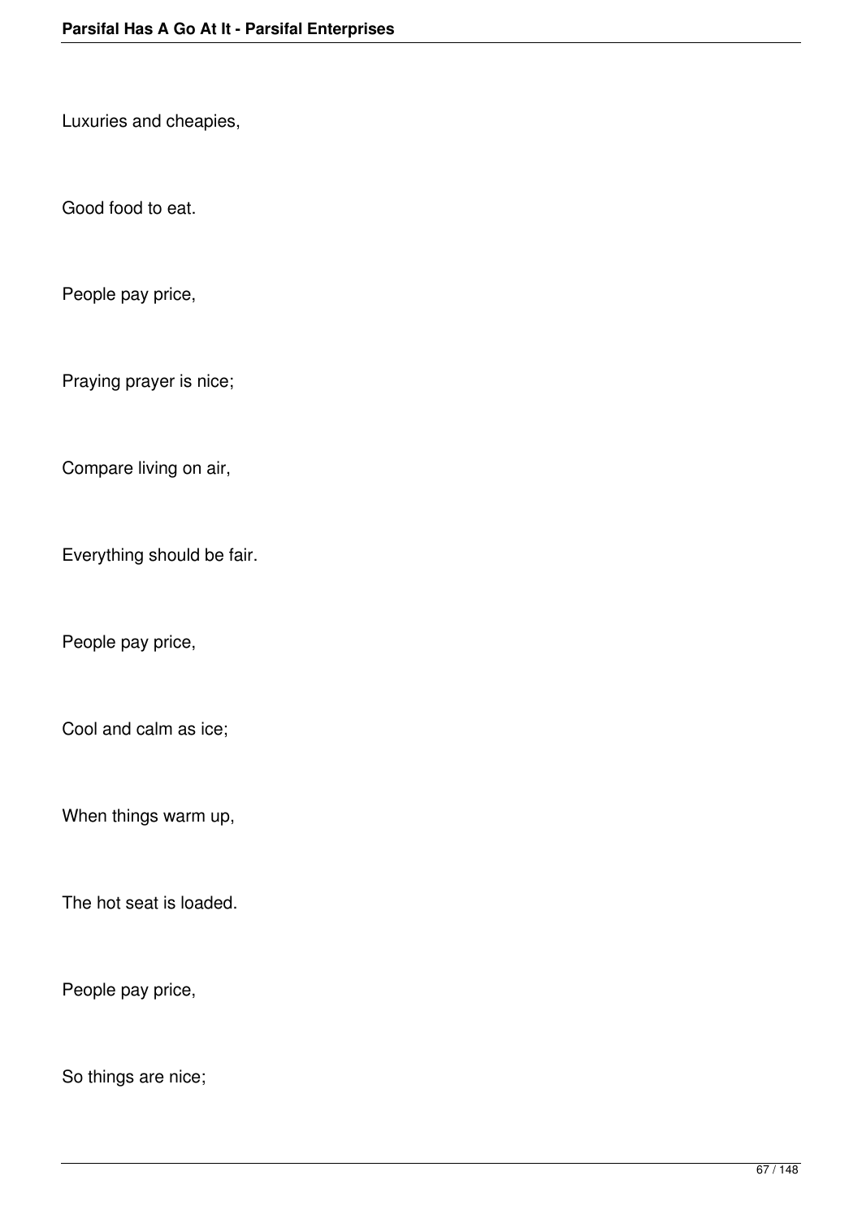Luxuries and cheapies,

Good food to eat.

People pay price,

Praying prayer is nice;

Compare living on air,

Everything should be fair.

People pay price,

Cool and calm as ice;

When things warm up,

The hot seat is loaded.

People pay price,

So things are nice;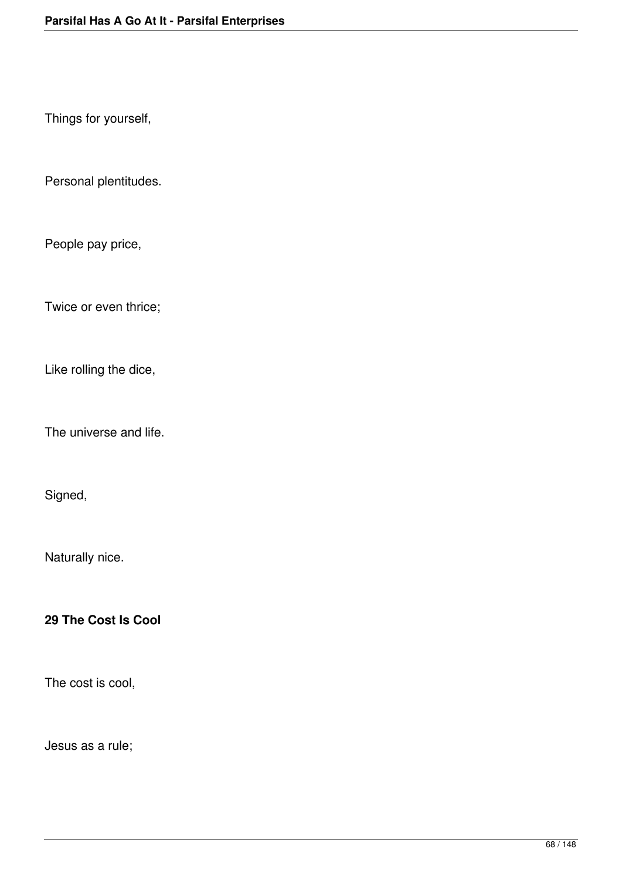Things for yourself,

Personal plentitudes.

People pay price,

Twice or even thrice;

Like rolling the dice,

The universe and life.

Signed,

Naturally nice.

**29 The Cost Is Cool**

The cost is cool,

Jesus as a rule;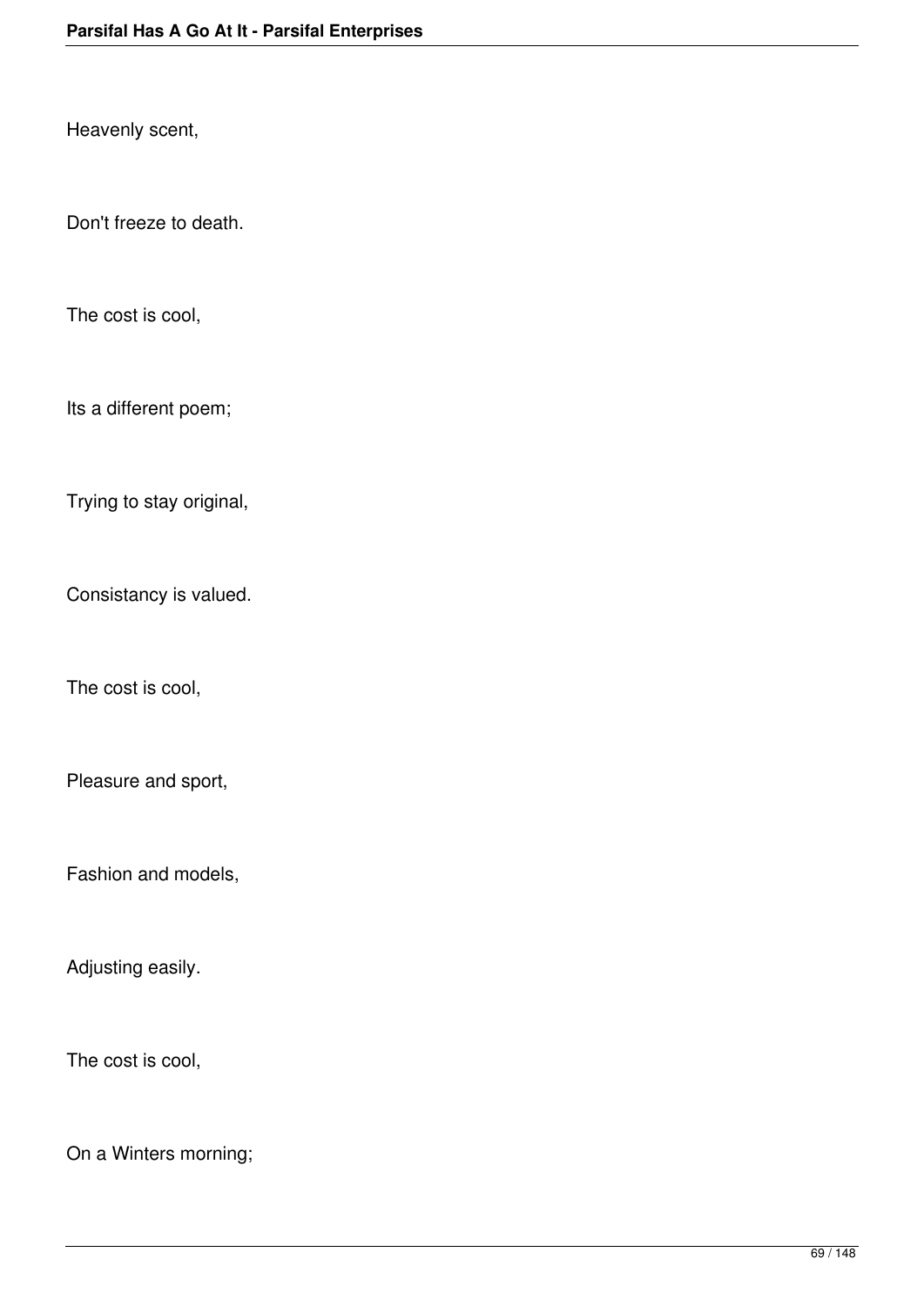Heavenly scent,

Don't freeze to death.

The cost is cool,

Its a different poem;

Trying to stay original,

Consistancy is valued.

The cost is cool,

Pleasure and sport,

Fashion and models,

Adjusting easily.

The cost is cool,

On a Winters morning;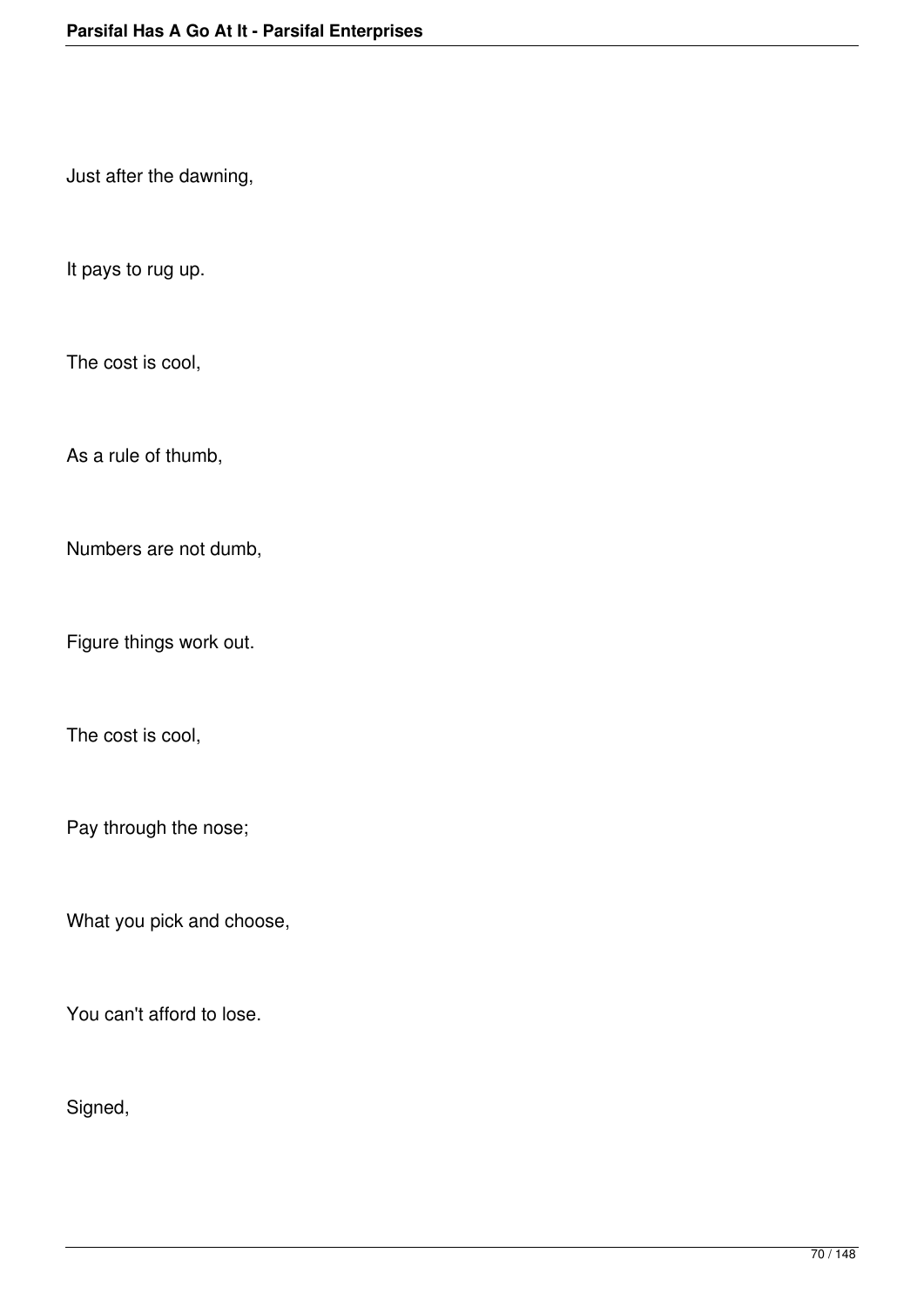Just after the dawning,

It pays to rug up.

The cost is cool,

As a rule of thumb,

Numbers are not dumb,

Figure things work out.

The cost is cool,

Pay through the nose;

What you pick and choose,

You can't afford to lose.

Signed,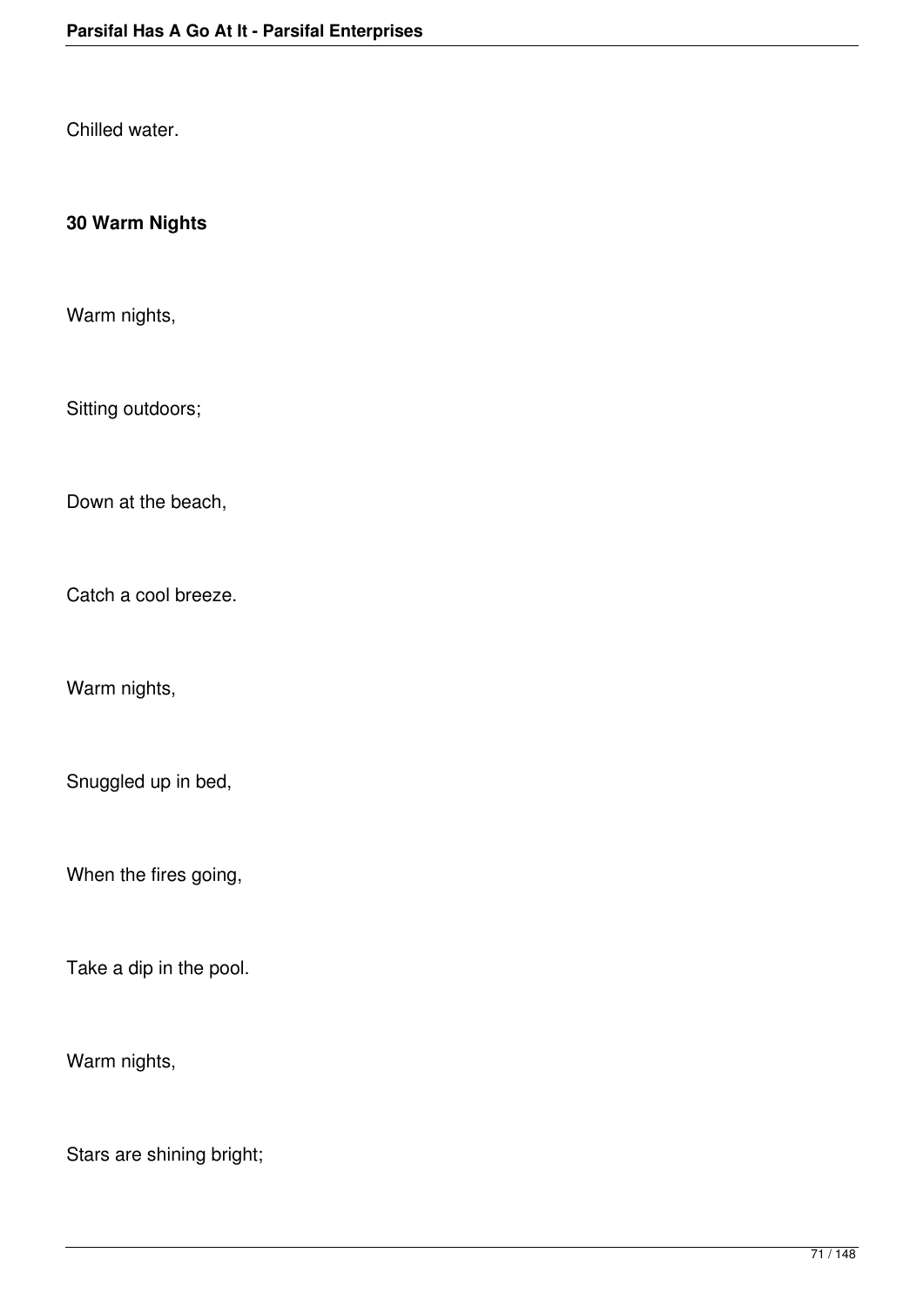Chilled water.

**30 Warm Nights**

Warm nights,

Sitting outdoors;

Down at the beach,

Catch a cool breeze.

Warm nights,

Snuggled up in bed,

When the fires going,

Take a dip in the pool.

Warm nights,

Stars are shining bright;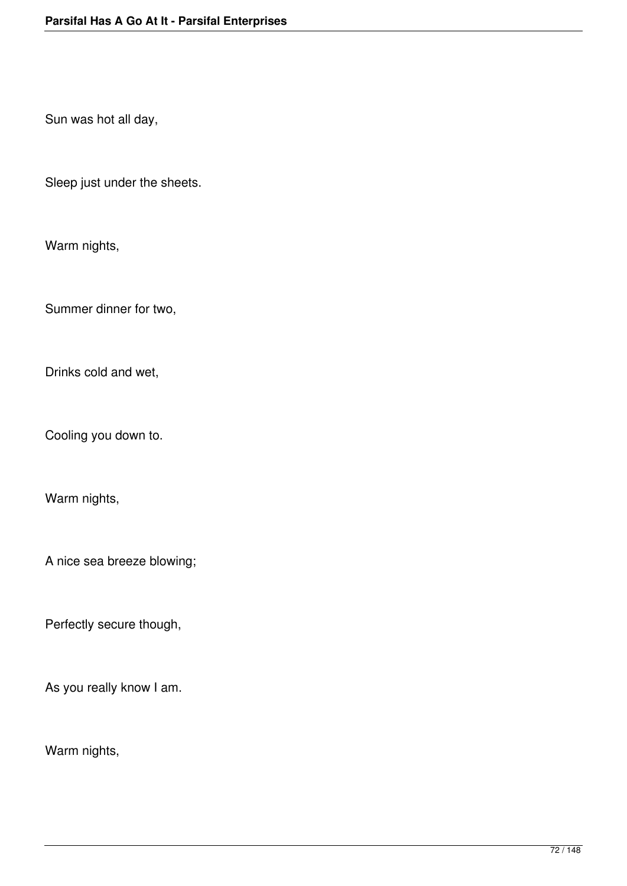Sun was hot all day,

Sleep just under the sheets.

Warm nights,

Summer dinner for two,

Drinks cold and wet,

Cooling you down to.

Warm nights,

A nice sea breeze blowing;

Perfectly secure though,

As you really know I am.

Warm nights,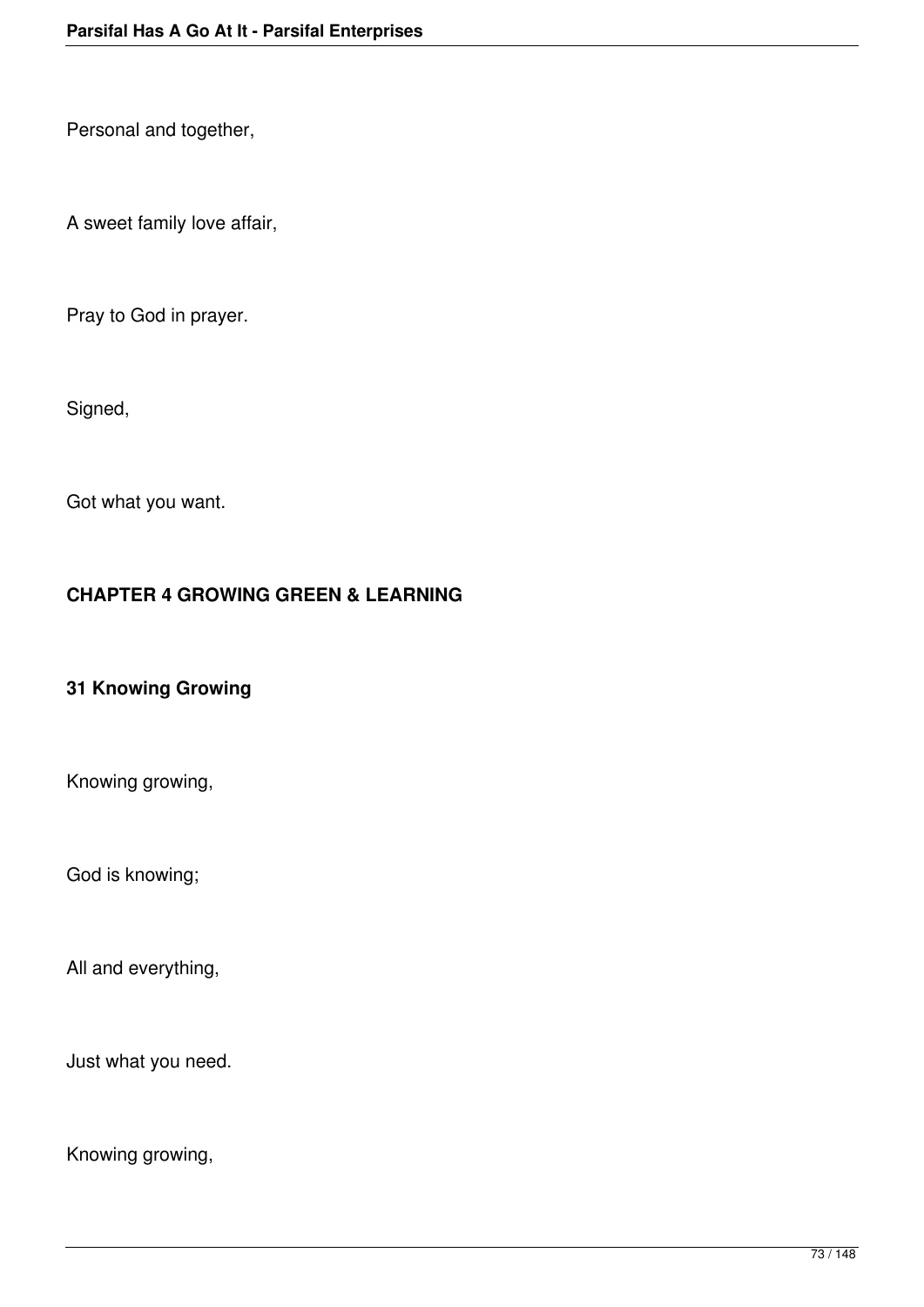Personal and together,

A sweet family love affair,

Pray to God in prayer.

Signed,

Got what you want.

## CHAPTER 4 GROWING GREEN & LEARNING

### 31 Knowing Growing

Knowing growing,

God is knowing;

All and everything,

Just what you need.

Knowing growing,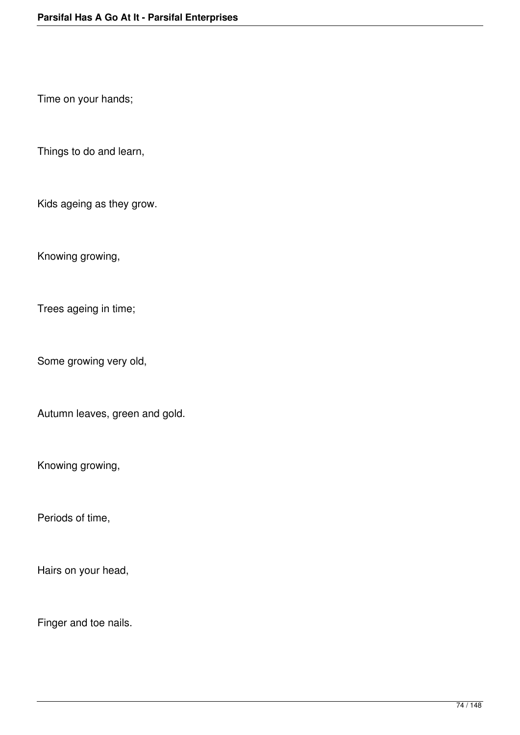Time on your hands;

Things to do and learn,

Kids ageing as they grow.

Knowing growing,

Trees ageing in time;

Some growing very old,

Autumn leaves, green and gold.

Knowing growing,

Periods of time,

Hairs on your head,

Finger and toe nails.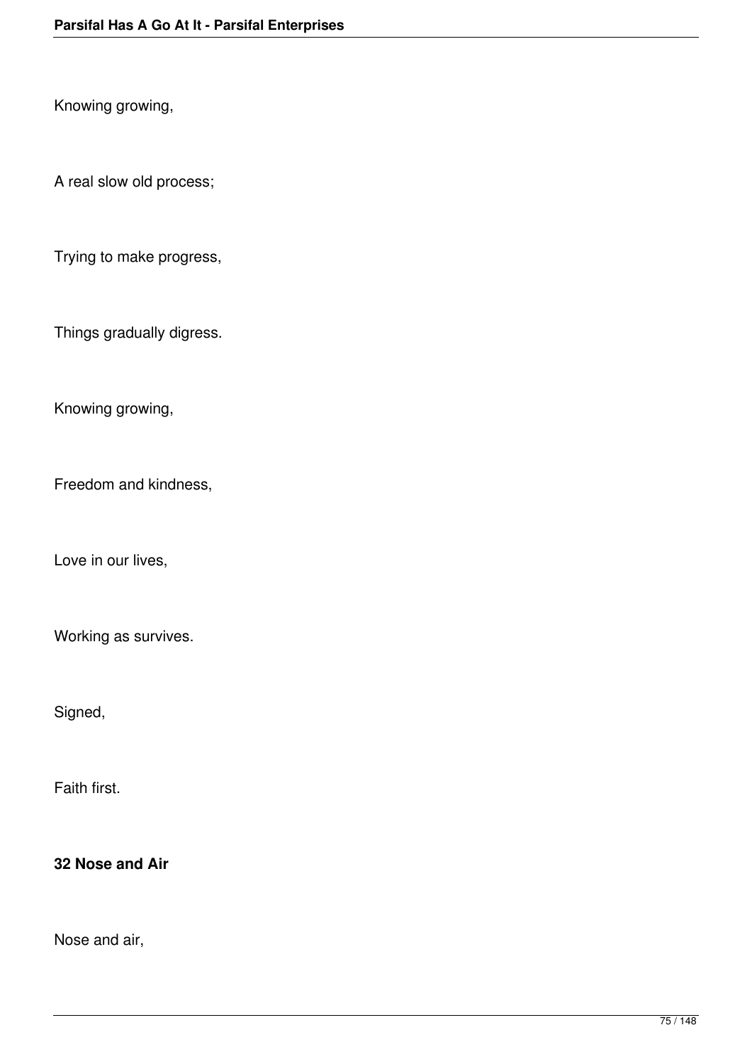Knowing growing,

A real slow old process;

Trying to make progress,

Things gradually digress.

Knowing growing,

Freedom and kindness,

Love in our lives,

Working as survives.

Signed,

Faith first.

**32 Nose and Air**

Nose and air,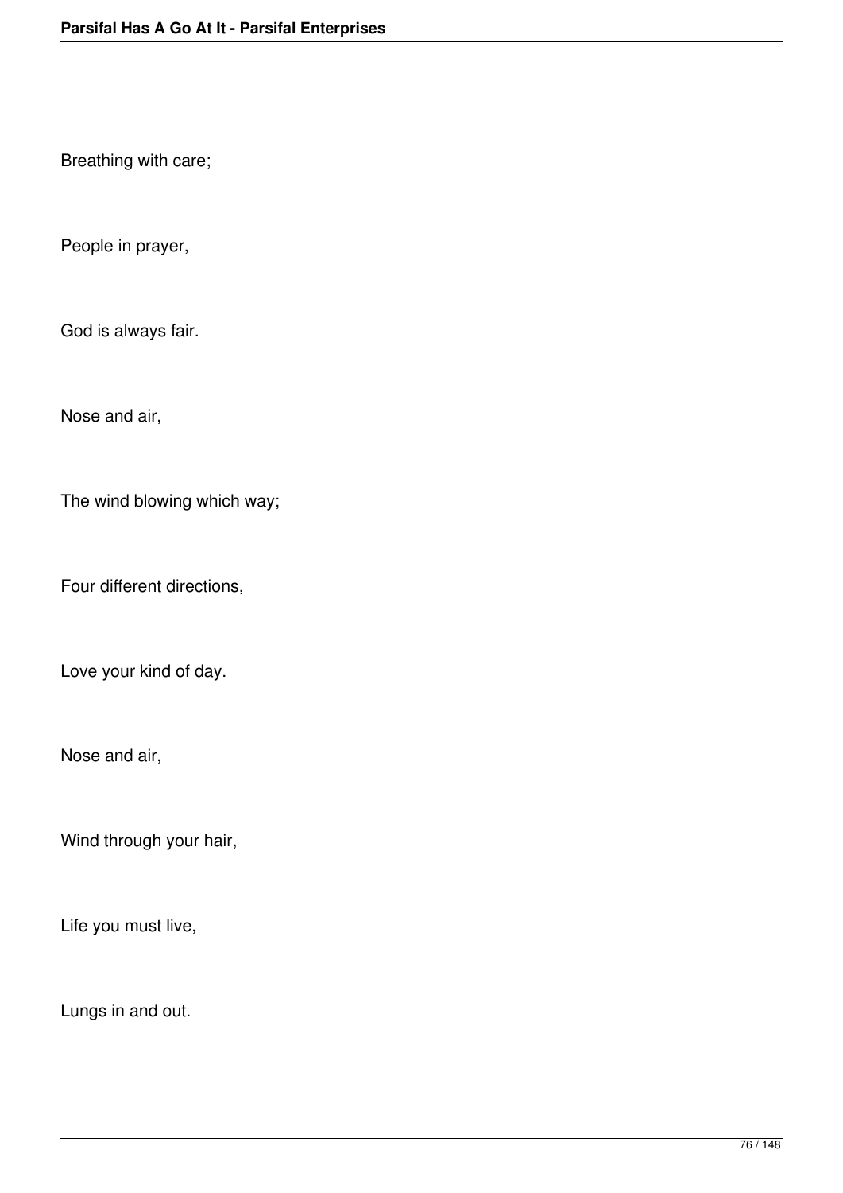Breathing with care;

People in prayer,

God is always fair.

Nose and air,

The wind blowing which way;

Four different directions,

Love your kind of day.

Nose and air,

Wind through your hair,

Life you must live,

Lungs in and out.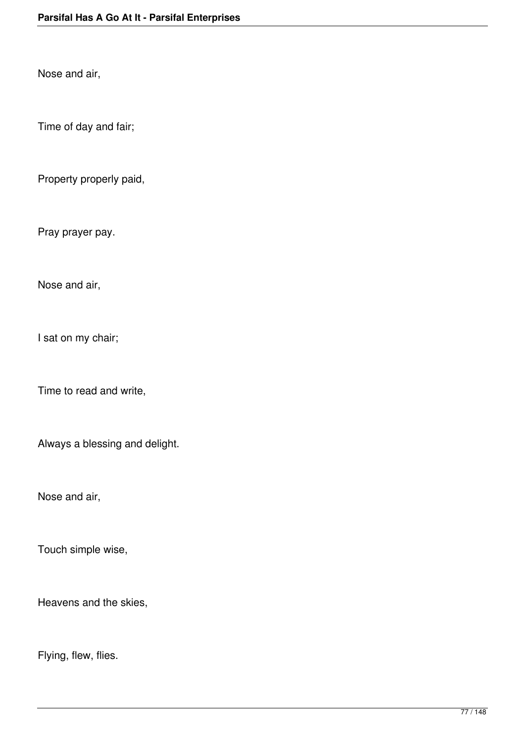Nose and air,

Time of day and fair;

Property properly paid,

Pray prayer pay.

Nose and air,

I sat on my chair;

Time to read and write,

Always a blessing and delight.

Nose and air,

Touch simple wise,

Heavens and the skies,

Flying, flew, flies.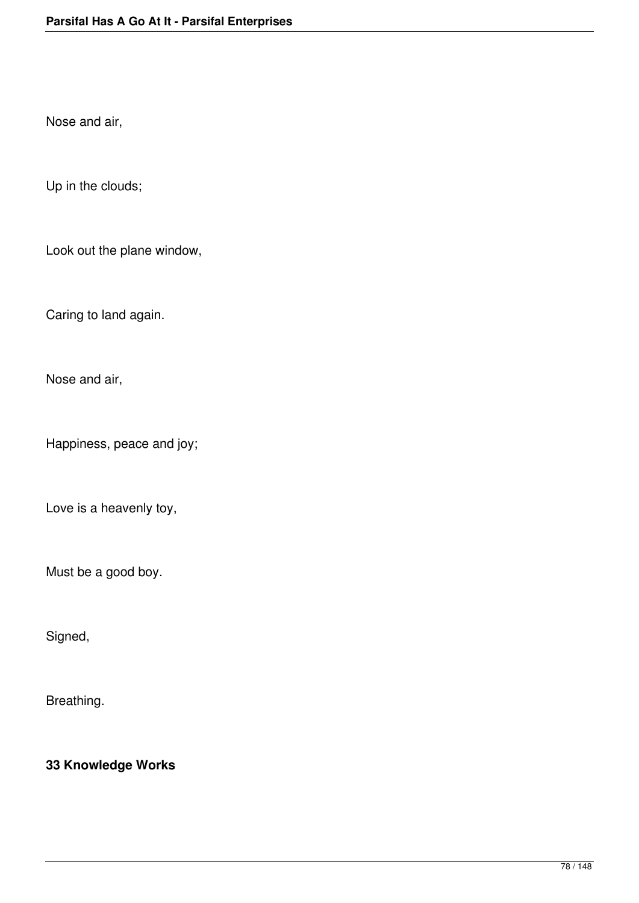Nose and air,

Up in the clouds;

Look out the plane window,

Caring to land again.

Nose and air,

Happiness, peace and joy;

Love is a heavenly toy,

Must be a good boy.

Signed,

Breathing.

**33 Knowledge Works**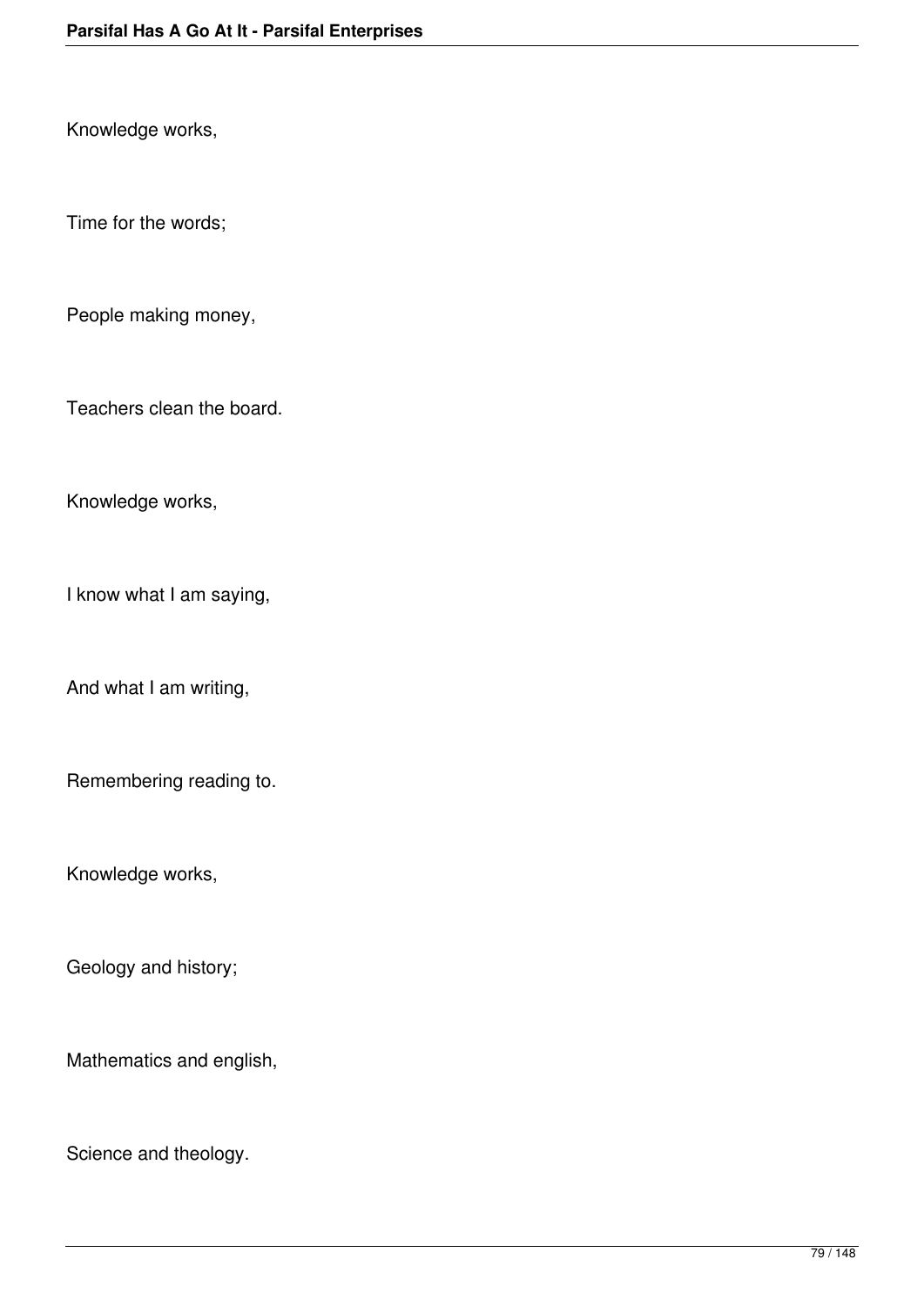Knowledge works,

Time for the words;

People making money,

Teachers clean the board.

Knowledge works,

I know what I am saying,

And what I am writing,

Remembering reading to.

Knowledge works,

Geology and history;

Mathematics and english,

Science and theology.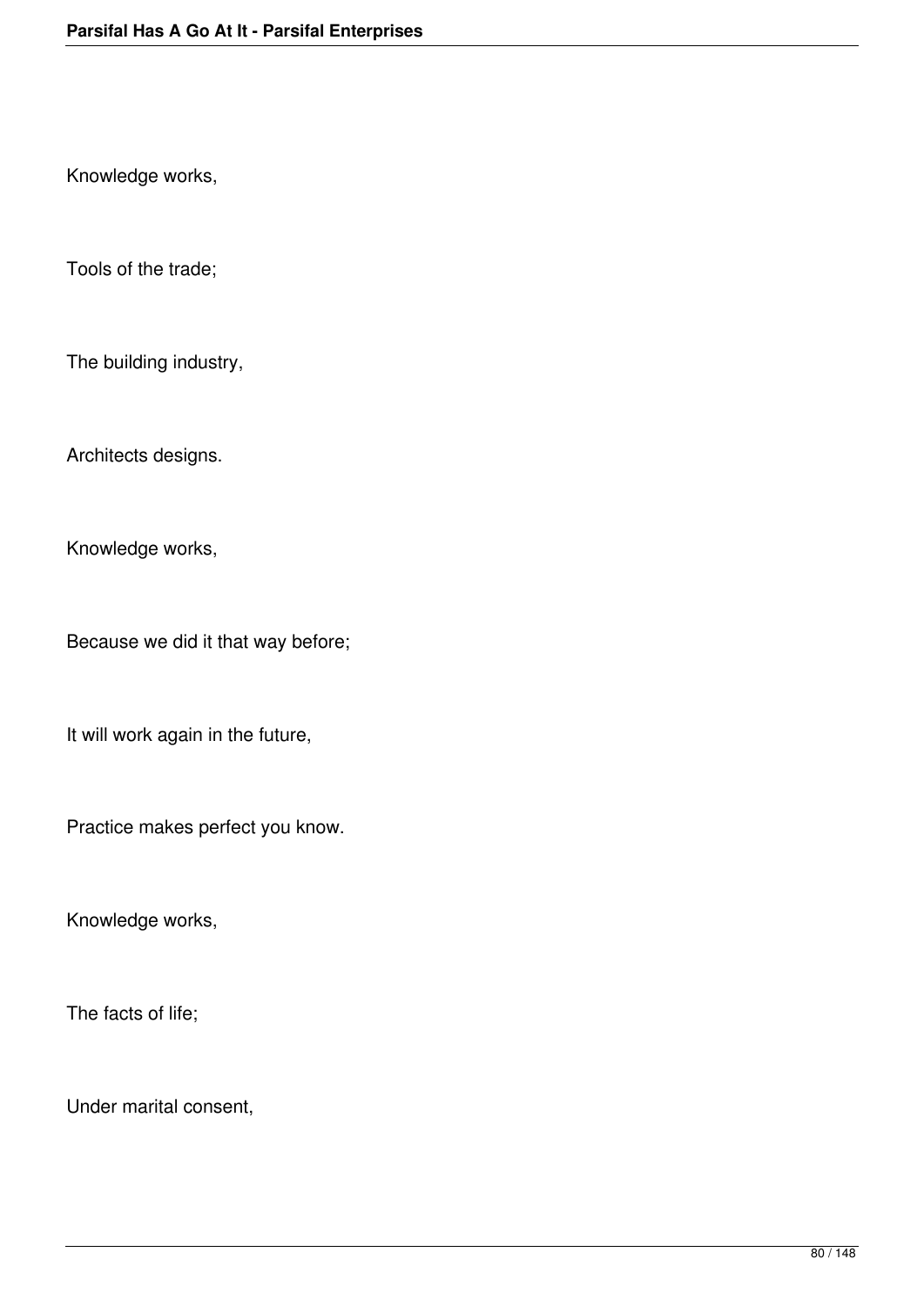Knowledge works,

Tools of the trade;

The building industry,

Architects designs.

Knowledge works,

Because we did it that way before;

It will work again in the future,

Practice makes perfect you know.

Knowledge works,

The facts of life;

Under marital consent,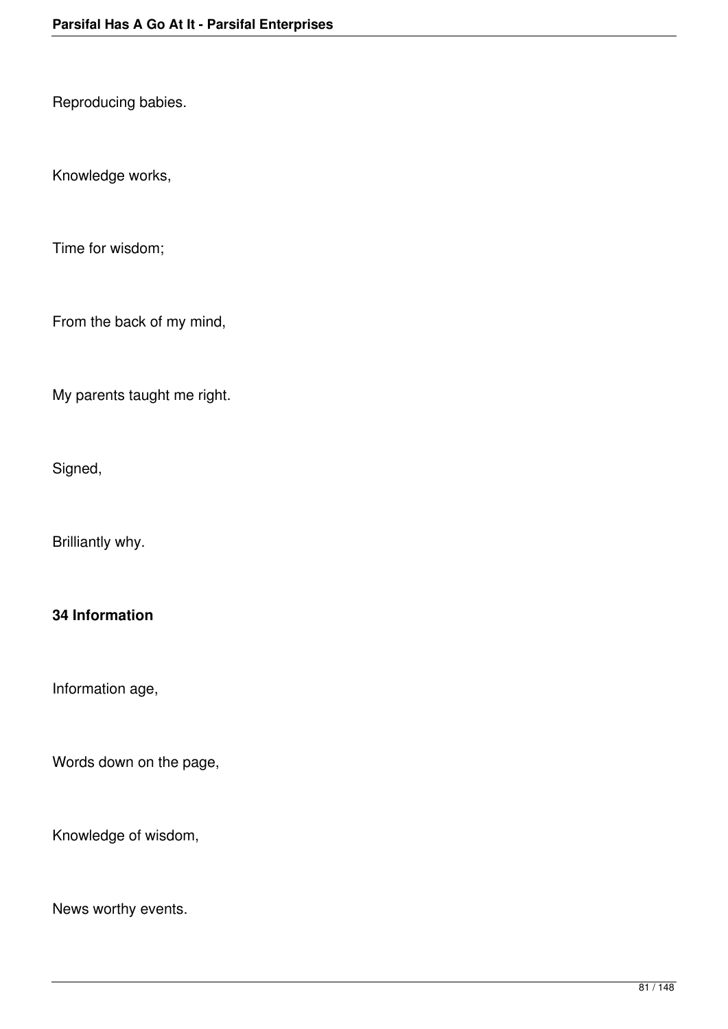Reproducing babies.

Knowledge works,

Time for wisdom;

From the back of my mind,

My parents taught me right.

Signed,

Brilliantly why.

**34 Information**

Information age,

Words down on the page,

Knowledge of wisdom,

News worthy events.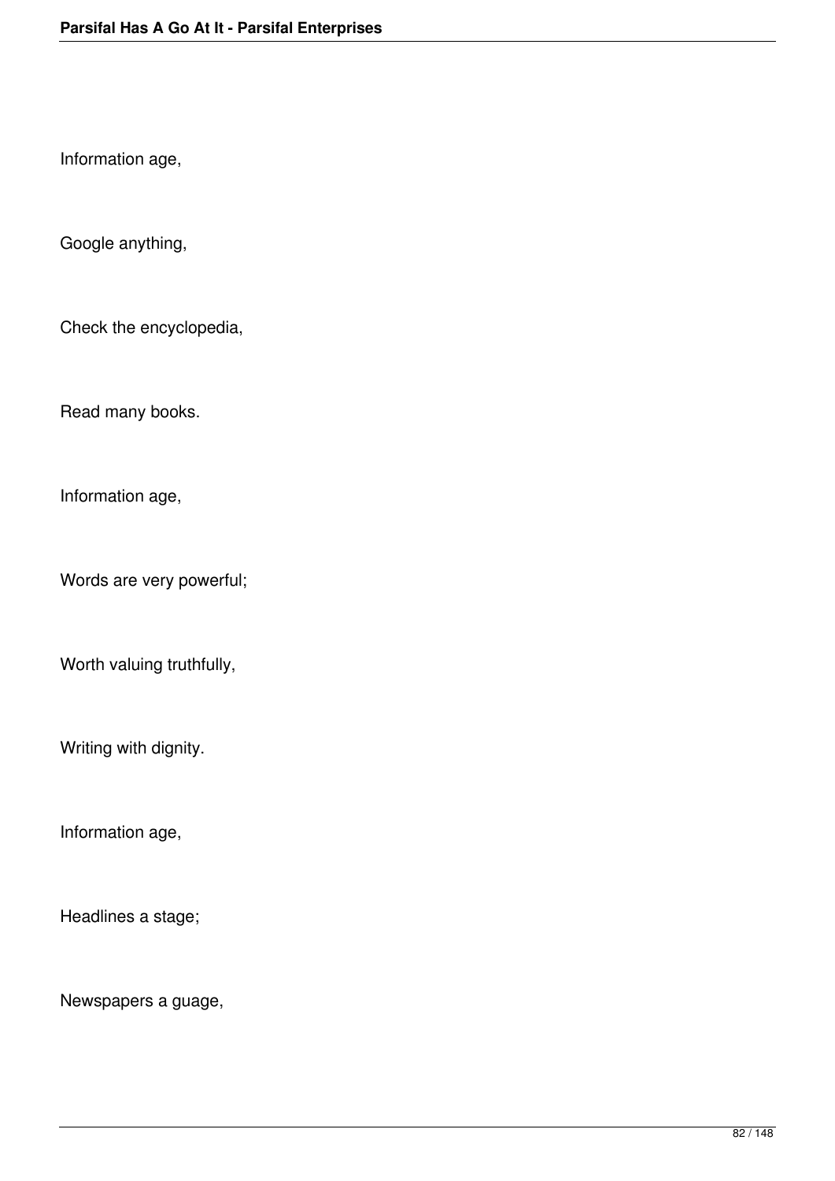Information age,

Google anything,

Check the encyclopedia,

Read many books.

Information age,

Words are very powerful;

Worth valuing truthfully,

Writing with dignity.

Information age,

Headlines a stage;

Newspapers a guage,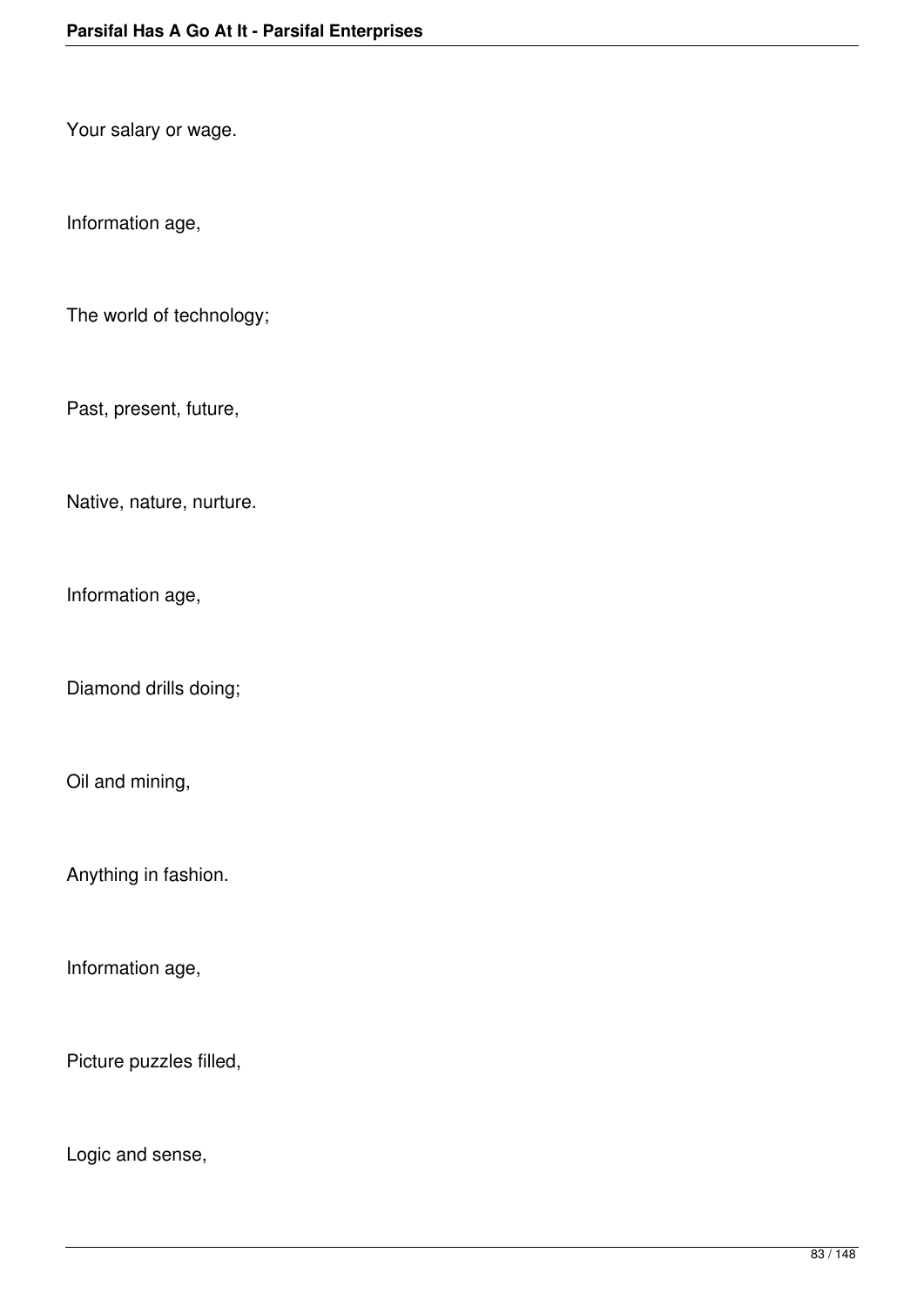Your salary or wage.

Information age,

The world of technology;

Past, present, future,

Native, nature, nurture.

Information age,

Diamond drills doing;

Oil and mining,

Anything in fashion.

Information age,

Picture puzzles filled,

Logic and sense,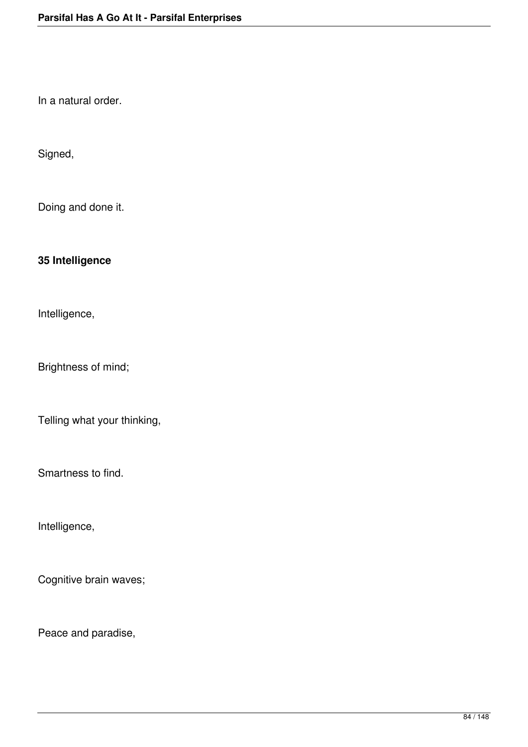In a natural order.

Signed,

Doing and done it.

**35 Intelligence**

Intelligence,

Brightness of mind;

Telling what your thinking,

Smartness to find.

Intelligence,

Cognitive brain waves;

Peace and paradise,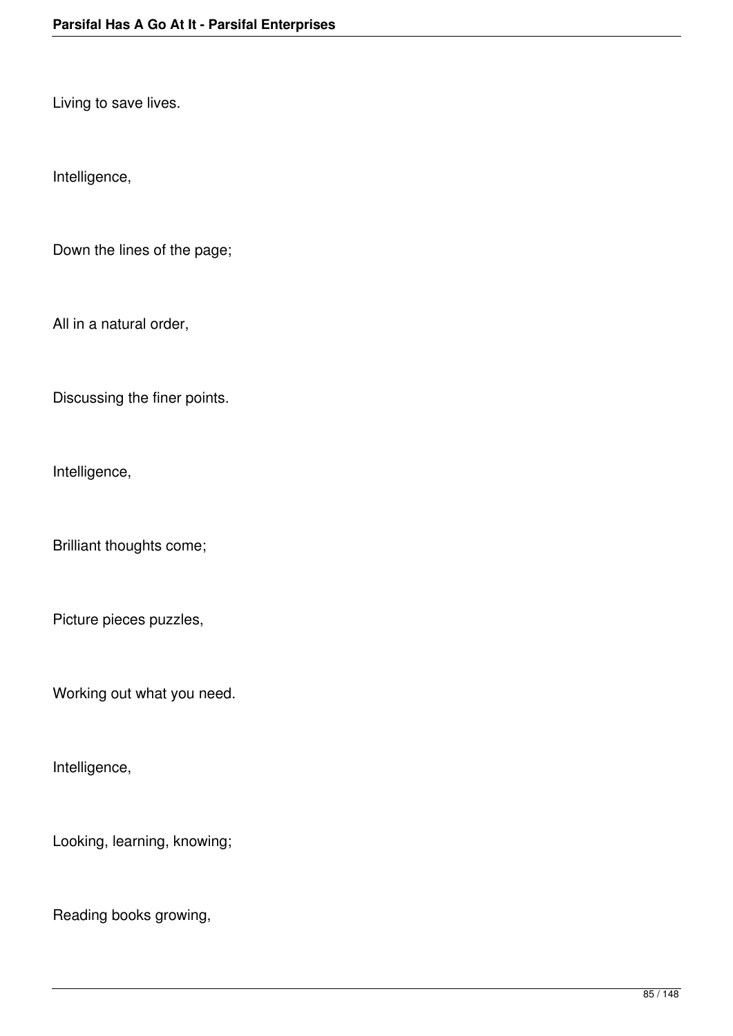Living to save lives.

Intelligence,

Down the lines of the page;

All in a natural order,

Discussing the finer points.

Intelligence,

Brilliant thoughts come;

Picture pieces puzzles,

Working out what you need.

Intelligence,

Looking, learning, knowing;

Reading books growing,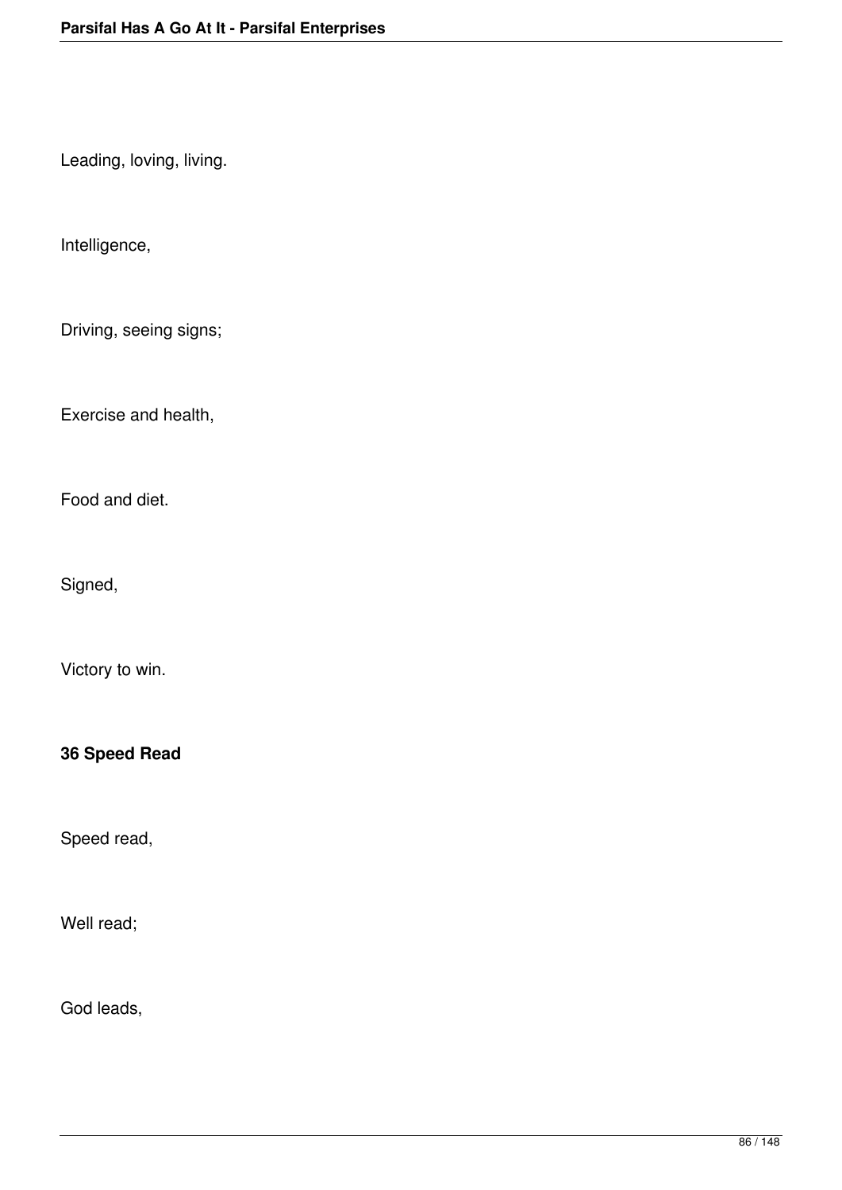Leading, loving, living.

Intelligence,

Driving, seeing signs;

Exercise and health,

Food and diet.

Signed,

Victory to win.

**36 Speed Read**

Speed read,

Well read;

God leads,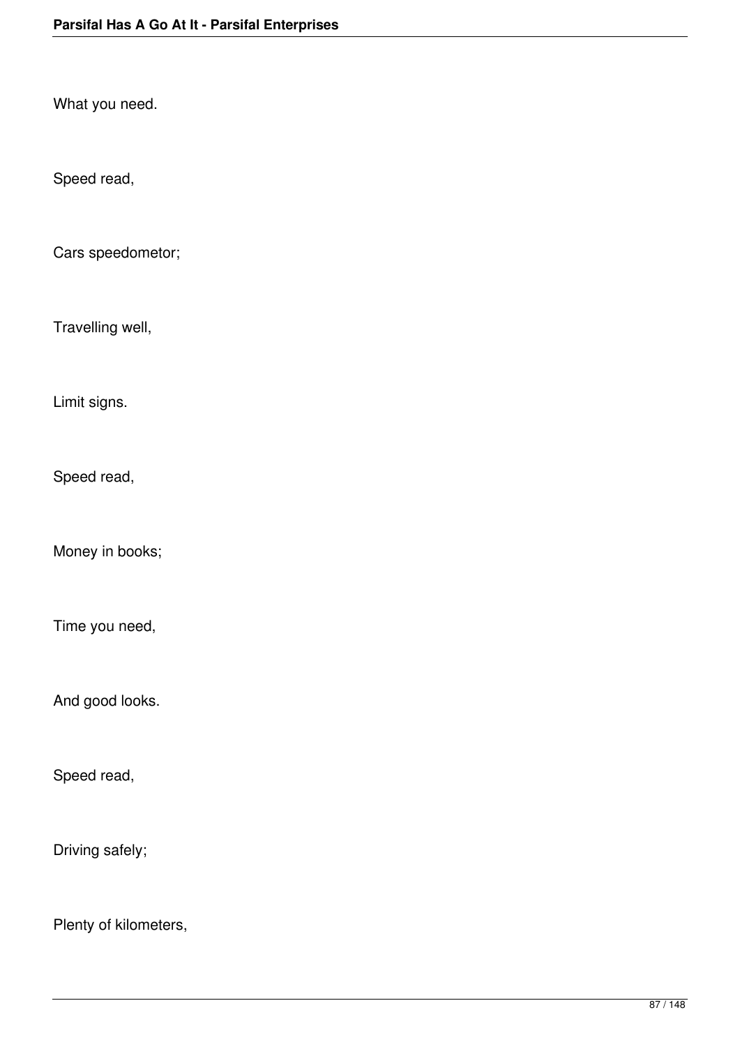What you need.

Speed read,

Cars speedometor;

Travelling well,

Limit signs.

Speed read,

Money in books;

Time you need,

And good looks.

Speed read,

Driving safely;

Plenty of kilometers,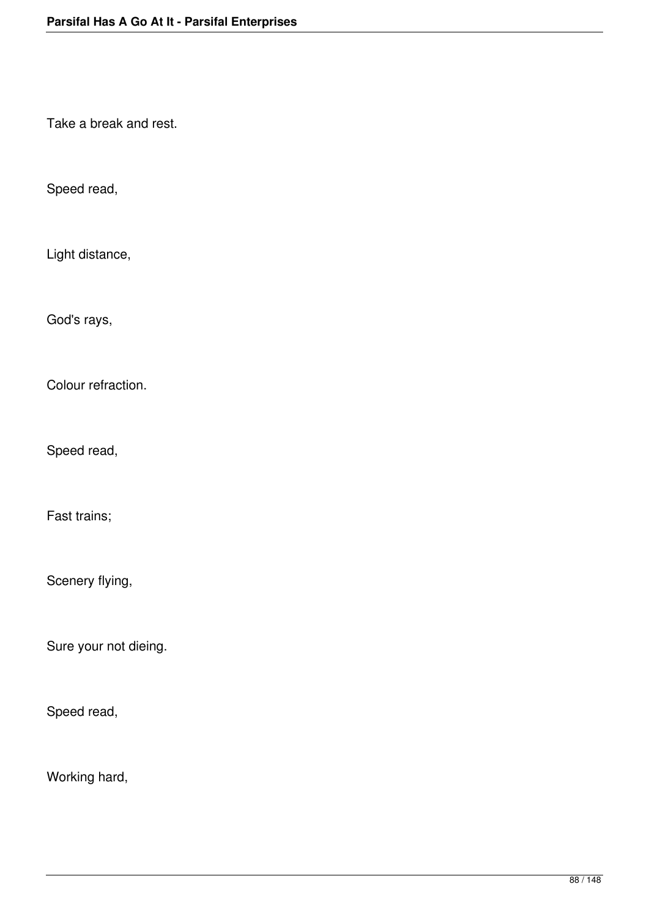Take a break and rest.

Speed read,

Light distance,

God's rays,

Colour refraction.

Speed read,

Fast trains;

Scenery flying,

Sure your not dieing.

Speed read,

Working hard,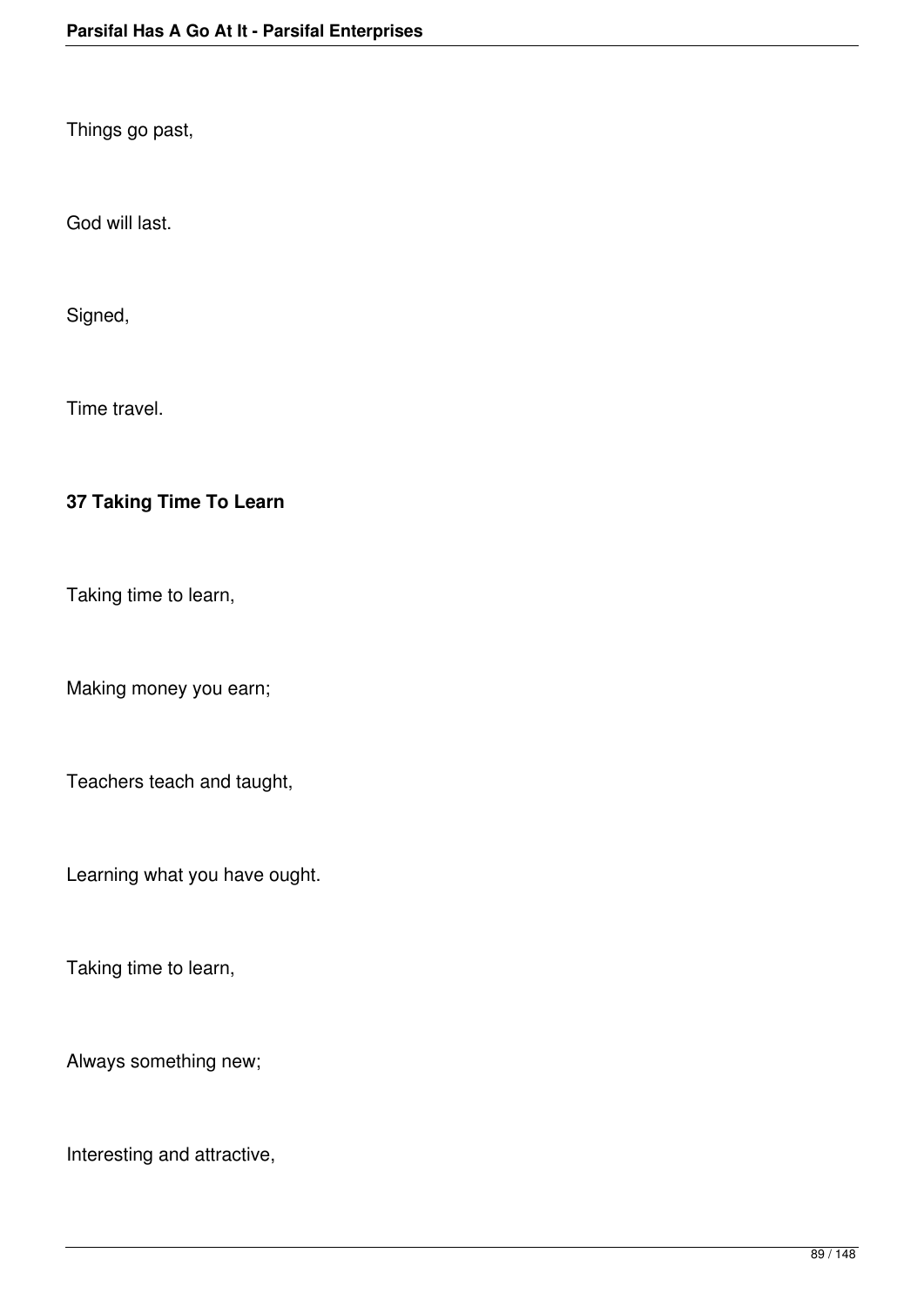Things go past,

God will last.

Signed,

Time travel.

### 37 Taking Time To Learn

Taking time to learn,

Making money you earn;

Teachers teach and taught,

Learning what you have ought.

Taking time to learn,

Always something new;

Interesting and attractive,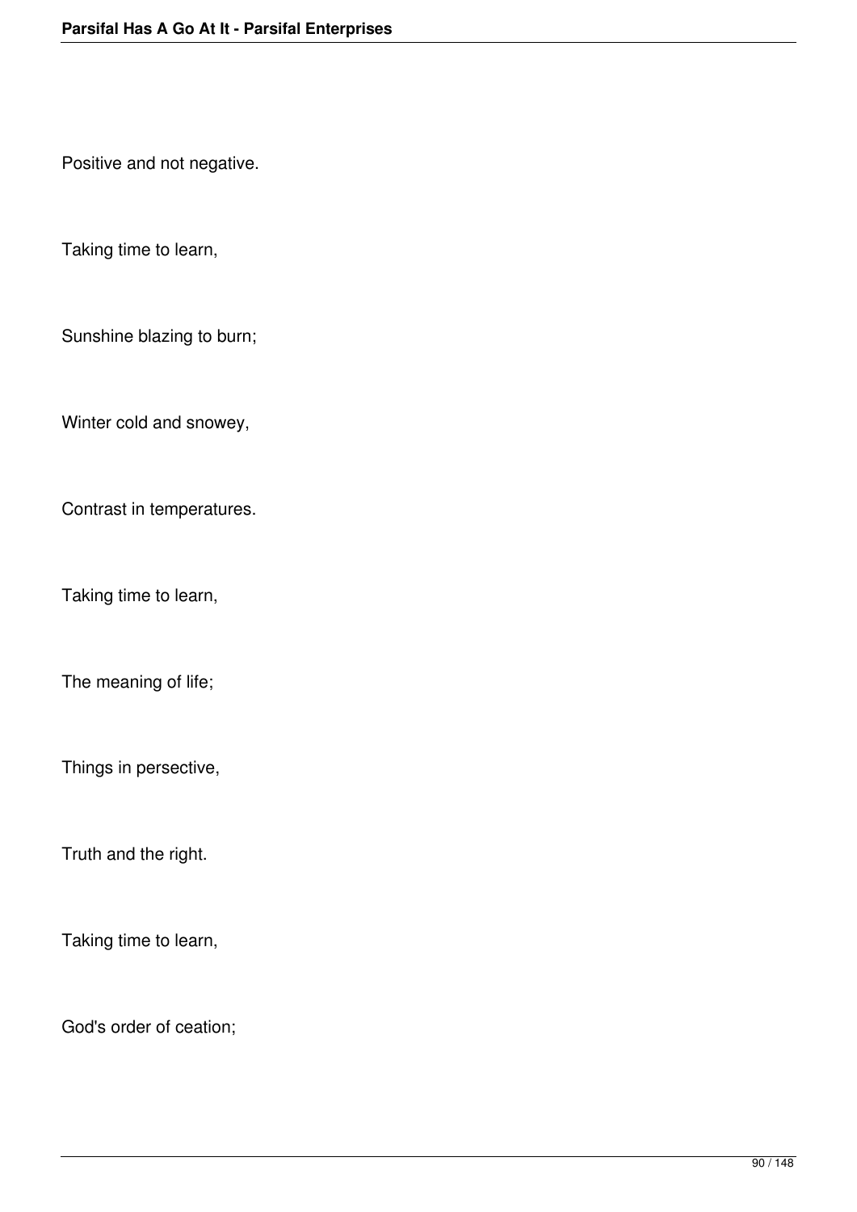Positive and not negative.

Taking time to learn,

Sunshine blazing to burn;

Winter cold and snowey,

Contrast in temperatures.

Taking time to learn,

The meaning of life;

Things in persective,

Truth and the right.

Taking time to learn,

God's order of ceation;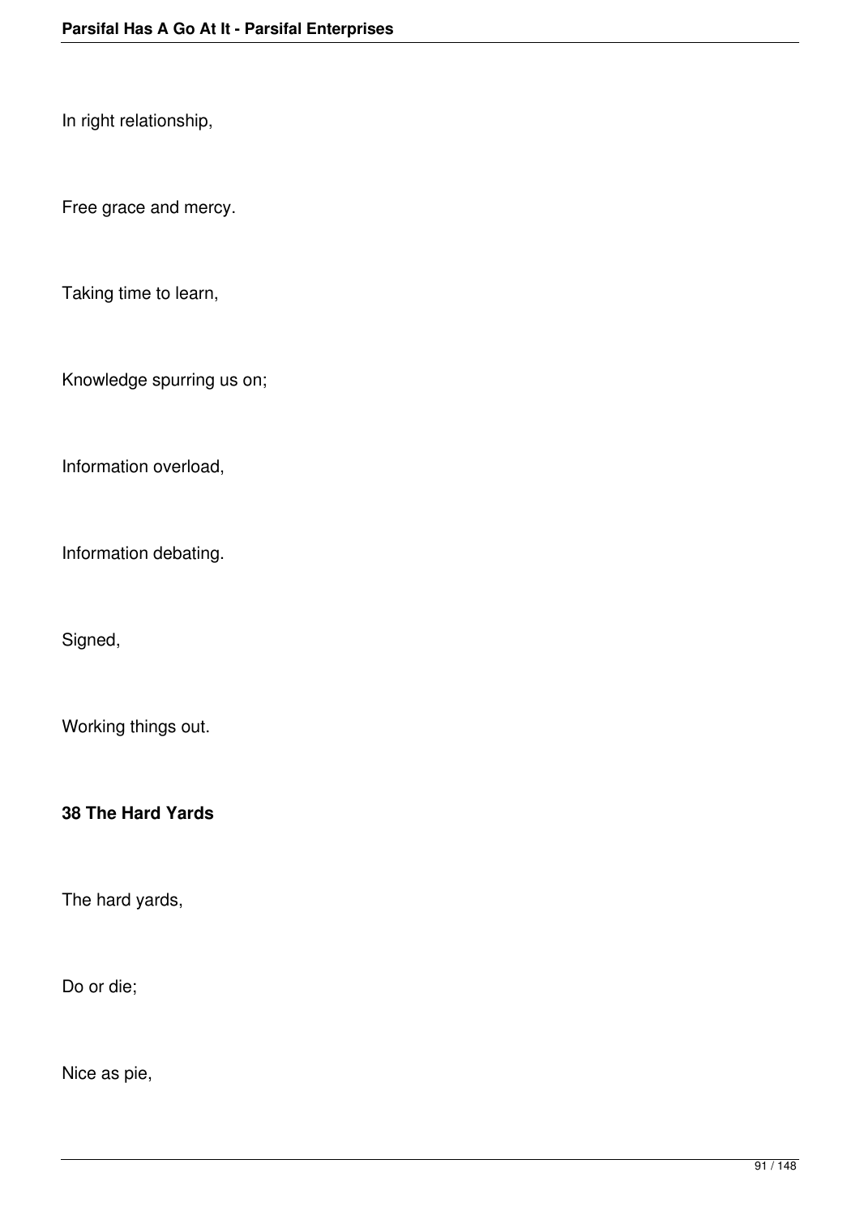In right relationship,

Free grace and mercy.

Taking time to learn,

Knowledge spurring us on;

Information overload,

Information debating.

Signed,

Working things out.

**38 The Hard Yards**

The hard yards,

Do or die;

Nice as pie,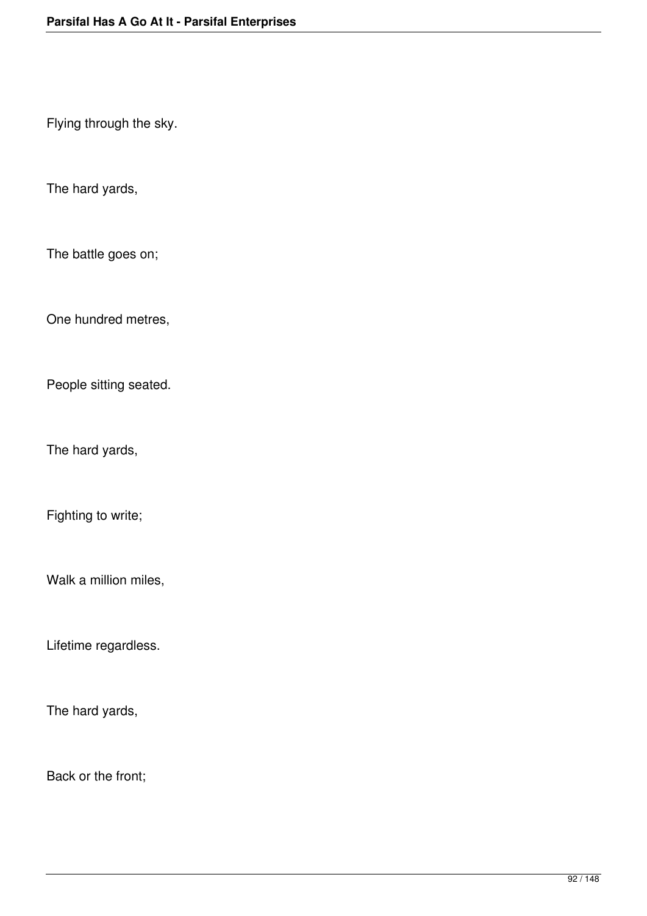Flying through the sky.

The hard yards,

The battle goes on;

One hundred metres,

People sitting seated.

The hard yards,

Fighting to write;

Walk a million miles,

Lifetime regardless.

The hard yards,

Back or the front;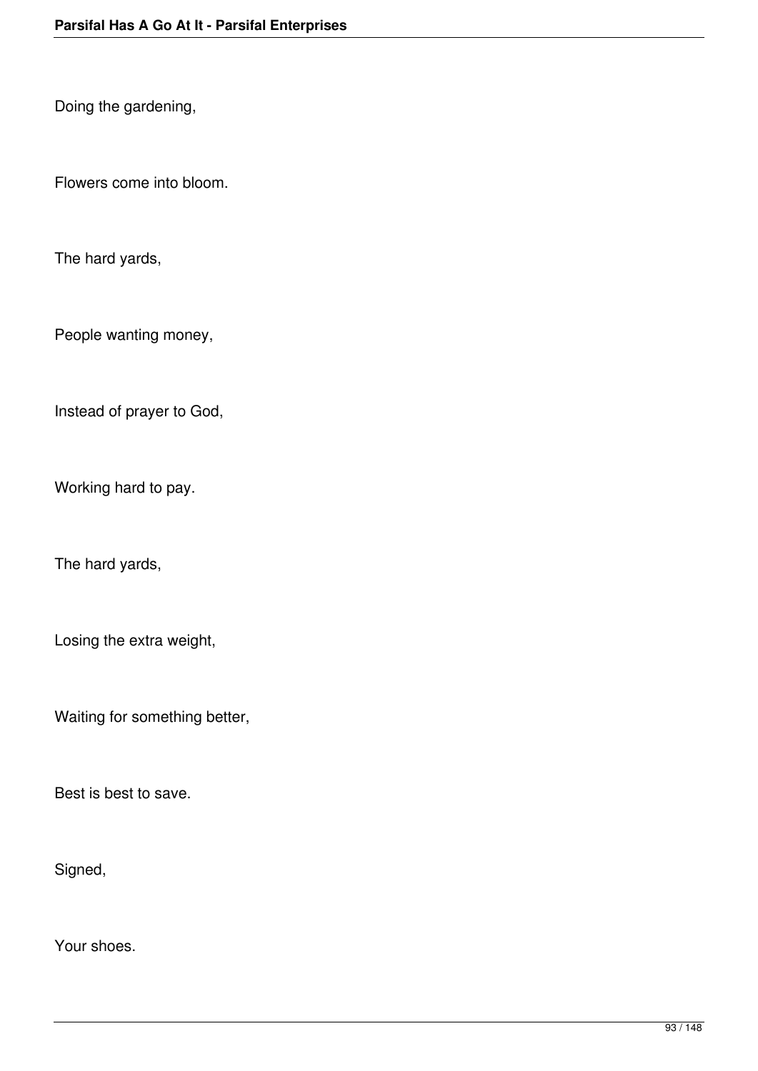Doing the gardening,

Flowers come into bloom.

The hard yards,

People wanting money,

Instead of prayer to God,

Working hard to pay.

The hard yards,

Losing the extra weight,

Waiting for something better,

Best is best to save.

Signed,

Your shoes.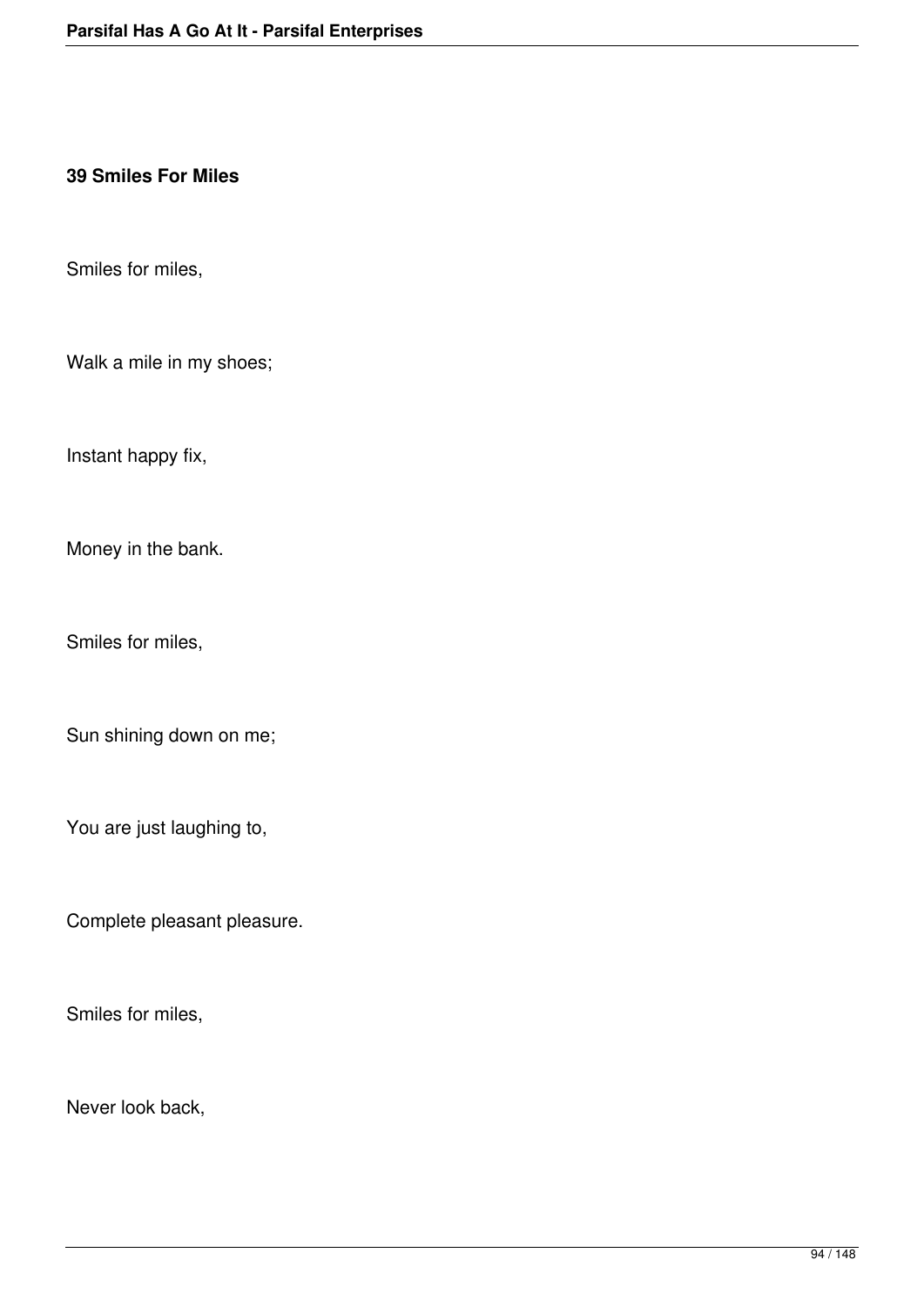### 39 Smiles For Miles

Smiles for miles,

Walk a mile in my shoes;

Instant happy fix,

Money in the bank.

Smiles for miles,

Sun shining down on me;

You are just laughing to,

Complete pleasant pleasure.

Smiles for miles,

Never look back,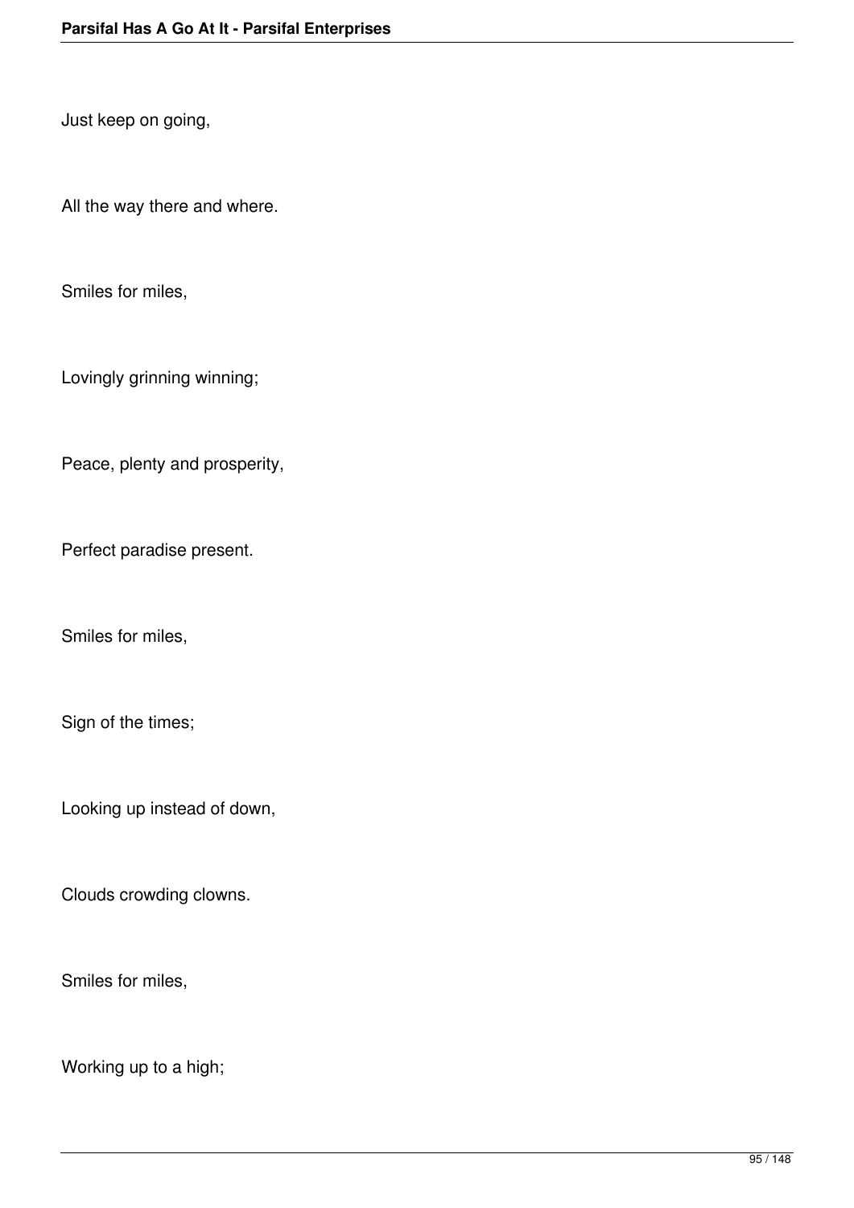Just keep on going,

All the way there and where.

Smiles for miles,

Lovingly grinning winning;

Peace, plenty and prosperity,

Perfect paradise present.

Smiles for miles,

Sign of the times;

Looking up instead of down,

Clouds crowding clowns.

Smiles for miles,

Working up to a high;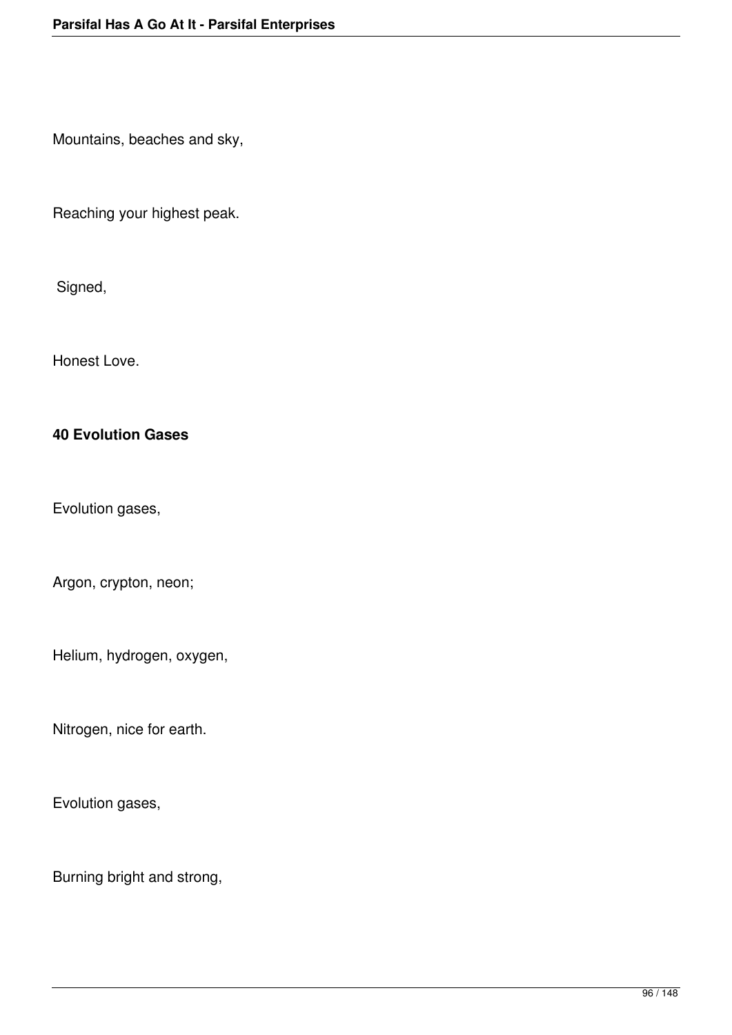Mountains, beaches and sky,

Reaching your highest peak.

Signed,

Honest Love.

**40 Evolution Gases**

Evolution gases,

Argon, crypton, neon;

Helium, hydrogen, oxygen,

Nitrogen, nice for earth.

Evolution gases,

Burning bright and strong,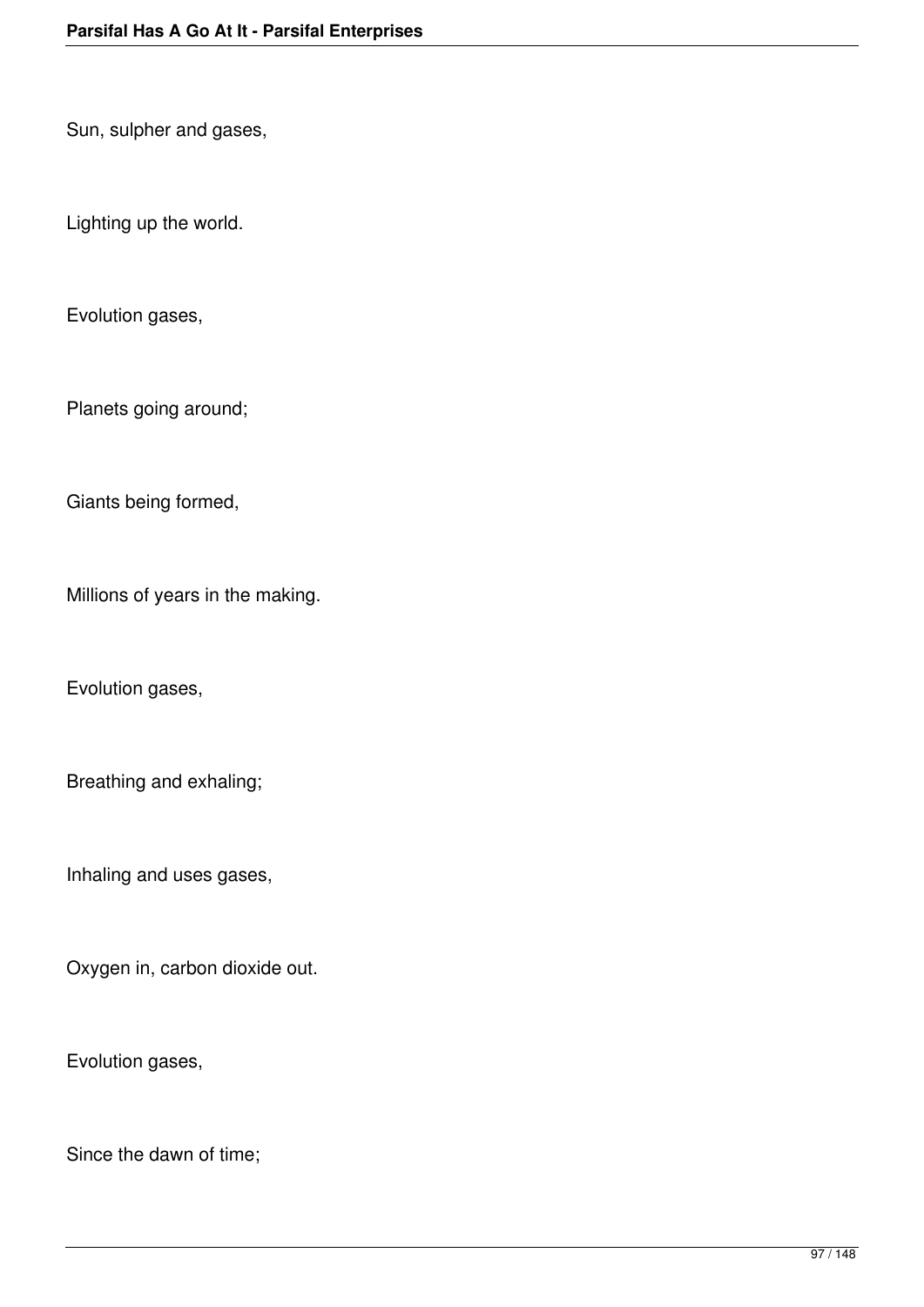Sun, sulpher and gases,

Lighting up the world.

Evolution gases,

Planets going around;

Giants being formed,

Millions of years in the making.

Evolution gases,

Breathing and exhaling;

Inhaling and uses gases,

Oxygen in, carbon dioxide out.

Evolution gases,

Since the dawn of time;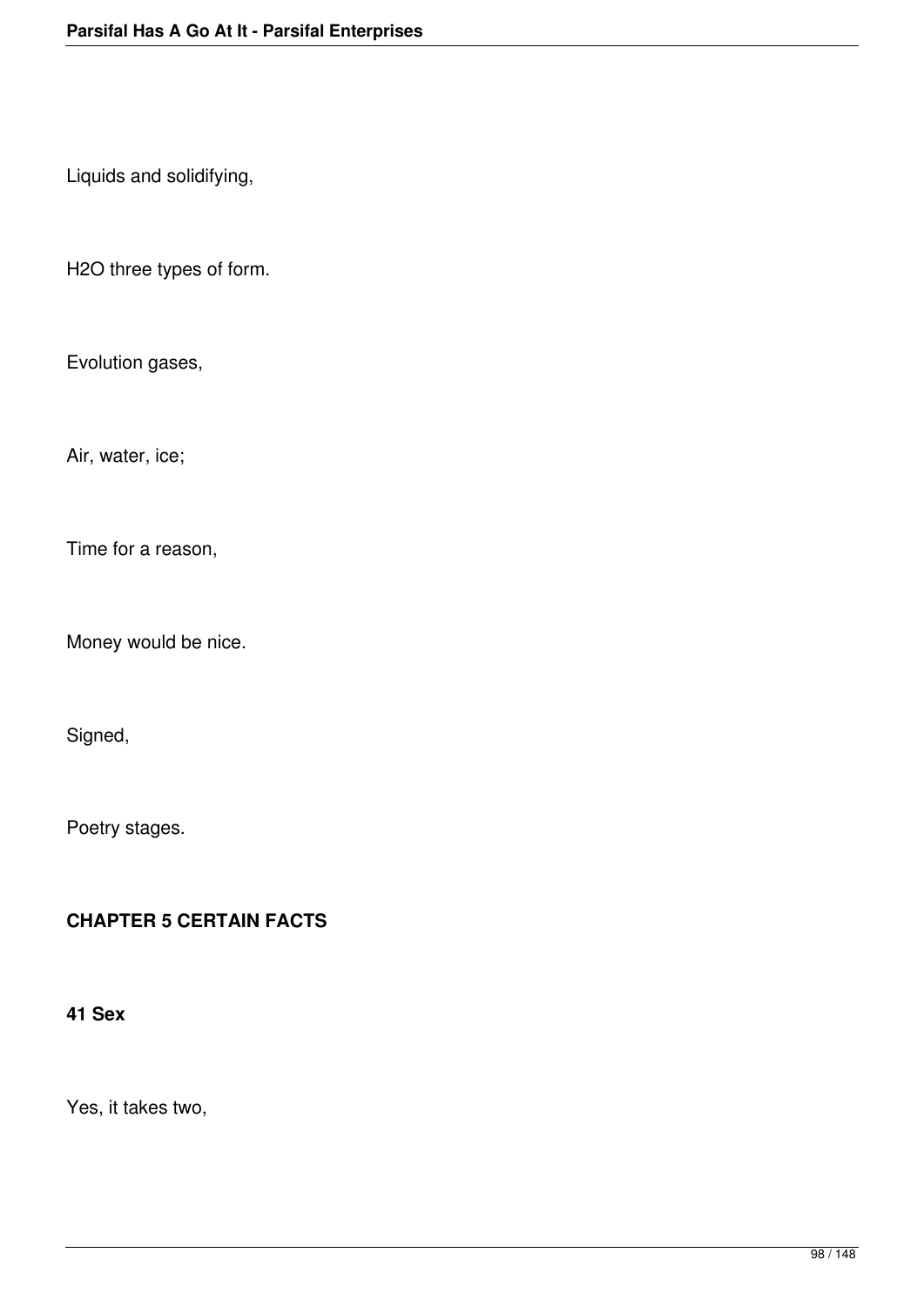Liquids and solidifying,

$H_2O$ three types of form.

Evolution gases,

Air, water, ice;

Time for a reason,

Money would be nice.

Signed,

Poetry stages.

## CHAPTER 5 CERTAIN FACTS

### 41 Sex

Yes, it takes two,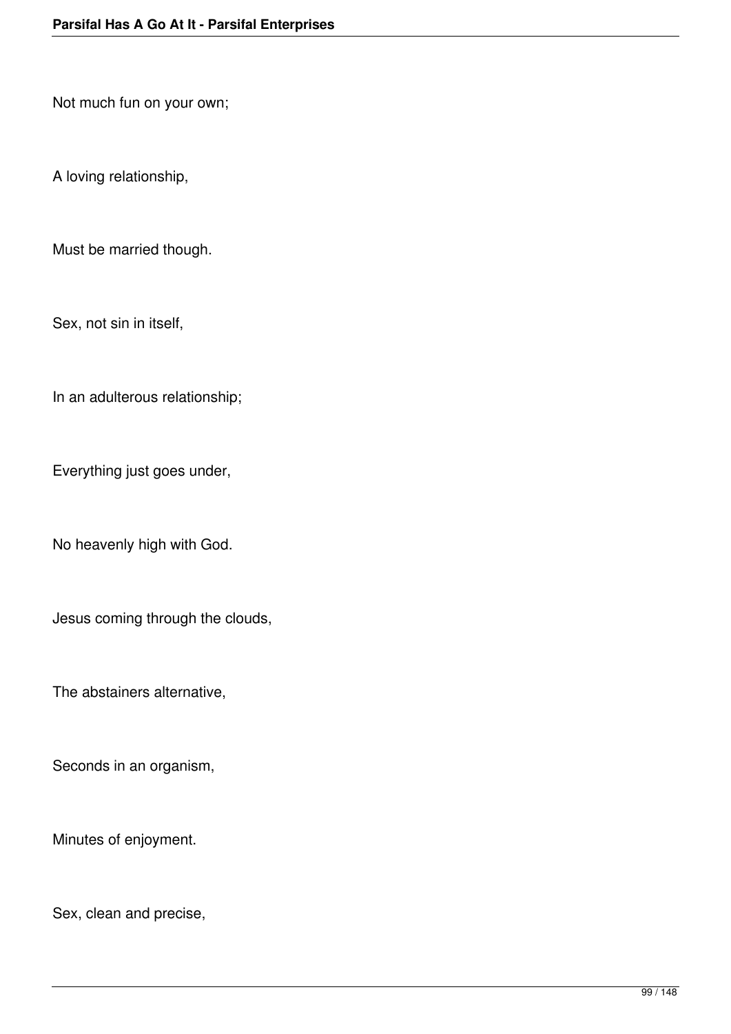Not much fun on your own;

A loving relationship,

Must be married though.

Sex, not sin in itself,

In an adulterous relationship;

Everything just goes under,

No heavenly high with God.

Jesus coming through the clouds,

The abstainers alternative,

Seconds in an organism,

Minutes of enjoyment.

Sex, clean and precise,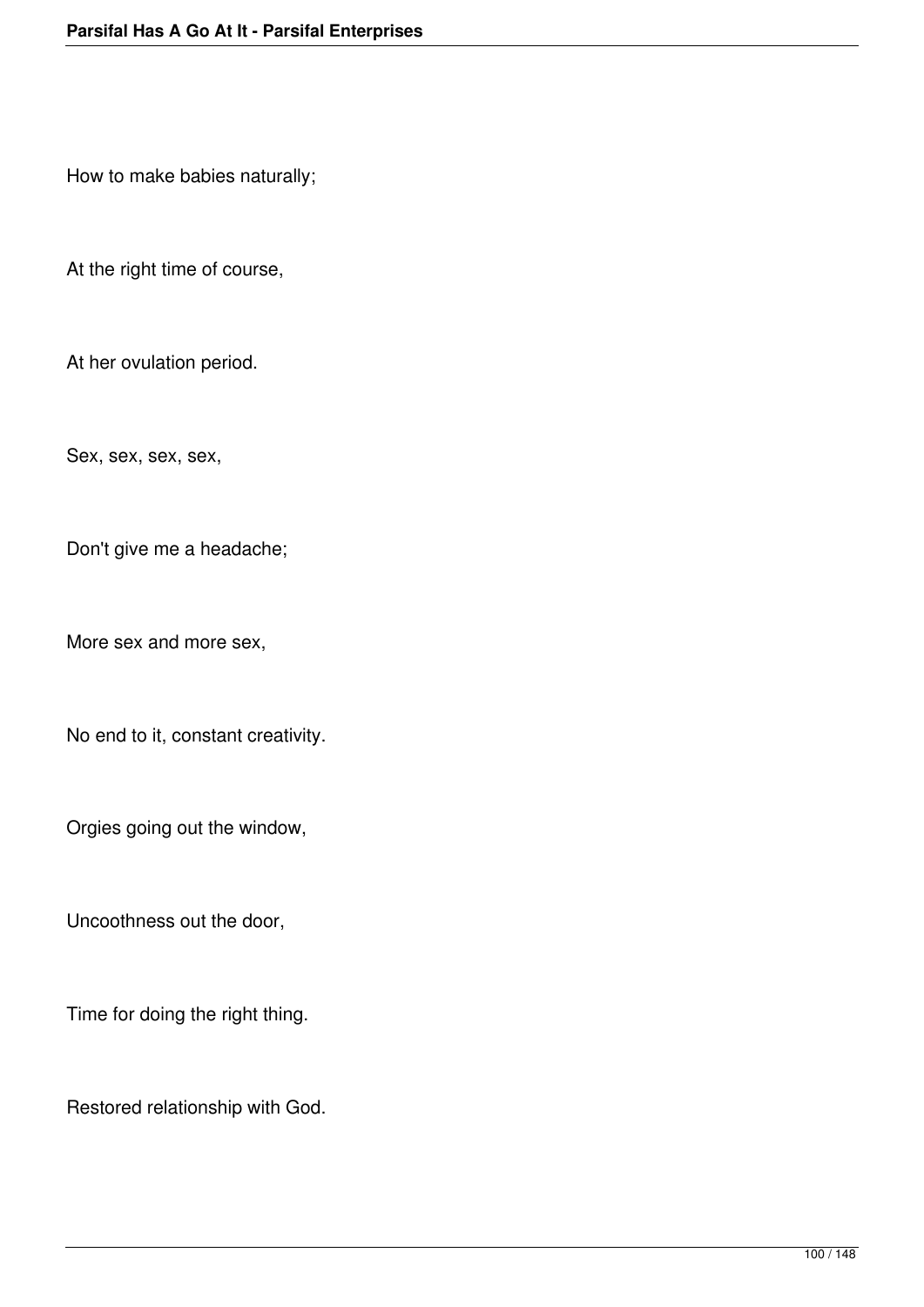How to make babies naturally;

At the right time of course,

At her ovulation period.

Sex, sex, sex, sex,

Don't give me a headache;

More sex and more sex,

No end to it, constant creativity.

Orgies going out the window,

Uncoothness out the door,

Time for doing the right thing.

Restored relationship with God.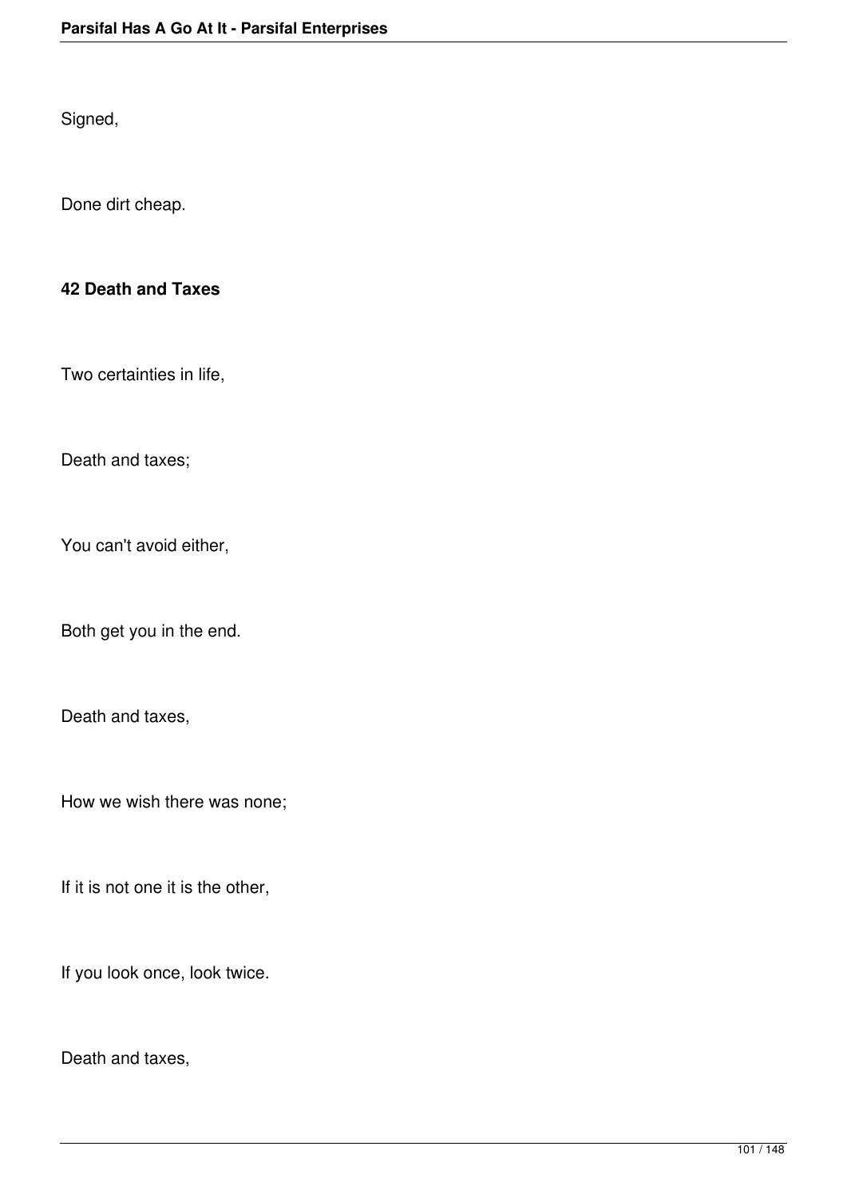Signed,

Done dirt cheap.

**42 Death and Taxes**

Two certainties in life,

Death and taxes;

You can't avoid either,

Both get you in the end.

Death and taxes,

How we wish there was none;

If it is not one it is the other,

If you look once, look twice.

Death and taxes,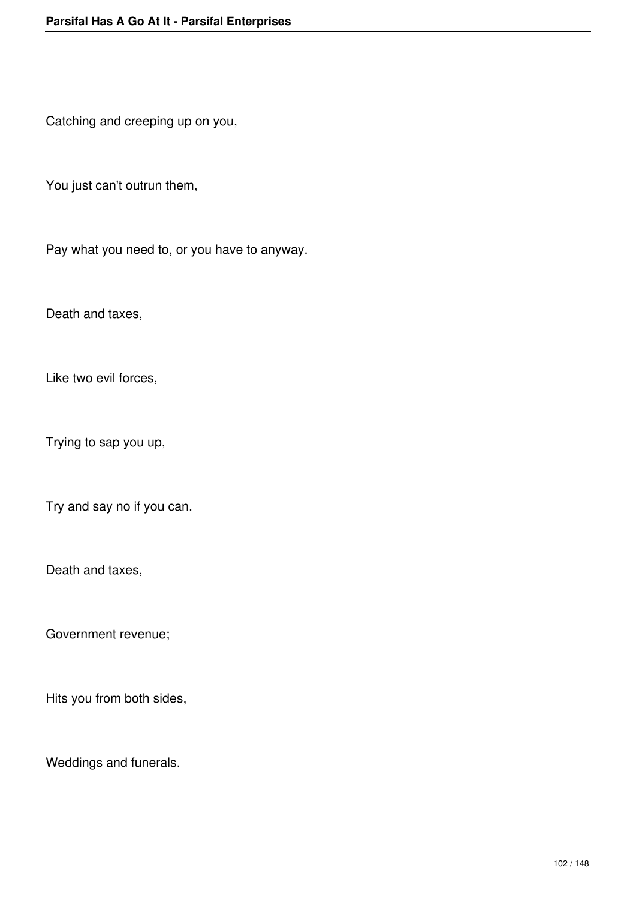Catching and creeping up on you,

You just can't outrun them,

Pay what you need to, or you have to anyway.

Death and taxes,

Like two evil forces,

Trying to sap you up,

Try and say no if you can.

Death and taxes,

Government revenue;

Hits you from both sides,

Weddings and funerals.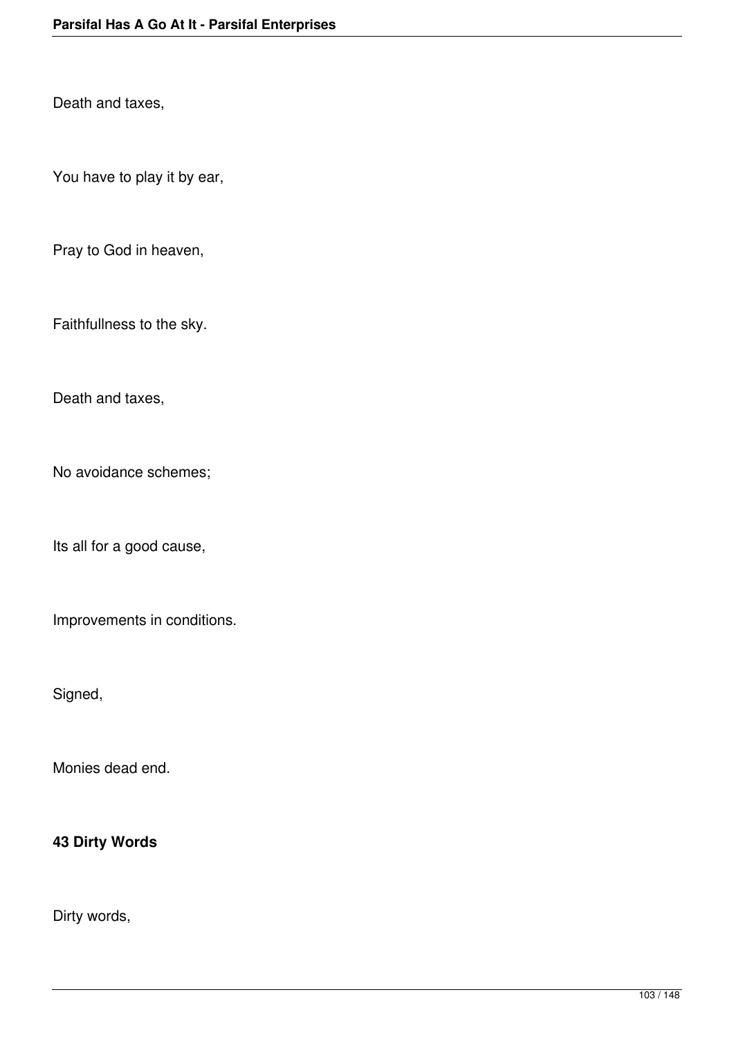Death and taxes,

You have to play it by ear,

Pray to God in heaven,

Faithfullness to the sky.

Death and taxes,

No avoidance schemes;

Its all for a good cause,

Improvements in conditions.

Signed,

Monies dead end.

**43 Dirty Words**

Dirty words,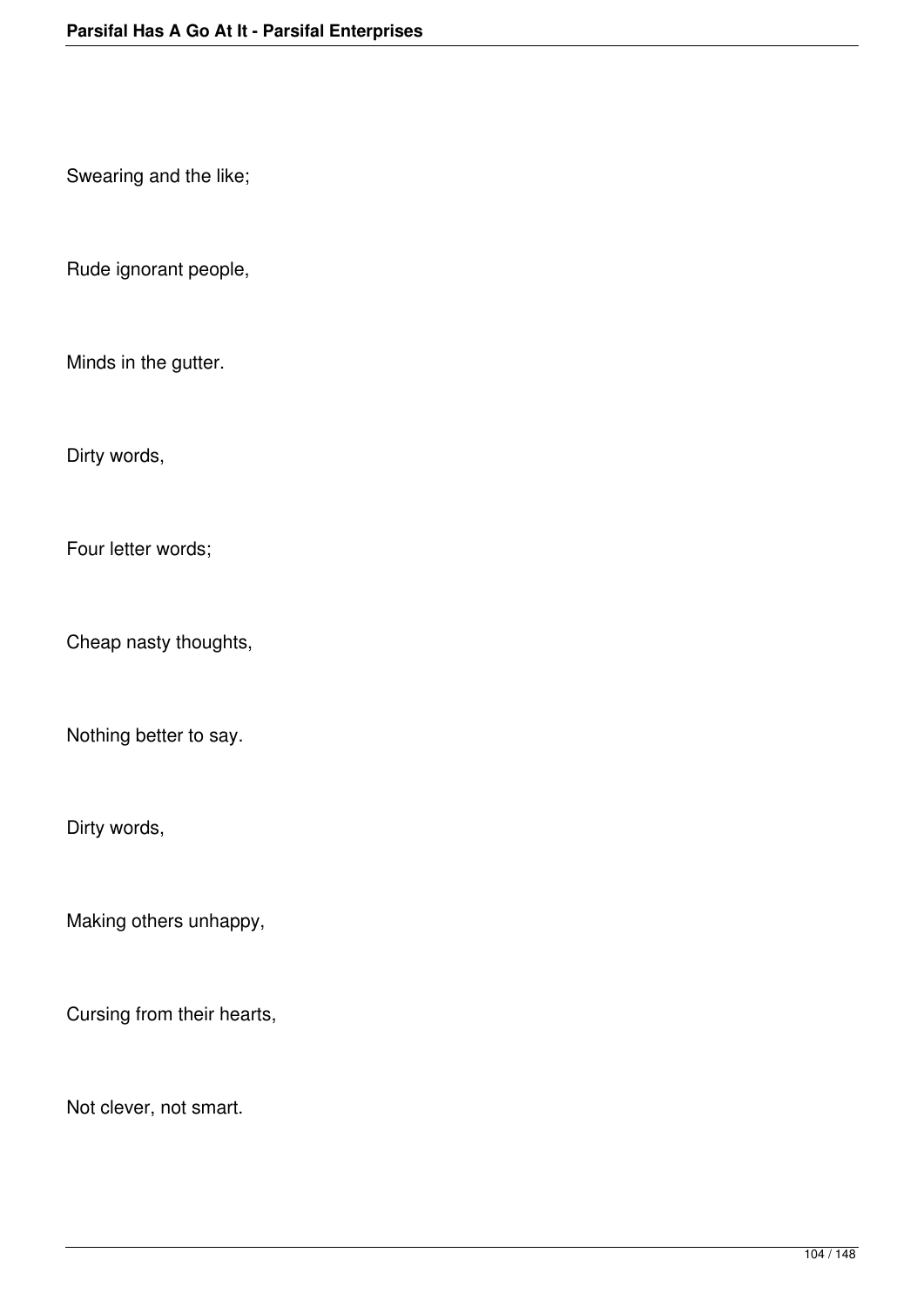Swearing and the like;

Rude ignorant people,

Minds in the gutter.

Dirty words,

Four letter words;

Cheap nasty thoughts,

Nothing better to say.

Dirty words,

Making others unhappy,

Cursing from their hearts,

Not clever, not smart.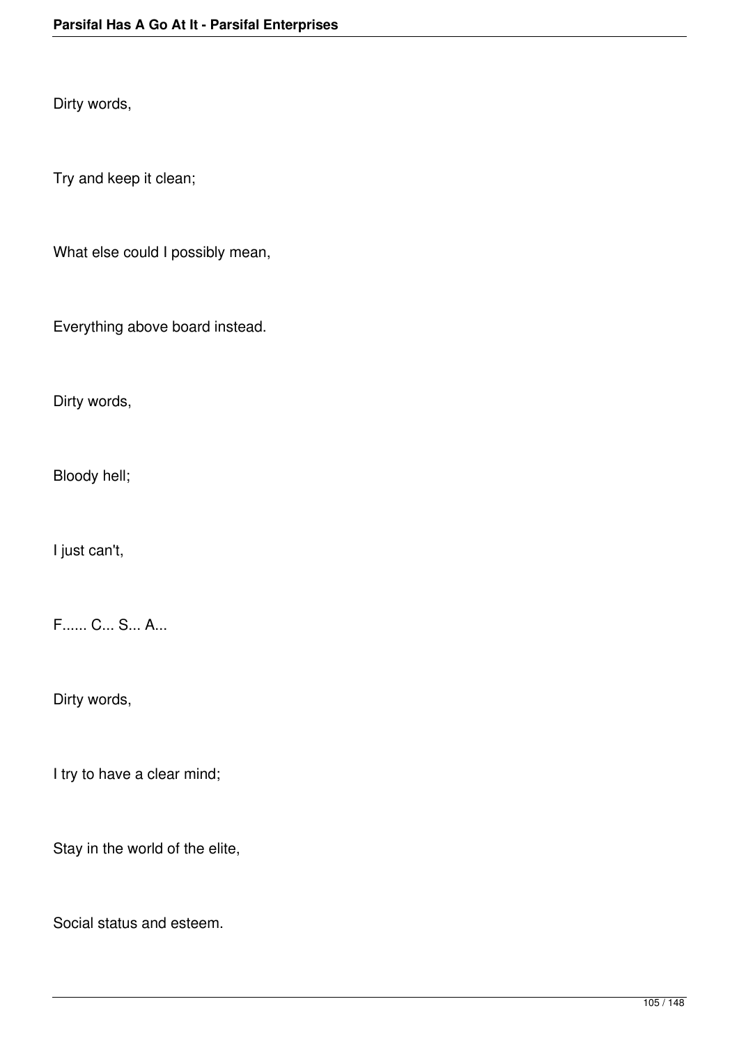Dirty words,

Try and keep it clean;

What else could I possibly mean,

Everything above board instead.

Dirty words,

Bloody hell;

I just can't,

F...... C... S... A...

Dirty words,

I try to have a clear mind;

Stay in the world of the elite,

Social status and esteem.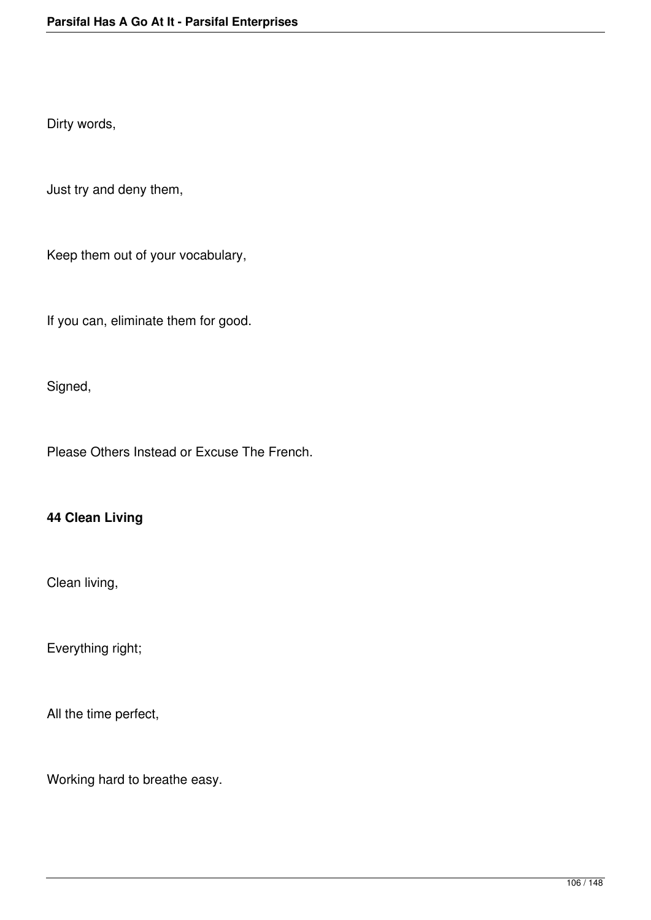Dirty words,

Just try and deny them,

Keep them out of your vocabulary,

If you can, eliminate them for good.

Signed,

Please Others Instead or Excuse The French.

**44 Clean Living**

Clean living,

Everything right;

All the time perfect,

Working hard to breathe easy.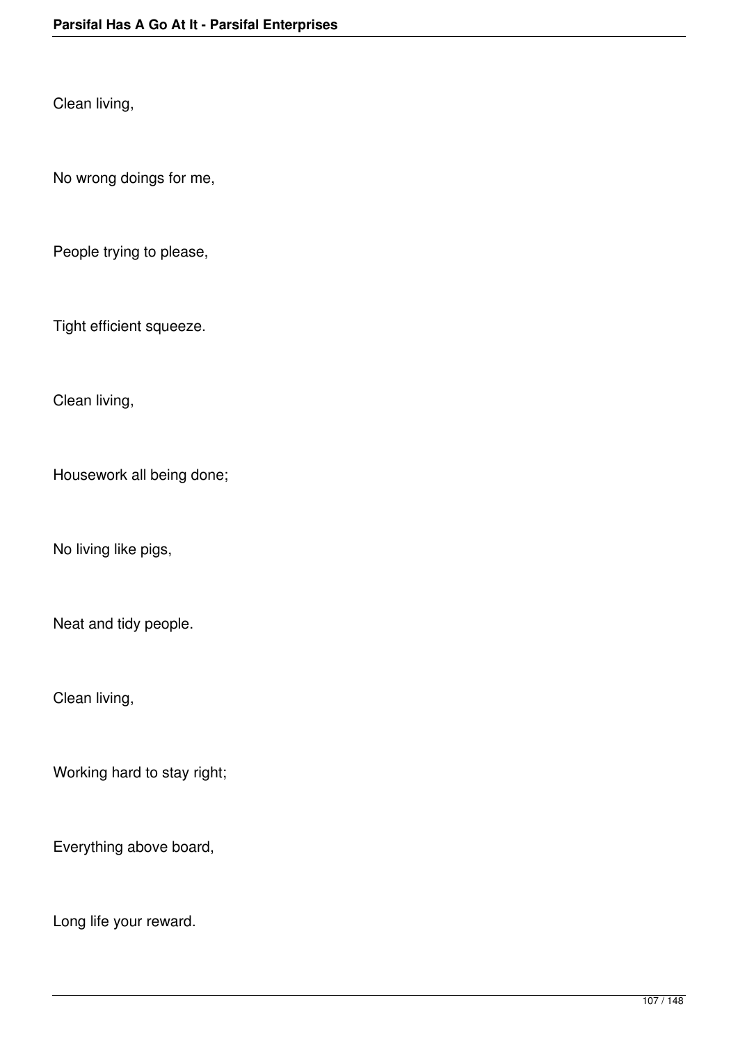Clean living,

No wrong doings for me,

People trying to please,

Tight efficient squeeze.

Clean living,

Housework all being done;

No living like pigs,

Neat and tidy people.

Clean living,

Working hard to stay right;

Everything above board,

Long life your reward.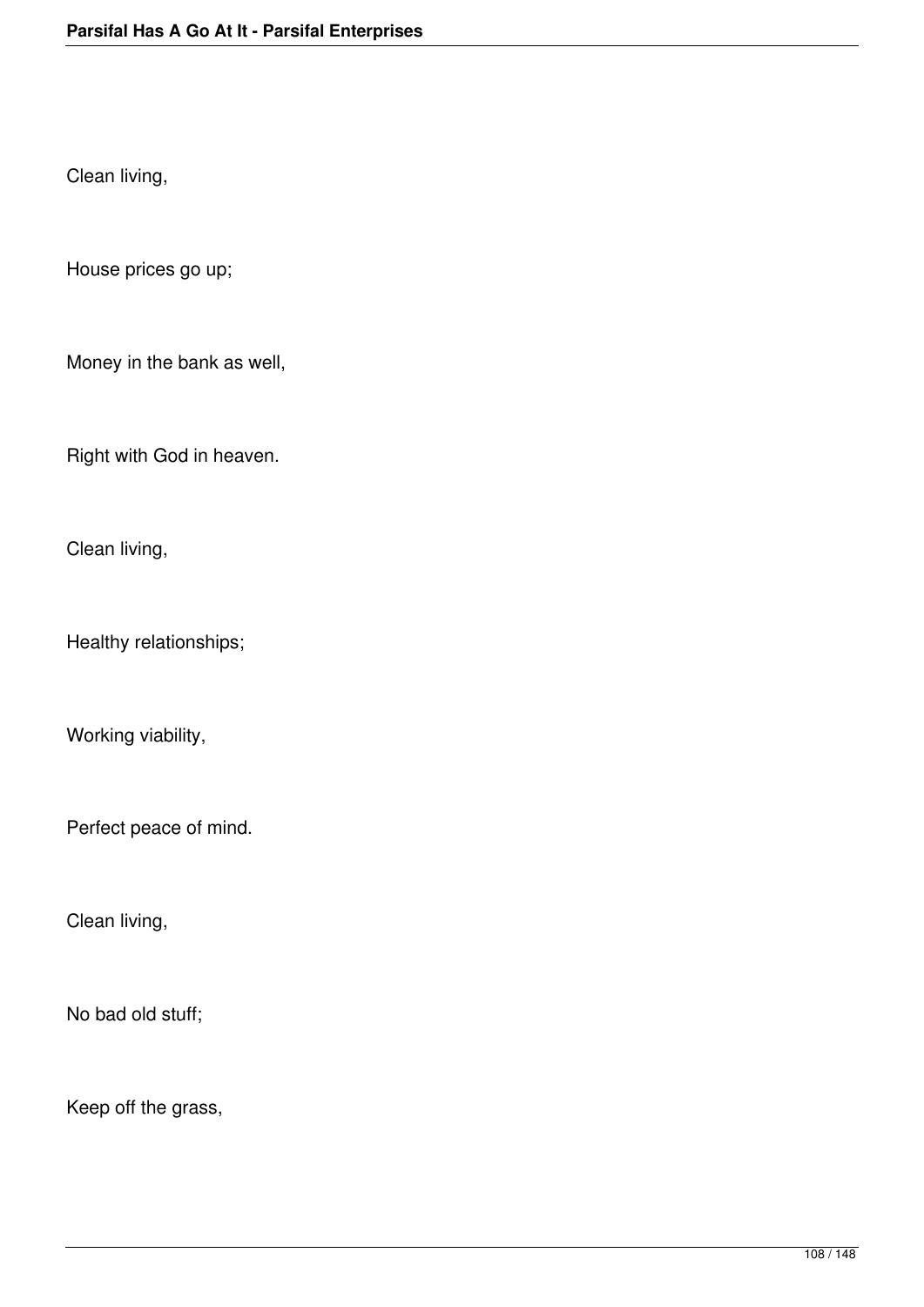Clean living,

House prices go up;

Money in the bank as well,

Right with God in heaven.

Clean living,

Healthy relationships;

Working viability,

Perfect peace of mind.

Clean living,

No bad old stuff;

Keep off the grass,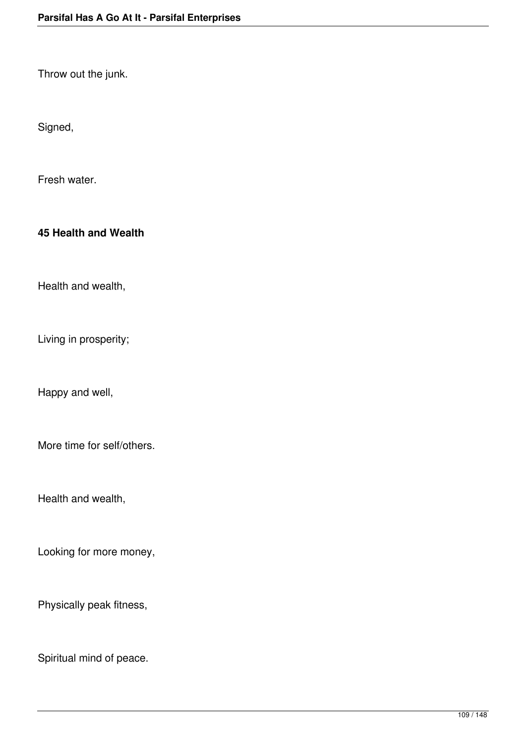Throw out the junk.

Signed,

Fresh water.

**45 Health and Wealth**

Health and wealth,

Living in prosperity;

Happy and well,

More time for self/others.

Health and wealth,

Looking for more money,

Physically peak fitness,

Spiritual mind of peace.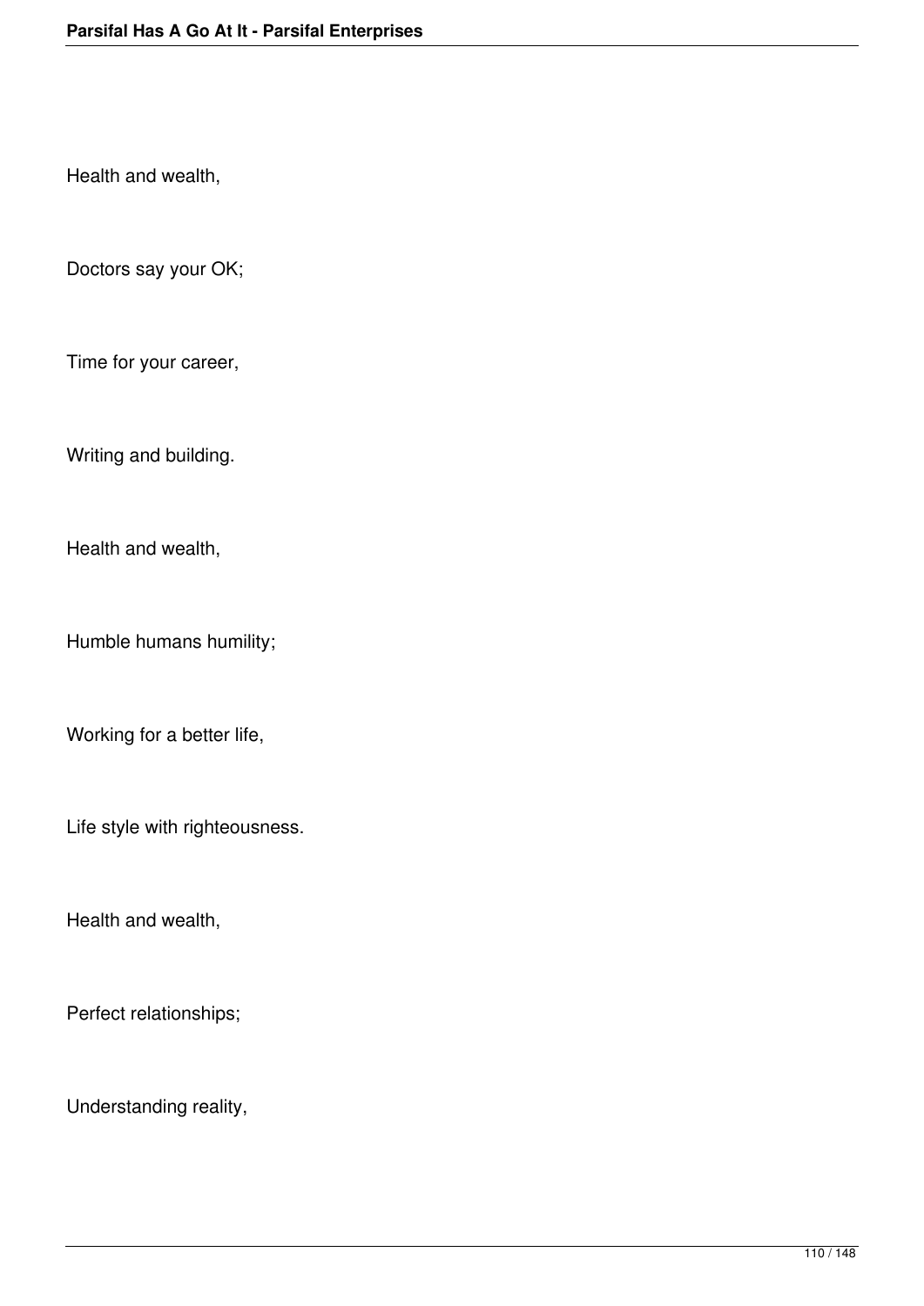Health and wealth,

Doctors say your OK;

Time for your career,

Writing and building.

Health and wealth,

Humble humans humility;

Working for a better life,

Life style with righteousness.

Health and wealth,

Perfect relationships;

Understanding reality,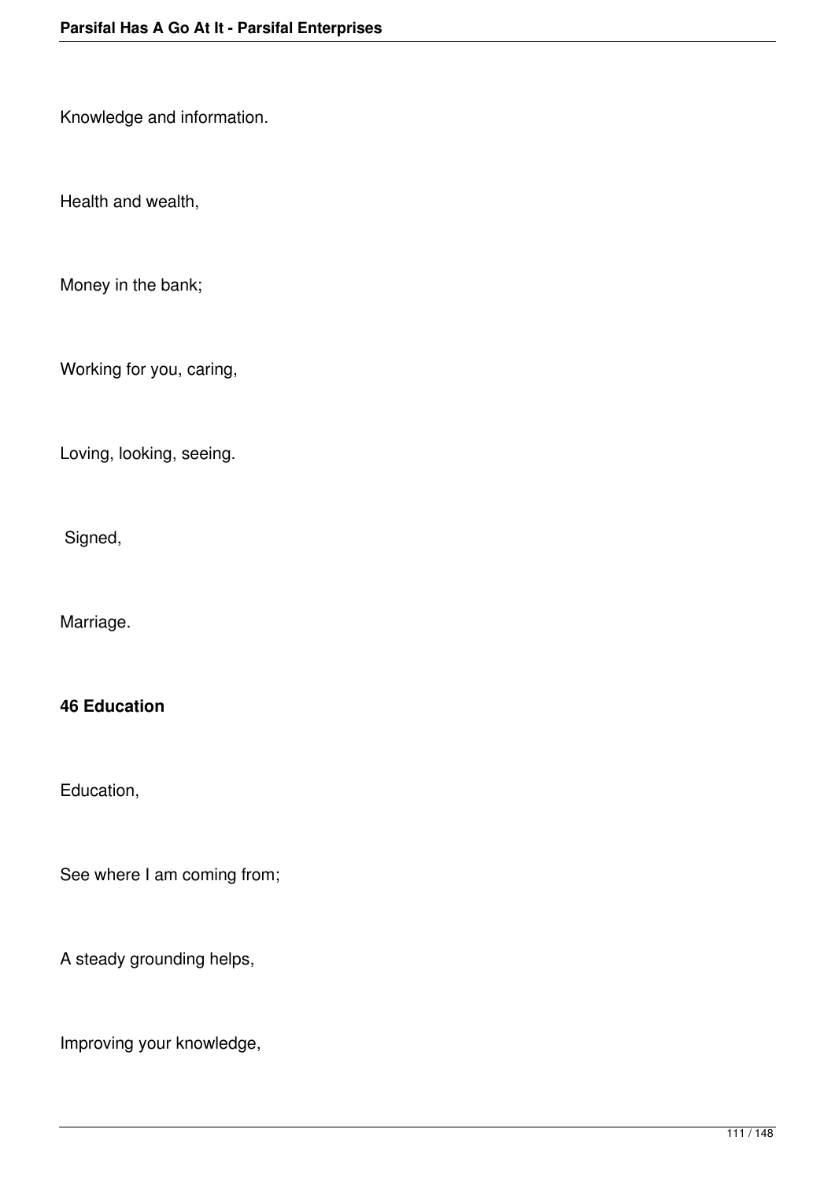Knowledge and information.

Health and wealth,

Money in the bank;

Working for you, caring,

Loving, looking, seeing.

Signed,

Marriage.

**46 Education**

Education,

See where I am coming from;

A steady grounding helps,

Improving your knowledge,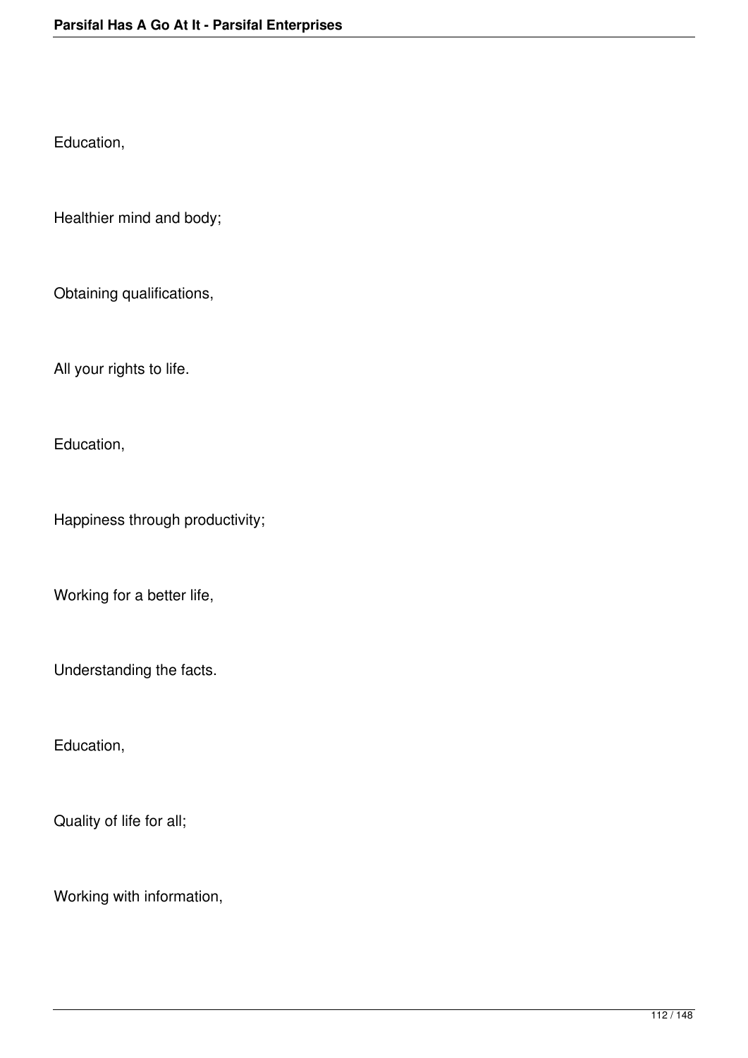Education,

Healthier mind and body;

Obtaining qualifications,

All your rights to life.

Education,

Happiness through productivity;

Working for a better life,

Understanding the facts.

Education,

Quality of life for all;

Working with information,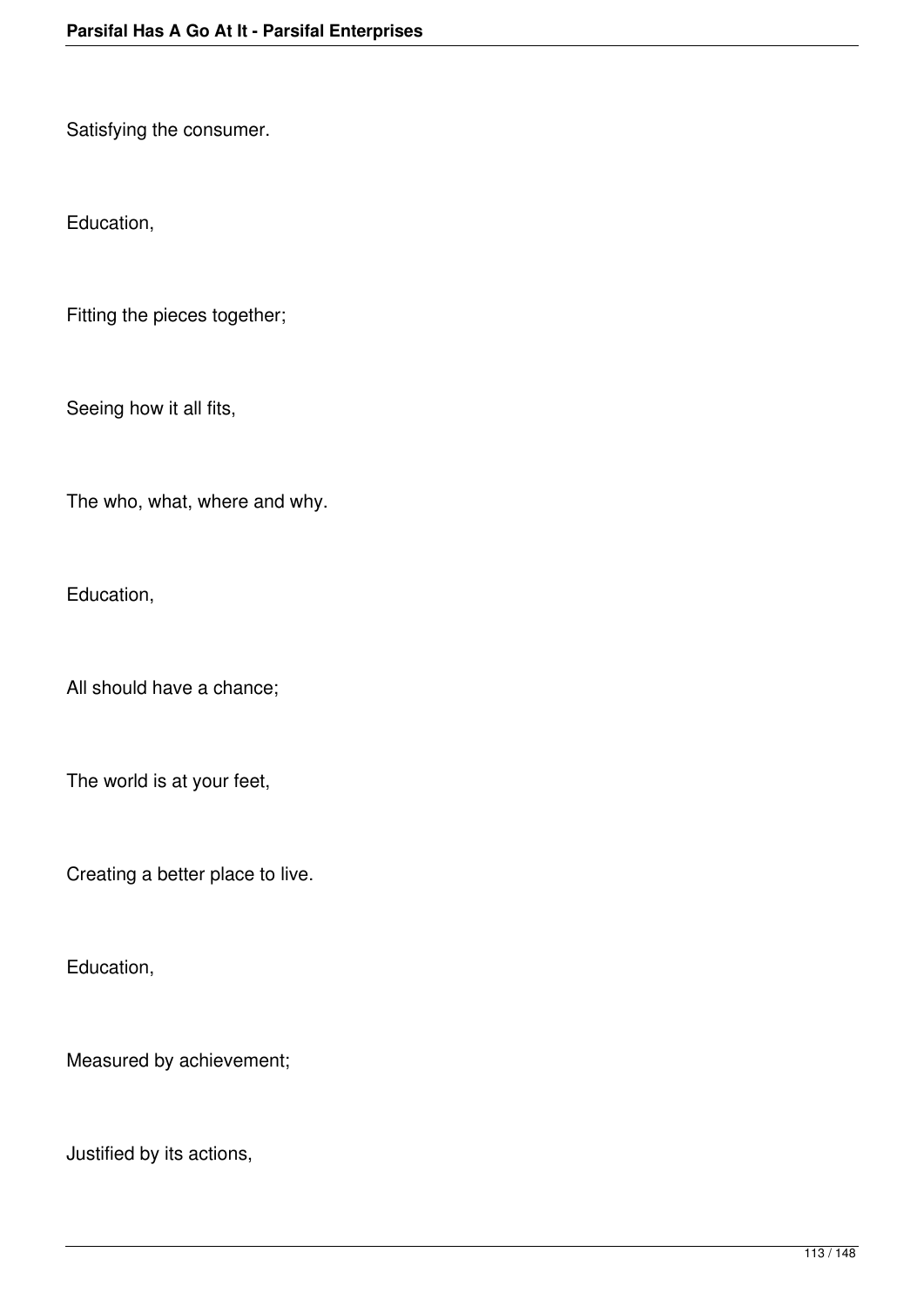Satisfying the consumer.

Education,

Fitting the pieces together;

Seeing how it all fits,

The who, what, where and why.

Education,

All should have a chance;

The world is at your feet,

Creating a better place to live.

Education,

Measured by achievement;

Justified by its actions,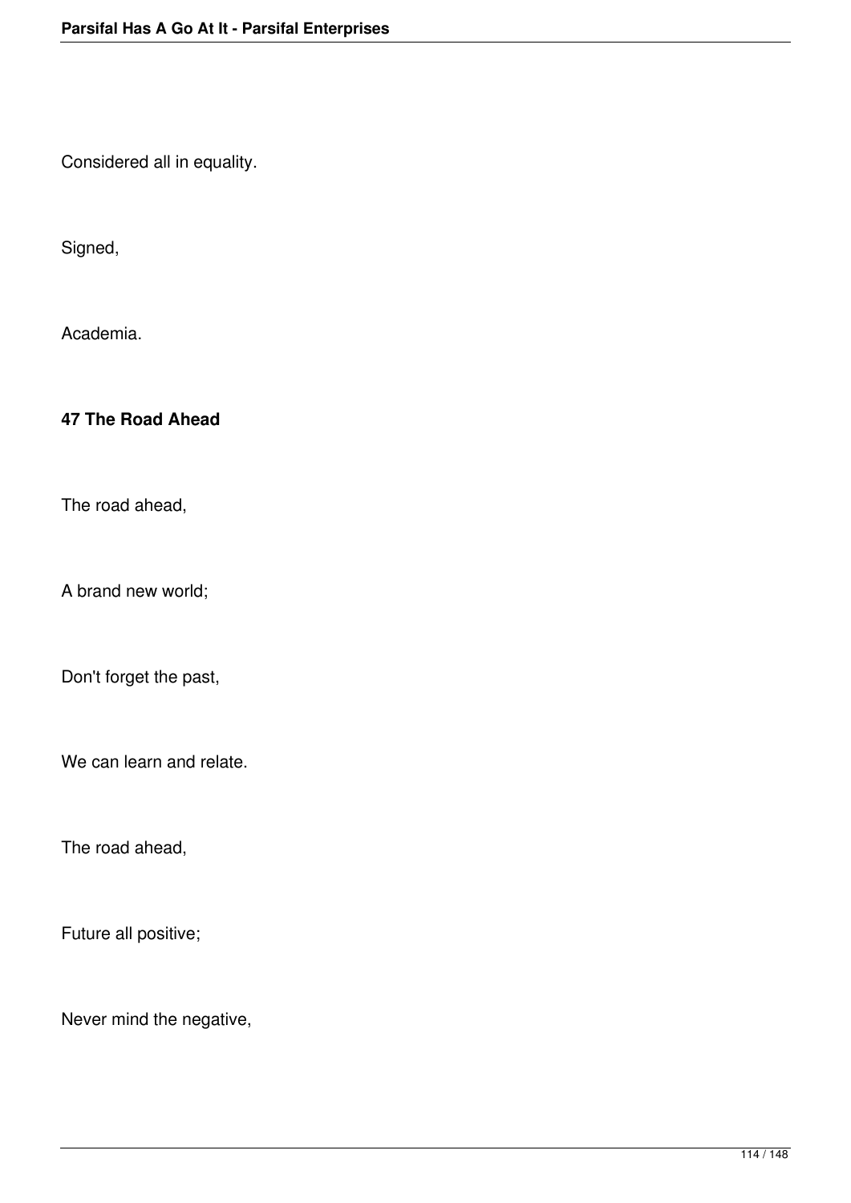Considered all in equality.

Signed,

Academia.

### 47 The Road Ahead

The road ahead,

A brand new world;

Don't forget the past,

We can learn and relate.

The road ahead,

Future all positive;

Never mind the negative,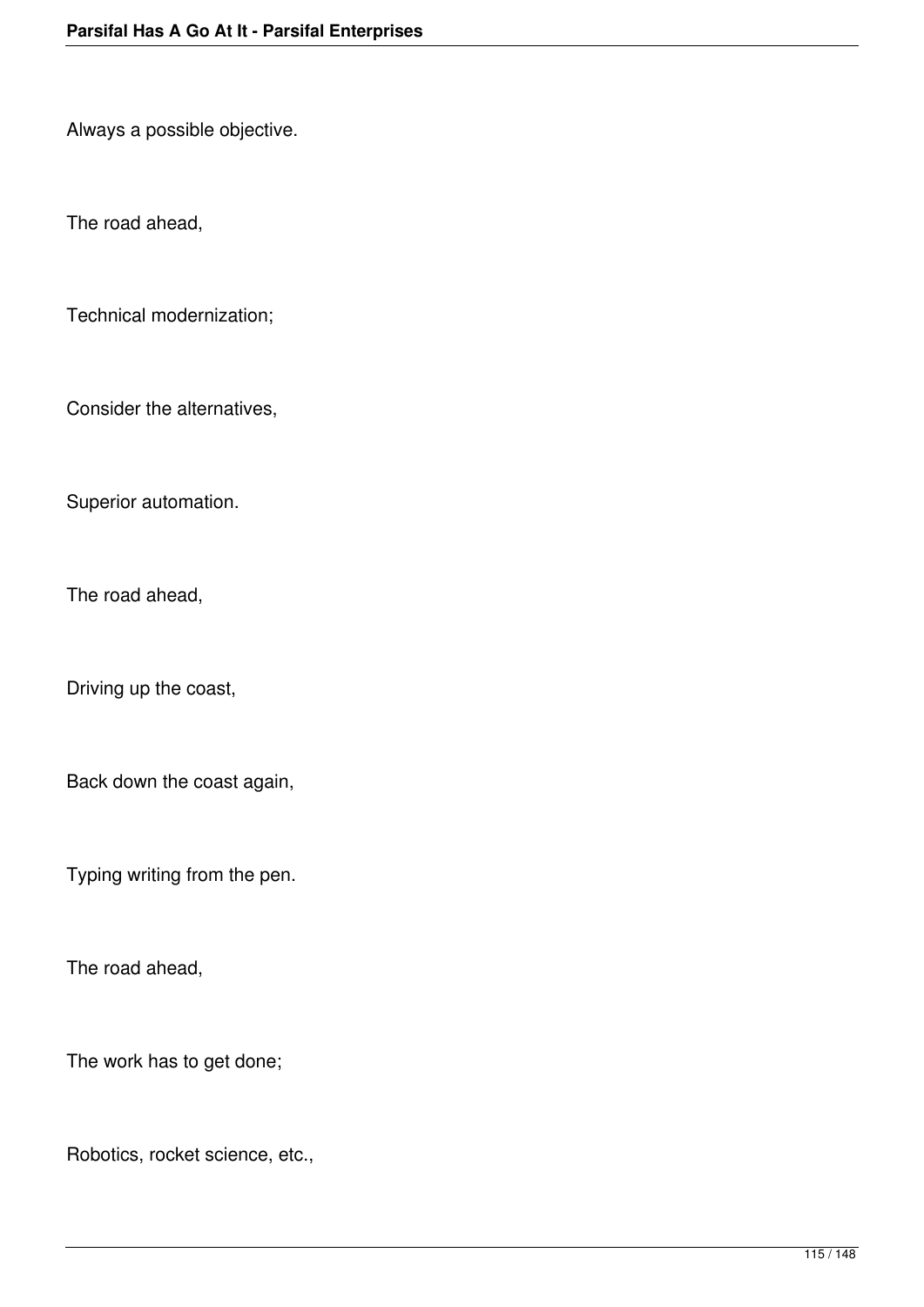Always a possible objective.

The road ahead,

Technical modernization;

Consider the alternatives,

Superior automation.

The road ahead,

Driving up the coast,

Back down the coast again,

Typing writing from the pen.

The road ahead,

The work has to get done;

Robotics, rocket science, etc.,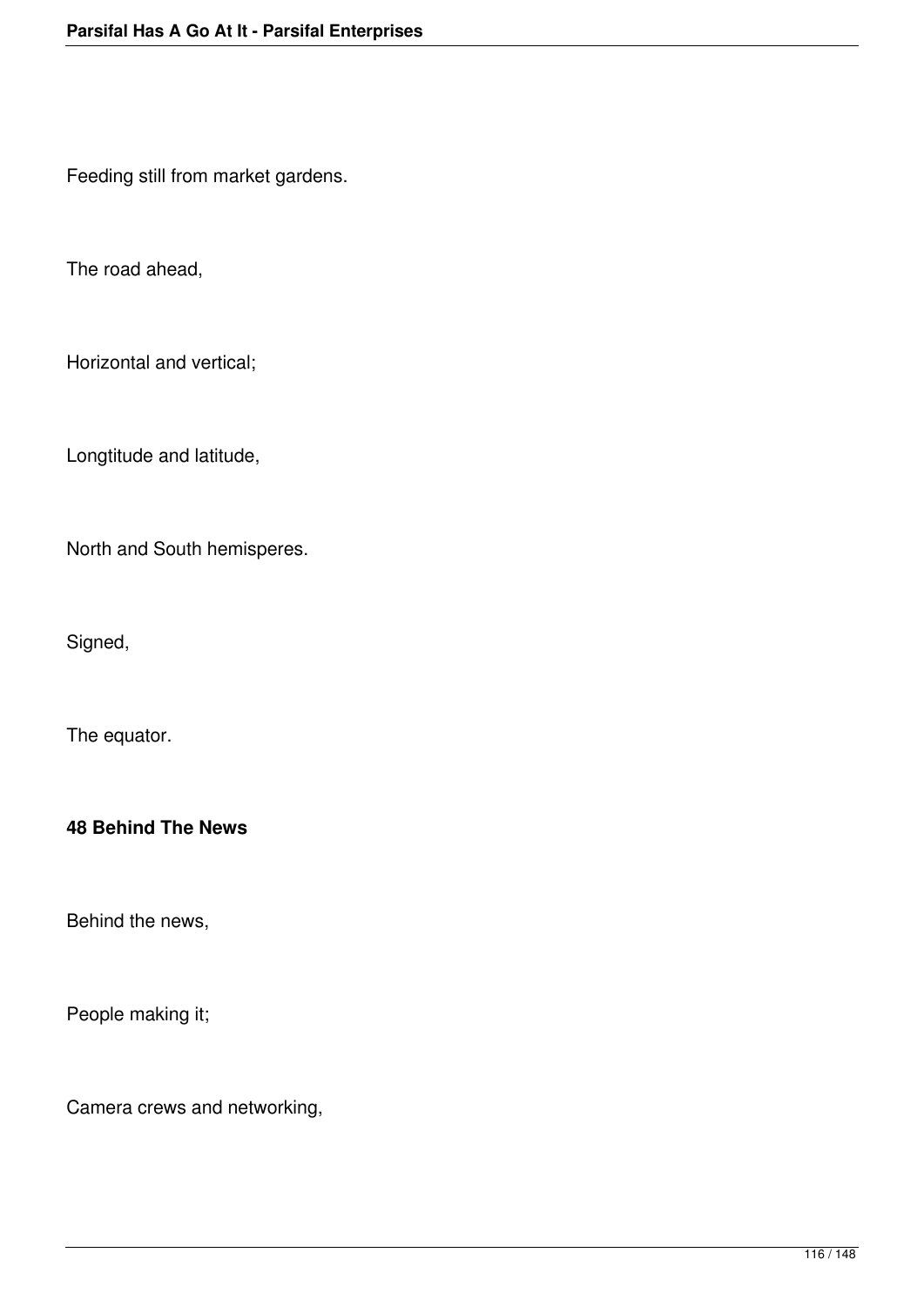Feeding still from market gardens.

The road ahead,

Horizontal and vertical;

Longtitude and latitude,

North and South hemisperes.

Signed,

The equator.

**48 Behind The News**

Behind the news,

People making it;

Camera crews and networking,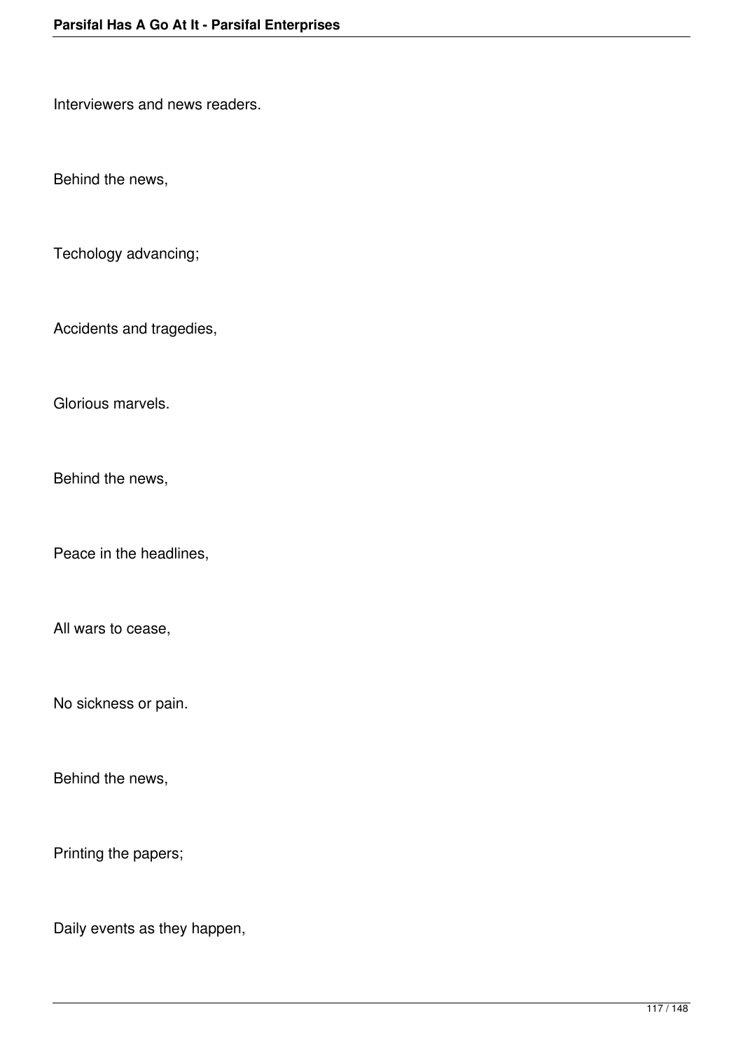Interviewers and news readers.

Behind the news,

Techology advancing;

Accidents and tragedies,

Glorious marvels.

Behind the news,

Peace in the headlines,

All wars to cease,

No sickness or pain.

Behind the news,

Printing the papers;

Daily events as they happen,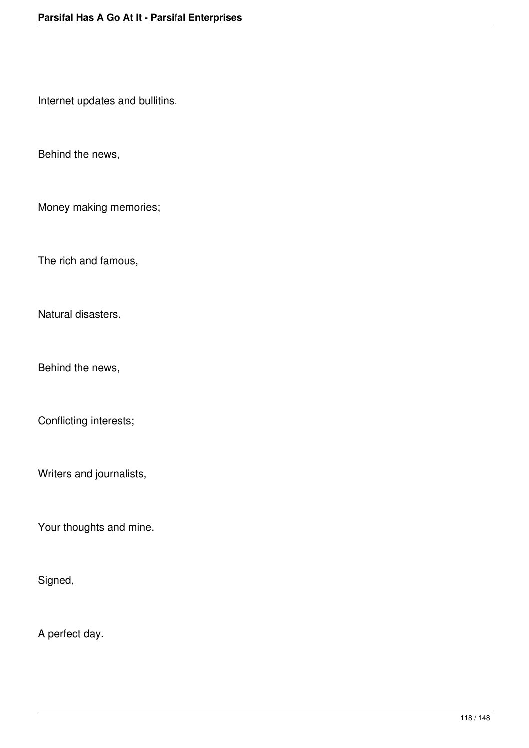Internet updates and bullitins.

Behind the news,

Money making memories;

The rich and famous,

Natural disasters.

Behind the news,

Conflicting interests;

Writers and journalists,

Your thoughts and mine.

Signed,

A perfect day.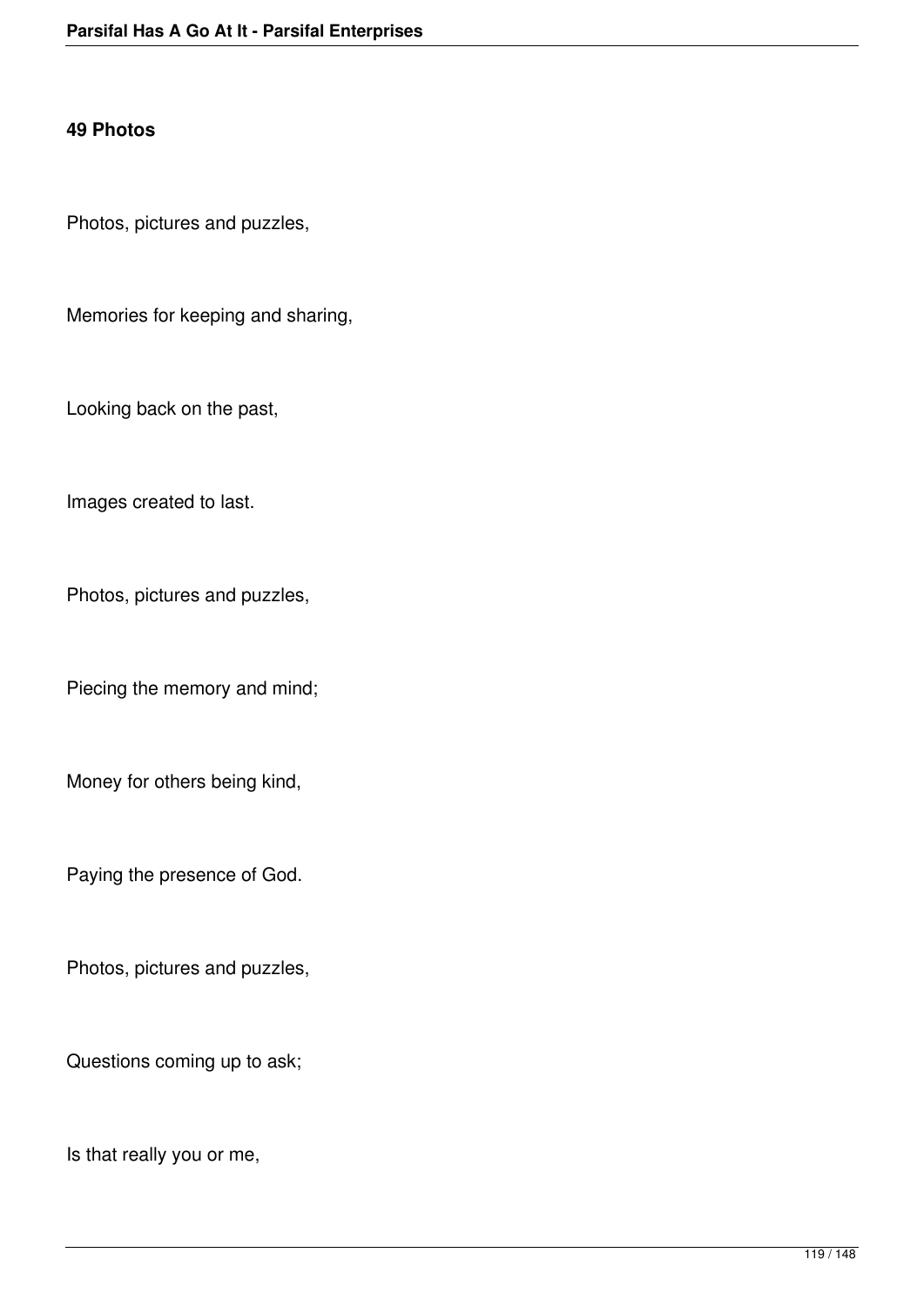**49 Photos**

Photos, pictures and puzzles,

Memories for keeping and sharing,

Looking back on the past,

Images created to last.

Photos, pictures and puzzles,

Piecing the memory and mind;

Money for others being kind,

Paying the presence of God.

Photos, pictures and puzzles,

Questions coming up to ask;

Is that really you or me,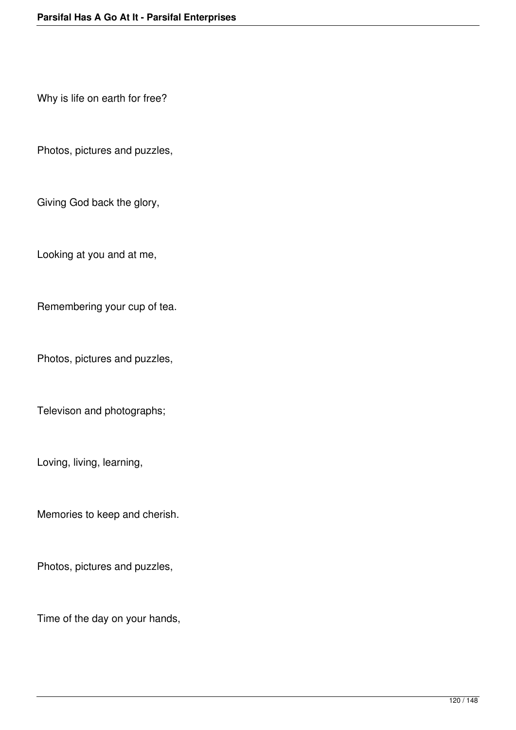Why is life on earth for free?

Photos, pictures and puzzles,

Giving God back the glory,

Looking at you and at me,

Remembering your cup of tea.

Photos, pictures and puzzles,

Televison and photographs;

Loving, living, learning,

Memories to keep and cherish.

Photos, pictures and puzzles,

Time of the day on your hands,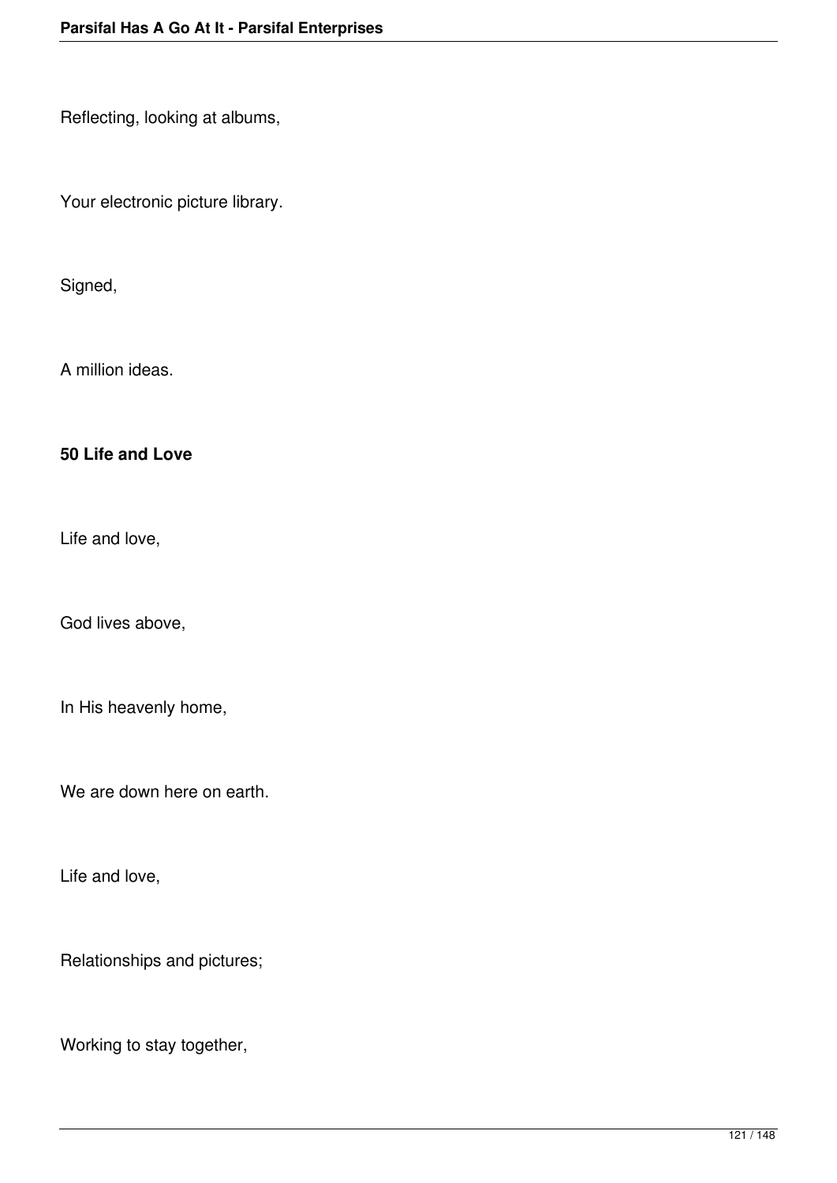Reflecting, looking at albums,

Your electronic picture library.

Signed,

A million ideas.

**50 Life and Love**

Life and love,

God lives above,

In His heavenly home,

We are down here on earth.

Life and love,

Relationships and pictures;

Working to stay together,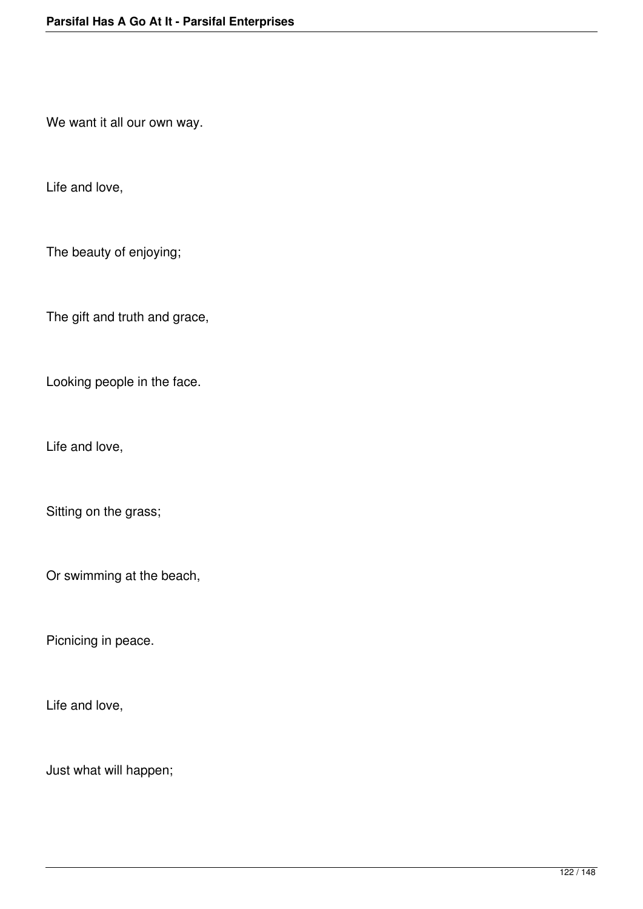We want it all our own way.

Life and love,

The beauty of enjoying;

The gift and truth and grace,

Looking people in the face.

Life and love,

Sitting on the grass;

Or swimming at the beach,

Picnicing in peace.

Life and love,

Just what will happen;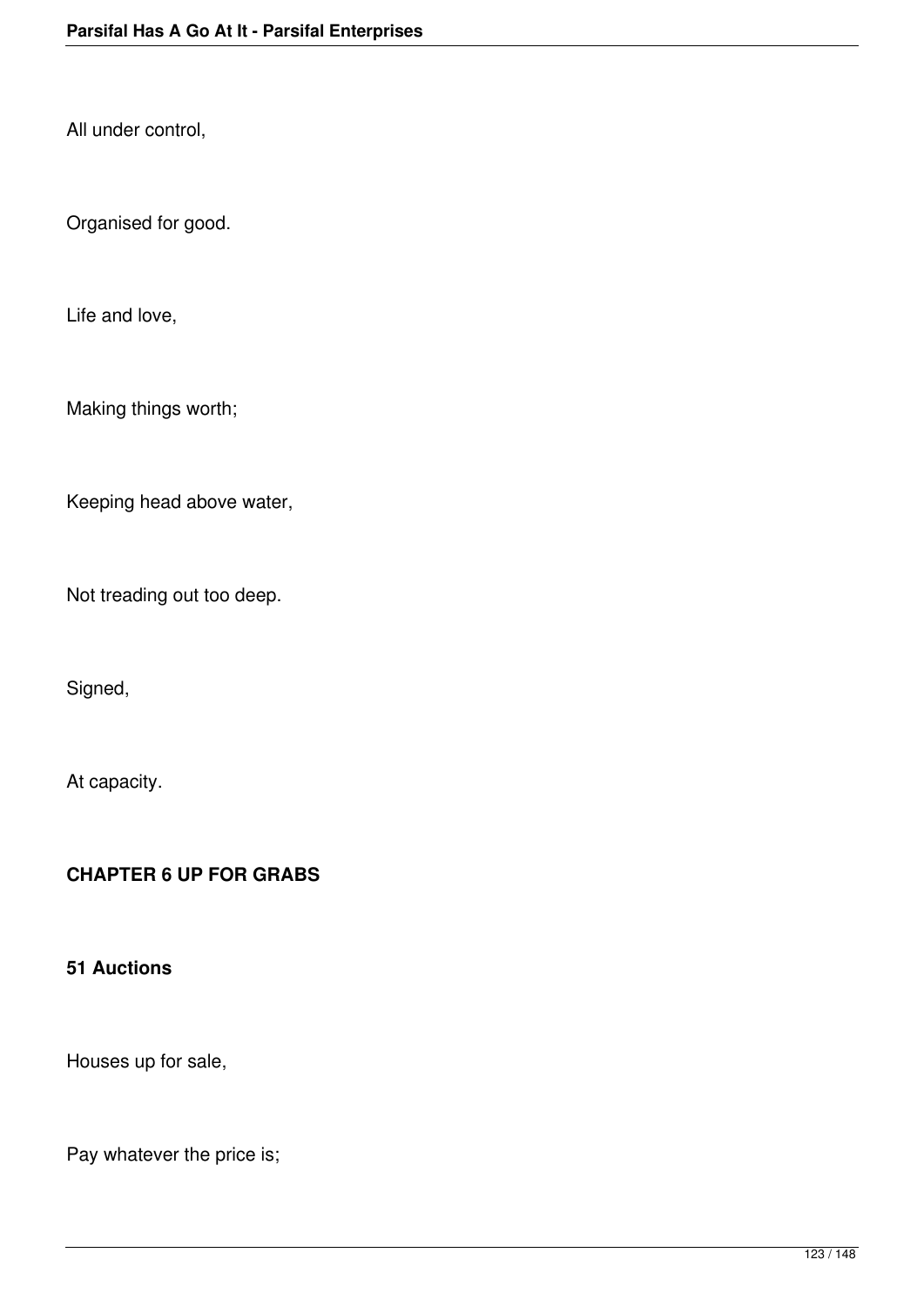All under control,

Organised for good.

Life and love,

Making things worth;

Keeping head above water,

Not treading out too deep.

Signed,

At capacity.

## CHAPTER 6 UP FOR GRABS

### 51 Auctions

Houses up for sale,

Pay whatever the price is;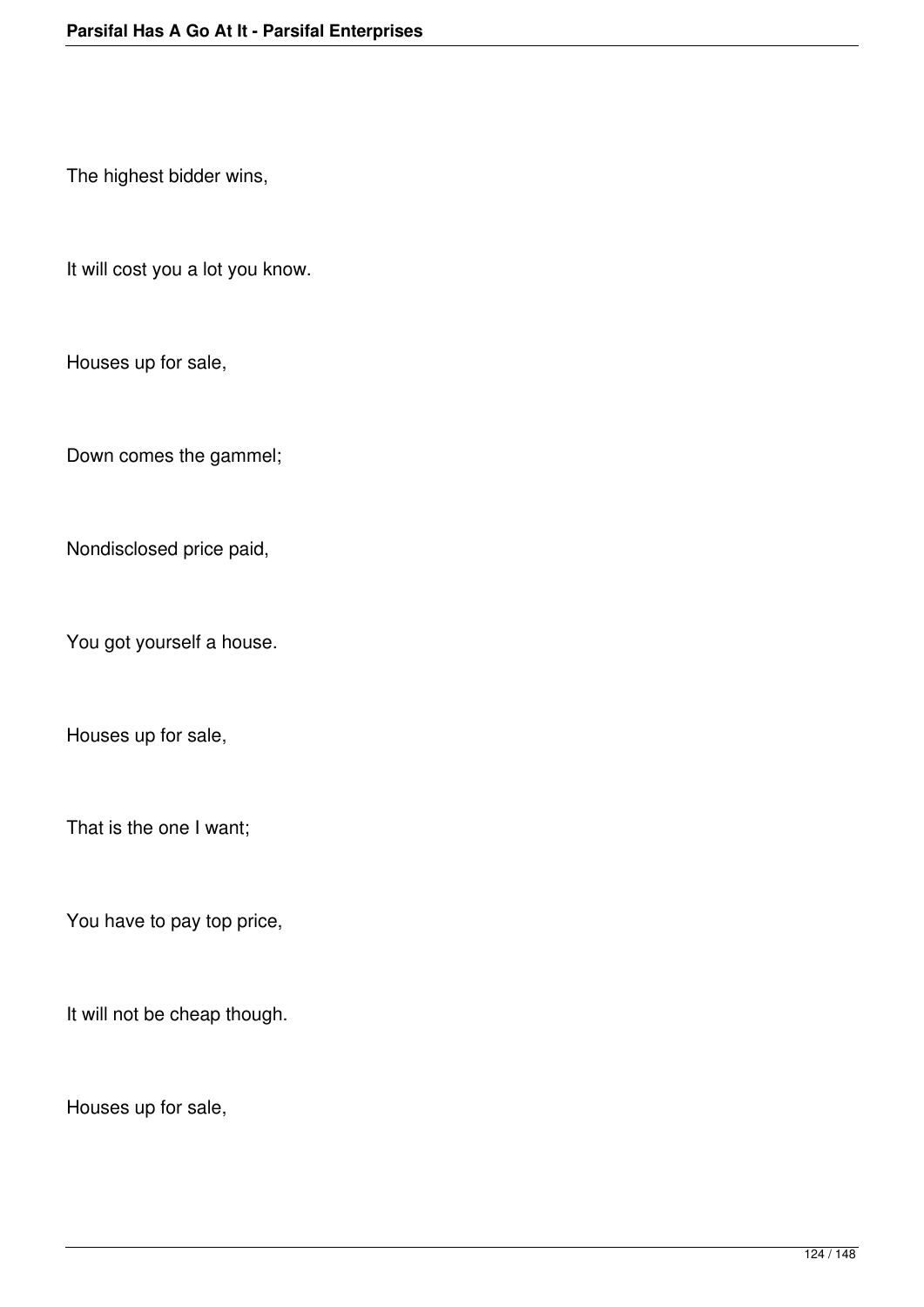The highest bidder wins,

It will cost you a lot you know.

Houses up for sale,

Down comes the gammel;

Nondisclosed price paid,

You got yourself a house.

Houses up for sale,

That is the one I want;

You have to pay top price,

It will not be cheap though.

Houses up for sale,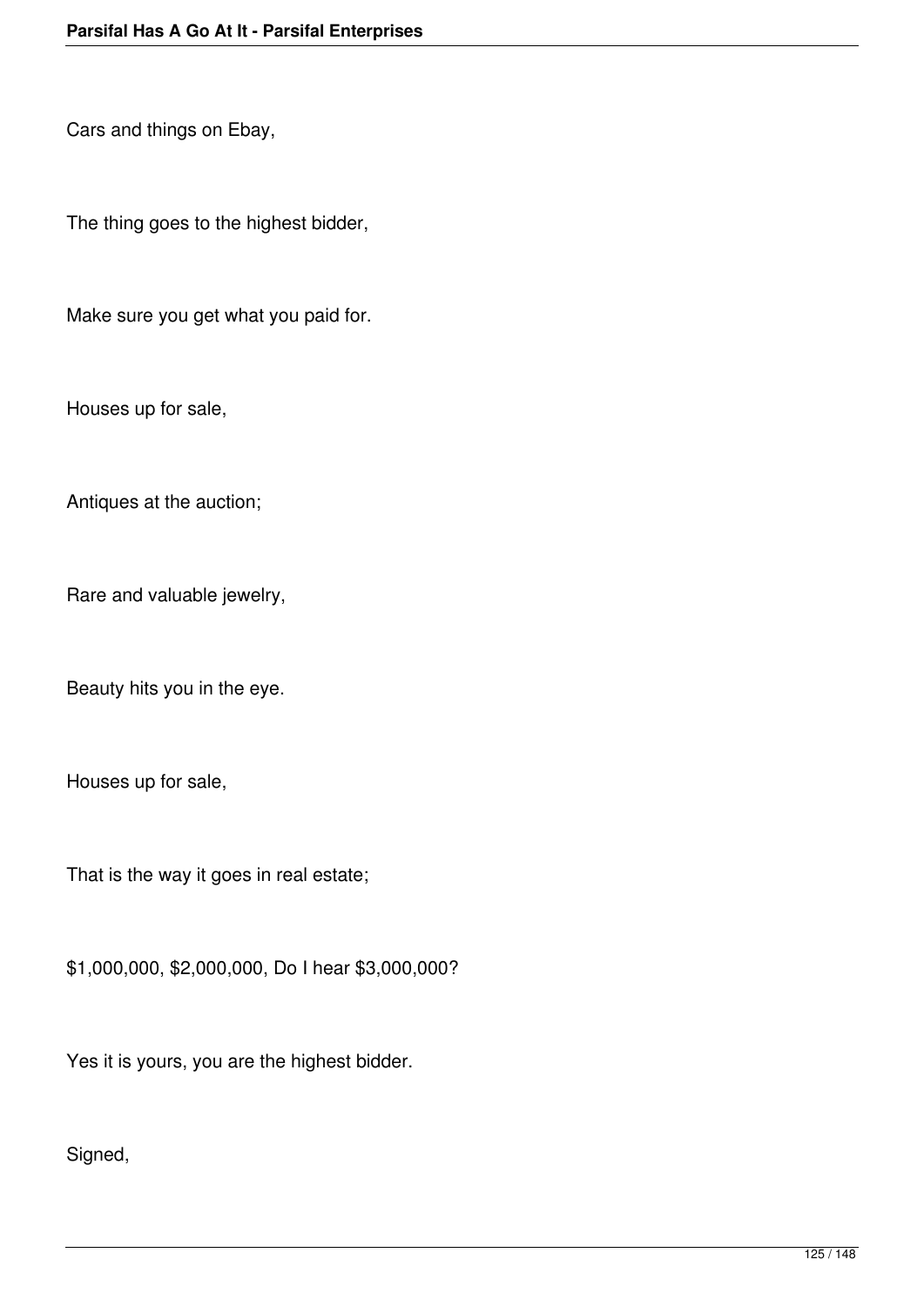Cars and things on Ebay,

The thing goes to the highest bidder,

Make sure you get what you paid for.

Houses up for sale,

Antiques at the auction;

Rare and valuable jewelry,

Beauty hits you in the eye.

Houses up for sale,

That is the way it goes in real estate;

$1,000,000, $2,000,000, Do I hear $3,000,000?

Yes it is yours, you are the highest bidder.

Signed,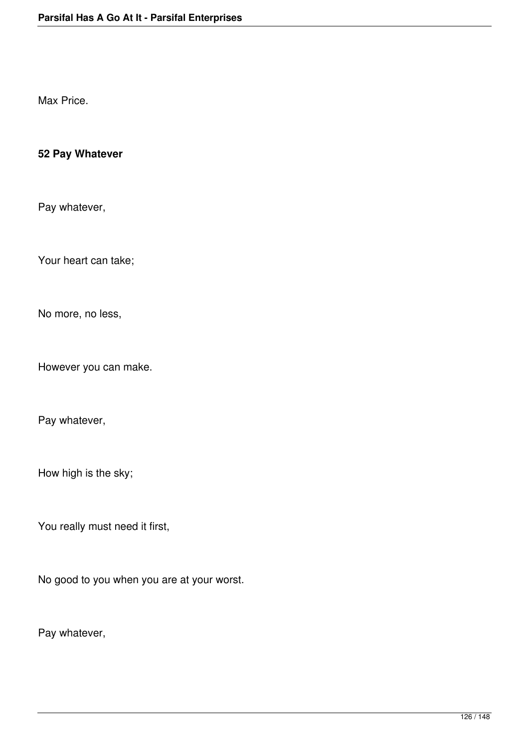Max Price.

**52 Pay Whatever**

Pay whatever,

Your heart can take;

No more, no less,

However you can make.

Pay whatever,

How high is the sky;

You really must need it first,

No good to you when you are at your worst.

Pay whatever,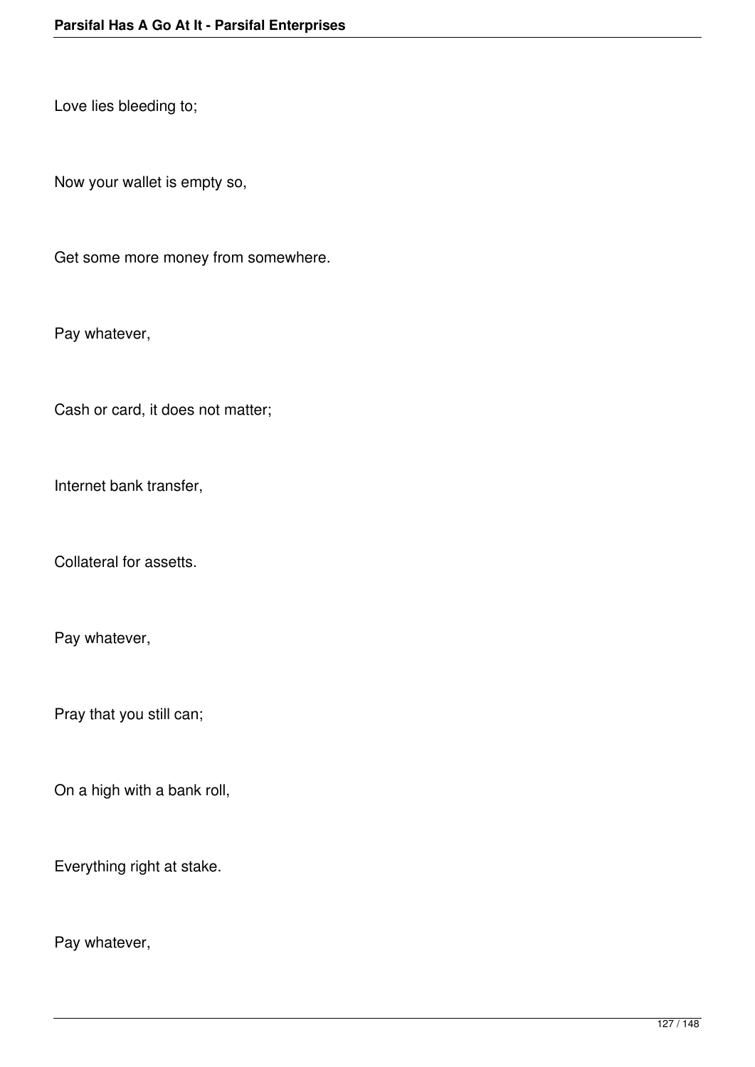Love lies bleeding to;

Now your wallet is empty so,

Get some more money from somewhere.

Pay whatever,

Cash or card, it does not matter;

Internet bank transfer,

Collateral for assetts.

Pay whatever,

Pray that you still can;

On a high with a bank roll,

Everything right at stake.

Pay whatever,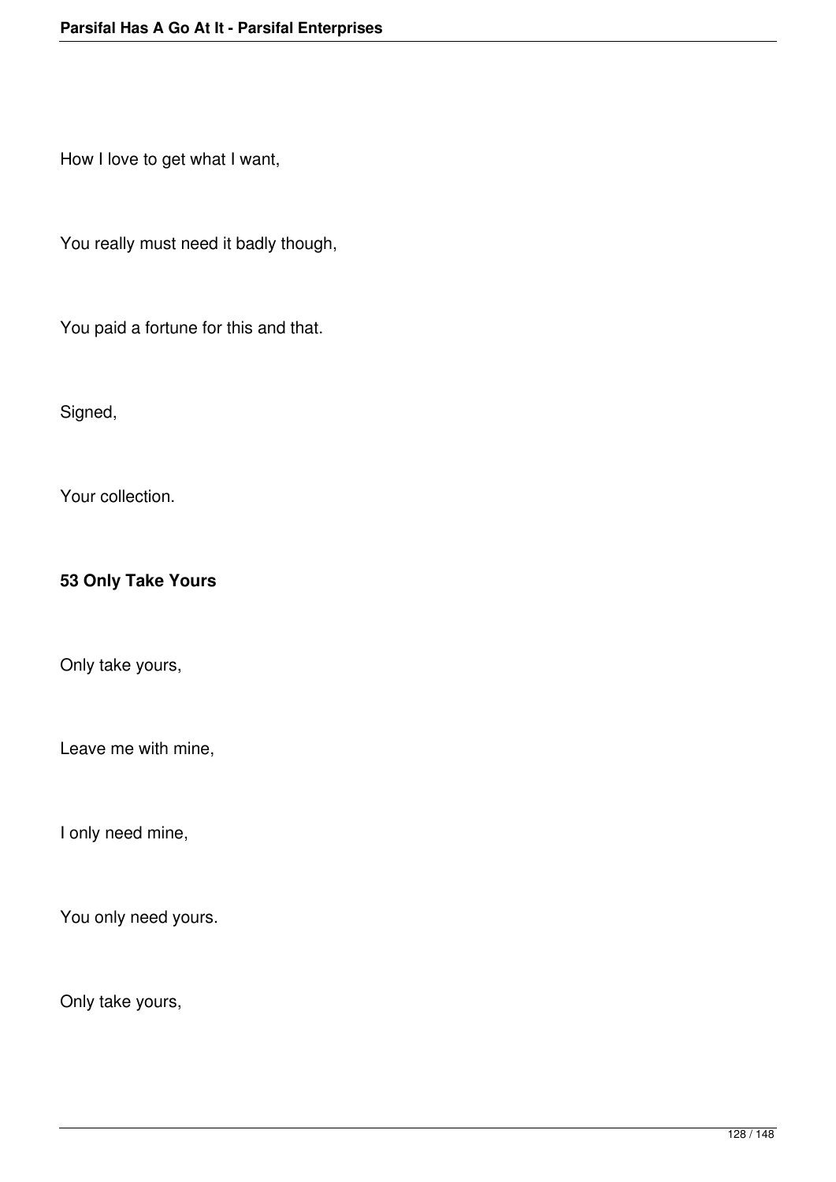How I love to get what I want,

You really must need it badly though,

You paid a fortune for this and that.

Signed,

Your collection.

**53 Only Take Yours**

Only take yours,

Leave me with mine,

I only need mine,

You only need yours.

Only take yours,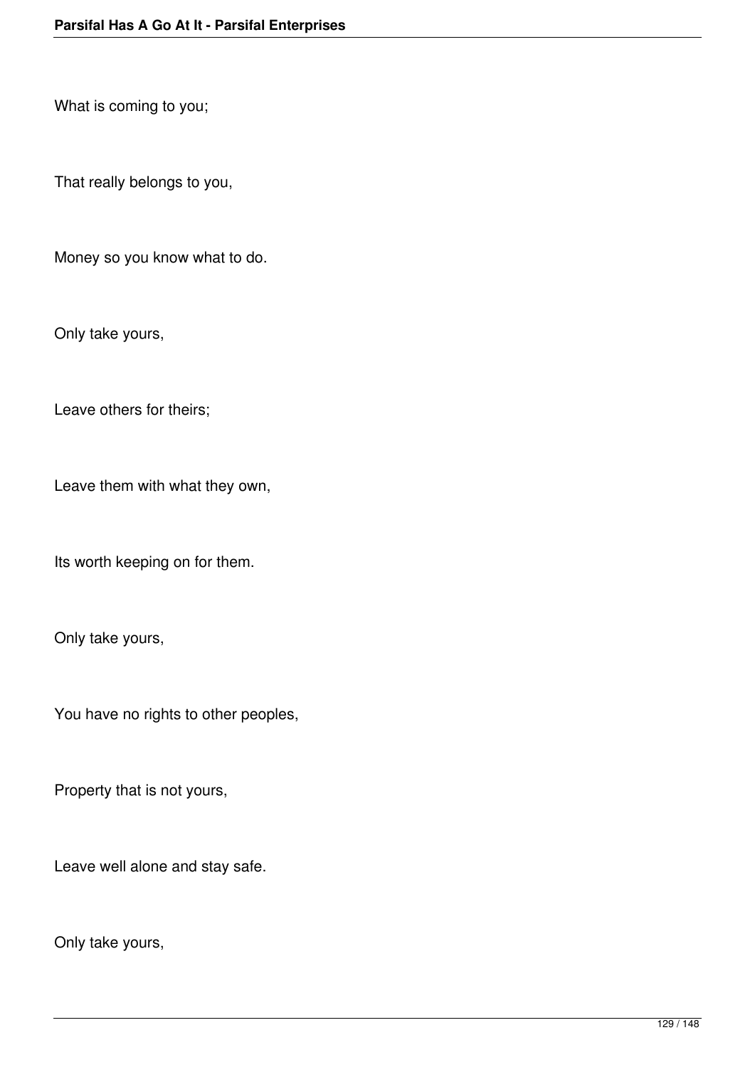What is coming to you;

That really belongs to you,

Money so you know what to do.

Only take yours,

Leave others for theirs;

Leave them with what they own,

Its worth keeping on for them.

Only take yours,

You have no rights to other peoples,

Property that is not yours,

Leave well alone and stay safe.

Only take yours,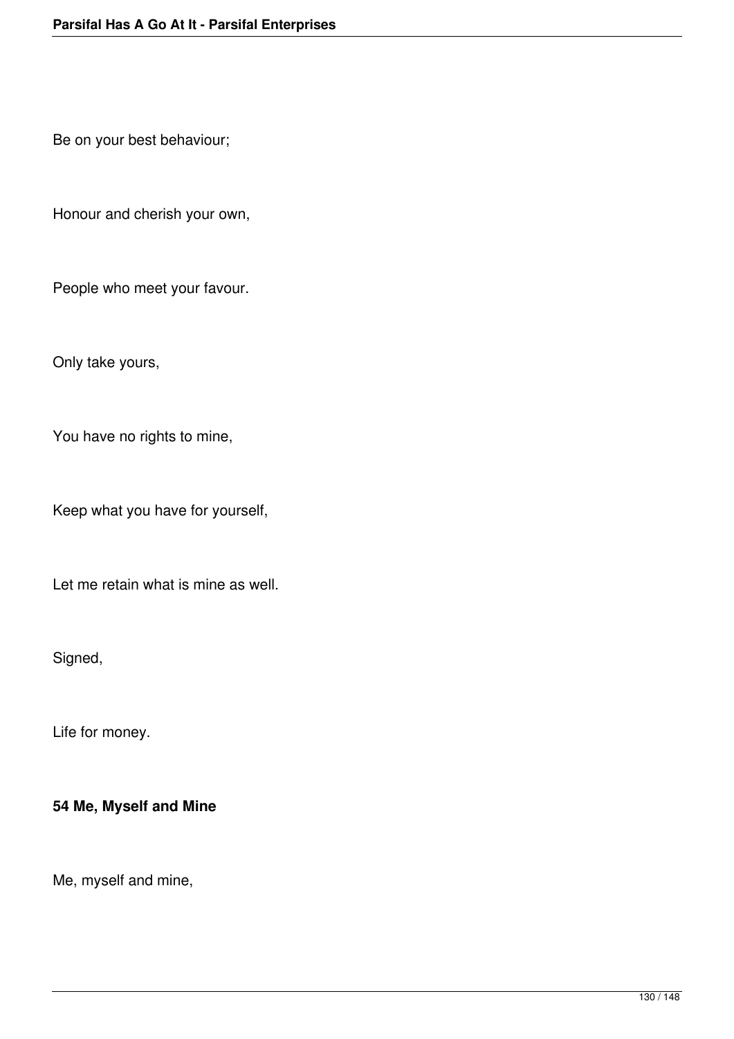Be on your best behaviour;

Honour and cherish your own,

People who meet your favour.

Only take yours,

You have no rights to mine,

Keep what you have for yourself,

Let me retain what is mine as well.

Signed,

Life for money.

**54 Me, Myself and Mine**

Me, myself and mine,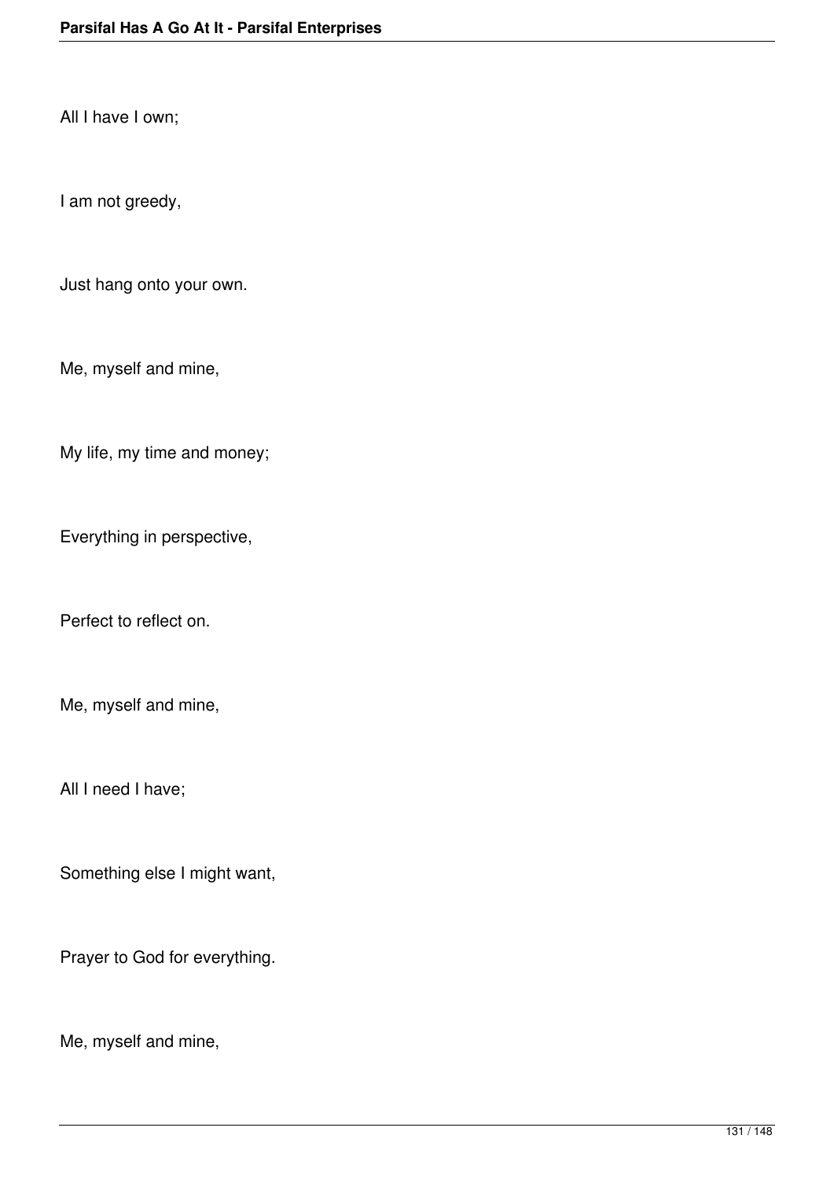All I have I own;

I am not greedy,

Just hang onto your own.

Me, myself and mine,

My life, my time and money;

Everything in perspective,

Perfect to reflect on.

Me, myself and mine,

All I need I have;

Something else I might want,

Prayer to God for everything.

Me, myself and mine,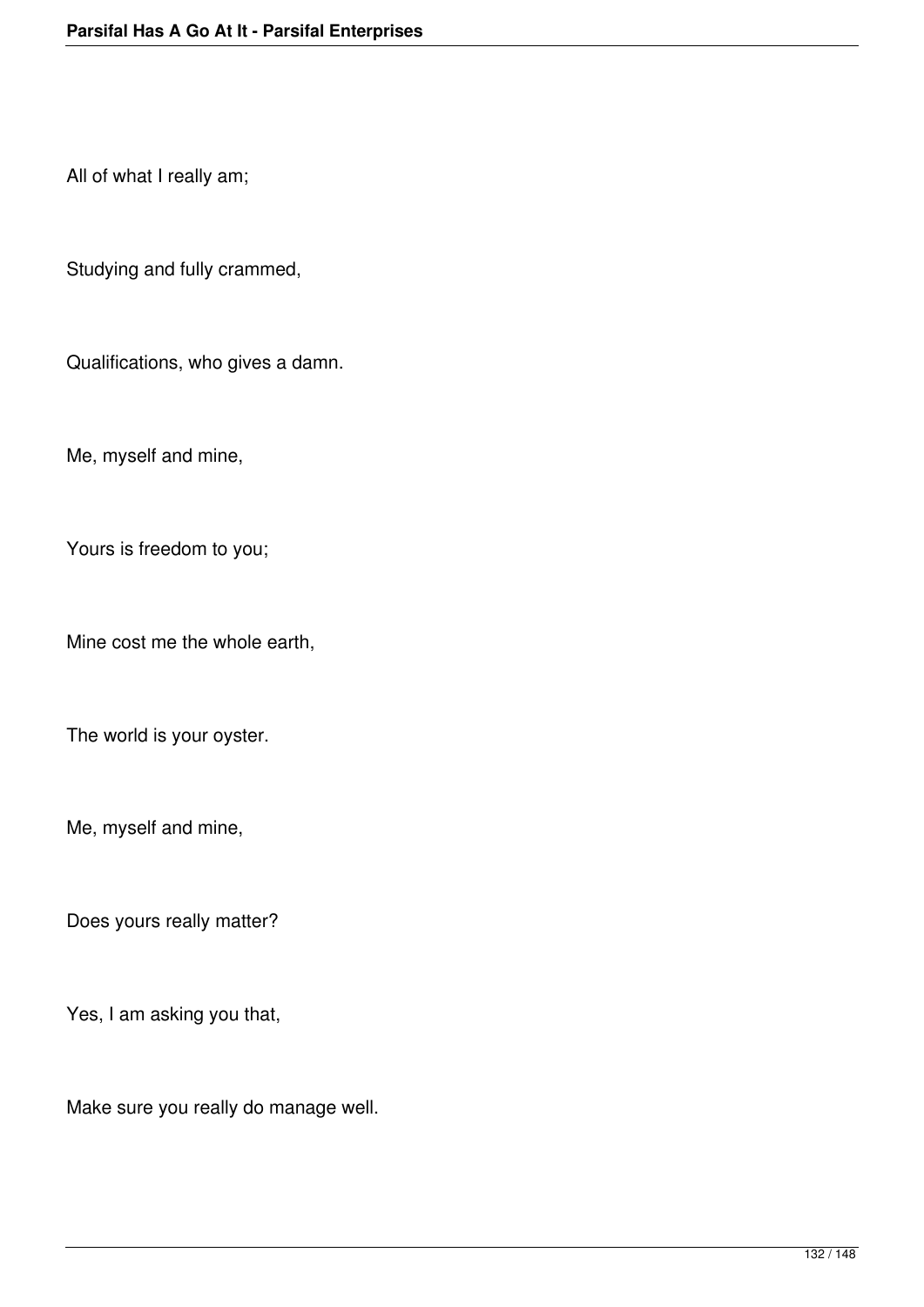All of what I really am;

Studying and fully crammed,

Qualifications, who gives a damn.

Me, myself and mine,

Yours is freedom to you;

Mine cost me the whole earth,

The world is your oyster.

Me, myself and mine,

Does yours really matter?

Yes, I am asking you that,

Make sure you really do manage well.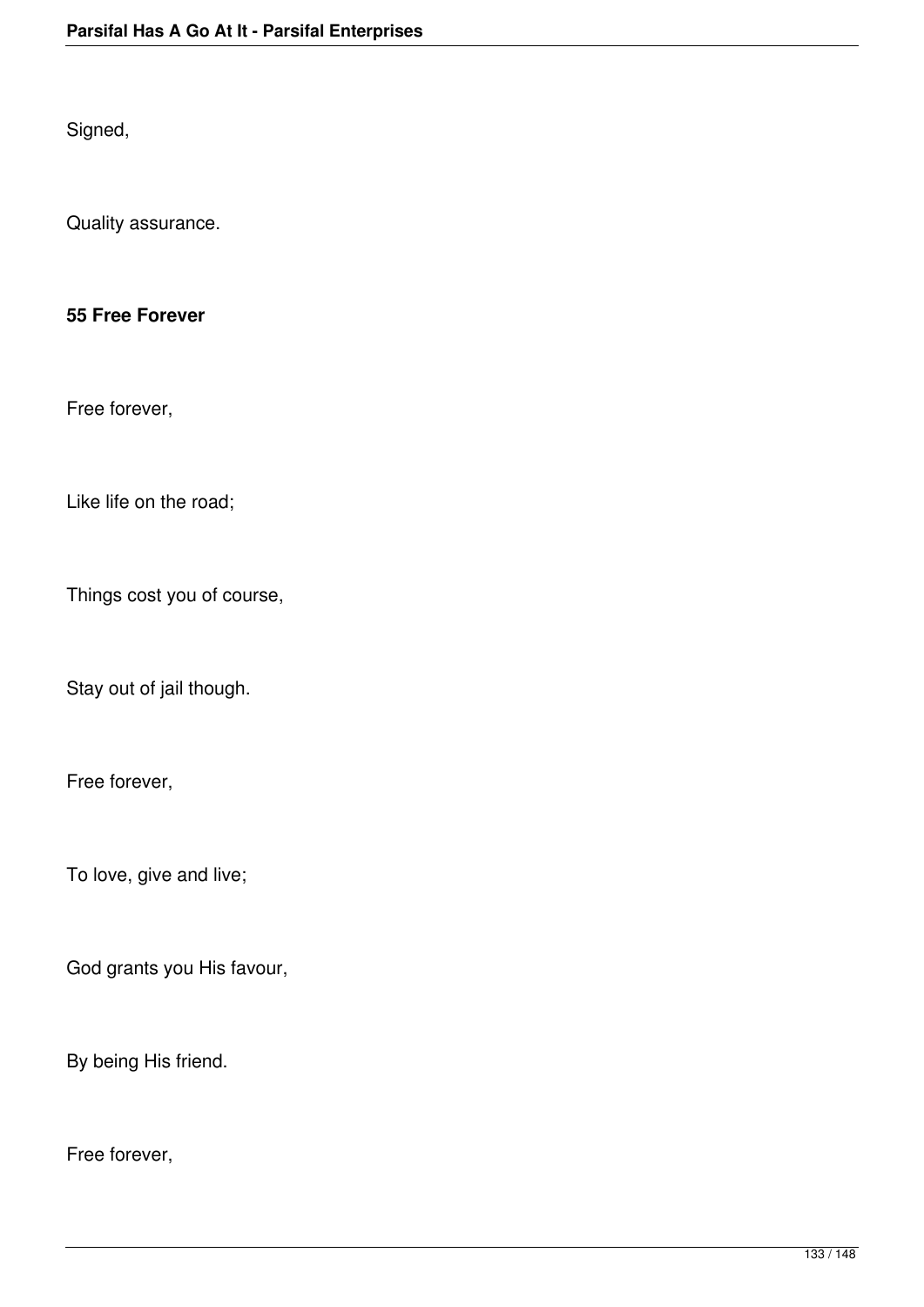Signed,

Quality assurance.

**55 Free Forever**

Free forever,

Like life on the road;

Things cost you of course,

Stay out of jail though.

Free forever,

To love, give and live;

God grants you His favour,

By being His friend.

Free forever,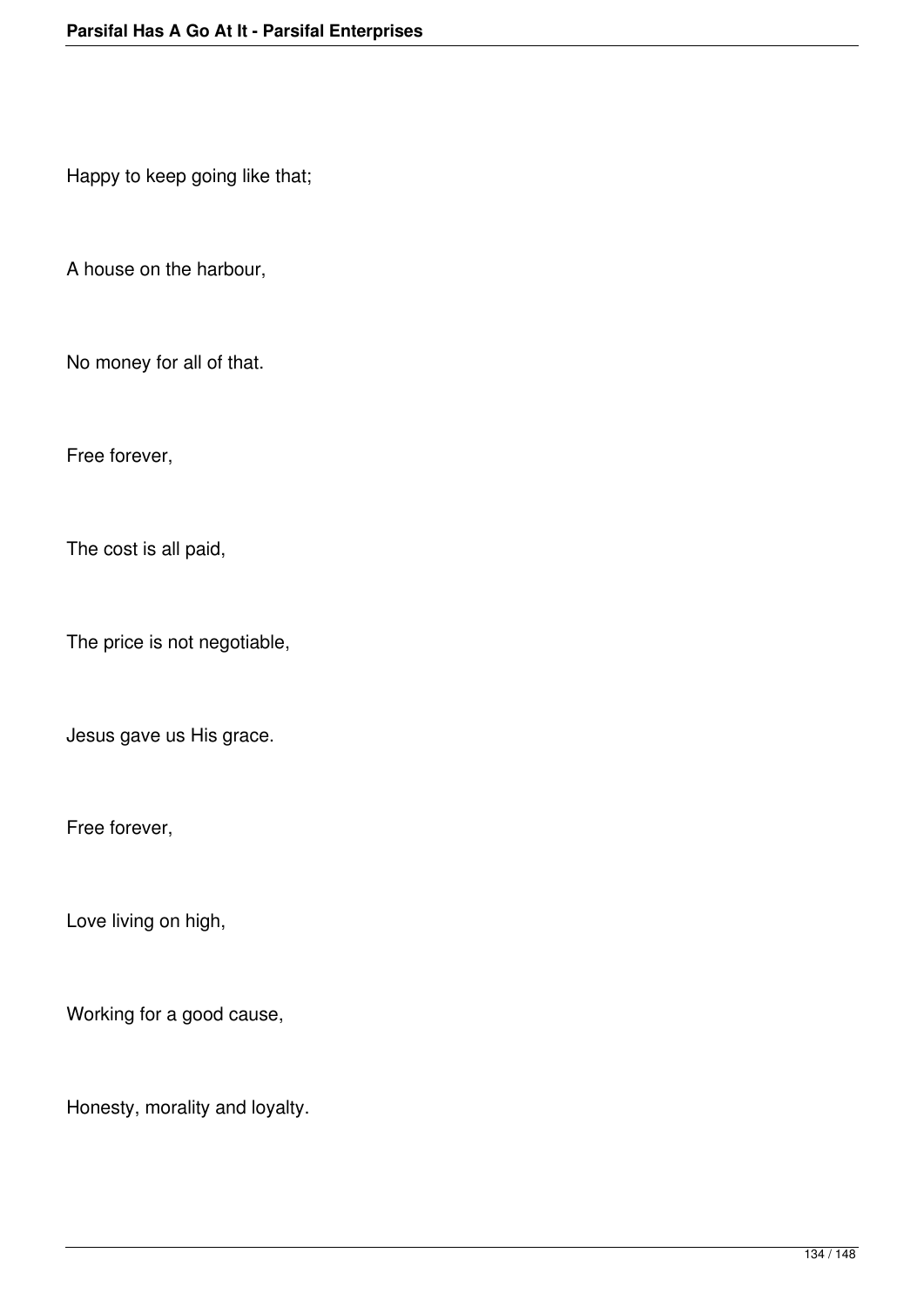Happy to keep going like that;

A house on the harbour,

No money for all of that.

Free forever,

The cost is all paid,

The price is not negotiable,

Jesus gave us His grace.

Free forever,

Love living on high,

Working for a good cause,

Honesty, morality and loyalty.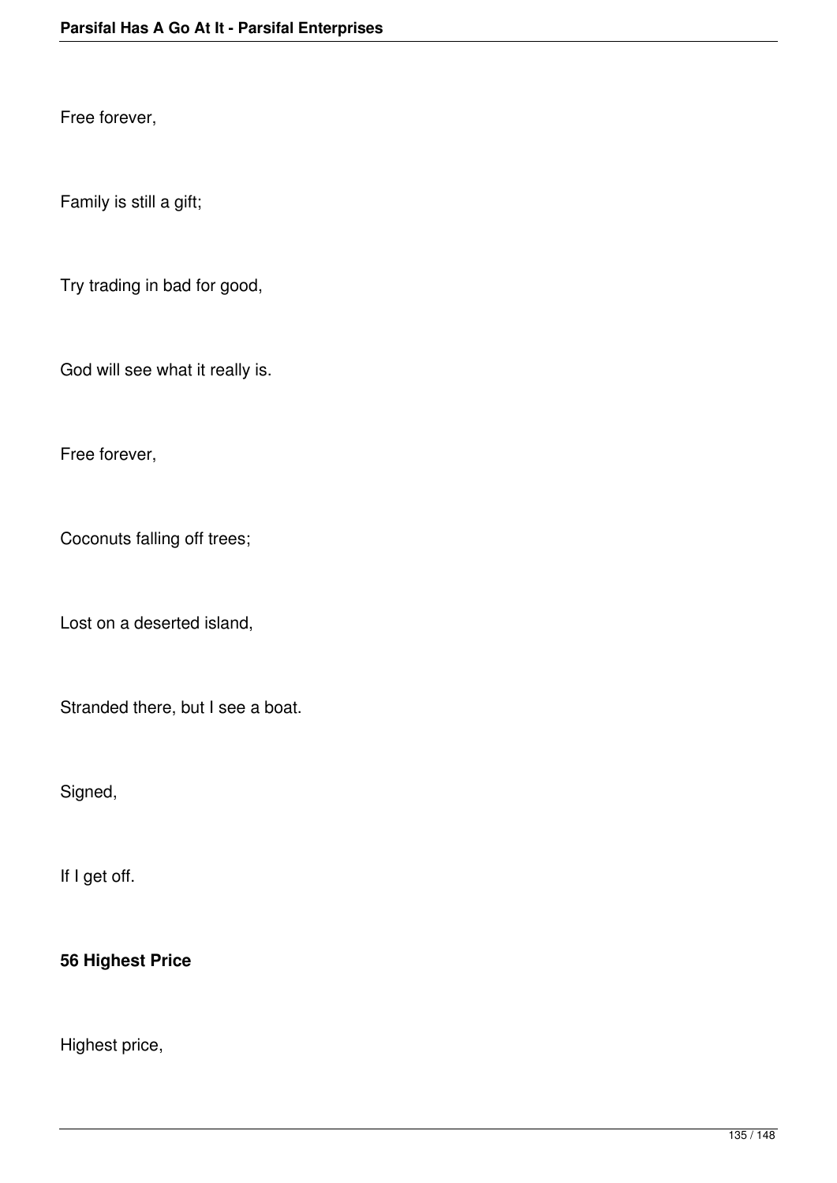Free forever,

Family is still a gift;

Try trading in bad for good,

God will see what it really is.

Free forever,

Coconuts falling off trees;

Lost on a deserted island,

Stranded there, but I see a boat.

Signed,

If I get off.

**56 Highest Price**

Highest price,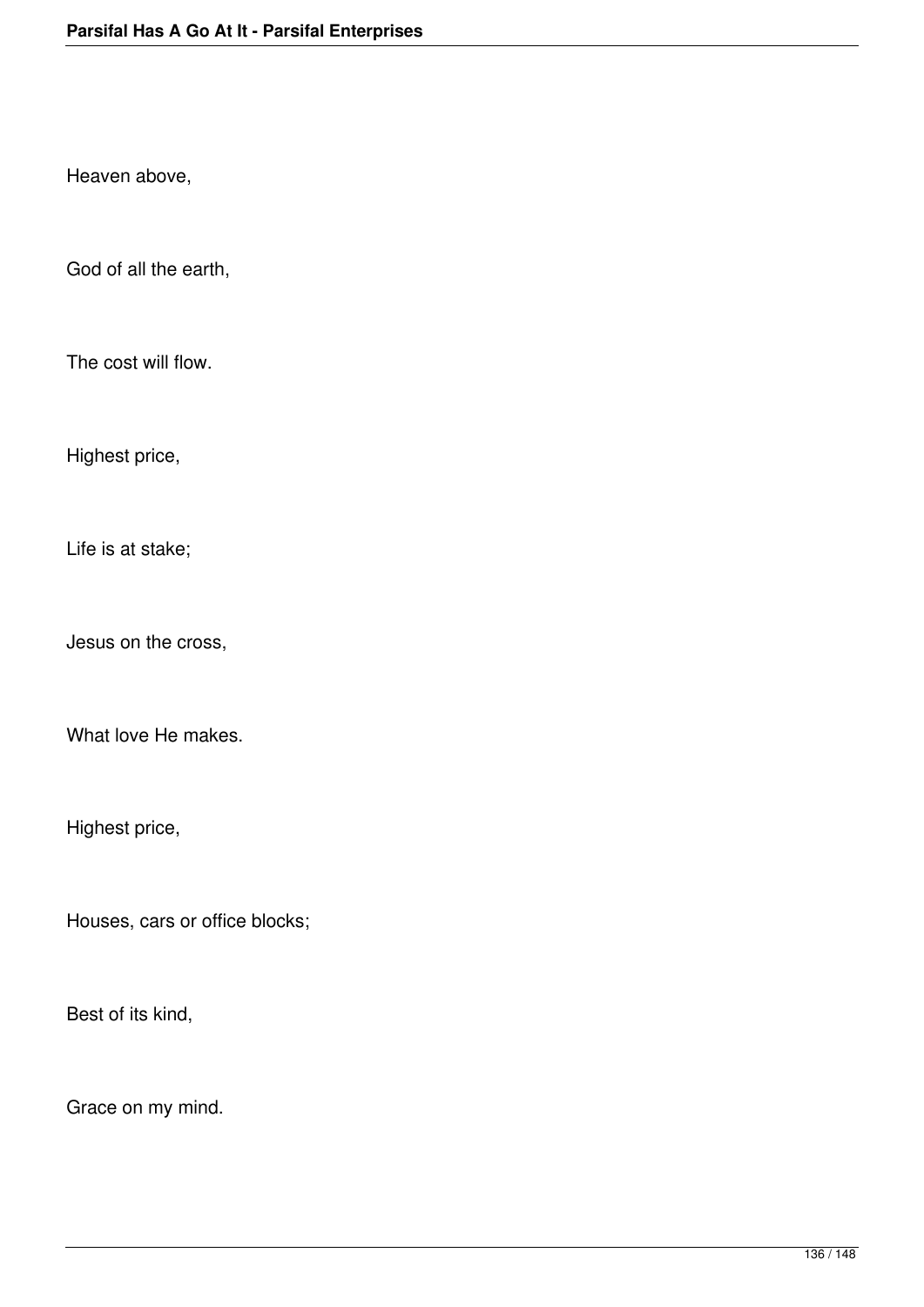Heaven above,

God of all the earth,

The cost will flow.

Highest price,

Life is at stake;

Jesus on the cross,

What love He makes.

Highest price,

Houses, cars or office blocks;

Best of its kind,

Grace on my mind.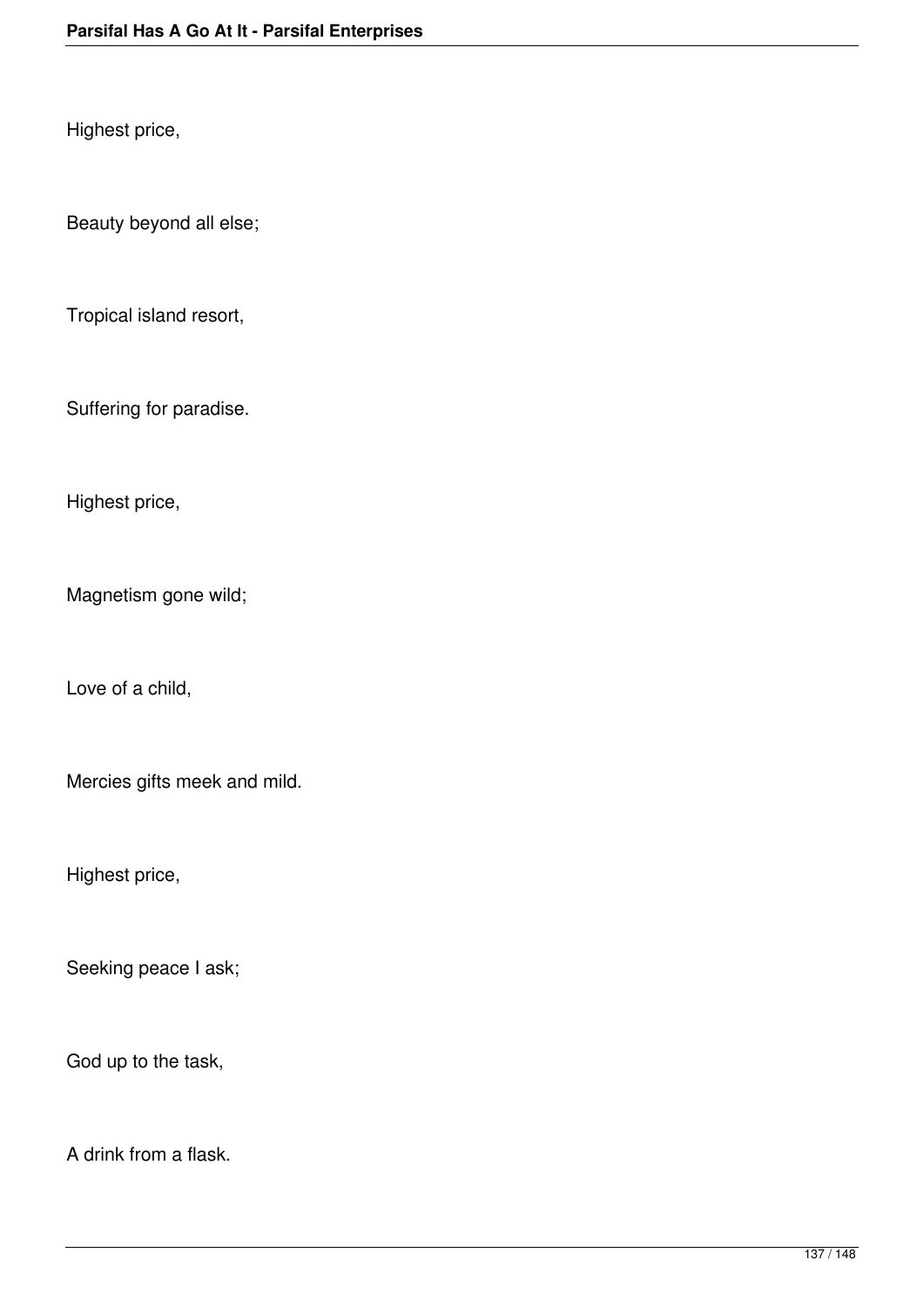Highest price,

Beauty beyond all else;

Tropical island resort,

Suffering for paradise.

Highest price,

Magnetism gone wild;

Love of a child,

Mercies gifts meek and mild.

Highest price,

Seeking peace I ask;

God up to the task,

A drink from a flask.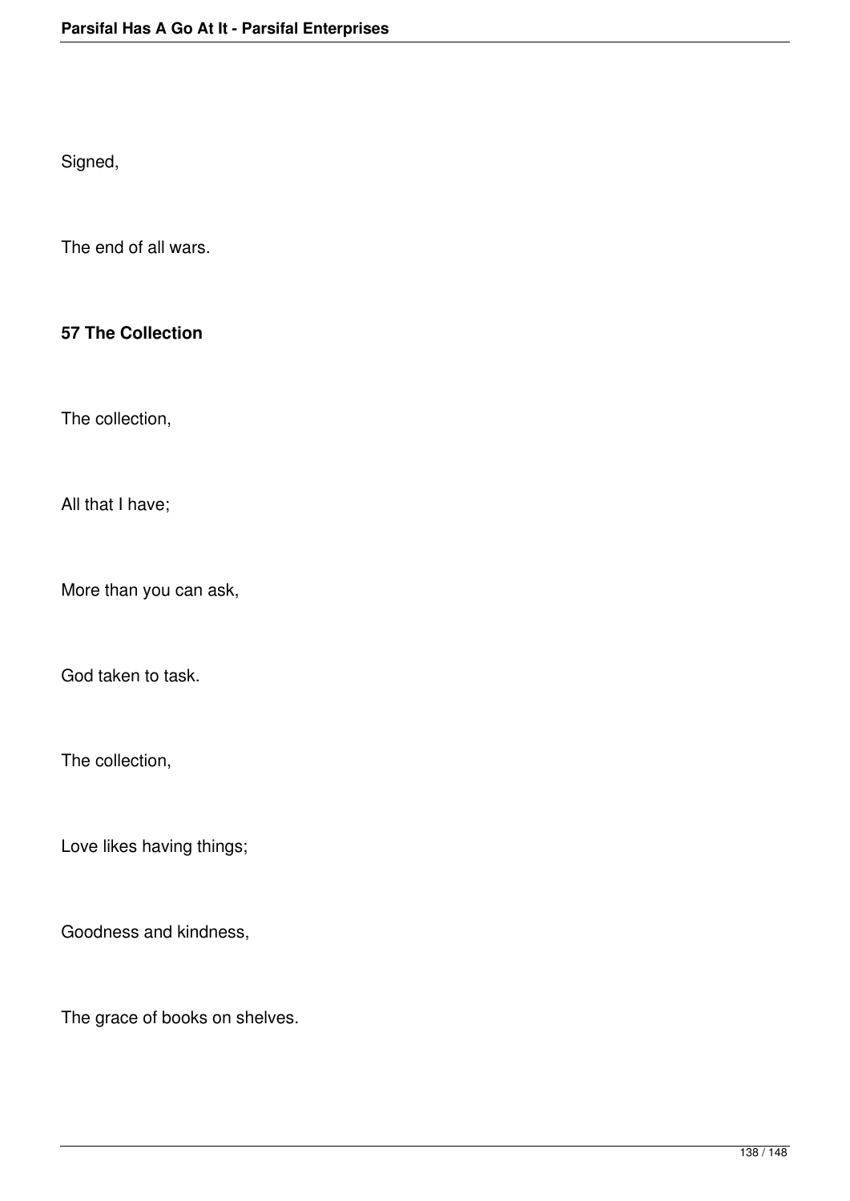Signed,

The end of all wars.

**57 The Collection**

The collection,

All that I have;

More than you can ask,

God taken to task.

The collection,

Love likes having things;

Goodness and kindness,

The grace of books on shelves.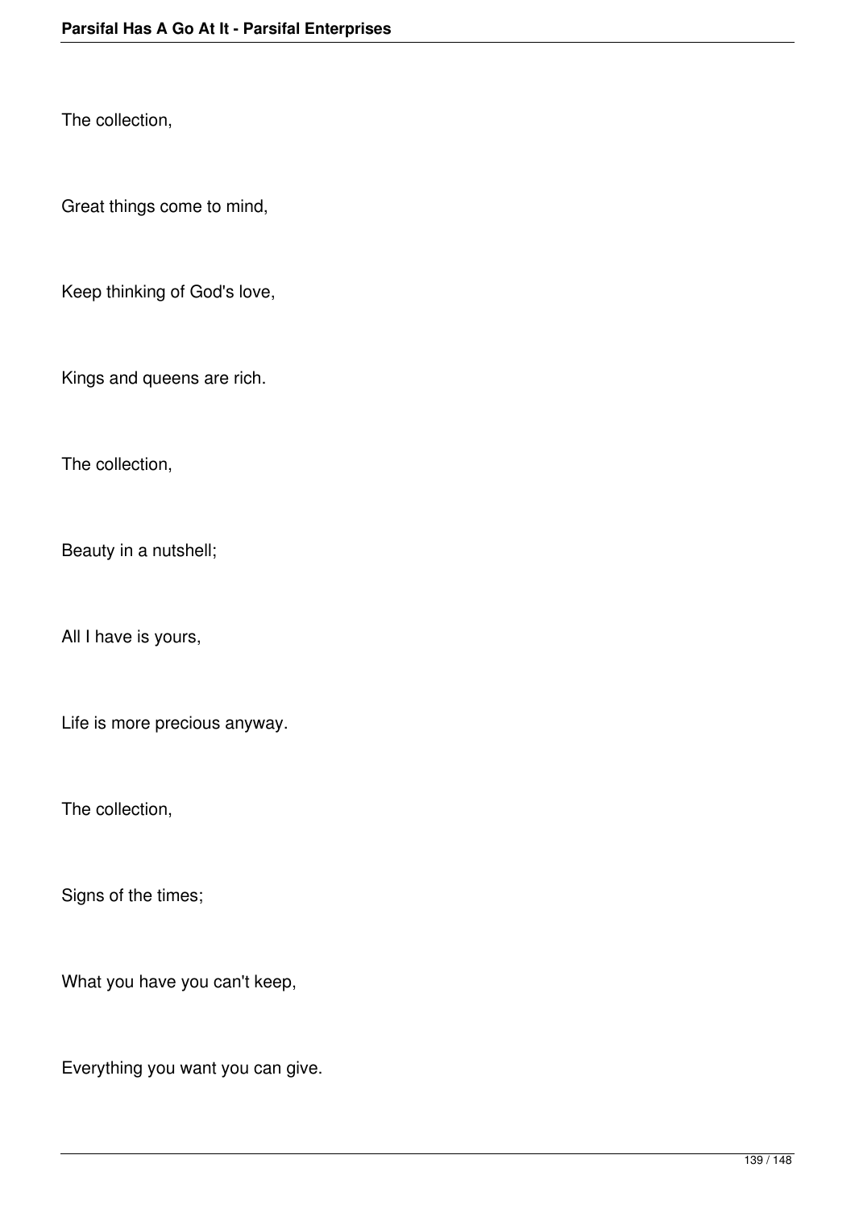The collection,

Great things come to mind,

Keep thinking of God's love,

Kings and queens are rich.

The collection,

Beauty in a nutshell;

All I have is yours,

Life is more precious anyway.

The collection,

Signs of the times;

What you have you can't keep,

Everything you want you can give.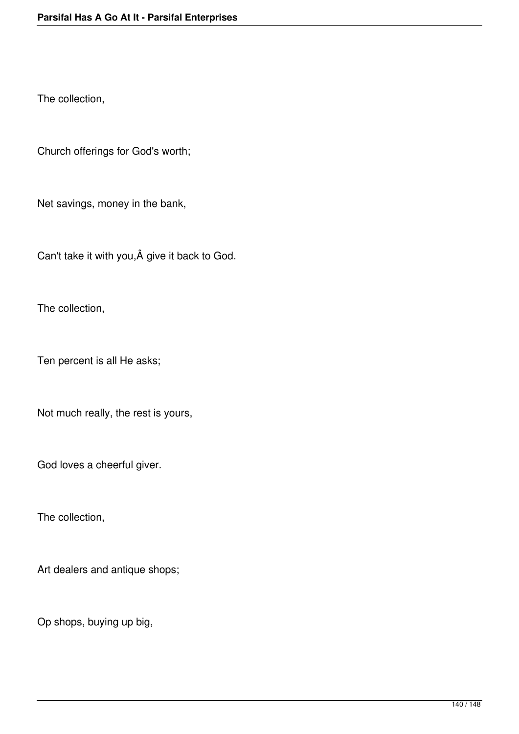The collection,

Church offerings for God's worth;

Net savings, money in the bank,

Can't take it with you,Â give it back to God.

The collection,

Ten percent is all He asks;

Not much really, the rest is yours,

God loves a cheerful giver.

The collection,

Art dealers and antique shops;

Op shops, buying up big,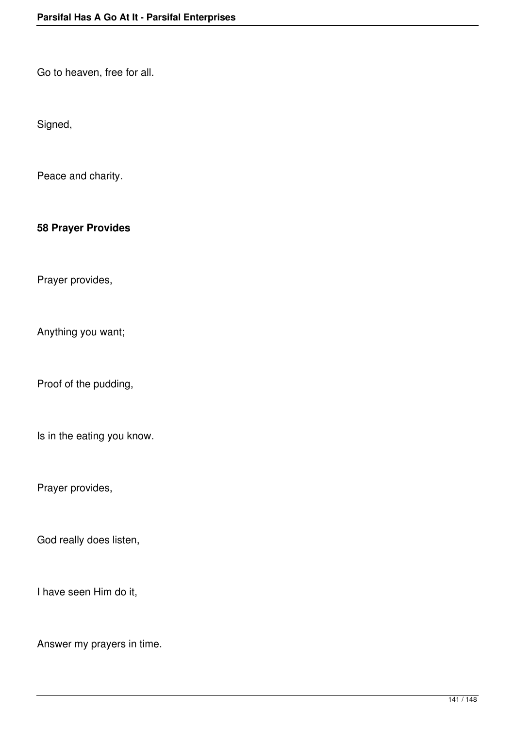Go to heaven, free for all.

Signed,

Peace and charity.

**58 Prayer Provides**

Prayer provides,

Anything you want;

Proof of the pudding,

Is in the eating you know.

Prayer provides,

God really does listen,

I have seen Him do it,

Answer my prayers in time.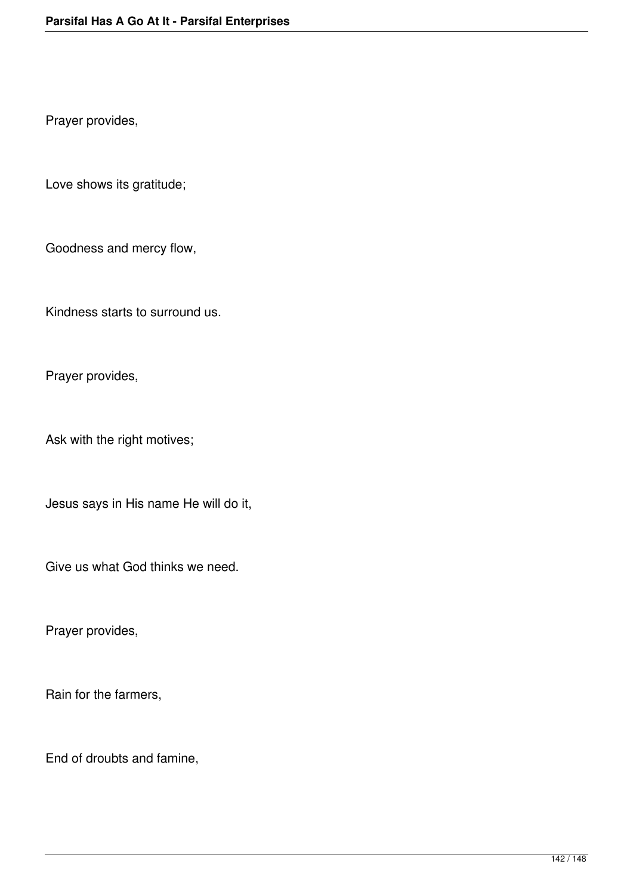Prayer provides,

Love shows its gratitude;

Goodness and mercy flow,

Kindness starts to surround us.

Prayer provides,

Ask with the right motives;

Jesus says in His name He will do it,

Give us what God thinks we need.

Prayer provides,

Rain for the farmers,

End of droubts and famine,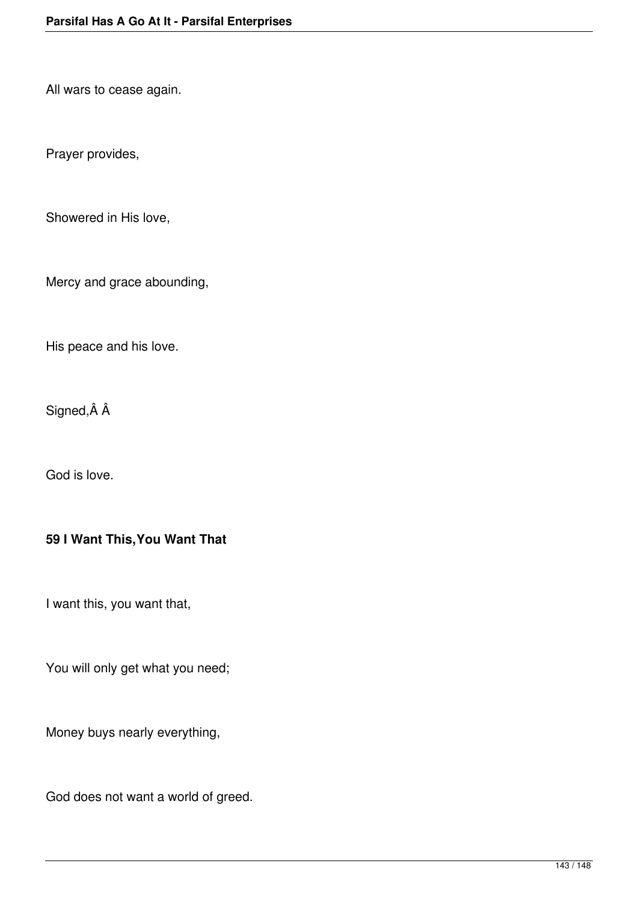All wars to cease again.

Prayer provides,

Showered in His love,

Mercy and grace abounding,

His peace and his love.

Signed,Â Â

God is love.

**59 I Want This,You Want That**

I want this, you want that,

You will only get what you need;

Money buys nearly everything,

God does not want a world of greed.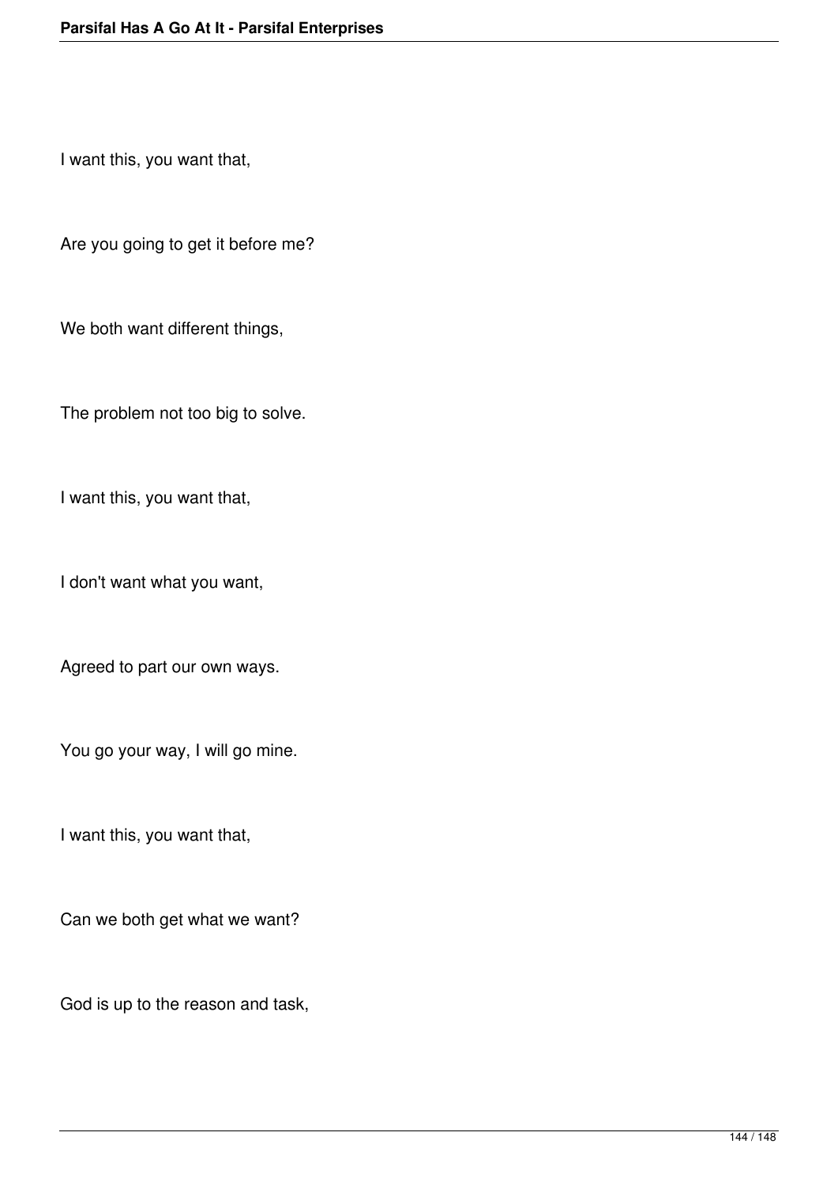I want this, you want that,

Are you going to get it before me?

We both want different things,

The problem not too big to solve.

I want this, you want that,

I don't want what you want,

Agreed to part our own ways.

You go your way, I will go mine.

I want this, you want that,

Can we both get what we want?

God is up to the reason and task,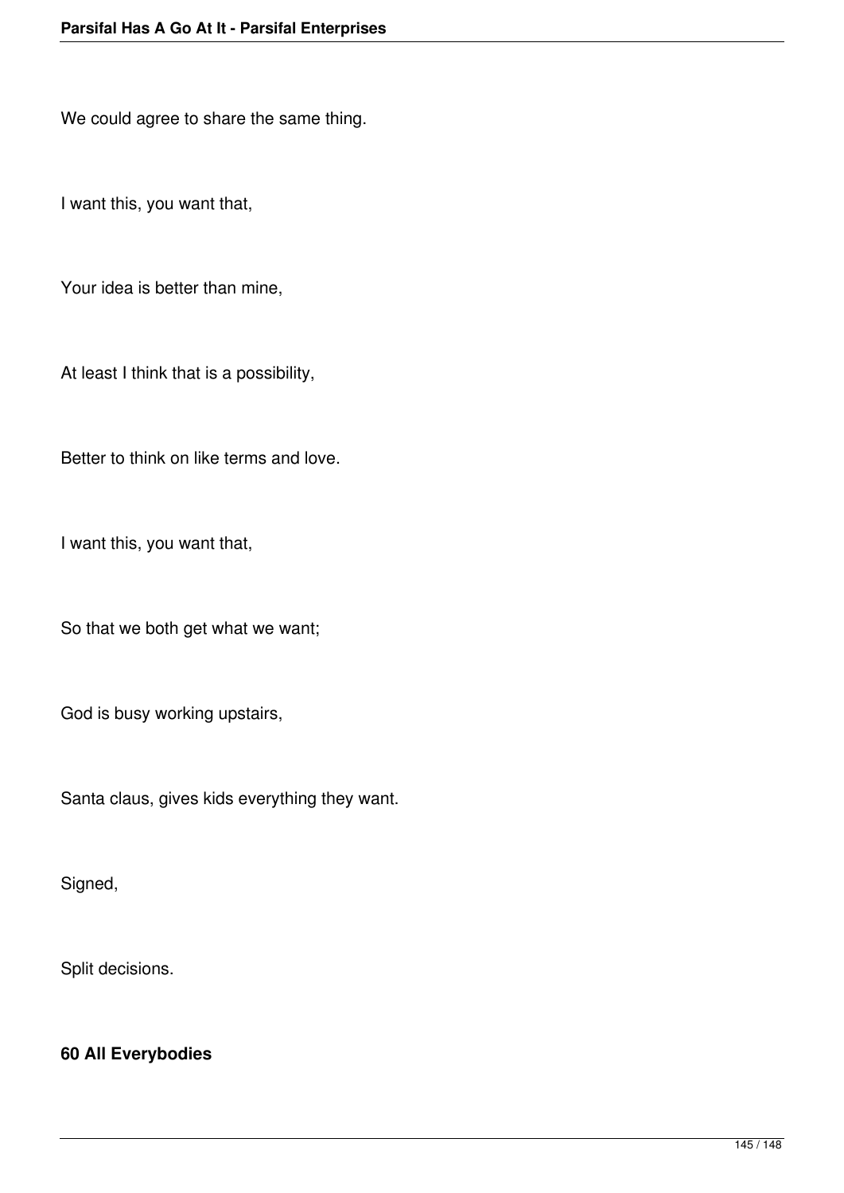We could agree to share the same thing.

I want this, you want that,

Your idea is better than mine,

At least I think that is a possibility,

Better to think on like terms and love.

I want this, you want that,

So that we both get what we want;

God is busy working upstairs,

Santa claus, gives kids everything they want.

Signed,

Split decisions.

**60 All Everybodies**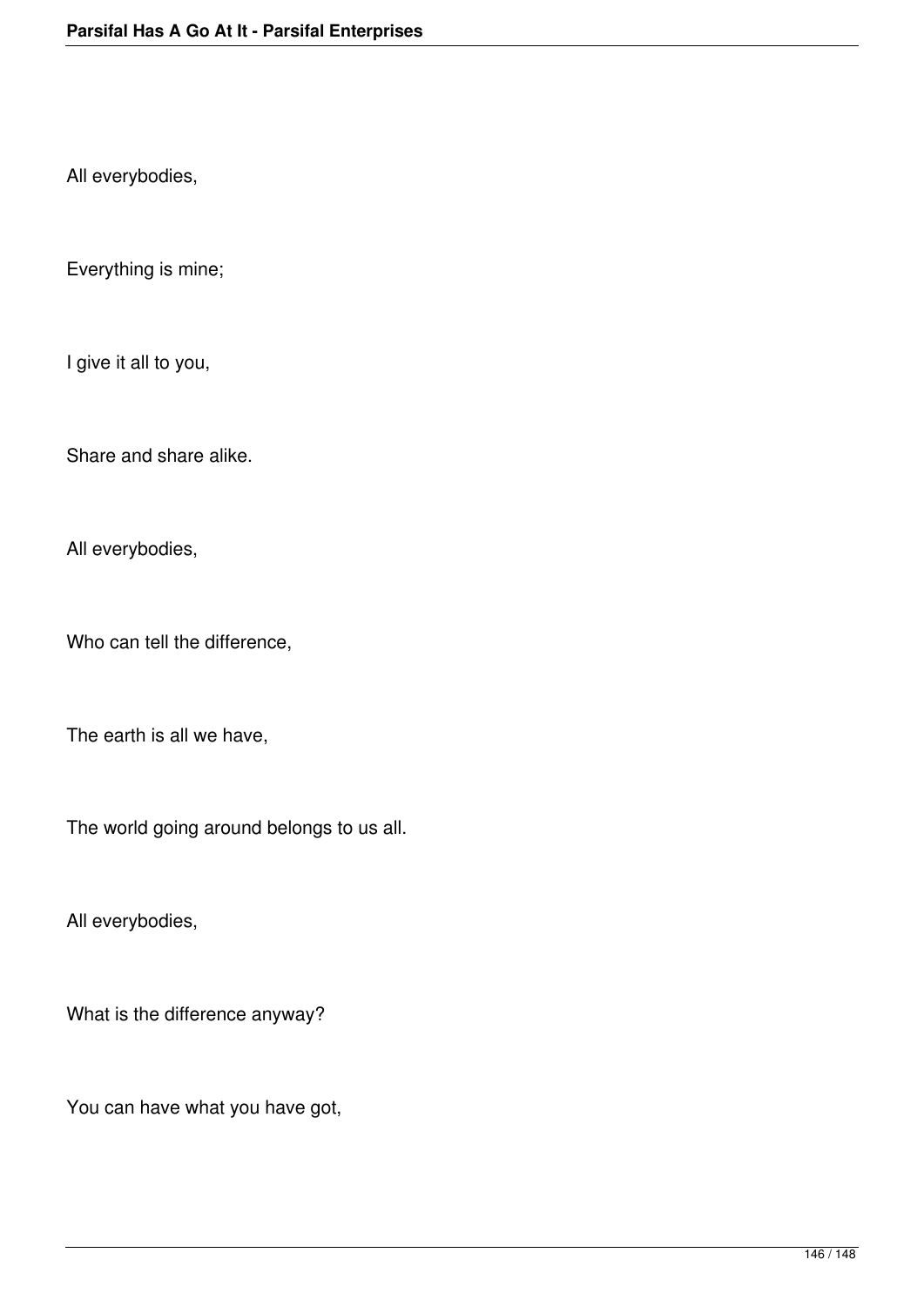All everybodies,

Everything is mine;

I give it all to you,

Share and share alike.

All everybodies,

Who can tell the difference,

The earth is all we have,

The world going around belongs to us all.

All everybodies,

What is the difference anyway?

You can have what you have got,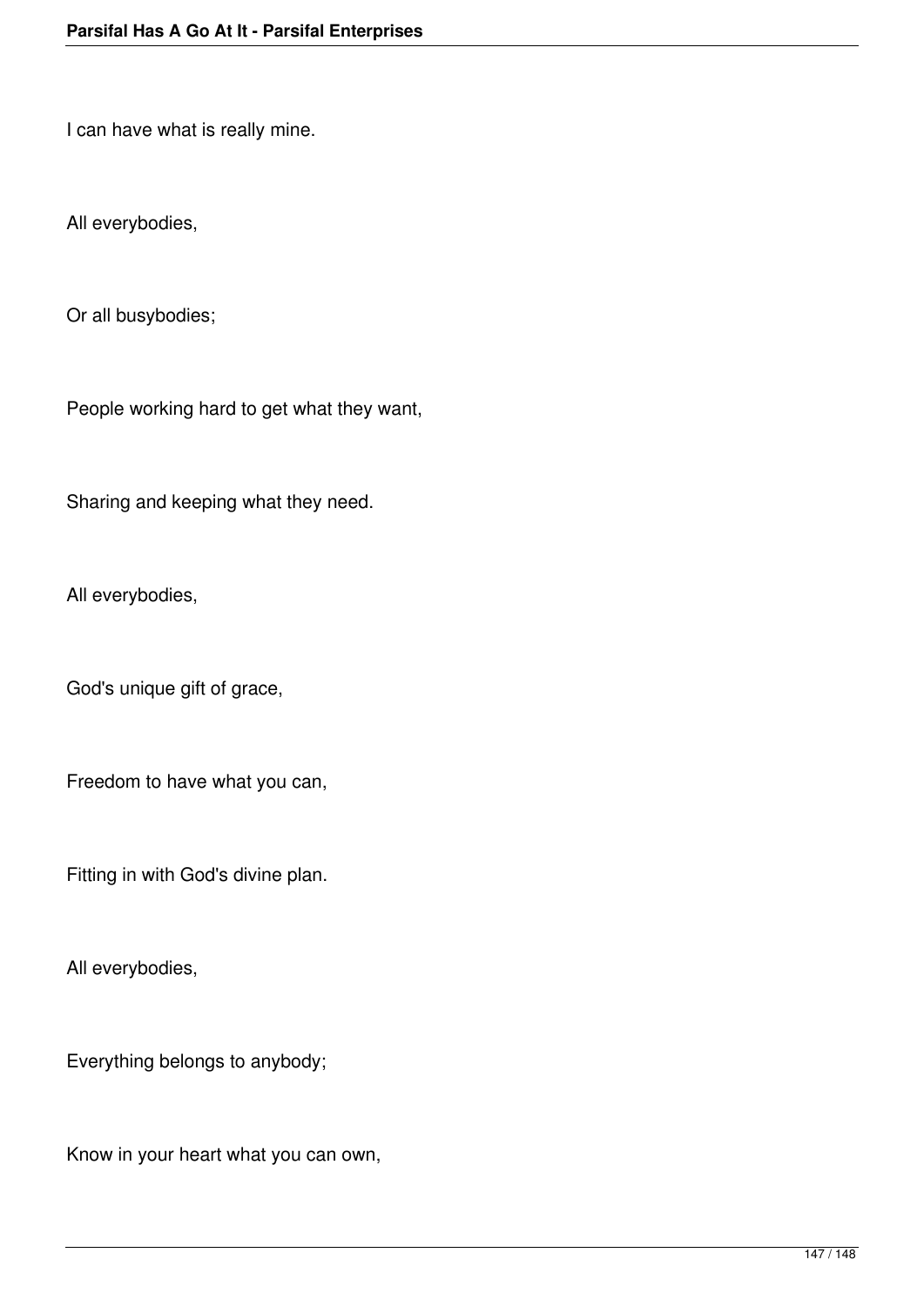I can have what is really mine.

All everybodies,

Or all busybodies;

People working hard to get what they want,

Sharing and keeping what they need.

All everybodies,

God's unique gift of grace,

Freedom to have what you can,

Fitting in with God's divine plan.

All everybodies,

Everything belongs to anybody;

Know in your heart what you can own,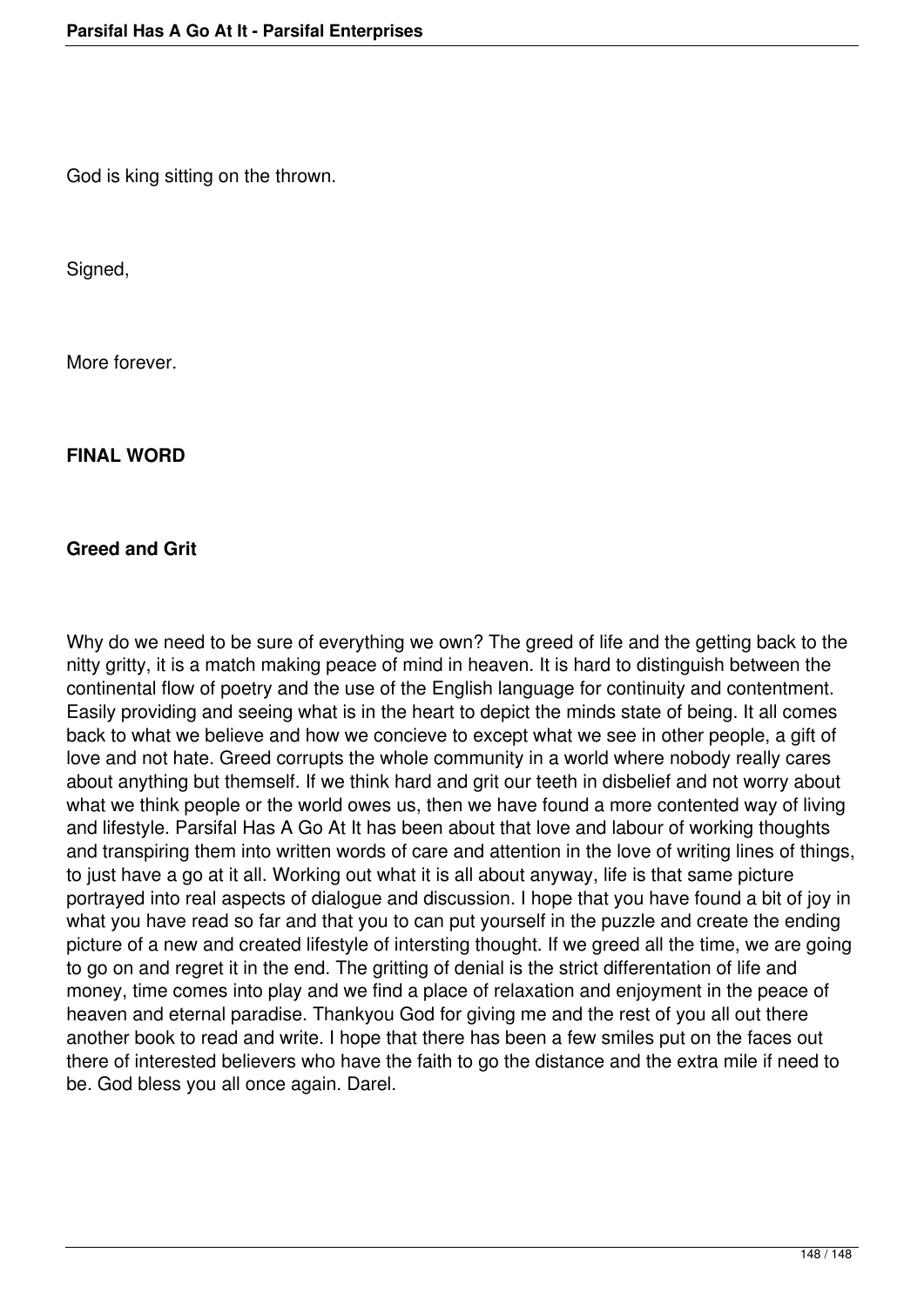God is king sitting on the thrown.

Signed,

More forever.

**FINAL WORD**

**Greed and Grit**

Why do we need to be sure of everything we own? The greed of life and the getting back to the nitty gritty, it is a match making peace of mind in heaven. It is hard to distinguish between the continental flow of poetry and the use of the English language for continuity and contentment. Easily providing and seeing what is in the heart to depict the minds state of being. It all comes back to what we believe and how we concieve to except what we see in other people, a gift of love and not hate. Greed corrupts the whole community in a world where nobody really cares about anything but themself. If we think hard and grit our teeth in disbelief and not worry about what we think people or the world owes us, then we have found a more contented way of living and lifestyle. Parsifal Has A Go At It has been about that love and labour of working thoughts and transpiring them into written words of care and attention in the love of writing lines of things, to just have a go at it all. Working out what it is all about anyway, life is that same picture portrayed into real aspects of dialogue and discussion. I hope that you have found a bit of joy in what you have read so far and that you to can put yourself in the puzzle and create the ending picture of a new and created lifestyle of intersting thought. If we greed all the time, we are going to go on and regret it in the end. The gritting of denial is the strict differentation of life and money, time comes into play and we find a place of relaxation and enjoyment in the peace of heaven and eternal paradise. Thankyou God for giving me and the rest of you all out there another book to read and write. I hope that there has been a few smiles put on the faces out there of interested believers who have the faith to go the distance and the extra mile if need to be. God bless you all once again. Darel.